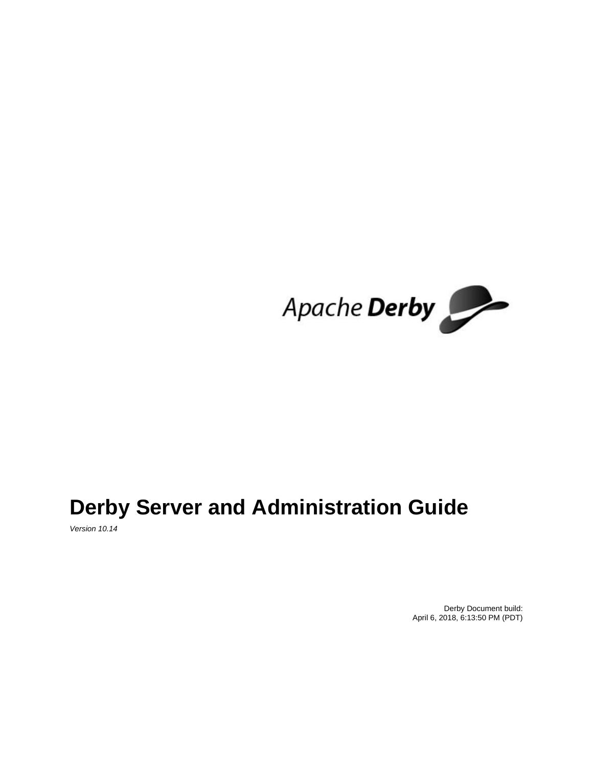# Derby Server and Administration Guide

*Version 10.14*

Derby Document build:
April 6, 2018, 6:13:50 PM (PDT)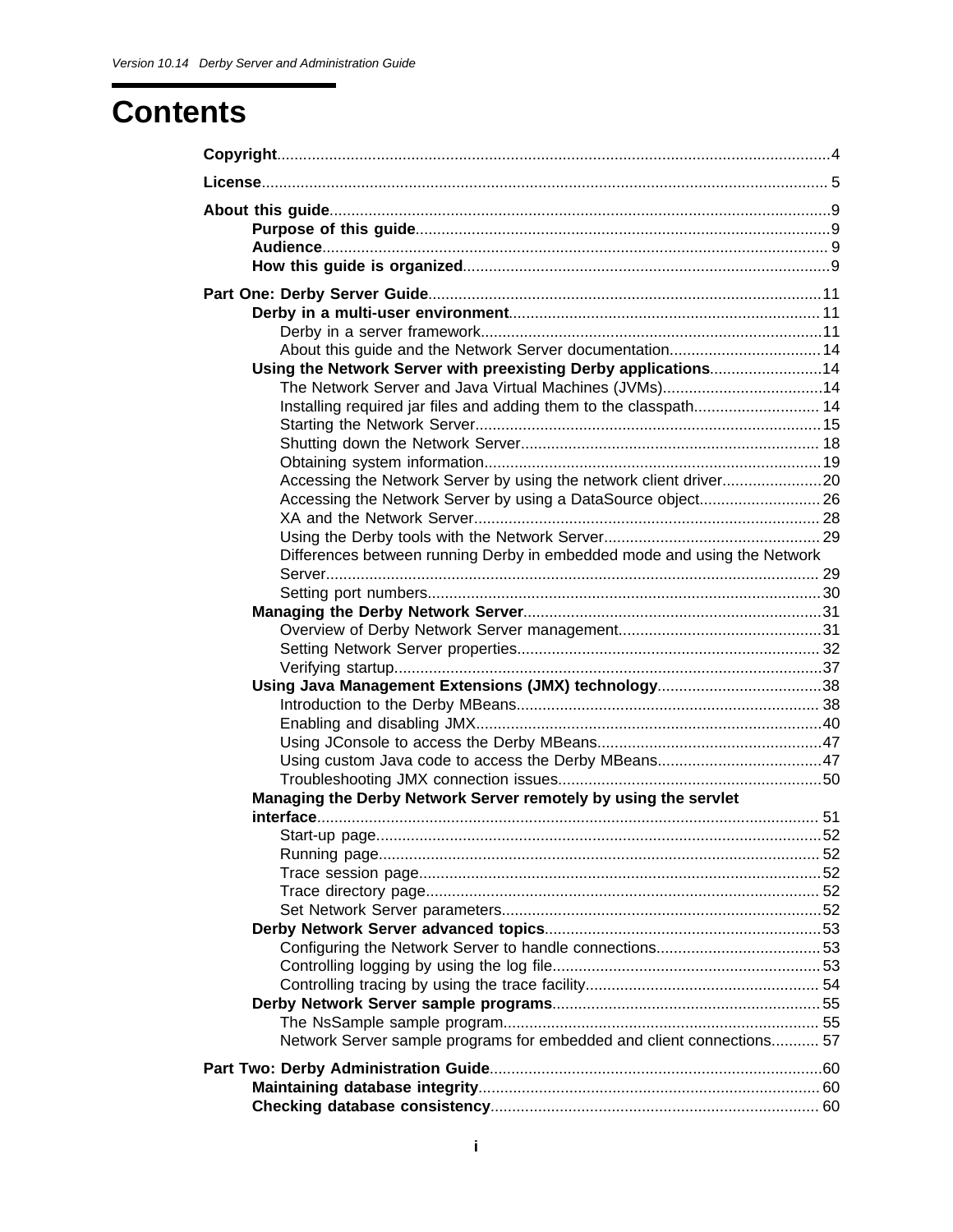# Contents

**Copyright**...............................................................................................................................4

**License**...................................................................................................................................5

**About this guide**...................................................................................................................9

- **Purpose of this guide**...............................................................................................9
- **Audience**....................................................................................................................9
- **How this guide is organized**....................................................................................9

**Part One: Derby Server Guide**...........................................................................................11

- **Derby in a multi-user environment**........................................................................11
  - Derby in a server framework...............................................................................11
  - About this guide and the Network Server documentation...................................14
- **Using the Network Server with preexisting Derby applications**..........................14
  - The Network Server and Java Virtual Machines (JVMs).....................................14
  - Installing required jar files and adding them to the classpath.............................14
  - Starting the Network Server................................................................................15
  - Shutting down the Network Server.....................................................................18
  - Obtaining system information.............................................................................19
  - Accessing the Network Server by using the network client driver.......................20
  - Accessing the Network Server by using a DataSource object............................26
  - XA and the Network Server................................................................................28
  - Using the Derby tools with the Network Server..................................................29
  - Differences between running Derby in embedded mode and using the Network Server...................................................................................................29
  - Setting port numbers...........................................................................................30
- **Managing the Derby Network Server**....................................................................31
  - Overview of Derby Network Server management...............................................31
  - Setting Network Server properties......................................................................32
  - Verifying startup..................................................................................................37
- **Using Java Management Extensions (JMX) technology**......................................38
  - Introduction to the Derby MBeans......................................................................38
  - Enabling and disabling JMX................................................................................40
  - Using JConsole to access the Derby MBeans....................................................47
  - Using custom Java code to access the Derby MBeans......................................47
  - Troubleshooting JMX connection issues.............................................................50
- **Managing the Derby Network Server remotely by using the servlet interface**....................................................................................................................51
  - Start-up page.......................................................................................................52
  - Running page......................................................................................................52
  - Trace session page.............................................................................................52
  - Trace directory page...........................................................................................52
  - Set Network Server parameters..........................................................................52
- **Derby Network Server advanced topics**................................................................53
  - Configuring the Network Server to handle connections......................................53
  - Controlling logging by using the log file..............................................................53
  - Controlling tracing by using the trace facility......................................................54
- **Derby Network Server sample programs**..............................................................55
  - The NsSample sample program.........................................................................55
  - Network Server sample programs for embedded and client connections...........57

**Part Two: Derby Administration Guide**.............................................................................60

- **Maintaining database integrity**...............................................................................60
- **Checking database consistency**............................................................................60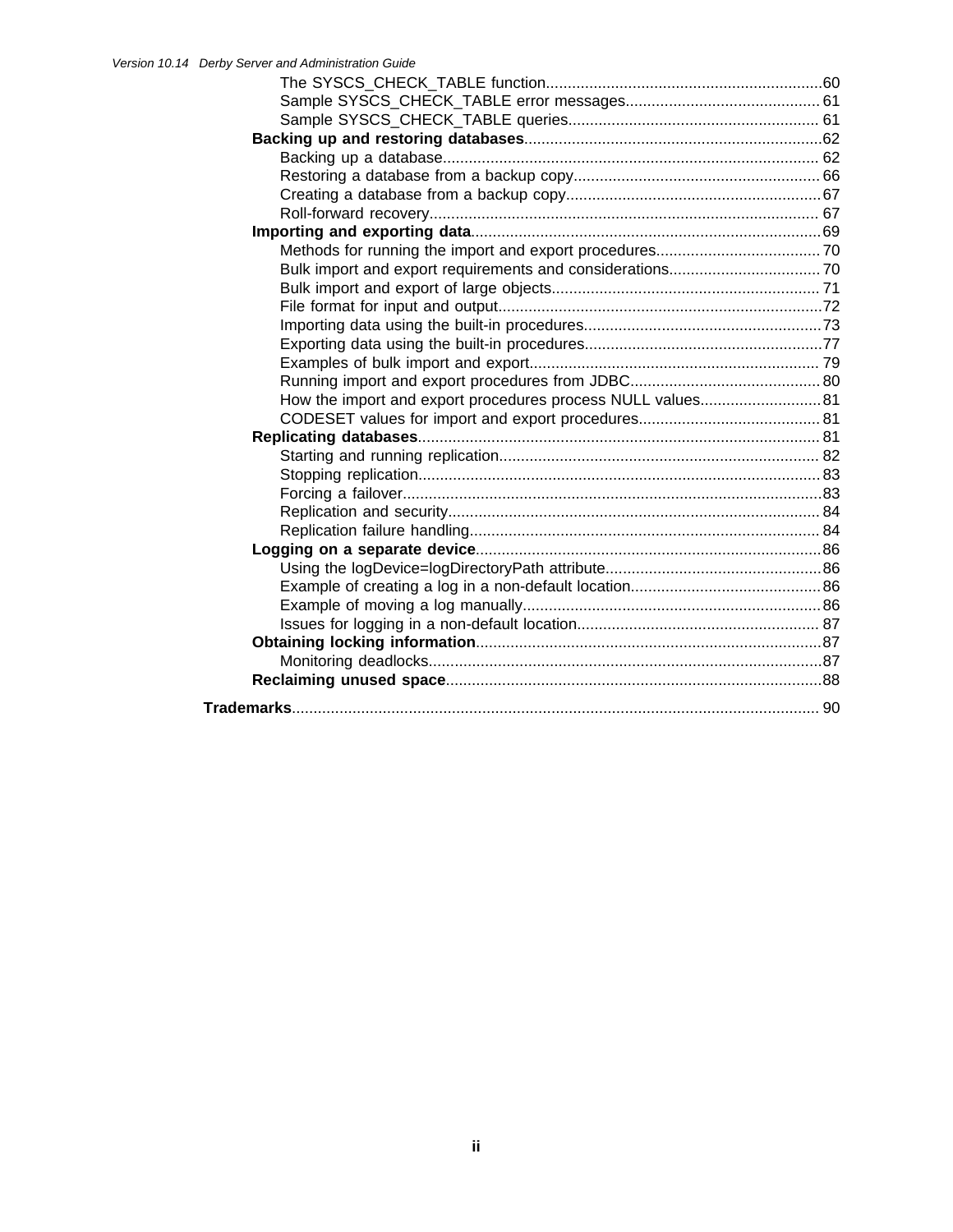- The SYSCS_CHECK_TABLE function....60
- Sample SYSCS_CHECK_TABLE error messages....61
- Sample SYSCS_CHECK_TABLE queries....61

**Backing up and restoring databases**....62

- Backing up a database....62
- Restoring a database from a backup copy....66
- Creating a database from a backup copy....67
- Roll-forward recovery....67

**Importing and exporting data**....69

- Methods for running the import and export procedures....70
- Bulk import and export requirements and considerations....70
- Bulk import and export of large objects....71
- File format for input and output....72
- Importing data using the built-in procedures....73
- Exporting data using the built-in procedures....77
- Examples of bulk import and export....79
- Running import and export procedures from JDBC....80
- How the import and export procedures process NULL values....81
- CODESET values for import and export procedures....81

**Replicating databases**....81

- Starting and running replication....82
- Stopping replication....83
- Forcing a failover....83
- Replication and security....84
- Replication failure handling....84

**Logging on a separate device**....86

- Using the logDevice=logDirectoryPath attribute....86
- Example of creating a log in a non-default location....86
- Example of moving a log manually....86
- Issues for logging in a non-default location....87

**Obtaining locking information**....87

- Monitoring deadlocks....87

**Reclaiming unused space**....88

**Trademarks**....90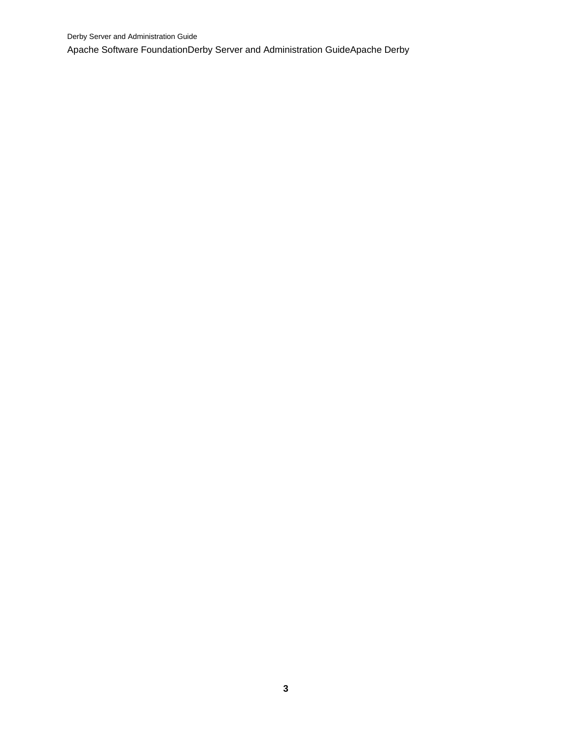Apache Software FoundationDerby Server and Administration GuideApache Derby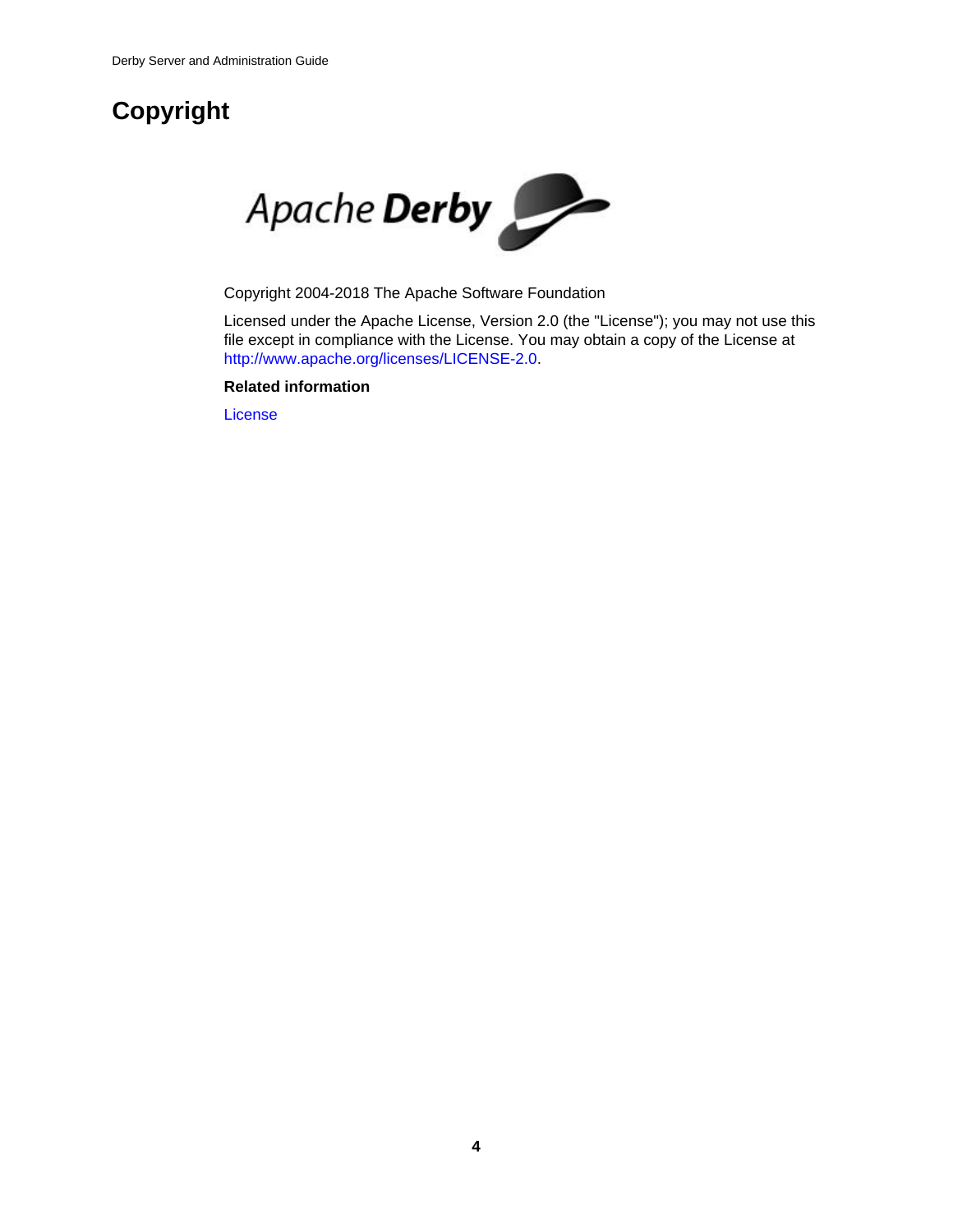# Copyright

Copyright 2004-2018 The Apache Software Foundation

Licensed under the Apache License, Version 2.0 (the "License"); you may not use this file except in compliance with the License. You may obtain a copy of the License at http://www.apache.org/licenses/LICENSE-2.0.

**Related information**

License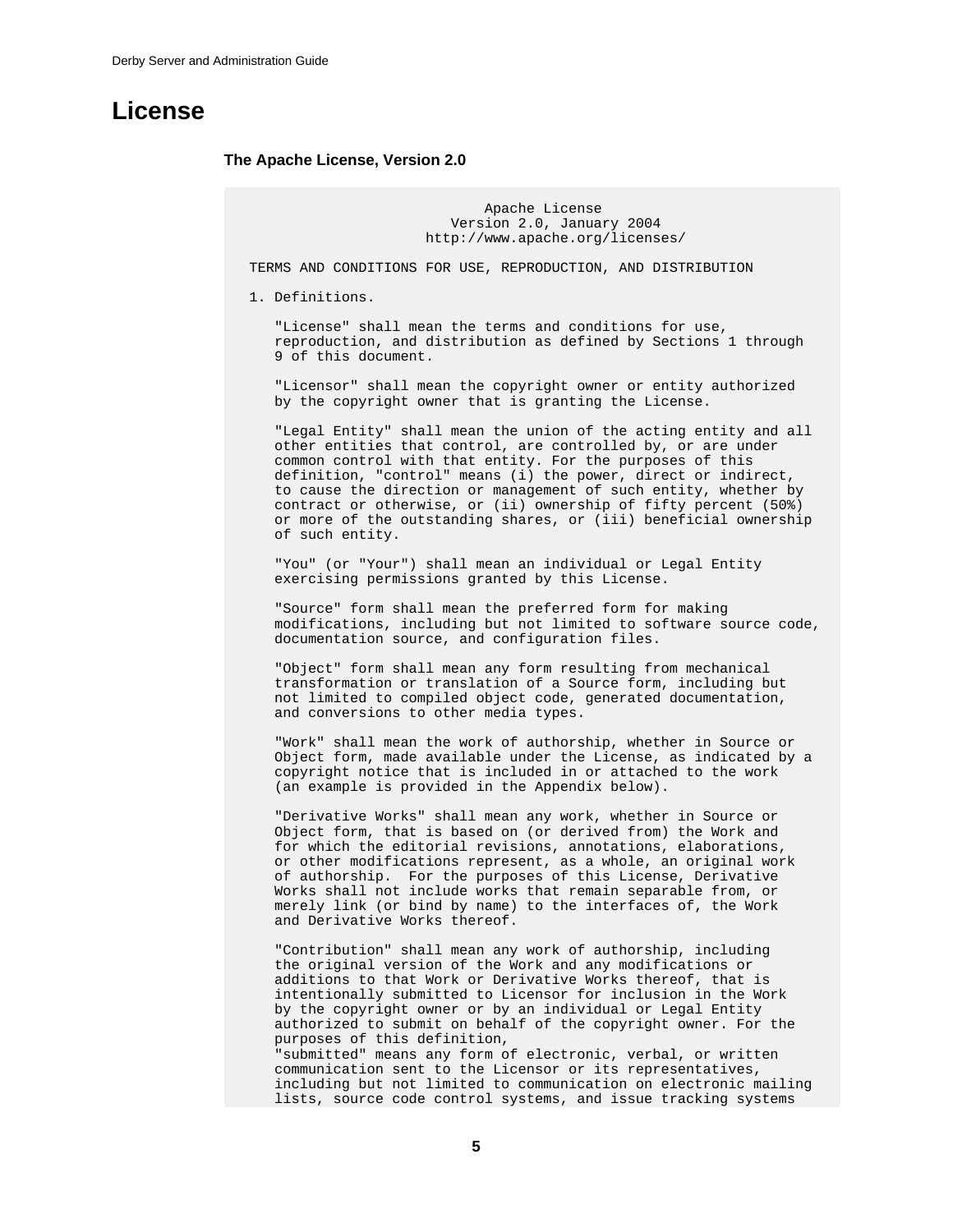# License

### The Apache License, Version 2.0

```
                              Apache License
                        Version 2.0, January 2004
                     http://www.apache.org/licenses/

TERMS AND CONDITIONS FOR USE, REPRODUCTION, AND DISTRIBUTION

1. Definitions.

   "License" shall mean the terms and conditions for use,
   reproduction, and distribution as defined by Sections 1 through
   9 of this document.

   "Licensor" shall mean the copyright owner or entity authorized
   by the copyright owner that is granting the License.

   "Legal Entity" shall mean the union of the acting entity and all
   other entities that control, are controlled by, or are under
   common control with that entity. For the purposes of this
   definition, "control" means (i) the power, direct or indirect,
   to cause the direction or management of such entity, whether by
   contract or otherwise, or (ii) ownership of fifty percent (50%)
   or more of the outstanding shares, or (iii) beneficial ownership
   of such entity.

   "You" (or "Your") shall mean an individual or Legal Entity
   exercising permissions granted by this License.

   "Source" form shall mean the preferred form for making
   modifications, including but not limited to software source code,
   documentation source, and configuration files.

   "Object" form shall mean any form resulting from mechanical
   transformation or translation of a Source form, including but
   not limited to compiled object code, generated documentation,
   and conversions to other media types.

   "Work" shall mean the work of authorship, whether in Source or
   Object form, made available under the License, as indicated by a
   copyright notice that is included in or attached to the work
   (an example is provided in the Appendix below).

   "Derivative Works" shall mean any work, whether in Source or
   Object form, that is based on (or derived from) the Work and
   for which the editorial revisions, annotations, elaborations,
   or other modifications represent, as a whole, an original work
   of authorship.  For the purposes of this License, Derivative
   Works shall not include works that remain separable from, or
   merely link (or bind by name) to the interfaces of, the Work
   and Derivative Works thereof.

   "Contribution" shall mean any work of authorship, including
   the original version of the Work and any modifications or
   additions to that Work or Derivative Works thereof, that is
   intentionally submitted to Licensor for inclusion in the Work
   by the copyright owner or by an individual or Legal Entity
   authorized to submit on behalf of the copyright owner. For the
   purposes of this definition,
   "submitted" means any form of electronic, verbal, or written
   communication sent to the Licensor or its representatives,
   including but not limited to communication on electronic mailing
   lists, source code control systems, and issue tracking systems
```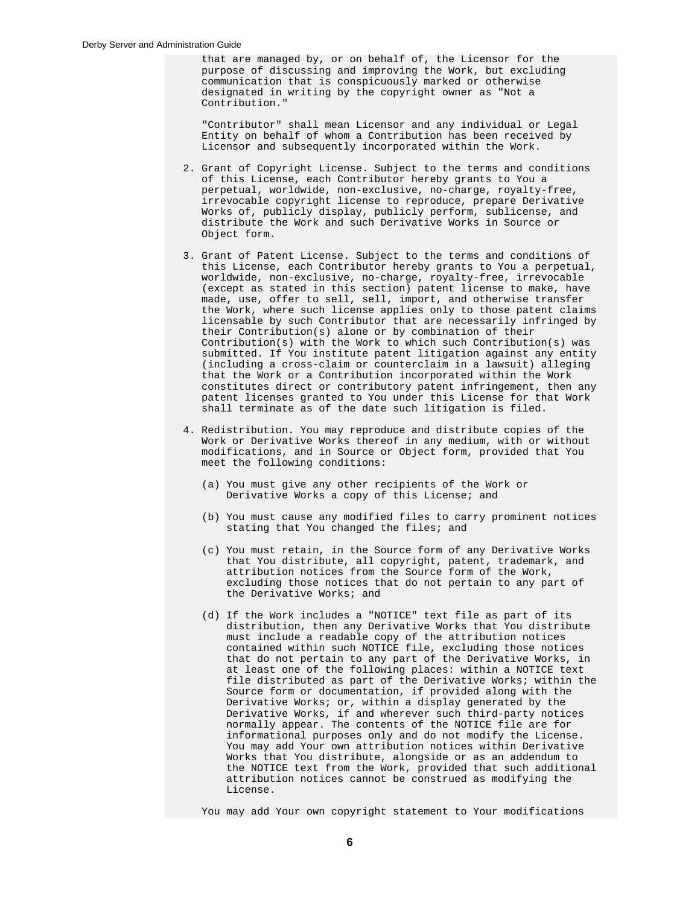```
      that are managed by, or on behalf of, the Licensor for the
      purpose of discussing and improving the Work, but excluding
      communication that is conspicuously marked or otherwise
      designated in writing by the copyright owner as "Not a
      Contribution."

      "Contributor" shall mean Licensor and any individual or Legal
      Entity on behalf of whom a Contribution has been received by
      Licensor and subsequently incorporated within the Work.

   2. Grant of Copyright License. Subject to the terms and conditions
      of this License, each Contributor hereby grants to You a
      perpetual, worldwide, non-exclusive, no-charge, royalty-free,
      irrevocable copyright license to reproduce, prepare Derivative
      Works of, publicly display, publicly perform, sublicense, and
      distribute the Work and such Derivative Works in Source or
      Object form.

   3. Grant of Patent License. Subject to the terms and conditions of
      this License, each Contributor hereby grants to You a perpetual,
      worldwide, non-exclusive, no-charge, royalty-free, irrevocable
      (except as stated in this section) patent license to make, have
      made, use, offer to sell, sell, import, and otherwise transfer
      the Work, where such license applies only to those patent claims
      licensable by such Contributor that are necessarily infringed by
      their Contribution(s) alone or by combination of their
      Contribution(s) with the Work to which such Contribution(s) was
      submitted. If You institute patent litigation against any entity
      (including a cross-claim or counterclaim in a lawsuit) alleging
      that the Work or a Contribution incorporated within the Work
      constitutes direct or contributory patent infringement, then any
      patent licenses granted to You under this License for that Work
      shall terminate as of the date such litigation is filed.

   4. Redistribution. You may reproduce and distribute copies of the
      Work or Derivative Works thereof in any medium, with or without
      modifications, and in Source or Object form, provided that You
      meet the following conditions:

      (a) You must give any other recipients of the Work or
          Derivative Works a copy of this License; and

      (b) You must cause any modified files to carry prominent notices
          stating that You changed the files; and

      (c) You must retain, in the Source form of any Derivative Works
          that You distribute, all copyright, patent, trademark, and
          attribution notices from the Source form of the Work,
          excluding those notices that do not pertain to any part of
          the Derivative Works; and

      (d) If the Work includes a "NOTICE" text file as part of its
          distribution, then any Derivative Works that You distribute
          must include a readable copy of the attribution notices
          contained within such NOTICE file, excluding those notices
          that do not pertain to any part of the Derivative Works, in
          at least one of the following places: within a NOTICE text
          file distributed as part of the Derivative Works; within the
          Source form or documentation, if provided along with the
          Derivative Works; or, within a display generated by the
          Derivative Works, if and wherever such third-party notices
          normally appear. The contents of the NOTICE file are for
          informational purposes only and do not modify the License.
          You may add Your own attribution notices within Derivative
          Works that You distribute, alongside or as an addendum to
          the NOTICE text from the Work, provided that such additional
          attribution notices cannot be construed as modifying the
          License.

      You may add Your own copyright statement to Your modifications
```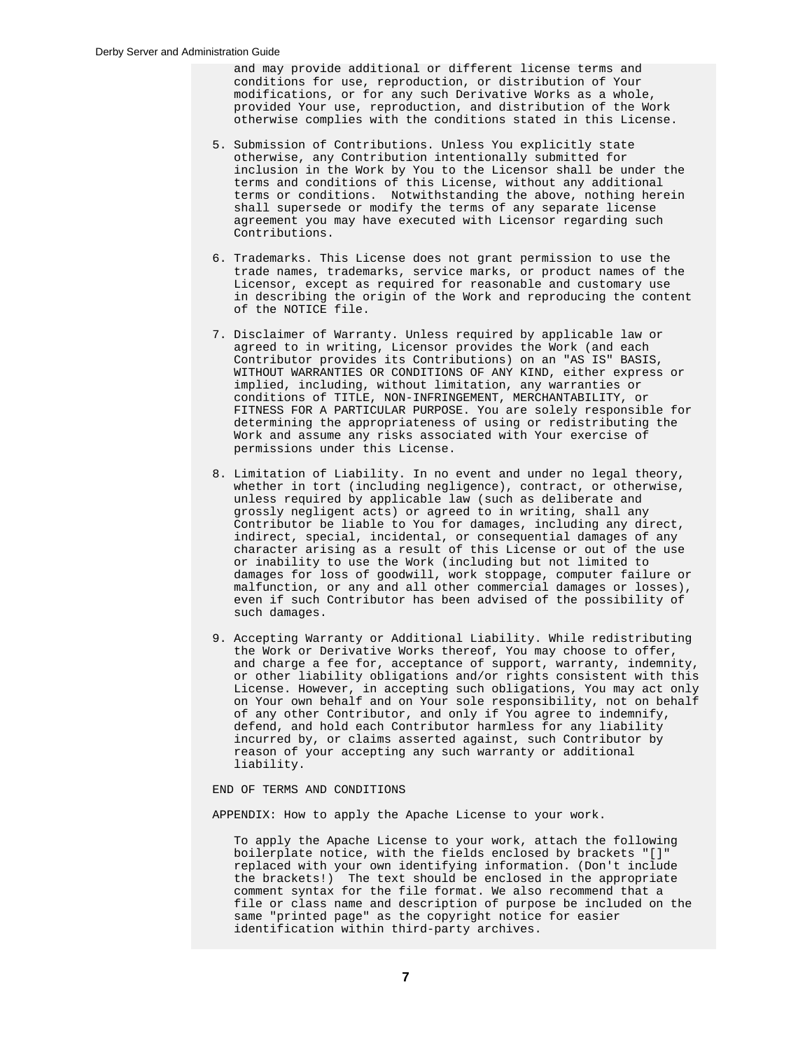```
      and may provide additional or different license terms and
      conditions for use, reproduction, or distribution of Your
      modifications, or for any such Derivative Works as a whole,
      provided Your use, reproduction, and distribution of the Work
      otherwise complies with the conditions stated in this License.

   5. Submission of Contributions. Unless You explicitly state
      otherwise, any Contribution intentionally submitted for
      inclusion in the Work by You to the Licensor shall be under the
      terms and conditions of this License, without any additional
      terms or conditions.  Notwithstanding the above, nothing herein
      shall supersede or modify the terms of any separate license
      agreement you may have executed with Licensor regarding such
      Contributions.

   6. Trademarks. This License does not grant permission to use the
      trade names, trademarks, service marks, or product names of the
      Licensor, except as required for reasonable and customary use
      in describing the origin of the Work and reproducing the content
      of the NOTICE file.

   7. Disclaimer of Warranty. Unless required by applicable law or
      agreed to in writing, Licensor provides the Work (and each
      Contributor provides its Contributions) on an "AS IS" BASIS,
      WITHOUT WARRANTIES OR CONDITIONS OF ANY KIND, either express or
      implied, including, without limitation, any warranties or
      conditions of TITLE, NON-INFRINGEMENT, MERCHANTABILITY, or
      FITNESS FOR A PARTICULAR PURPOSE. You are solely responsible for
      determining the appropriateness of using or redistributing the
      Work and assume any risks associated with Your exercise of
      permissions under this License.

   8. Limitation of Liability. In no event and under no legal theory,
      whether in tort (including negligence), contract, or otherwise,
      unless required by applicable law (such as deliberate and
      grossly negligent acts) or agreed to in writing, shall any
      Contributor be liable to You for damages, including any direct,
      indirect, special, incidental, or consequential damages of any
      character arising as a result of this License or out of the use
      or inability to use the Work (including but not limited to
      damages for loss of goodwill, work stoppage, computer failure or
      malfunction, or any and all other commercial damages or losses),
      even if such Contributor has been advised of the possibility of
      such damages.

   9. Accepting Warranty or Additional Liability. While redistributing
      the Work or Derivative Works thereof, You may choose to offer,
      and charge a fee for, acceptance of support, warranty, indemnity,
      or other liability obligations and/or rights consistent with this
      License. However, in accepting such obligations, You may act only
      on Your own behalf and on Your sole responsibility, not on behalf
      of any other Contributor, and only if You agree to indemnify,
      defend, and hold each Contributor harmless for any liability
      incurred by, or claims asserted against, such Contributor by
      reason of your accepting any such warranty or additional
      liability.

   END OF TERMS AND CONDITIONS

   APPENDIX: How to apply the Apache License to your work.

      To apply the Apache License to your work, attach the following
      boilerplate notice, with the fields enclosed by brackets "[]"
      replaced with your own identifying information. (Don't include
      the brackets!)  The text should be enclosed in the appropriate
      comment syntax for the file format. We also recommend that a
      file or class name and description of purpose be included on the
      same "printed page" as the copyright notice for easier
      identification within third-party archives.
```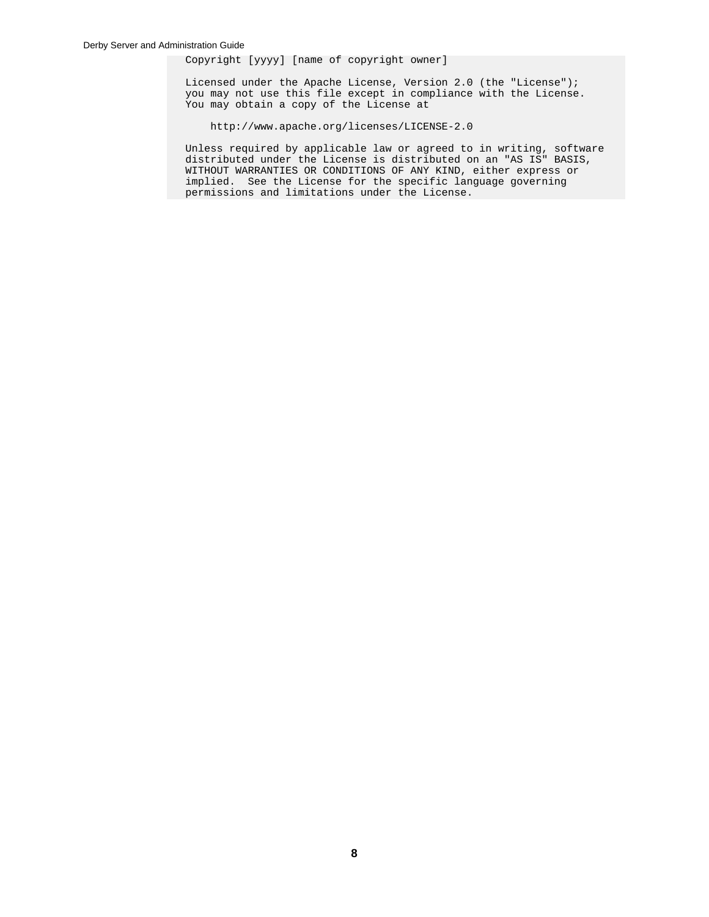```
   Copyright [yyyy] [name of copyright owner]

   Licensed under the Apache License, Version 2.0 (the "License");
   you may not use this file except in compliance with the License.
   You may obtain a copy of the License at

       http://www.apache.org/licenses/LICENSE-2.0

   Unless required by applicable law or agreed to in writing, software
   distributed under the License is distributed on an "AS IS" BASIS,
   WITHOUT WARRANTIES OR CONDITIONS OF ANY KIND, either express or
   implied.  See the License for the specific language governing
   permissions and limitations under the License.
```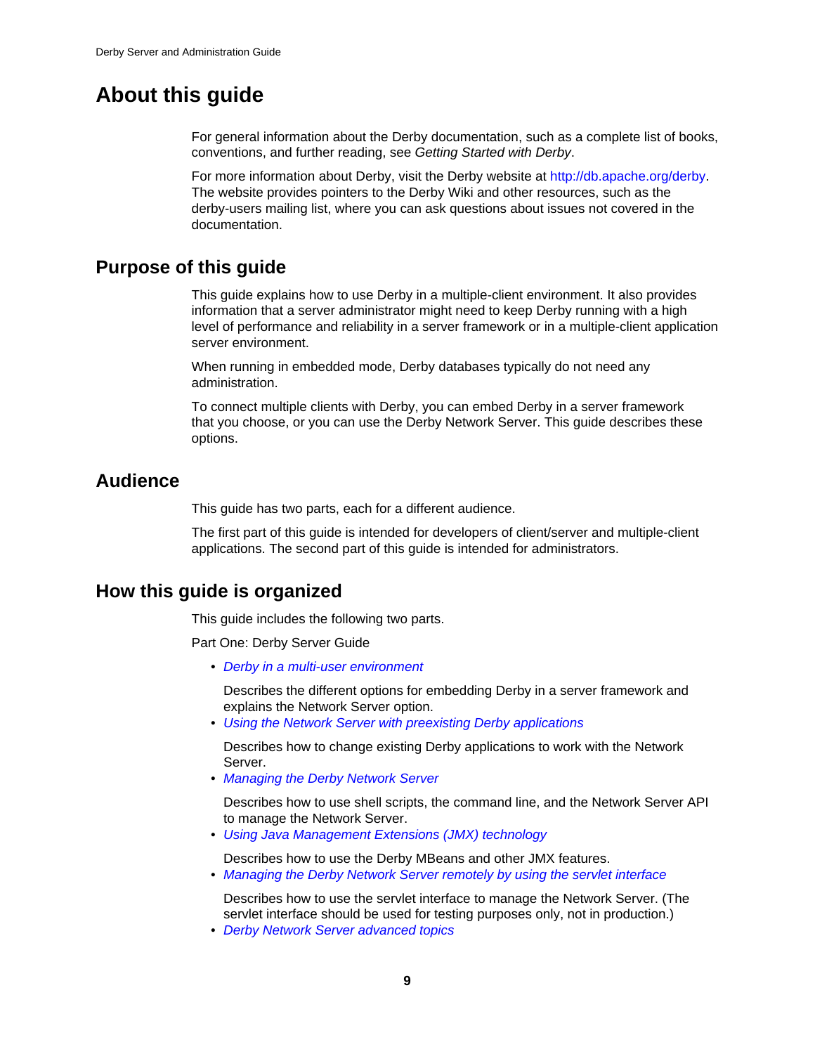# About this guide

For general information about the Derby documentation, such as a complete list of books, conventions, and further reading, see *Getting Started with Derby*.

For more information about Derby, visit the Derby website at http://db.apache.org/derby. The website provides pointers to the Derby Wiki and other resources, such as the derby-users mailing list, where you can ask questions about issues not covered in the documentation.

## Purpose of this guide

This guide explains how to use Derby in a multiple-client environment. It also provides information that a server administrator might need to keep Derby running with a high level of performance and reliability in a server framework or in a multiple-client application server environment.

When running in embedded mode, Derby databases typically do not need any administration.

To connect multiple clients with Derby, you can embed Derby in a server framework that you choose, or you can use the Derby Network Server. This guide describes these options.

## Audience

This guide has two parts, each for a different audience.

The first part of this guide is intended for developers of client/server and multiple-client applications. The second part of this guide is intended for administrators.

## How this guide is organized

This guide includes the following two parts.

Part One: Derby Server Guide

- *Derby in a multi-user environment*

  Describes the different options for embedding Derby in a server framework and explains the Network Server option.
- *Using the Network Server with preexisting Derby applications*

  Describes how to change existing Derby applications to work with the Network Server.
- *Managing the Derby Network Server*

  Describes how to use shell scripts, the command line, and the Network Server API to manage the Network Server.
- *Using Java Management Extensions (JMX) technology*

  Describes how to use the Derby MBeans and other JMX features.
- *Managing the Derby Network Server remotely by using the servlet interface*

  Describes how to use the servlet interface to manage the Network Server. (The servlet interface should be used for testing purposes only, not in production.)
- *Derby Network Server advanced topics*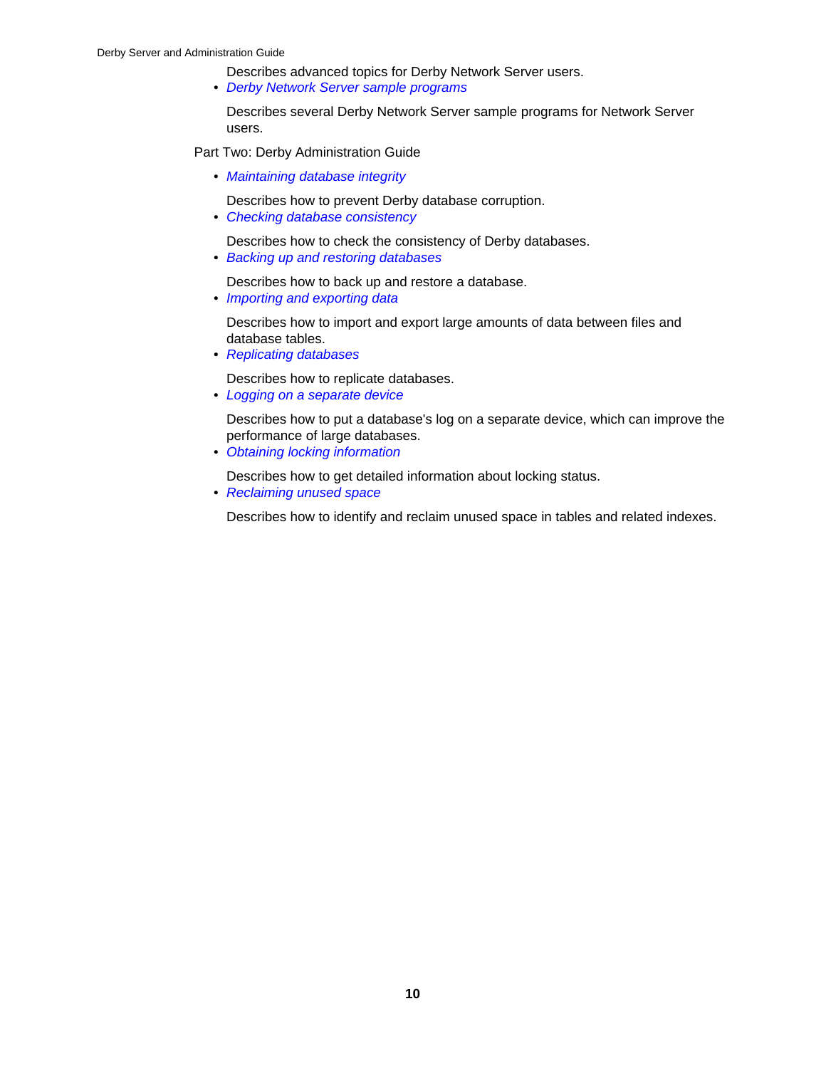Describes advanced topics for Derby Network Server users.

- *Derby Network Server sample programs*

  Describes several Derby Network Server sample programs for Network Server users.

Part Two: Derby Administration Guide

- *Maintaining database integrity*

  Describes how to prevent Derby database corruption.
- *Checking database consistency*

  Describes how to check the consistency of Derby databases.
- *Backing up and restoring databases*

  Describes how to back up and restore a database.
- *Importing and exporting data*

  Describes how to import and export large amounts of data between files and database tables.
- *Replicating databases*

  Describes how to replicate databases.
- *Logging on a separate device*

  Describes how to put a database's log on a separate device, which can improve the performance of large databases.
- *Obtaining locking information*

  Describes how to get detailed information about locking status.
- *Reclaiming unused space*

  Describes how to identify and reclaim unused space in tables and related indexes.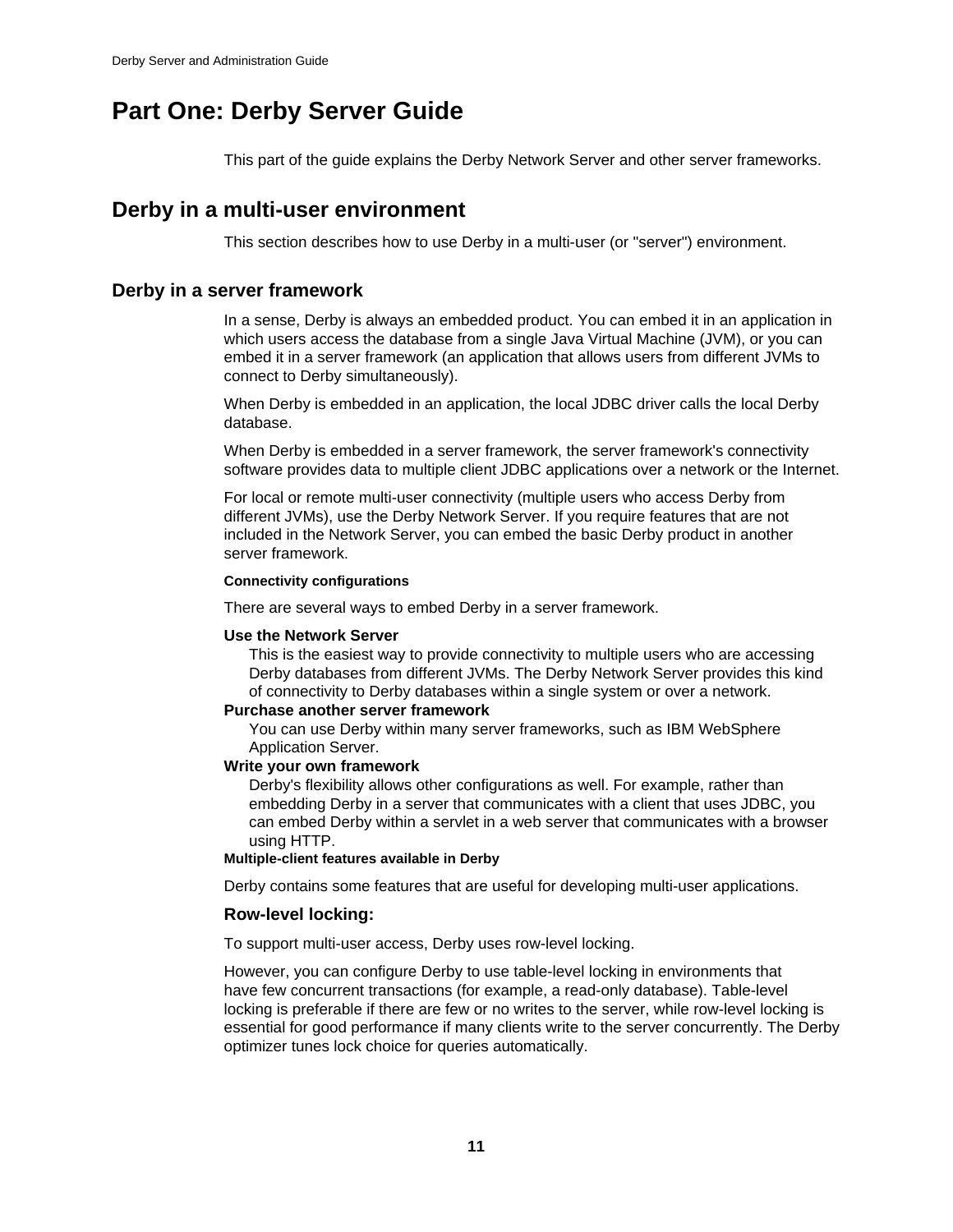# Part One: Derby Server Guide

This part of the guide explains the Derby Network Server and other server frameworks.

## Derby in a multi-user environment

This section describes how to use Derby in a multi-user (or "server") environment.

### Derby in a server framework

In a sense, Derby is always an embedded product. You can embed it in an application in which users access the database from a single Java Virtual Machine (JVM), or you can embed it in a server framework (an application that allows users from different JVMs to connect to Derby simultaneously).

When Derby is embedded in an application, the local JDBC driver calls the local Derby database.

When Derby is embedded in a server framework, the server framework's connectivity software provides data to multiple client JDBC applications over a network or the Internet.

For local or remote multi-user connectivity (multiple users who access Derby from different JVMs), use the Derby Network Server. If you require features that are not included in the Network Server, you can embed the basic Derby product in another server framework.

#### Connectivity configurations

There are several ways to embed Derby in a server framework.

**Use the Network Server**
: This is the easiest way to provide connectivity to multiple users who are accessing Derby databases from different JVMs. The Derby Network Server provides this kind of connectivity to Derby databases within a single system or over a network.

**Purchase another server framework**
: You can use Derby within many server frameworks, such as IBM WebSphere Application Server.

**Write your own framework**
: Derby's flexibility allows other configurations as well. For example, rather than embedding Derby in a server that communicates with a client that uses JDBC, you can embed Derby within a servlet in a web server that communicates with a browser using HTTP.

#### Multiple-client features available in Derby

Derby contains some features that are useful for developing multi-user applications.

##### Row-level locking:

To support multi-user access, Derby uses row-level locking.

However, you can configure Derby to use table-level locking in environments that have few concurrent transactions (for example, a read-only database). Table-level locking is preferable if there are few or no writes to the server, while row-level locking is essential for good performance if many clients write to the server concurrently. The Derby optimizer tunes lock choice for queries automatically.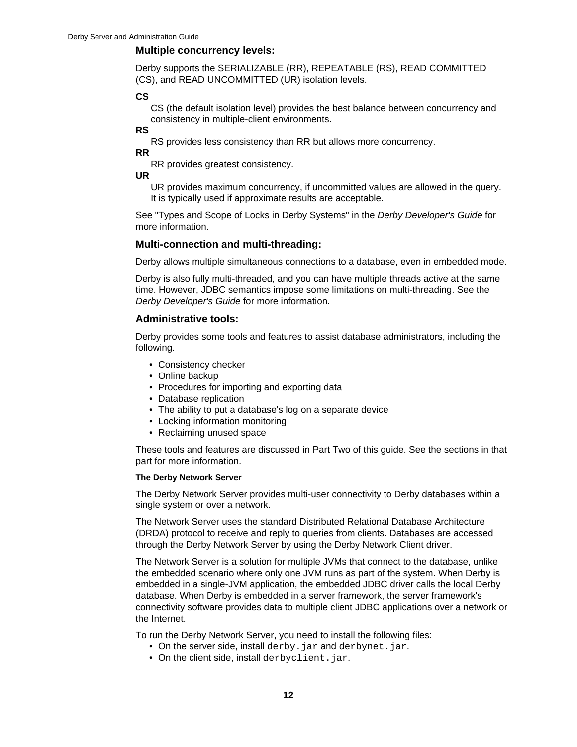### Multiple concurrency levels:

Derby supports the SERIALIZABLE (RR), REPEATABLE (RS), READ COMMITTED (CS), and READ UNCOMMITTED (UR) isolation levels.

**CS**
: CS (the default isolation level) provides the best balance between concurrency and consistency in multiple-client environments.

**RS**
: RS provides less consistency than RR but allows more concurrency.

**RR**
: RR provides greatest consistency.

**UR**
: UR provides maximum concurrency, if uncommitted values are allowed in the query. It is typically used if approximate results are acceptable.

See "Types and Scope of Locks in Derby Systems" in the *Derby Developer's Guide* for more information.

### Multi-connection and multi-threading:

Derby allows multiple simultaneous connections to a database, even in embedded mode.

Derby is also fully multi-threaded, and you can have multiple threads active at the same time. However, JDBC semantics impose some limitations on multi-threading. See the *Derby Developer's Guide* for more information.

### Administrative tools:

Derby provides some tools and features to assist database administrators, including the following.

- Consistency checker
- Online backup
- Procedures for importing and exporting data
- Database replication
- The ability to put a database's log on a separate device
- Locking information monitoring
- Reclaiming unused space

These tools and features are discussed in Part Two of this guide. See the sections in that part for more information.

#### The Derby Network Server

The Derby Network Server provides multi-user connectivity to Derby databases within a single system or over a network.

The Network Server uses the standard Distributed Relational Database Architecture (DRDA) protocol to receive and reply to queries from clients. Databases are accessed through the Derby Network Server by using the Derby Network Client driver.

The Network Server is a solution for multiple JVMs that connect to the database, unlike the embedded scenario where only one JVM runs as part of the system. When Derby is embedded in a single-JVM application, the embedded JDBC driver calls the local Derby database. When Derby is embedded in a server framework, the server framework's connectivity software provides data to multiple client JDBC applications over a network or the Internet.

To run the Derby Network Server, you need to install the following files:

- On the server side, install `derby.jar` and `derbynet.jar`.
- On the client side, install `derbyclient.jar`.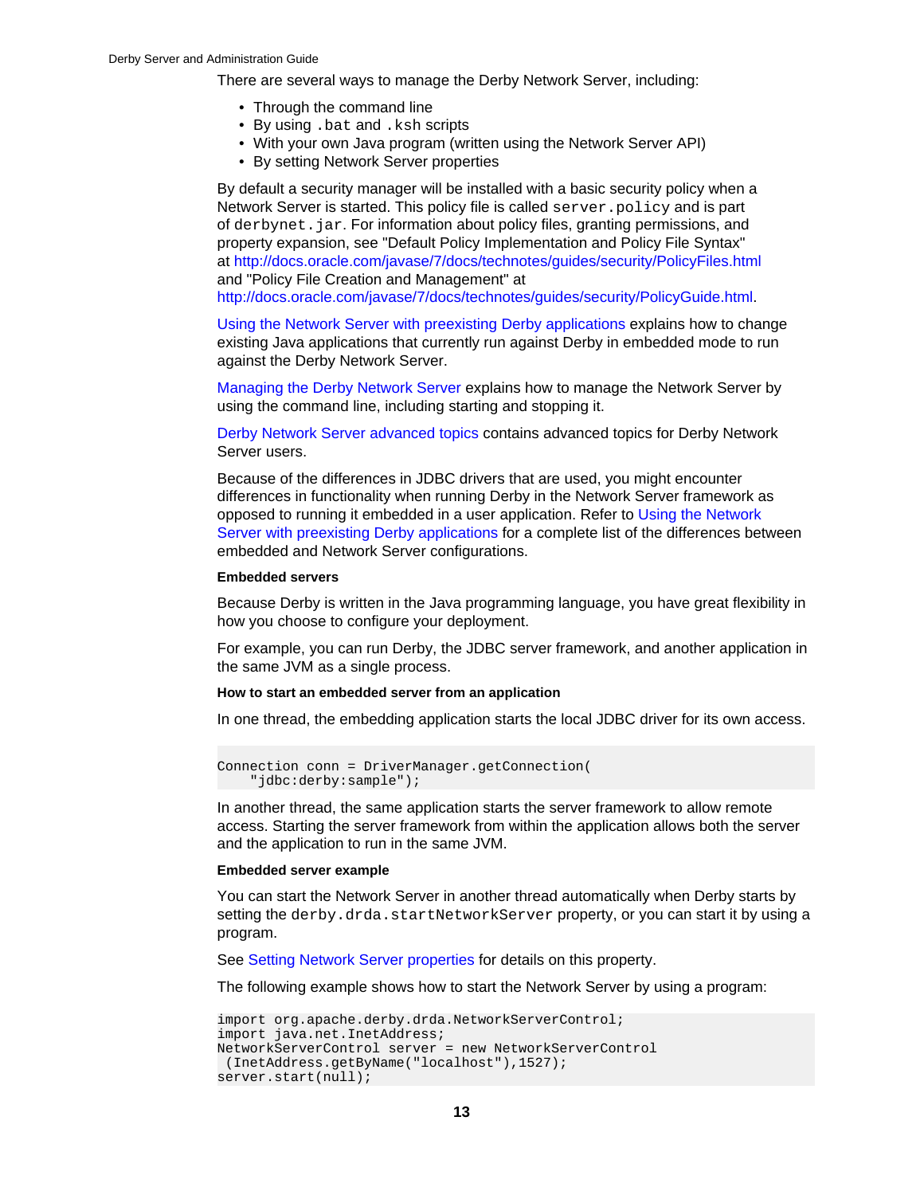There are several ways to manage the Derby Network Server, including:

- Through the command line
- By using `.bat` and `.ksh` scripts
- With your own Java program (written using the Network Server API)
- By setting Network Server properties

By default a security manager will be installed with a basic security policy when a Network Server is started. This policy file is called `server.policy` and is part of `derbynet.jar`. For information about policy files, granting permissions, and property expansion, see "Default Policy Implementation and Policy File Syntax" at http://docs.oracle.com/javase/7/docs/technotes/guides/security/PolicyFiles.html and "Policy File Creation and Management" at http://docs.oracle.com/javase/7/docs/technotes/guides/security/PolicyGuide.html.

Using the Network Server with preexisting Derby applications explains how to change existing Java applications that currently run against Derby in embedded mode to run against the Derby Network Server.

Managing the Derby Network Server explains how to manage the Network Server by using the command line, including starting and stopping it.

Derby Network Server advanced topics contains advanced topics for Derby Network Server users.

Because of the differences in JDBC drivers that are used, you might encounter differences in functionality when running Derby in the Network Server framework as opposed to running it embedded in a user application. Refer to Using the Network Server with preexisting Derby applications for a complete list of the differences between embedded and Network Server configurations.

#### Embedded servers

Because Derby is written in the Java programming language, you have great flexibility in how you choose to configure your deployment.

For example, you can run Derby, the JDBC server framework, and another application in the same JVM as a single process.

##### How to start an embedded server from an application

In one thread, the embedding application starts the local JDBC driver for its own access.

```
Connection conn = DriverManager.getConnection(
    "jdbc:derby:sample");
```

In another thread, the same application starts the server framework to allow remote access. Starting the server framework from within the application allows both the server and the application to run in the same JVM.

##### Embedded server example

You can start the Network Server in another thread automatically when Derby starts by setting the `derby.drda.startNetworkServer` property, or you can start it by using a program.

See Setting Network Server properties for details on this property.

The following example shows how to start the Network Server by using a program:

```
import org.apache.derby.drda.NetworkServerControl;
import java.net.InetAddress;
NetworkServerControl server = new NetworkServerControl
 (InetAddress.getByName("localhost"),1527);
server.start(null);
```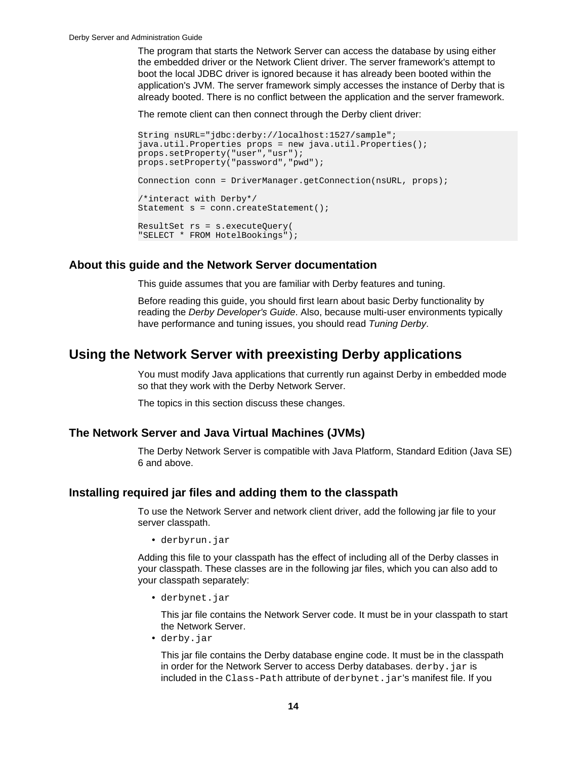The program that starts the Network Server can access the database by using either the embedded driver or the Network Client driver. The server framework's attempt to boot the local JDBC driver is ignored because it has already been booted within the application's JVM. The server framework simply accesses the instance of Derby that is already booted. There is no conflict between the application and the server framework.

The remote client can then connect through the Derby client driver:

```
String nsURL="jdbc:derby://localhost:1527/sample";
java.util.Properties props = new java.util.Properties();
props.setProperty("user","usr");
props.setProperty("password","pwd");

Connection conn = DriverManager.getConnection(nsURL, props);

/*interact with Derby*/
Statement s = conn.createStatement();

ResultSet rs = s.executeQuery(
"SELECT * FROM HotelBookings");
```

### About this guide and the Network Server documentation

This guide assumes that you are familiar with Derby features and tuning.

Before reading this guide, you should first learn about basic Derby functionality by reading the *Derby Developer's Guide*. Also, because multi-user environments typically have performance and tuning issues, you should read *Tuning Derby*.

## Using the Network Server with preexisting Derby applications

You must modify Java applications that currently run against Derby in embedded mode so that they work with the Derby Network Server.

The topics in this section discuss these changes.

### The Network Server and Java Virtual Machines (JVMs)

The Derby Network Server is compatible with Java Platform, Standard Edition (Java SE) 6 and above.

### Installing required jar files and adding them to the classpath

To use the Network Server and network client driver, add the following jar file to your server classpath.

- `derbyrun.jar`

Adding this file to your classpath has the effect of including all of the Derby classes in your classpath. These classes are in the following jar files, which you can also add to your classpath separately:

- `derbynet.jar`

  This jar file contains the Network Server code. It must be in your classpath to start the Network Server.
- `derby.jar`

  This jar file contains the Derby database engine code. It must be in the classpath in order for the Network Server to access Derby databases. `derby.jar` is included in the `Class-Path` attribute of `derbynet.jar`'s manifest file. If you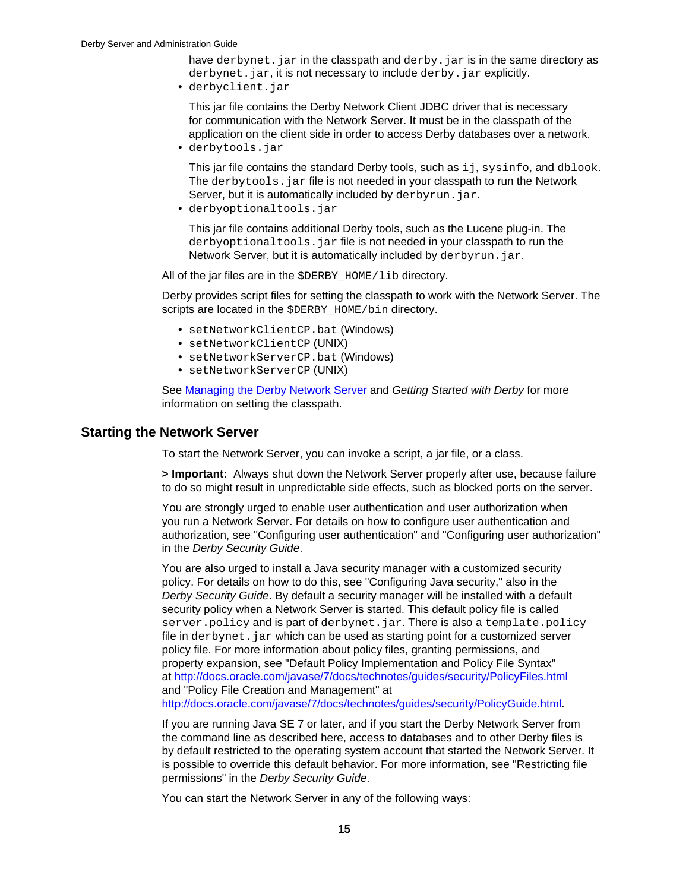have `derbynet.jar` in the classpath and `derby.jar` is in the same directory as `derbynet.jar`, it is not necessary to include `derby.jar` explicitly.

- `derbyclient.jar`

  This jar file contains the Derby Network Client JDBC driver that is necessary for communication with the Network Server. It must be in the classpath of the application on the client side in order to access Derby databases over a network.
- `derbytools.jar`

  This jar file contains the standard Derby tools, such as `ij`, `sysinfo`, and `dblook`. The `derbytools.jar` file is not needed in your classpath to run the Network Server, but it is automatically included by `derbyrun.jar`.
- `derbyoptionaltools.jar`

  This jar file contains additional Derby tools, such as the Lucene plug-in. The `derbyoptionaltools.jar` file is not needed in your classpath to run the Network Server, but it is automatically included by `derbyrun.jar`.

All of the jar files are in the `$DERBY_HOME/lib` directory.

Derby provides script files for setting the classpath to work with the Network Server. The scripts are located in the `$DERBY_HOME/bin` directory.

- `setNetworkClientCP.bat` (Windows)
- `setNetworkClientCP` (UNIX)
- `setNetworkServerCP.bat` (Windows)
- `setNetworkServerCP` (UNIX)

See Managing the Derby Network Server and *Getting Started with Derby* for more information on setting the classpath.

## Starting the Network Server

To start the Network Server, you can invoke a script, a jar file, or a class.

**> Important:** Always shut down the Network Server properly after use, because failure to do so might result in unpredictable side effects, such as blocked ports on the server.

You are strongly urged to enable user authentication and user authorization when you run a Network Server. For details on how to configure user authentication and authorization, see "Configuring user authentication" and "Configuring user authorization" in the *Derby Security Guide*.

You are also urged to install a Java security manager with a customized security policy. For details on how to do this, see "Configuring Java security," also in the *Derby Security Guide*. By default a security manager will be installed with a default security policy when a Network Server is started. This default policy file is called `server.policy` and is part of `derbynet.jar`. There is also a `template.policy` file in `derbynet.jar` which can be used as starting point for a customized server policy file. For more information about policy files, granting permissions, and property expansion, see "Default Policy Implementation and Policy File Syntax" at http://docs.oracle.com/javase/7/docs/technotes/guides/security/PolicyFiles.html and "Policy File Creation and Management" at http://docs.oracle.com/javase/7/docs/technotes/guides/security/PolicyGuide.html.

If you are running Java SE 7 or later, and if you start the Derby Network Server from the command line as described here, access to databases and to other Derby files is by default restricted to the operating system account that started the Network Server. It is possible to override this default behavior. For more information, see "Restricting file permissions" in the *Derby Security Guide*.

You can start the Network Server in any of the following ways: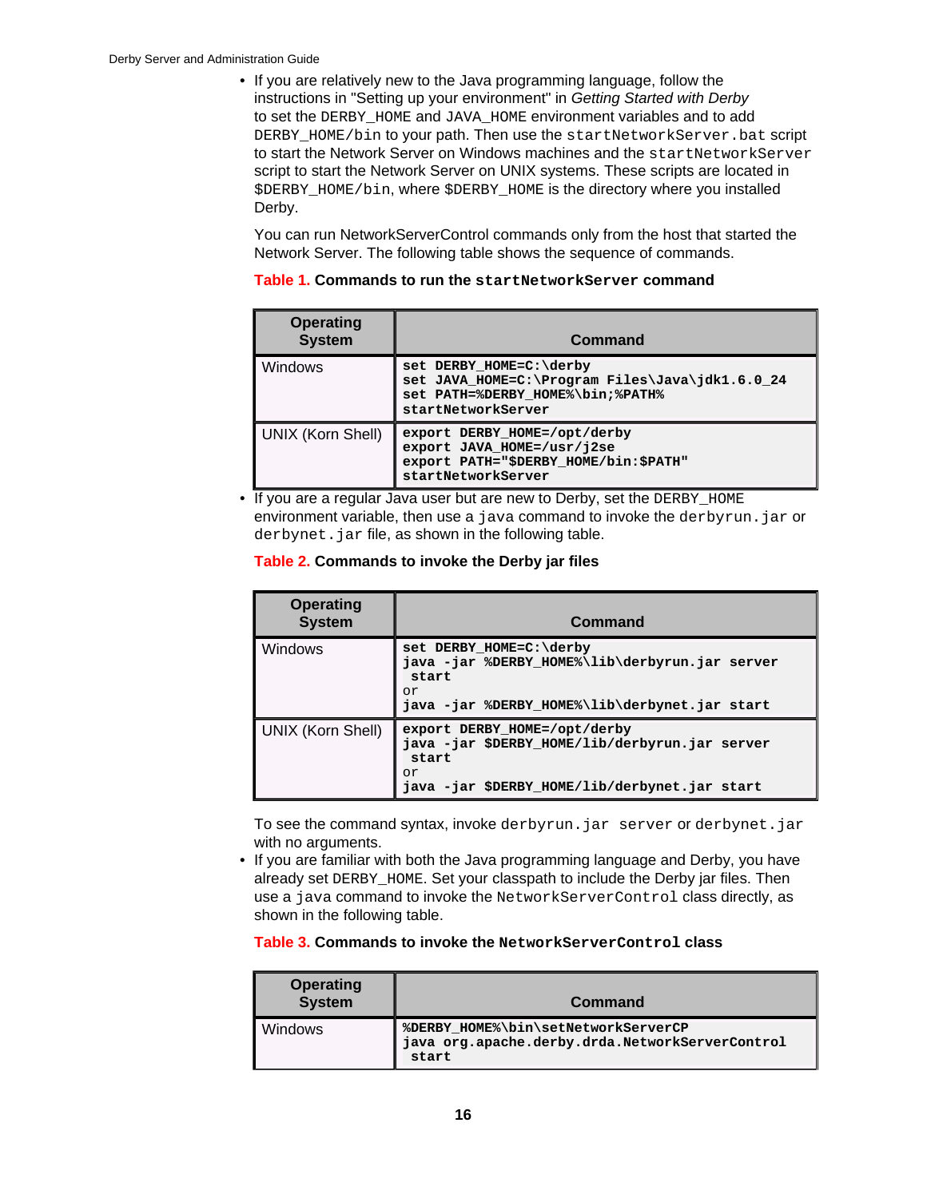- If you are relatively new to the Java programming language, follow the instructions in "Setting up your environment" in *Getting Started with Derby* to set the `DERBY_HOME` and `JAVA_HOME` environment variables and to add `DERBY_HOME/bin` to your path. Then use the `startNetworkServer.bat` script to start the Network Server on Windows machines and the `startNetworkServer` script to start the Network Server on UNIX systems. These scripts are located in `$DERBY_HOME/bin`, where `$DERBY_HOME` is the directory where you installed Derby.

  You can run NetworkServerControl commands only from the host that started the Network Server. The following table shows the sequence of commands.

  **Table 1. Commands to run the `startNetworkServer` command**

  | Operating System | Command |
  | --- | --- |
  | Windows | `set DERBY_HOME=C:\derby`<br>`set JAVA_HOME=C:\Program Files\Java\jdk1.6.0_24`<br>`set PATH=%DERBY_HOME%\bin;%PATH%`<br>`startNetworkServer` |
  | UNIX (Korn Shell) | `export DERBY_HOME=/opt/derby`<br>`export JAVA_HOME=/usr/j2se`<br>`export PATH="$DERBY_HOME/bin:$PATH"`<br>`startNetworkServer` |

- If you are a regular Java user but are new to Derby, set the `DERBY_HOME` environment variable, then use a `java` command to invoke the `derbyrun.jar` or `derbynet.jar` file, as shown in the following table.

  **Table 2. Commands to invoke the Derby jar files**

  | Operating System | Command |
  | --- | --- |
  | Windows | `set DERBY_HOME=C:\derby`<br>`java -jar %DERBY_HOME%\lib\derbyrun.jar server start`<br>or<br>`java -jar %DERBY_HOME%\lib\derbynet.jar start` |
  | UNIX (Korn Shell) | `export DERBY_HOME=/opt/derby`<br>`java -jar $DERBY_HOME/lib/derbyrun.jar server start`<br>or<br>`java -jar $DERBY_HOME/lib/derbynet.jar start` |

  To see the command syntax, invoke `derbyrun.jar server` or `derbynet.jar` with no arguments.

- If you are familiar with both the Java programming language and Derby, you have already set `DERBY_HOME`. Set your classpath to include the Derby jar files. Then use a `java` command to invoke the `NetworkServerControl` class directly, as shown in the following table.

  **Table 3. Commands to invoke the `NetworkServerControl` class**

  | Operating System | Command |
  | --- | --- |
  | Windows | `%DERBY_HOME%\bin\setNetworkServerCP`<br>`java org.apache.derby.drda.NetworkServerControl start` |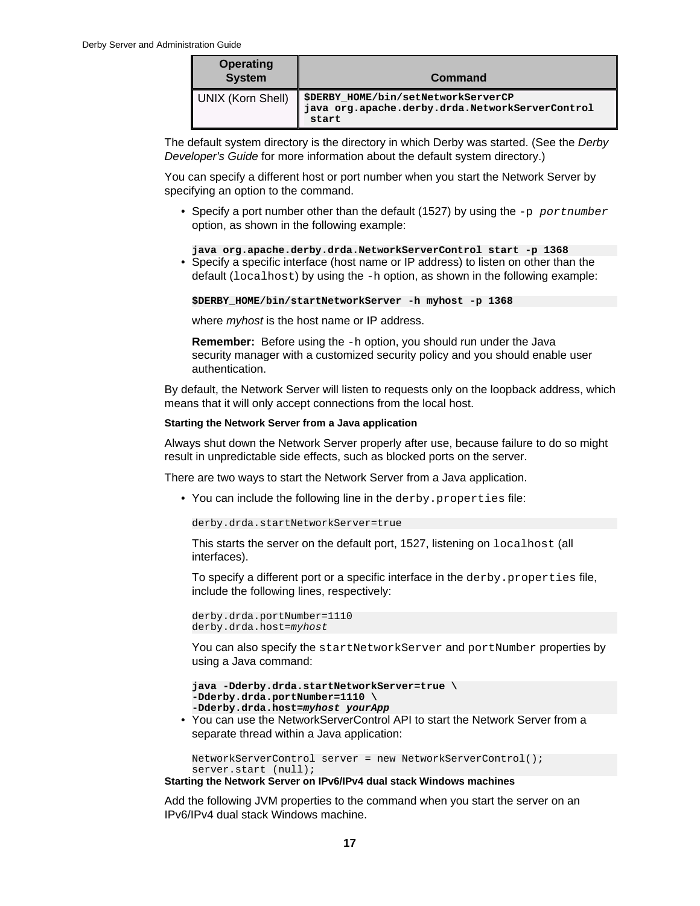| Operating System | Command |
| --- | --- |
| UNIX (Korn Shell) | **$DERBY_HOME/bin/setNetworkServerCP java org.apache.derby.drda.NetworkServerControl start** |

The default system directory is the directory in which Derby was started. (See the *Derby Developer's Guide* for more information about the default system directory.)

You can specify a different host or port number when you start the Network Server by specifying an option to the command.

- Specify a port number other than the default (1527) by using the `-p portnumber` option, as shown in the following example:

  ```
  java org.apache.derby.drda.NetworkServerControl start -p 1368
  ```

- Specify a specific interface (host name or IP address) to listen on other than the default (`localhost`) by using the `-h` option, as shown in the following example:

  ```
  $DERBY_HOME/bin/startNetworkServer -h myhost -p 1368
  ```

  where *myhost* is the host name or IP address.

  **Remember:** Before using the `-h` option, you should run under the Java security manager with a customized security policy and you should enable user authentication.

By default, the Network Server will listen to requests only on the loopback address, which means that it will only accept connections from the local host.

#### Starting the Network Server from a Java application

Always shut down the Network Server properly after use, because failure to do so might result in unpredictable side effects, such as blocked ports on the server.

There are two ways to start the Network Server from a Java application.

- You can include the following line in the `derby.properties` file:

  ```
  derby.drda.startNetworkServer=true
  ```

  This starts the server on the default port, 1527, listening on `localhost` (all interfaces).

  To specify a different port or a specific interface in the `derby.properties` file, include the following lines, respectively:

  ```
  derby.drda.portNumber=1110
  derby.drda.host=myhost
  ```

  You can also specify the `startNetworkServer` and `portNumber` properties by using a Java command:

  ```
  java -Dderby.drda.startNetworkServer=true \
  -Dderby.drda.portNumber=1110 \
  -Dderby.drda.host=myhost yourApp
  ```

- You can use the NetworkServerControl API to start the Network Server from a separate thread within a Java application:

  ```
  NetworkServerControl server = new NetworkServerControl();
  server.start (null);
  ```

#### Starting the Network Server on IPv6/IPv4 dual stack Windows machines

Add the following JVM properties to the command when you start the server on an IPv6/IPv4 dual stack Windows machine.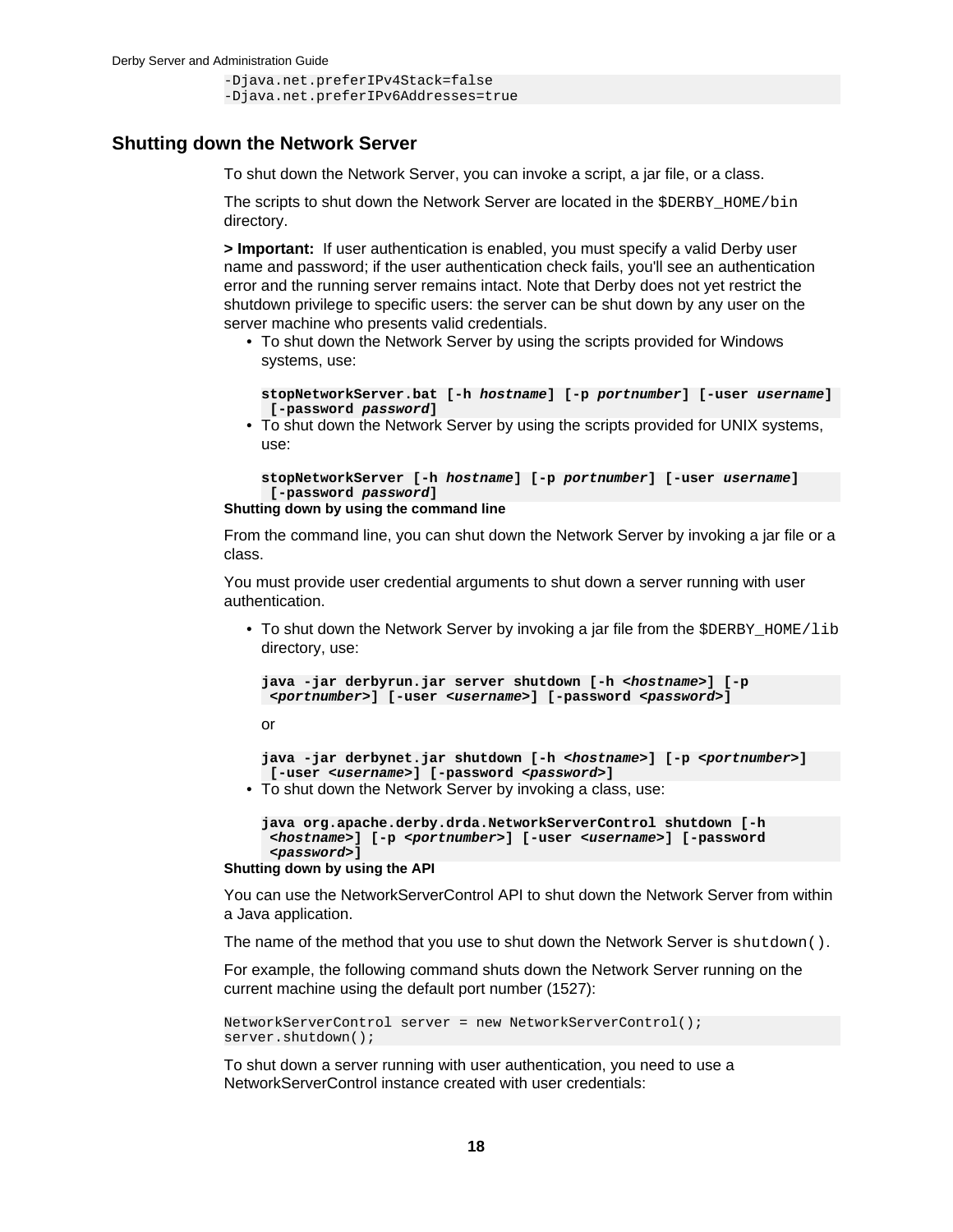```
-Djava.net.preferIPv4Stack=false
-Djava.net.preferIPv6Addresses=true
```

## Shutting down the Network Server

To shut down the Network Server, you can invoke a script, a jar file, or a class.

The scripts to shut down the Network Server are located in the `$DERBY_HOME/bin` directory.

**> Important:** If user authentication is enabled, you must specify a valid Derby user name and password; if the user authentication check fails, you'll see an authentication error and the running server remains intact. Note that Derby does not yet restrict the shutdown privilege to specific users: the server can be shut down by any user on the server machine who presents valid credentials.

- To shut down the Network Server by using the scripts provided for Windows systems, use:

  ```
  stopNetworkServer.bat [-h hostname] [-p portnumber] [-user username]
   [-password password]
  ```

- To shut down the Network Server by using the scripts provided for UNIX systems, use:

  ```
  stopNetworkServer [-h hostname] [-p portnumber] [-user username]
   [-password password]
  ```

#### Shutting down by using the command line

From the command line, you can shut down the Network Server by invoking a jar file or a class.

You must provide user credential arguments to shut down a server running with user authentication.

- To shut down the Network Server by invoking a jar file from the `$DERBY_HOME/lib` directory, use:

  ```
  java -jar derbyrun.jar server shutdown [-h <hostname>] [-p
   <portnumber>] [-user <username>] [-password <password>]
  ```

  or

  ```
  java -jar derbynet.jar shutdown [-h <hostname>] [-p <portnumber>]
   [-user <username>] [-password <password>]
  ```

- To shut down the Network Server by invoking a class, use:

  ```
  java org.apache.derby.drda.NetworkServerControl shutdown [-h
   <hostname>] [-p <portnumber>] [-user <username>] [-password
   <password>]
  ```

#### Shutting down by using the API

You can use the NetworkServerControl API to shut down the Network Server from within a Java application.

The name of the method that you use to shut down the Network Server is `shutdown()`.

For example, the following command shuts down the Network Server running on the current machine using the default port number (1527):

```
NetworkServerControl server = new NetworkServerControl();
server.shutdown();
```

To shut down a server running with user authentication, you need to use a NetworkServerControl instance created with user credentials: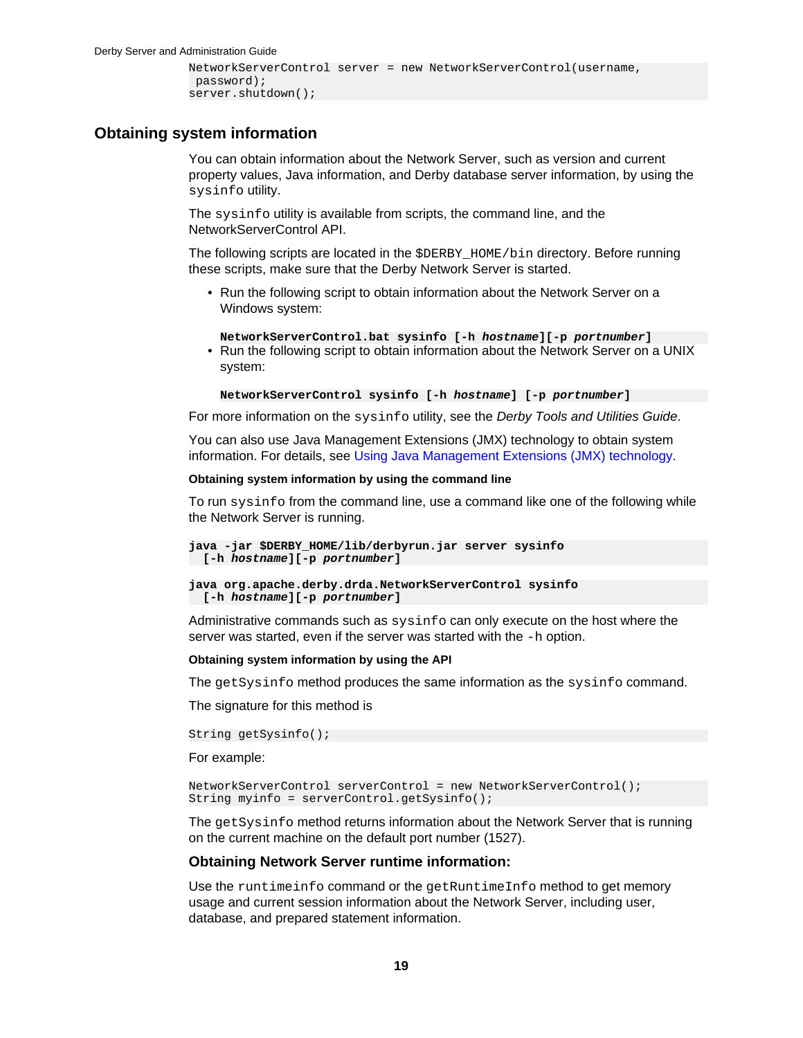```
NetworkServerControl server = new NetworkServerControl(username,
 password);
server.shutdown();
```

## Obtaining system information

You can obtain information about the Network Server, such as version and current property values, Java information, and Derby database server information, by using the `sysinfo` utility.

The `sysinfo` utility is available from scripts, the command line, and the NetworkServerControl API.

The following scripts are located in the `$DERBY_HOME/bin` directory. Before running these scripts, make sure that the Derby Network Server is started.

- Run the following script to obtain information about the Network Server on a Windows system:

  ```
  NetworkServerControl.bat sysinfo [-h hostname][-p portnumber]
  ```
- Run the following script to obtain information about the Network Server on a UNIX system:

  ```
  NetworkServerControl sysinfo [-h hostname] [-p portnumber]
  ```

For more information on the `sysinfo` utility, see the *Derby Tools and Utilities Guide*.

You can also use Java Management Extensions (JMX) technology to obtain system information. For details, see Using Java Management Extensions (JMX) technology.

#### Obtaining system information by using the command line

To run `sysinfo` from the command line, use a command like one of the following while the Network Server is running.

```
java -jar $DERBY_HOME/lib/derbyrun.jar server sysinfo
  [-h hostname][-p portnumber]
```

```
java org.apache.derby.drda.NetworkServerControl sysinfo
  [-h hostname][-p portnumber]
```

Administrative commands such as `sysinfo` can only execute on the host where the server was started, even if the server was started with the `-h` option.

#### Obtaining system information by using the API

The `getSysinfo` method produces the same information as the `sysinfo` command.

The signature for this method is

```
String getSysinfo();
```

For example:

```
NetworkServerControl serverControl = new NetworkServerControl();
String myinfo = serverControl.getSysinfo();
```

The `getSysinfo` method returns information about the Network Server that is running on the current machine on the default port number (1527).

### Obtaining Network Server runtime information:

Use the `runtimeinfo` command or the `getRuntimeInfo` method to get memory usage and current session information about the Network Server, including user, database, and prepared statement information.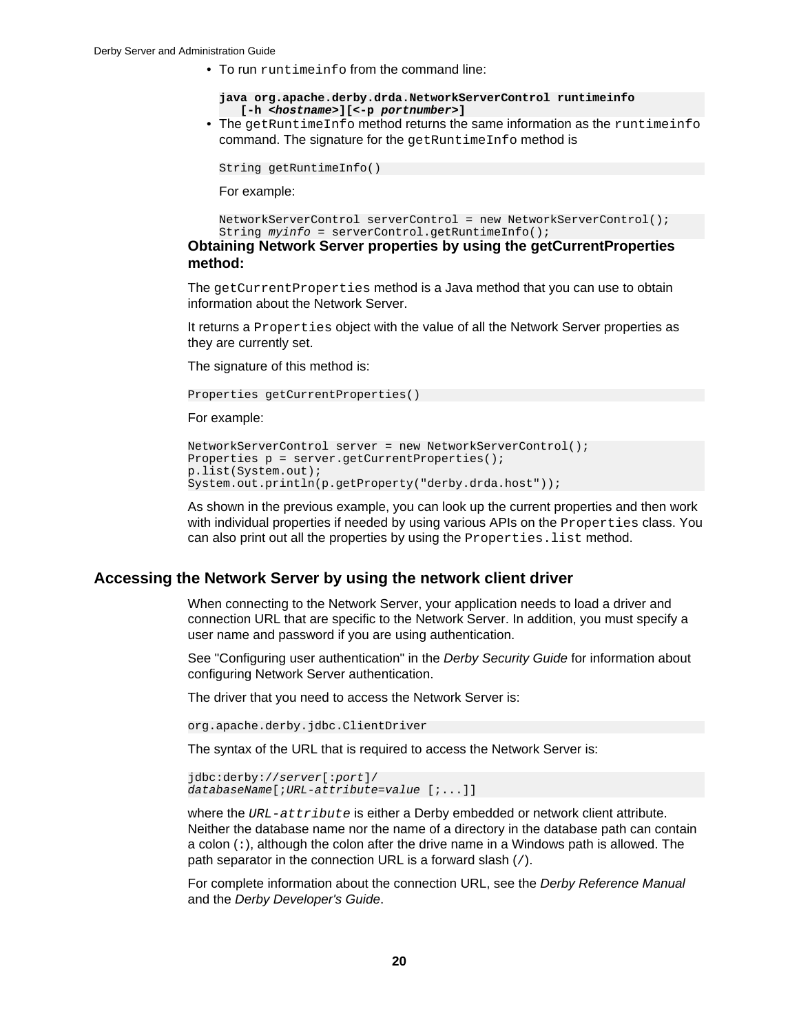- To run `runtimeinfo` from the command line:

  ```
  java org.apache.derby.drda.NetworkServerControl runtimeinfo
      [-h <hostname>][<-p portnumber>]
  ```

- The `getRuntimeInfo` method returns the same information as the `runtimeinfo` command. The signature for the `getRuntimeInfo` method is

  ```
  String getRuntimeInfo()
  ```

  For example:

  ```
  NetworkServerControl serverControl = new NetworkServerControl();
  String myinfo = serverControl.getRuntimeInfo();
  ```

**Obtaining Network Server properties by using the getCurrentProperties method:**

The `getCurrentProperties` method is a Java method that you can use to obtain information about the Network Server.

It returns a `Properties` object with the value of all the Network Server properties as they are currently set.

The signature of this method is:

```
Properties getCurrentProperties()
```

For example:

```
NetworkServerControl server = new NetworkServerControl();
Properties p = server.getCurrentProperties();
p.list(System.out);
System.out.println(p.getProperty("derby.drda.host"));
```

As shown in the previous example, you can look up the current properties and then work with individual properties if needed by using various APIs on the `Properties` class. You can also print out all the properties by using the `Properties.list` method.

## Accessing the Network Server by using the network client driver

When connecting to the Network Server, your application needs to load a driver and connection URL that are specific to the Network Server. In addition, you must specify a user name and password if you are using authentication.

See "Configuring user authentication" in the *Derby Security Guide* for information about configuring Network Server authentication.

The driver that you need to access the Network Server is:

```
org.apache.derby.jdbc.ClientDriver
```

The syntax of the URL that is required to access the Network Server is:

```
jdbc:derby://server[:port]/
databaseName[;URL-attribute=value [;...]]
```

where the *`URL-attribute`* is either a Derby embedded or network client attribute. Neither the database name nor the name of a directory in the database path can contain a colon (`:`), although the colon after the drive name in a Windows path is allowed. The path separator in the connection URL is a forward slash (`/`).

For complete information about the connection URL, see the *Derby Reference Manual* and the *Derby Developer's Guide*.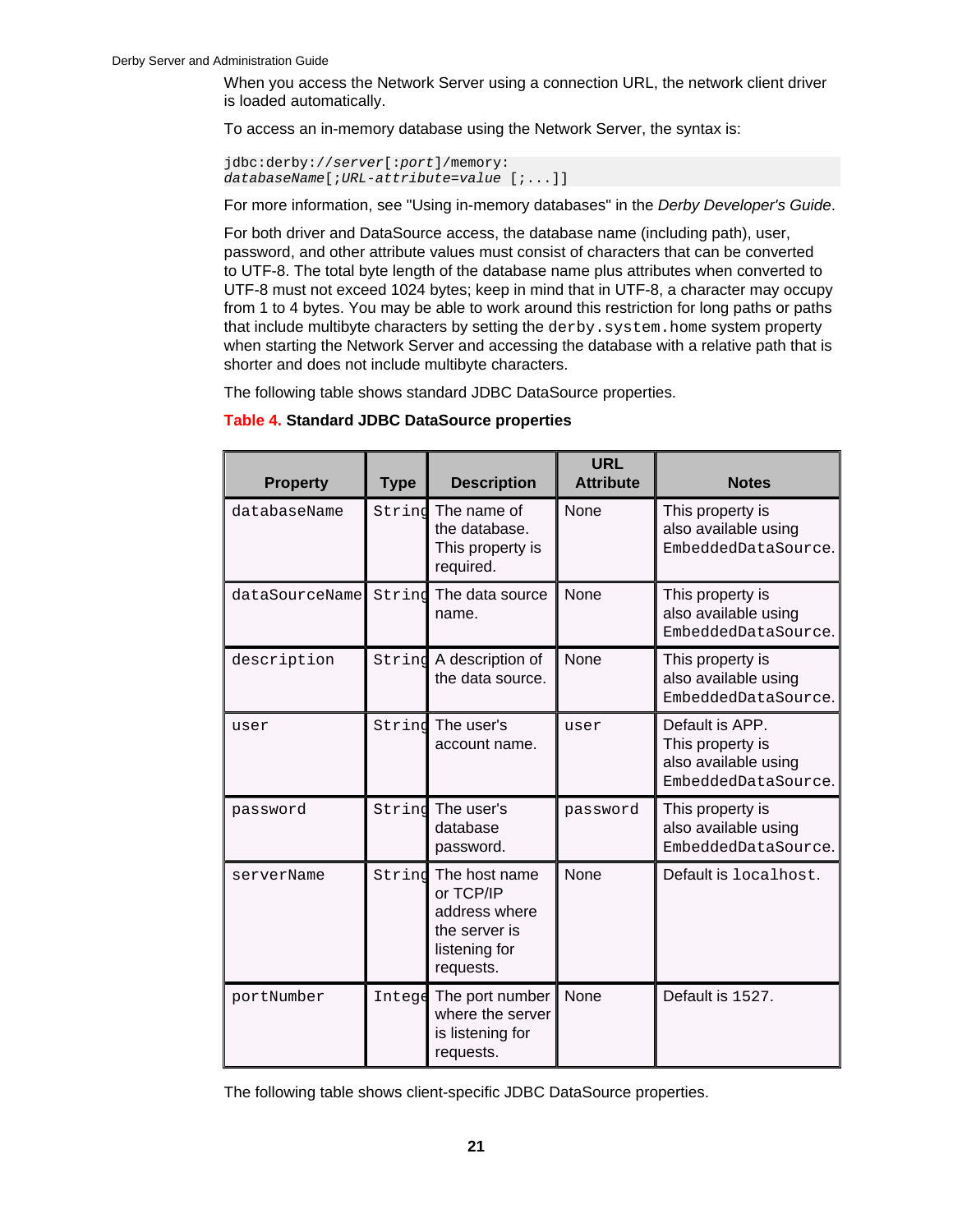When you access the Network Server using a connection URL, the network client driver is loaded automatically.

To access an in-memory database using the Network Server, the syntax is:

```
jdbc:derby://server[:port]/memory:
databaseName[;URL-attribute=value [;...]]
```

For more information, see "Using in-memory databases" in the *Derby Developer's Guide*.

For both driver and DataSource access, the database name (including path), user, password, and other attribute values must consist of characters that can be converted to UTF-8. The total byte length of the database name plus attributes when converted to UTF-8 must not exceed 1024 bytes; keep in mind that in UTF-8, a character may occupy from 1 to 4 bytes. You may be able to work around this restriction for long paths or paths that include multibyte characters by setting the `derby.system.home` system property when starting the Network Server and accessing the database with a relative path that is shorter and does not include multibyte characters.

The following table shows standard JDBC DataSource properties.

**Table 4. Standard JDBC DataSource properties**

| Property | Type | Description | URL Attribute | Notes |
| --- | --- | --- | --- | --- |
| `databaseName` | `String` | The name of the database. This property is required. | None | This property is also available using `EmbeddedDataSource`. |
| `dataSourceName` | `String` | The data source name. | None | This property is also available using `EmbeddedDataSource`. |
| `description` | `String` | A description of the data source. | None | This property is also available using `EmbeddedDataSource`. |
| `user` | `String` | The user's account name. | `user` | Default is APP. This property is also available using `EmbeddedDataSource`. |
| `password` | `String` | The user's database password. | `password` | This property is also available using `EmbeddedDataSource`. |
| `serverName` | `String` | The host name or TCP/IP address where the server is listening for requests. | None | Default is `localhost`. |
| `portNumber` | `Integer` | The port number where the server is listening for requests. | None | Default is `1527`. |

The following table shows client-specific JDBC DataSource properties.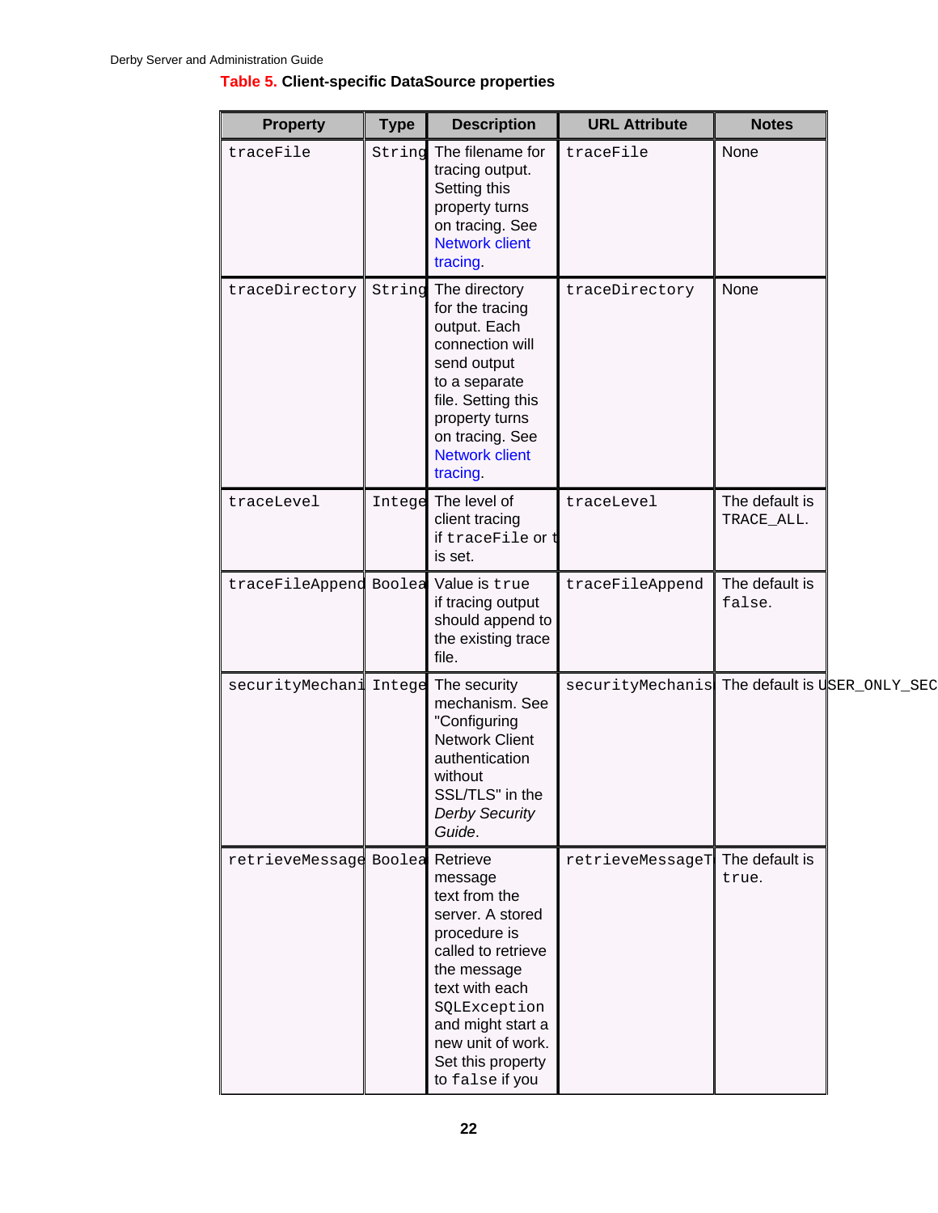**Table 5. Client-specific DataSource properties**

| Property | Type | Description | URL Attribute | Notes |
| --- | --- | --- | --- | --- |
| traceFile | String | The filename for tracing output. Setting this property turns on tracing. See Network client tracing. | traceFile | None |
| traceDirectory | String | The directory for the tracing output. Each connection will send output to a separate file. Setting this property turns on tracing. See Network client tracing. | traceDirectory | None |
| traceLevel | Intege | The level of client tracing if traceFile or t is set. | traceLevel | The default is TRACE_ALL. |
| traceFileAppend | Boolea | Value is true if tracing output should append to the existing trace file. | traceFileAppend | The default is false. |
| securityMechani | Intege | The security mechanism. See "Configuring Network Client authentication without SSL/TLS" in the *Derby Security Guide*. | securityMechanis | The default is USER_ONLY_SEC |
| retrieveMessage | Boolea | Retrieve message text from the server. A stored procedure is called to retrieve the message text with each SQLException and might start a new unit of work. Set this property to false if you | retrieveMessageT | The default is true. |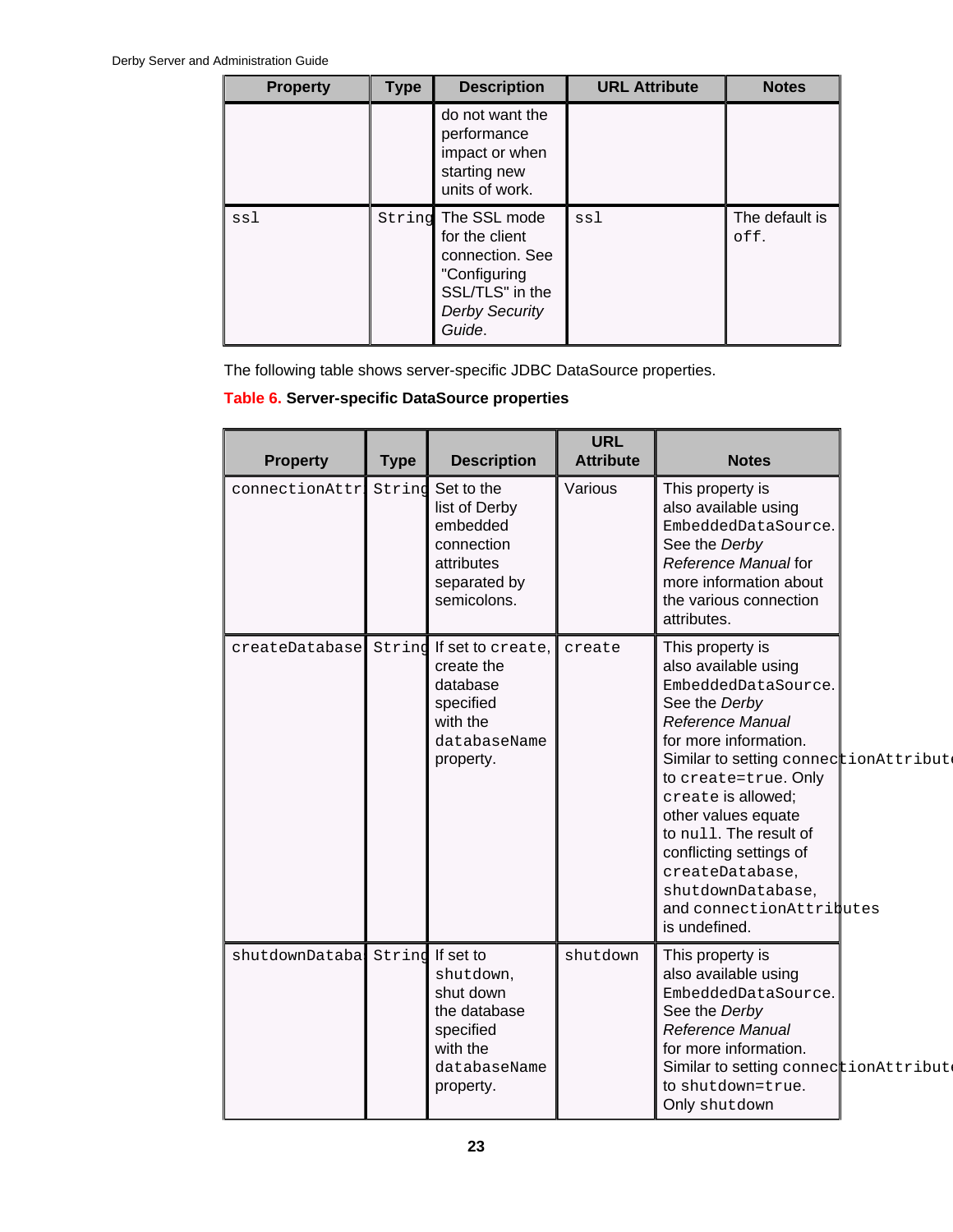| Property | Type | Description | URL Attribute | Notes |
| --- | --- | --- | --- | --- |
| | | do not want the performance impact or when starting new units of work. | | |
| `ssl` | `String` | The SSL mode for the client connection. See "Configuring SSL/TLS" in the *Derby Security Guide*. | `ssl` | The default is `off`. |

The following table shows server-specific JDBC DataSource properties.

**Table 6. Server-specific DataSource properties**

| Property | Type | Description | URL Attribute | Notes |
| --- | --- | --- | --- | --- |
| `connectionAttr` | `String` | Set to the list of Derby embedded connection attributes separated by semicolons. | Various | This property is also available using `EmbeddedDataSource`. See the *Derby Reference Manual* for more information about the various connection attributes. |
| `createDatabase` | `String` | If set to `create`, create the database specified with the `databaseName` property. | `create` | This property is also available using `EmbeddedDataSource`. See the *Derby Reference Manual* for more information. Similar to setting `connectionAttribute` to `create=true`. Only `create` is allowed; other values equate to `null`. The result of conflicting settings of `createDatabase`, `shutdownDatabase`, and `connectionAttributes` is undefined. |
| `shutdownDataba` | `String` | If set to `shutdown`, shut down the database specified with the `databaseName` property. | `shutdown` | This property is also available using `EmbeddedDataSource`. See the *Derby Reference Manual* for more information. Similar to setting `connectionAttribute` to `shutdown=true`. Only `shutdown` |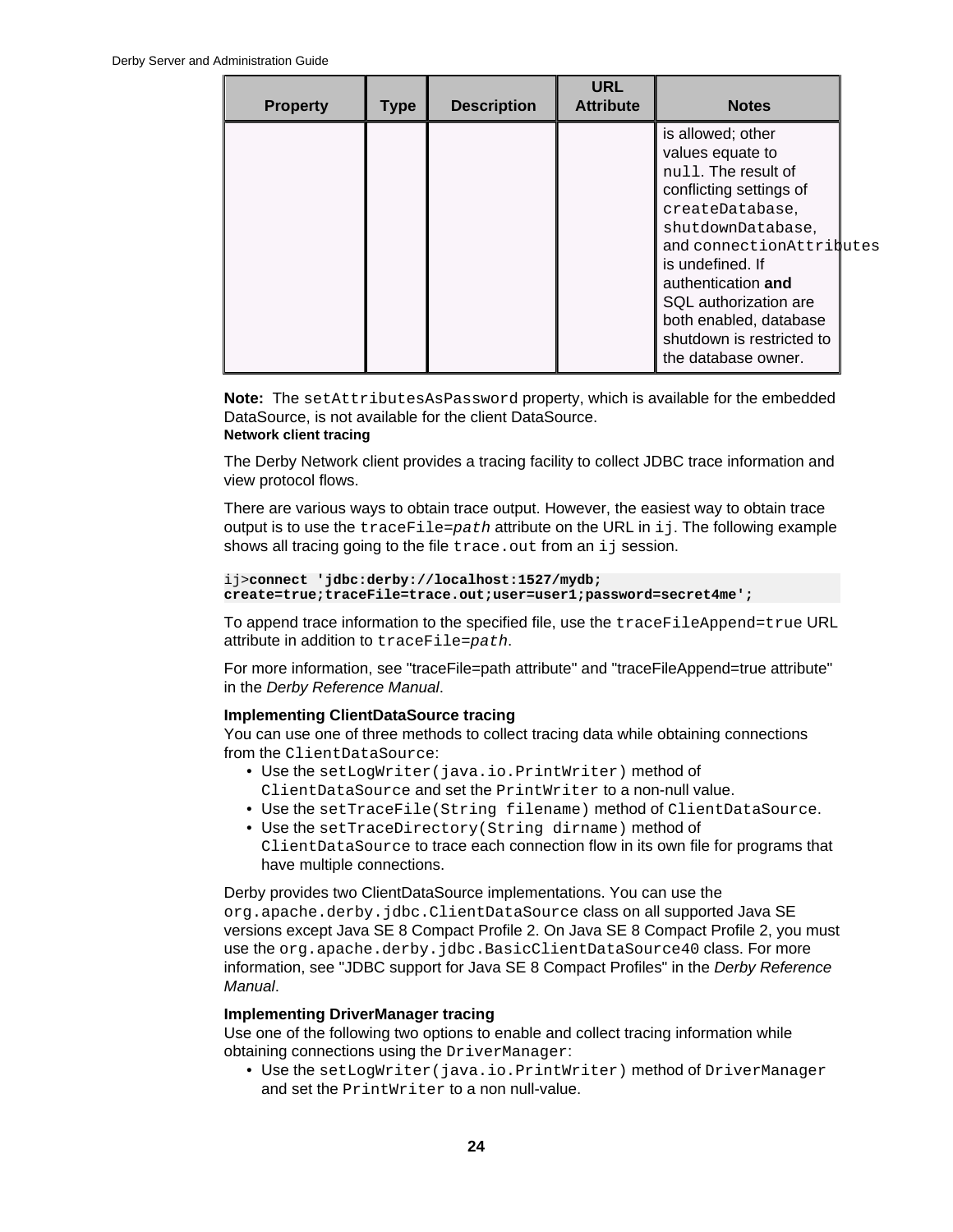| Property | Type | Description | URL Attribute | Notes |
| --- | --- | --- | --- | --- |
| | | | | is allowed; other values equate to `null`. The result of conflicting settings of `createDatabase`, `shutdownDatabase`, and `connectionAttributes` is undefined. If authentication **and** SQL authorization are both enabled, database shutdown is restricted to the database owner. |

**Note:** The `setAttributesAsPassword` property, which is available for the embedded DataSource, is not available for the client DataSource.

#### Network client tracing

The Derby Network client provides a tracing facility to collect JDBC trace information and view protocol flows.

There are various ways to obtain trace output. However, the easiest way to obtain trace output is to use the `traceFile=`*`path`* attribute on the URL in `ij`. The following example shows all tracing going to the file `trace.out` from an `ij` session.

```
ij>connect 'jdbc:derby://localhost:1527/mydb;
create=true;traceFile=trace.out;user=user1;password=secret4me';
```

To append trace information to the specified file, use the `traceFileAppend=true` URL attribute in addition to `traceFile=`*`path`*.

For more information, see "traceFile=path attribute" and "traceFileAppend=true attribute" in the *Derby Reference Manual*.

**Implementing ClientDataSource tracing**

You can use one of three methods to collect tracing data while obtaining connections from the `ClientDataSource`:

- Use the `setLogWriter(java.io.PrintWriter)` method of `ClientDataSource` and set the `PrintWriter` to a non-null value.
- Use the `setTraceFile(String filename)` method of `ClientDataSource`.
- Use the `setTraceDirectory(String dirname)` method of `ClientDataSource` to trace each connection flow in its own file for programs that have multiple connections.

Derby provides two ClientDataSource implementations. You can use the `org.apache.derby.jdbc.ClientDataSource` class on all supported Java SE versions except Java SE 8 Compact Profile 2. On Java SE 8 Compact Profile 2, you must use the `org.apache.derby.jdbc.BasicClientDataSource40` class. For more information, see "JDBC support for Java SE 8 Compact Profiles" in the *Derby Reference Manual*.

**Implementing DriverManager tracing**

Use one of the following two options to enable and collect tracing information while obtaining connections using the `DriverManager`:

- Use the `setLogWriter(java.io.PrintWriter)` method of `DriverManager` and set the `PrintWriter` to a non null-value.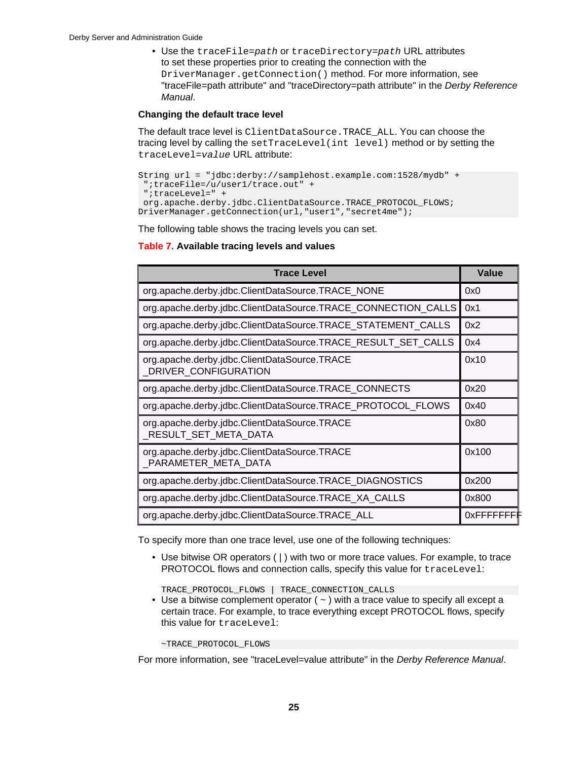- Use the `traceFile=path` or `traceDirectory=path` URL attributes to set these properties prior to creating the connection with the `DriverManager.getConnection()` method. For more information, see "traceFile=path attribute" and "traceDirectory=path attribute" in the *Derby Reference Manual*.

#### Changing the default trace level

The default trace level is `ClientDataSource.TRACE_ALL`. You can choose the tracing level by calling the `setTraceLevel(int level)` method or by setting the `traceLevel=value` URL attribute:

```
String url = "jdbc:derby://samplehost.example.com:1528/mydb" +
 ";traceFile=/u/user1/trace.out" +
 ";traceLevel=" +
 org.apache.derby.jdbc.ClientDataSource.TRACE_PROTOCOL_FLOWS;
DriverManager.getConnection(url,"user1","secret4me");
```

The following table shows the tracing levels you can set.

**Table 7. Available tracing levels and values**

| Trace Level | Value |
|---|---|
| org.apache.derby.jdbc.ClientDataSource.TRACE_NONE | 0x0 |
| org.apache.derby.jdbc.ClientDataSource.TRACE_CONNECTION_CALLS | 0x1 |
| org.apache.derby.jdbc.ClientDataSource.TRACE_STATEMENT_CALLS | 0x2 |
| org.apache.derby.jdbc.ClientDataSource.TRACE_RESULT_SET_CALLS | 0x4 |
| org.apache.derby.jdbc.ClientDataSource.TRACE_DRIVER_CONFIGURATION | 0x10 |
| org.apache.derby.jdbc.ClientDataSource.TRACE_CONNECTS | 0x20 |
| org.apache.derby.jdbc.ClientDataSource.TRACE_PROTOCOL_FLOWS | 0x40 |
| org.apache.derby.jdbc.ClientDataSource.TRACE_RESULT_SET_META_DATA | 0x80 |
| org.apache.derby.jdbc.ClientDataSource.TRACE_PARAMETER_META_DATA | 0x100 |
| org.apache.derby.jdbc.ClientDataSource.TRACE_DIAGNOSTICS | 0x200 |
| org.apache.derby.jdbc.ClientDataSource.TRACE_XA_CALLS | 0x800 |
| org.apache.derby.jdbc.ClientDataSource.TRACE_ALL | 0xFFFFFFFF |

To specify more than one trace level, use one of the following techniques:

- Use bitwise OR operators ( | ) with two or more trace values. For example, to trace PROTOCOL flows and connection calls, specify this value for `traceLevel`:

  ```
  TRACE_PROTOCOL_FLOWS | TRACE_CONNECTION_CALLS
  ```
- Use a bitwise complement operator ( ~ ) with a trace value to specify all except a certain trace. For example, to trace everything except PROTOCOL flows, specify this value for `traceLevel`:

  ```
  ~TRACE_PROTOCOL_FLOWS
  ```

For more information, see "traceLevel=value attribute" in the *Derby Reference Manual*.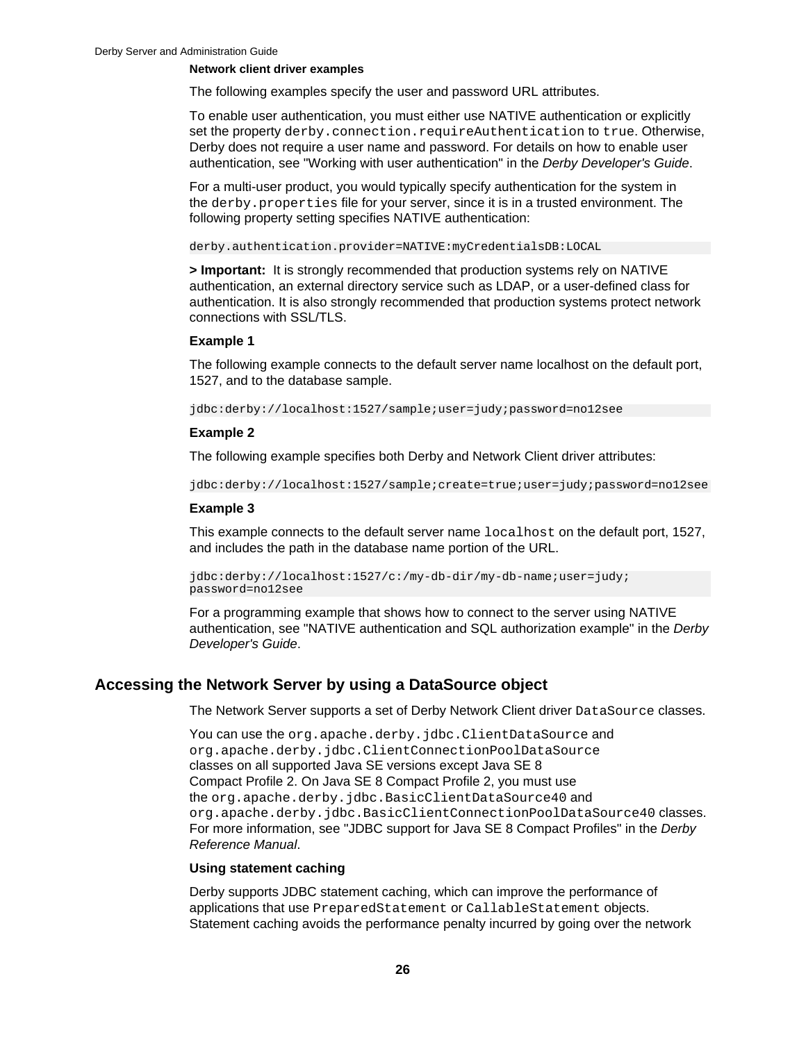#### Network client driver examples

The following examples specify the user and password URL attributes.

To enable user authentication, you must either use NATIVE authentication or explicitly set the property `derby.connection.requireAuthentication` to `true`. Otherwise, Derby does not require a user name and password. For details on how to enable user authentication, see "Working with user authentication" in the *Derby Developer's Guide*.

For a multi-user product, you would typically specify authentication for the system in the `derby.properties` file for your server, since it is in a trusted environment. The following property setting specifies NATIVE authentication:

```
derby.authentication.provider=NATIVE:myCredentialsDB:LOCAL
```

**> Important:** It is strongly recommended that production systems rely on NATIVE authentication, an external directory service such as LDAP, or a user-defined class for authentication. It is also strongly recommended that production systems protect network connections with SSL/TLS.

**Example 1**

The following example connects to the default server name localhost on the default port, 1527, and to the database sample.

```
jdbc:derby://localhost:1527/sample;user=judy;password=no12see
```

**Example 2**

The following example specifies both Derby and Network Client driver attributes:

```
jdbc:derby://localhost:1527/sample;create=true;user=judy;password=no12see
```

**Example 3**

This example connects to the default server name `localhost` on the default port, 1527, and includes the path in the database name portion of the URL.

```
jdbc:derby://localhost:1527/c:/my-db-dir/my-db-name;user=judy;
password=no12see
```

For a programming example that shows how to connect to the server using NATIVE authentication, see "NATIVE authentication and SQL authorization example" in the *Derby Developer's Guide*.

## Accessing the Network Server by using a DataSource object

The Network Server supports a set of Derby Network Client driver `DataSource` classes.

You can use the `org.apache.derby.jdbc.ClientDataSource` and `org.apache.derby.jdbc.ClientConnectionPoolDataSource` classes on all supported Java SE versions except Java SE 8 Compact Profile 2. On Java SE 8 Compact Profile 2, you must use the `org.apache.derby.jdbc.BasicClientDataSource40` and `org.apache.derby.jdbc.BasicClientConnectionPoolDataSource40` classes. For more information, see "JDBC support for Java SE 8 Compact Profiles" in the *Derby Reference Manual*.

#### Using statement caching

Derby supports JDBC statement caching, which can improve the performance of applications that use `PreparedStatement` or `CallableStatement` objects. Statement caching avoids the performance penalty incurred by going over the network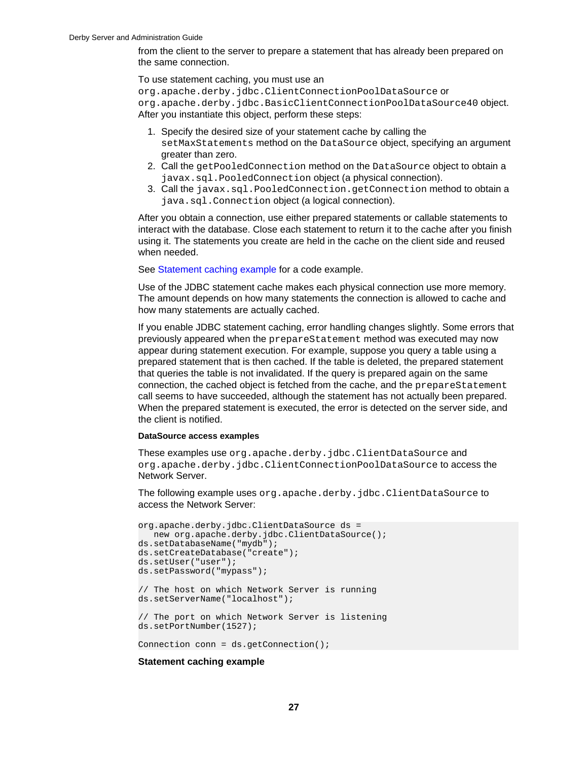from the client to the server to prepare a statement that has already been prepared on the same connection.

To use statement caching, you must use an `org.apache.derby.jdbc.ClientConnectionPoolDataSource` or `org.apache.derby.jdbc.BasicClientConnectionPoolDataSource40` object. After you instantiate this object, perform these steps:

1. Specify the desired size of your statement cache by calling the `setMaxStatements` method on the `DataSource` object, specifying an argument greater than zero.
2. Call the `getPooledConnection` method on the `DataSource` object to obtain a `javax.sql.PooledConnection` object (a physical connection).
3. Call the `javax.sql.PooledConnection.getConnection` method to obtain a `java.sql.Connection` object (a logical connection).

After you obtain a connection, use either prepared statements or callable statements to interact with the database. Close each statement to return it to the cache after you finish using it. The statements you create are held in the cache on the client side and reused when needed.

See Statement caching example for a code example.

Use of the JDBC statement cache makes each physical connection use more memory. The amount depends on how many statements the connection is allowed to cache and how many statements are actually cached.

If you enable JDBC statement caching, error handling changes slightly. Some errors that previously appeared when the `prepareStatement` method was executed may now appear during statement execution. For example, suppose you query a table using a prepared statement that is then cached. If the table is deleted, the prepared statement that queries the table is not invalidated. If the query is prepared again on the same connection, the cached object is fetched from the cache, and the `prepareStatement` call seems to have succeeded, although the statement has not actually been prepared. When the prepared statement is executed, the error is detected on the server side, and the client is notified.

#### DataSource access examples

These examples use `org.apache.derby.jdbc.ClientDataSource` and `org.apache.derby.jdbc.ClientConnectionPoolDataSource` to access the Network Server.

The following example uses `org.apache.derby.jdbc.ClientDataSource` to access the Network Server:

```
org.apache.derby.jdbc.ClientDataSource ds =
   new org.apache.derby.jdbc.ClientDataSource();
ds.setDatabaseName("mydb");
ds.setCreateDatabase("create");
ds.setUser("user");
ds.setPassword("mypass");

// The host on which Network Server is running
ds.setServerName("localhost");

// The port on which Network Server is listening
ds.setPortNumber(1527);

Connection conn = ds.getConnection();
```

#### Statement caching example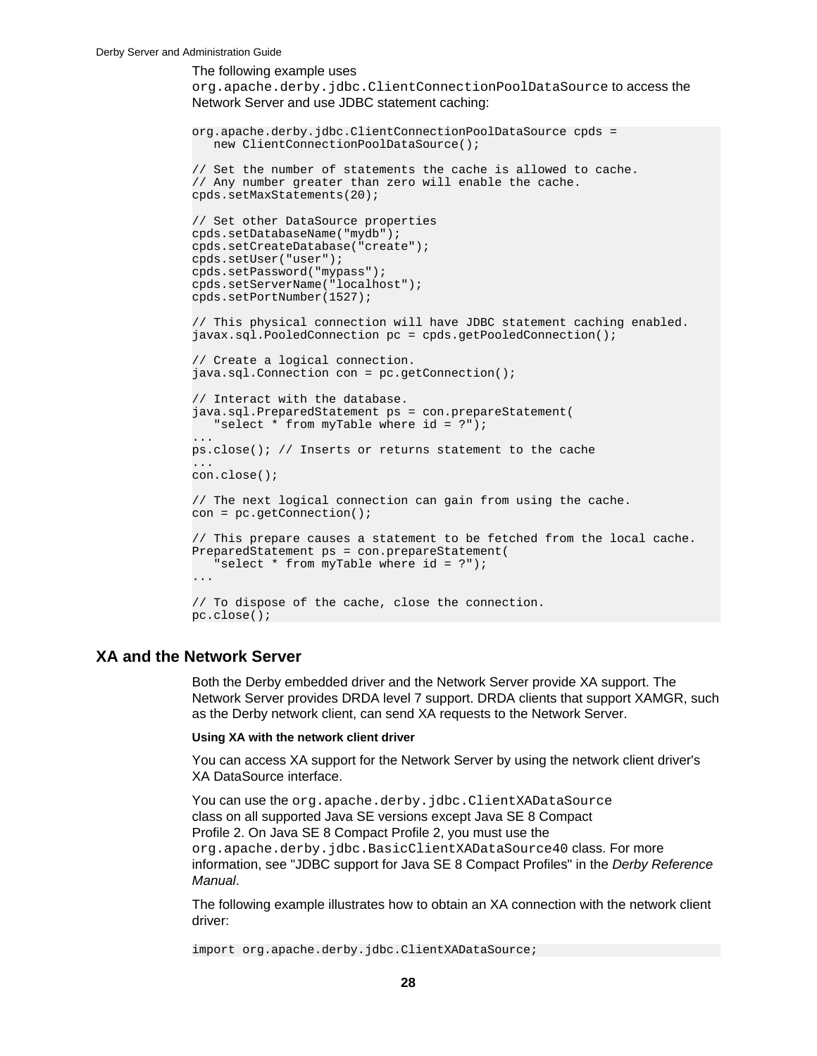The following example uses `org.apache.derby.jdbc.ClientConnectionPoolDataSource` to access the Network Server and use JDBC statement caching:

```
org.apache.derby.jdbc.ClientConnectionPoolDataSource cpds =
   new ClientConnectionPoolDataSource();

// Set the number of statements the cache is allowed to cache.
// Any number greater than zero will enable the cache.
cpds.setMaxStatements(20);

// Set other DataSource properties
cpds.setDatabaseName("mydb");
cpds.setCreateDatabase("create");
cpds.setUser("user");
cpds.setPassword("mypass");
cpds.setServerName("localhost");
cpds.setPortNumber(1527);

// This physical connection will have JDBC statement caching enabled.
javax.sql.PooledConnection pc = cpds.getPooledConnection();

// Create a logical connection.
java.sql.Connection con = pc.getConnection();

// Interact with the database.
java.sql.PreparedStatement ps = con.prepareStatement(
   "select * from myTable where id = ?");
...
ps.close(); // Inserts or returns statement to the cache
...
con.close();

// The next logical connection can gain from using the cache.
con = pc.getConnection();

// This prepare causes a statement to be fetched from the local cache.
PreparedStatement ps = con.prepareStatement(
   "select * from myTable where id = ?");
...

// To dispose of the cache, close the connection.
pc.close();
```

## XA and the Network Server

Both the Derby embedded driver and the Network Server provide XA support. The Network Server provides DRDA level 7 support. DRDA clients that support XAMGR, such as the Derby network client, can send XA requests to the Network Server.

**Using XA with the network client driver**

You can access XA support for the Network Server by using the network client driver's XA DataSource interface.

You can use the `org.apache.derby.jdbc.ClientXADataSource` class on all supported Java SE versions except Java SE 8 Compact Profile 2. On Java SE 8 Compact Profile 2, you must use the `org.apache.derby.jdbc.BasicClientXADataSource40` class. For more information, see "JDBC support for Java SE 8 Compact Profiles" in the *Derby Reference Manual*.

The following example illustrates how to obtain an XA connection with the network client driver:

```
import org.apache.derby.jdbc.ClientXADataSource;
```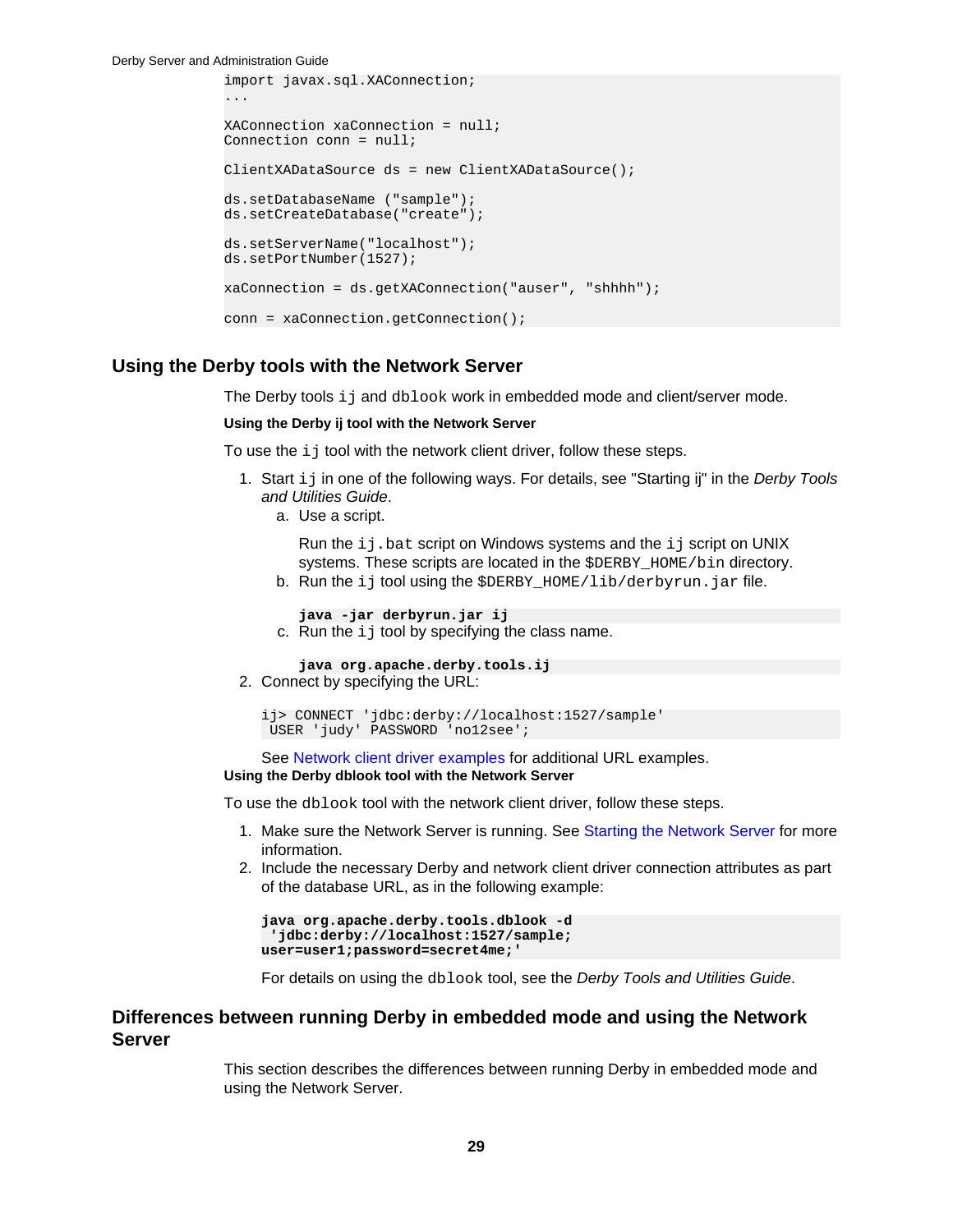```
import javax.sql.XAConnection;
...

XAConnection xaConnection = null;
Connection conn = null;

ClientXADataSource ds = new ClientXADataSource();

ds.setDatabaseName ("sample");
ds.setCreateDatabase("create");

ds.setServerName("localhost");
ds.setPortNumber(1527);

xaConnection = ds.getXAConnection("auser", "shhhh");

conn = xaConnection.getConnection();
```

## Using the Derby tools with the Network Server

The Derby tools `ij` and `dblook` work in embedded mode and client/server mode.

#### Using the Derby ij tool with the Network Server

To use the `ij` tool with the network client driver, follow these steps.

1. Start `ij` in one of the following ways. For details, see "Starting ij" in the *Derby Tools and Utilities Guide*.
   a. Use a script.

      Run the `ij.bat` script on Windows systems and the `ij` script on UNIX systems. These scripts are located in the `$DERBY_HOME/bin` directory.
   b. Run the `ij` tool using the `$DERBY_HOME/lib/derbyrun.jar` file.

      ```
      java -jar derbyrun.jar ij
      ```
   c. Run the `ij` tool by specifying the class name.

      ```
      java org.apache.derby.tools.ij
      ```
2. Connect by specifying the URL:

   ```
   ij> CONNECT 'jdbc:derby://localhost:1527/sample'
    USER 'judy' PASSWORD 'no12see';
   ```

   See Network client driver examples for additional URL examples.

#### Using the Derby dblook tool with the Network Server

To use the `dblook` tool with the network client driver, follow these steps.

1. Make sure the Network Server is running. See Starting the Network Server for more information.
2. Include the necessary Derby and network client driver connection attributes as part of the database URL, as in the following example:

   ```
   java org.apache.derby.tools.dblook -d
    'jdbc:derby://localhost:1527/sample;
   user=user1;password=secret4me;'
   ```

   For details on using the `dblook` tool, see the *Derby Tools and Utilities Guide*.

## Differences between running Derby in embedded mode and using the Network Server

This section describes the differences between running Derby in embedded mode and using the Network Server.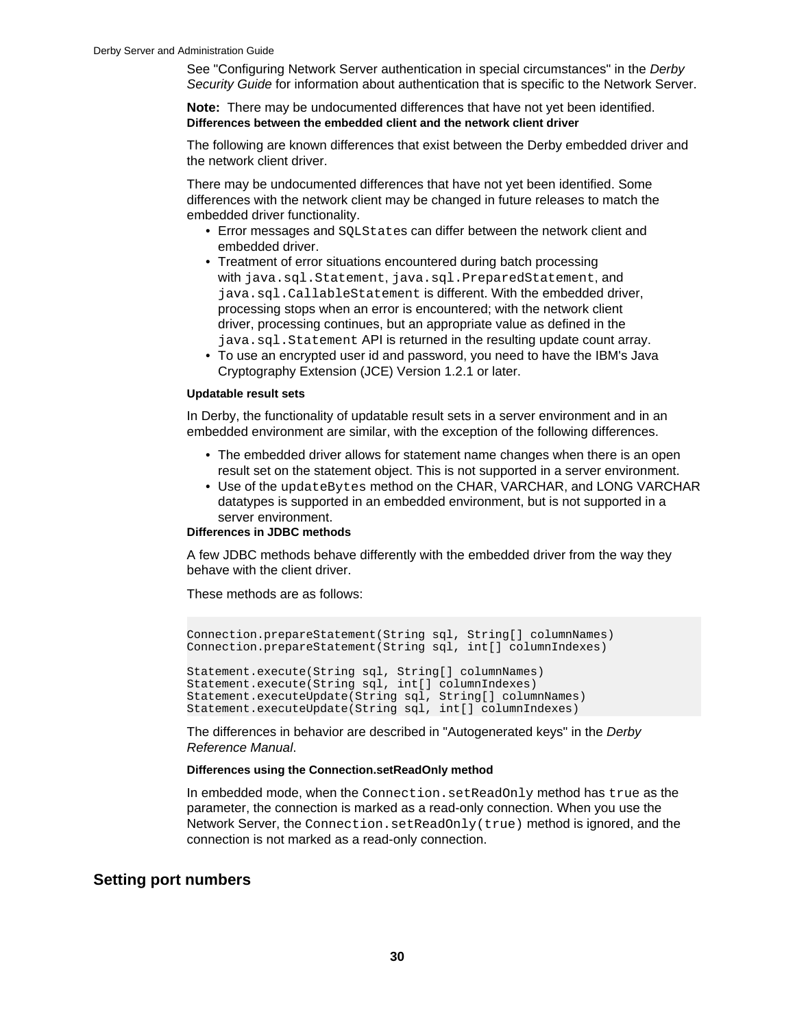See "Configuring Network Server authentication in special circumstances" in the *Derby Security Guide* for information about authentication that is specific to the Network Server.

**Note:** There may be undocumented differences that have not yet been identified.

#### Differences between the embedded client and the network client driver

The following are known differences that exist between the Derby embedded driver and the network client driver.

There may be undocumented differences that have not yet been identified. Some differences with the network client may be changed in future releases to match the embedded driver functionality.

- Error messages and `SQLStates` can differ between the network client and embedded driver.
- Treatment of error situations encountered during batch processing with `java.sql.Statement`, `java.sql.PreparedStatement`, and `java.sql.CallableStatement` is different. With the embedded driver, processing stops when an error is encountered; with the network client driver, processing continues, but an appropriate value as defined in the `java.sql.Statement` API is returned in the resulting update count array.
- To use an encrypted user id and password, you need to have the IBM's Java Cryptography Extension (JCE) Version 1.2.1 or later.

#### Updatable result sets

In Derby, the functionality of updatable result sets in a server environment and in an embedded environment are similar, with the exception of the following differences.

- The embedded driver allows for statement name changes when there is an open result set on the statement object. This is not supported in a server environment.
- Use of the `updateBytes` method on the CHAR, VARCHAR, and LONG VARCHAR datatypes is supported in an embedded environment, but is not supported in a server environment.

#### Differences in JDBC methods

A few JDBC methods behave differently with the embedded driver from the way they behave with the client driver.

These methods are as follows:

```
Connection.prepareStatement(String sql, String[] columnNames)
Connection.prepareStatement(String sql, int[] columnIndexes)

Statement.execute(String sql, String[] columnNames)
Statement.execute(String sql, int[] columnIndexes)
Statement.executeUpdate(String sql, String[] columnNames)
Statement.executeUpdate(String sql, int[] columnIndexes)
```

The differences in behavior are described in "Autogenerated keys" in the *Derby Reference Manual*.

#### Differences using the Connection.setReadOnly method

In embedded mode, when the `Connection.setReadOnly` method has `true` as the parameter, the connection is marked as a read-only connection. When you use the Network Server, the `Connection.setReadOnly(true)` method is ignored, and the connection is not marked as a read-only connection.

## Setting port numbers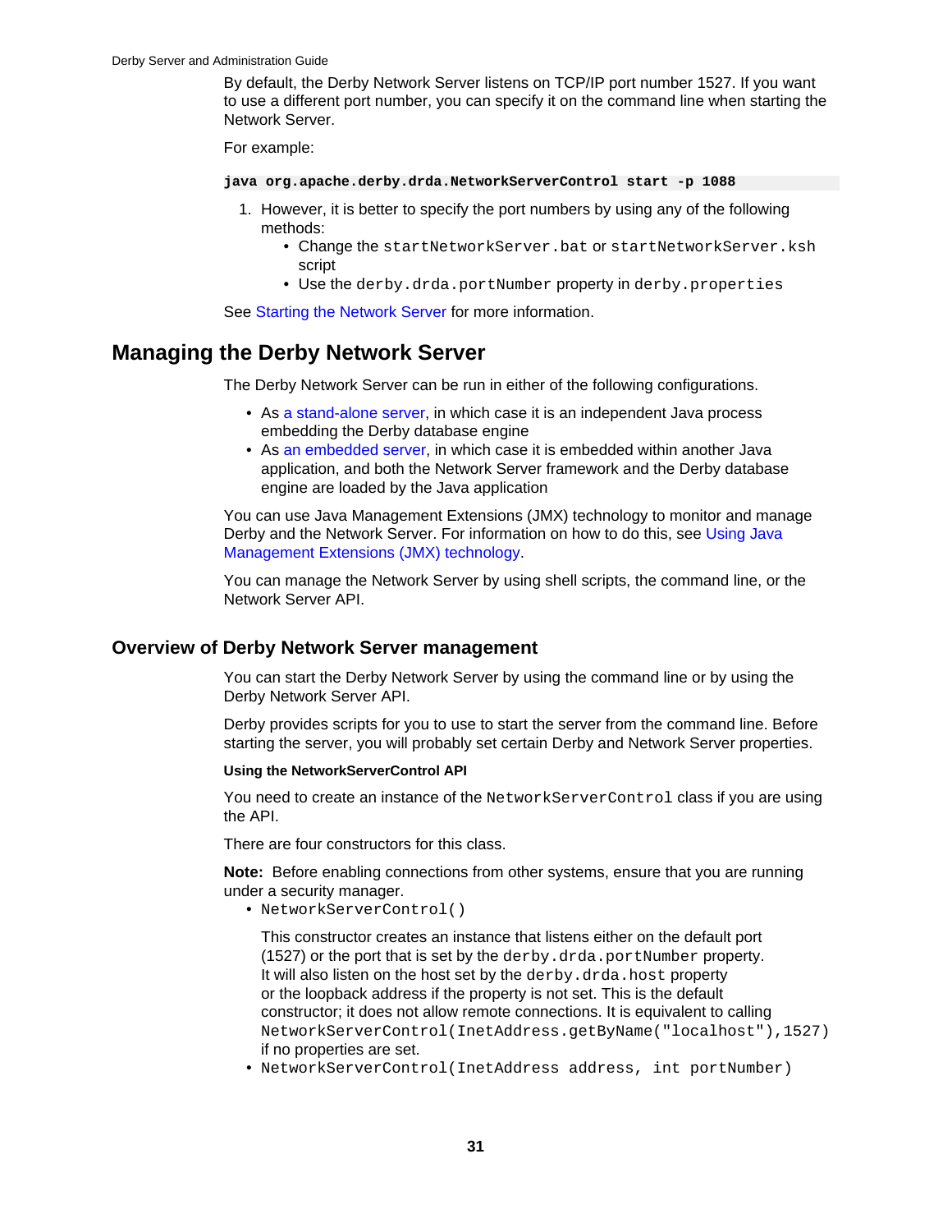By default, the Derby Network Server listens on TCP/IP port number 1527. If you want to use a different port number, you can specify it on the command line when starting the Network Server.

For example:

```
java org.apache.derby.drda.NetworkServerControl start -p 1088
```

1. However, it is better to specify the port numbers by using any of the following methods:
   - Change the `startNetworkServer.bat` or `startNetworkServer.ksh` script
   - Use the `derby.drda.portNumber` property in `derby.properties`

See Starting the Network Server for more information.

## Managing the Derby Network Server

The Derby Network Server can be run in either of the following configurations:

- As a stand-alone server, in which case it is an independent Java process embedding the Derby database engine
- As an embedded server, in which case it is embedded within another Java application, and both the Network Server framework and the Derby database engine are loaded by the Java application

You can use Java Management Extensions (JMX) technology to monitor and manage Derby and the Network Server. For information on how to do this, see Using Java Management Extensions (JMX) technology.

You can manage the Network Server by using shell scripts, the command line, or the Network Server API.

### Overview of Derby Network Server management

You can start the Derby Network Server by using the command line or by using the Derby Network Server API.

Derby provides scripts for you to use to start the server from the command line. Before starting the server, you will probably set certain Derby and Network Server properties.

**Using the NetworkServerControl API**

You need to create an instance of the `NetworkServerControl` class if you are using the API.

There are four constructors for this class.

**Note:** Before enabling connections from other systems, ensure that you are running under a security manager.

- `NetworkServerControl()`

  This constructor creates an instance that listens either on the default port (1527) or the port that is set by the `derby.drda.portNumber` property. It will also listen on the host set by the `derby.drda.host` property or the loopback address if the property is not set. This is the default constructor; it does not allow remote connections. It is equivalent to calling `NetworkServerControl(InetAddress.getByName("localhost"),1527)` if no properties are set.
- `NetworkServerControl(InetAddress address, int portNumber)`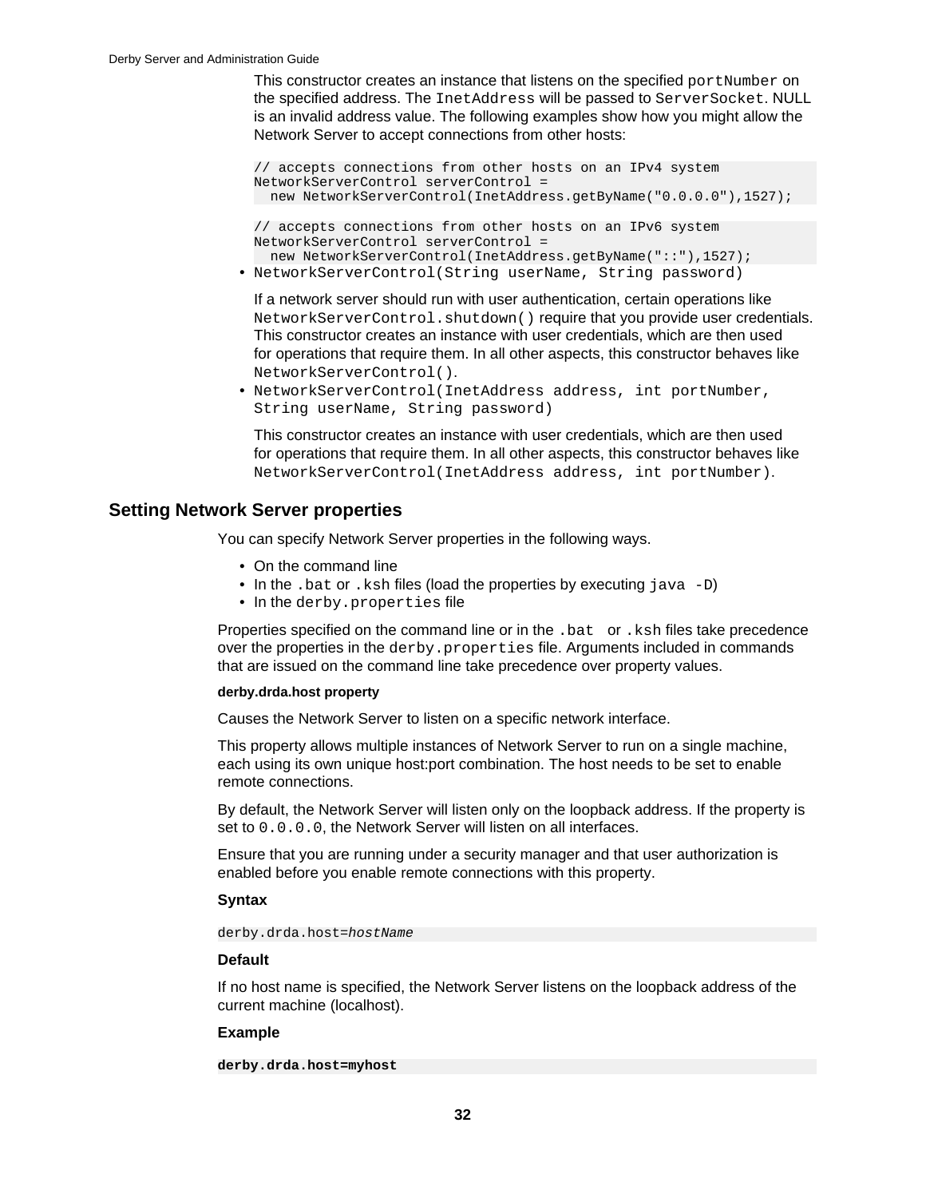This constructor creates an instance that listens on the specified `portNumber` on the specified address. The `InetAddress` will be passed to `ServerSocket`. NULL is an invalid address value. The following examples show how you might allow the Network Server to accept connections from other hosts:

```
// accepts connections from other hosts on an IPv4 system
NetworkServerControl serverControl =
  new NetworkServerControl(InetAddress.getByName("0.0.0.0"),1527);
```

```
// accepts connections from other hosts on an IPv6 system
NetworkServerControl serverControl =
  new NetworkServerControl(InetAddress.getByName("::"),1527);
```

- `NetworkServerControl(String userName, String password)`

  If a network server should run with user authentication, certain operations like `NetworkServerControl.shutdown()` require that you provide user credentials. This constructor creates an instance with user credentials, which are then used for operations that require them. In all other aspects, this constructor behaves like `NetworkServerControl()`.
- `NetworkServerControl(InetAddress address, int portNumber, String userName, String password)`

  This constructor creates an instance with user credentials, which are then used for operations that require them. In all other aspects, this constructor behaves like `NetworkServerControl(InetAddress address, int portNumber)`.

## Setting Network Server properties

You can specify Network Server properties in the following ways.

- On the command line
- In the `.bat` or `.ksh` files (load the properties by executing `java -D`)
- In the `derby.properties` file

Properties specified on the command line or in the `.bat` or `.ksh` files take precedence over the properties in the `derby.properties` file. Arguments included in commands that are issued on the command line take precedence over property values.

#### derby.drda.host property

Causes the Network Server to listen on a specific network interface.

This property allows multiple instances of Network Server to run on a single machine, each using its own unique host:port combination. The host needs to be set to enable remote connections.

By default, the Network Server will listen only on the loopback address. If the property is set to `0.0.0.0`, the Network Server will listen on all interfaces.

Ensure that you are running under a security manager and that user authorization is enabled before you enable remote connections with this property.

**Syntax**

```
derby.drda.host=hostName
```

**Default**

If no host name is specified, the Network Server listens on the loopback address of the current machine (localhost).

**Example**

```
derby.drda.host=myhost
```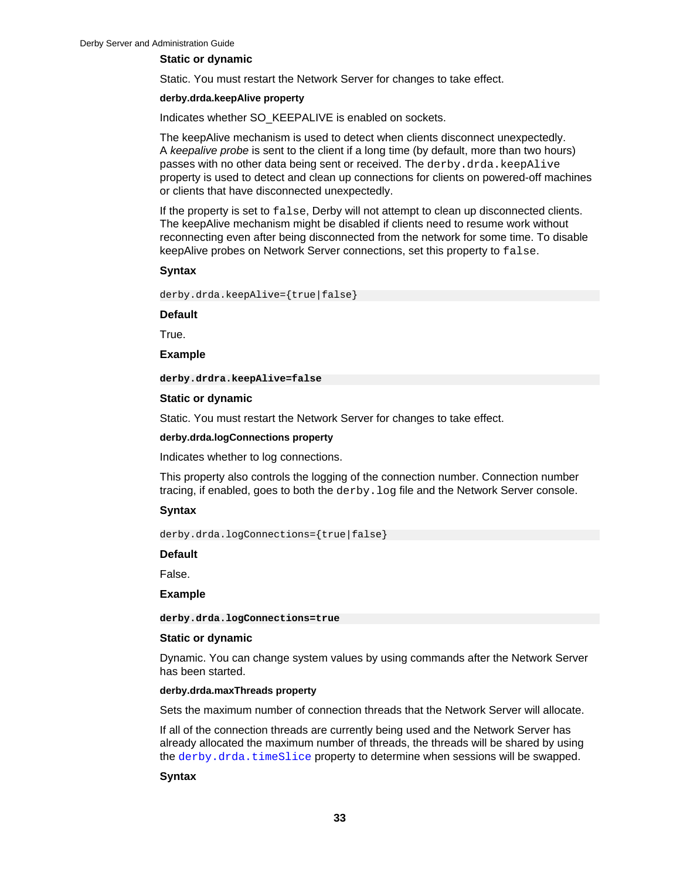#### Static or dynamic

Static. You must restart the Network Server for changes to take effect.

### derby.drda.keepAlive property

Indicates whether SO_KEEPALIVE is enabled on sockets.

The keepAlive mechanism is used to detect when clients disconnect unexpectedly. A *keepalive probe* is sent to the client if a long time (by default, more than two hours) passes with no other data being sent or received. The `derby.drda.keepAlive` property is used to detect and clean up connections for clients on powered-off machines or clients that have disconnected unexpectedly.

If the property is set to `false`, Derby will not attempt to clean up disconnected clients. The keepAlive mechanism might be disabled if clients need to resume work without reconnecting even after being disconnected from the network for some time. To disable keepAlive probes on Network Server connections, set this property to `false`.

#### Syntax

```
derby.drda.keepAlive={true|false}
```

#### Default

True.

#### Example

```
derby.drdra.keepAlive=false
```

#### Static or dynamic

Static. You must restart the Network Server for changes to take effect.

### derby.drda.logConnections property

Indicates whether to log connections.

This property also controls the logging of the connection number. Connection number tracing, if enabled, goes to both the `derby.log` file and the Network Server console.

#### Syntax

```
derby.drda.logConnections={true|false}
```

#### Default

False.

#### Example

```
derby.drda.logConnections=true
```

#### Static or dynamic

Dynamic. You can change system values by using commands after the Network Server has been started.

### derby.drda.maxThreads property

Sets the maximum number of connection threads that the Network Server will allocate.

If all of the connection threads are currently being used and the Network Server has already allocated the maximum number of threads, the threads will be shared by using the `derby.drda.timeSlice` property to determine when sessions will be swapped.

#### Syntax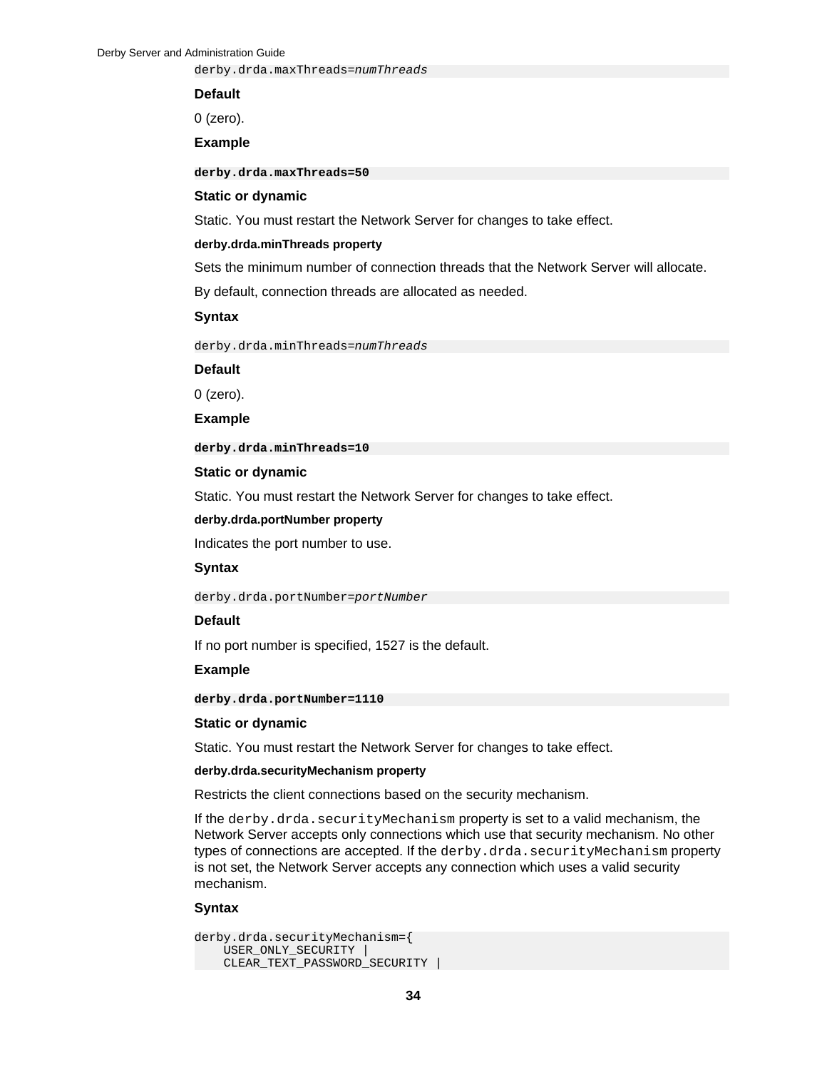```
derby.drda.maxThreads=numThreads
```

**Default**

0 (zero).

**Example**

```
derby.drda.maxThreads=50
```

**Static or dynamic**

Static. You must restart the Network Server for changes to take effect.

#### derby.drda.minThreads property

Sets the minimum number of connection threads that the Network Server will allocate.

By default, connection threads are allocated as needed.

**Syntax**

```
derby.drda.minThreads=numThreads
```

**Default**

0 (zero).

**Example**

```
derby.drda.minThreads=10
```

**Static or dynamic**

Static. You must restart the Network Server for changes to take effect.

#### derby.drda.portNumber property

Indicates the port number to use.

**Syntax**

```
derby.drda.portNumber=portNumber
```

**Default**

If no port number is specified, 1527 is the default.

**Example**

```
derby.drda.portNumber=1110
```

**Static or dynamic**

Static. You must restart the Network Server for changes to take effect.

#### derby.drda.securityMechanism property

Restricts the client connections based on the security mechanism.

If the `derby.drda.securityMechanism` property is set to a valid mechanism, the Network Server accepts only connections which use that security mechanism. No other types of connections are accepted. If the `derby.drda.securityMechanism` property is not set, the Network Server accepts any connection which uses a valid security mechanism.

**Syntax**

```
derby.drda.securityMechanism={
    USER_ONLY_SECURITY |
    CLEAR_TEXT_PASSWORD_SECURITY |
```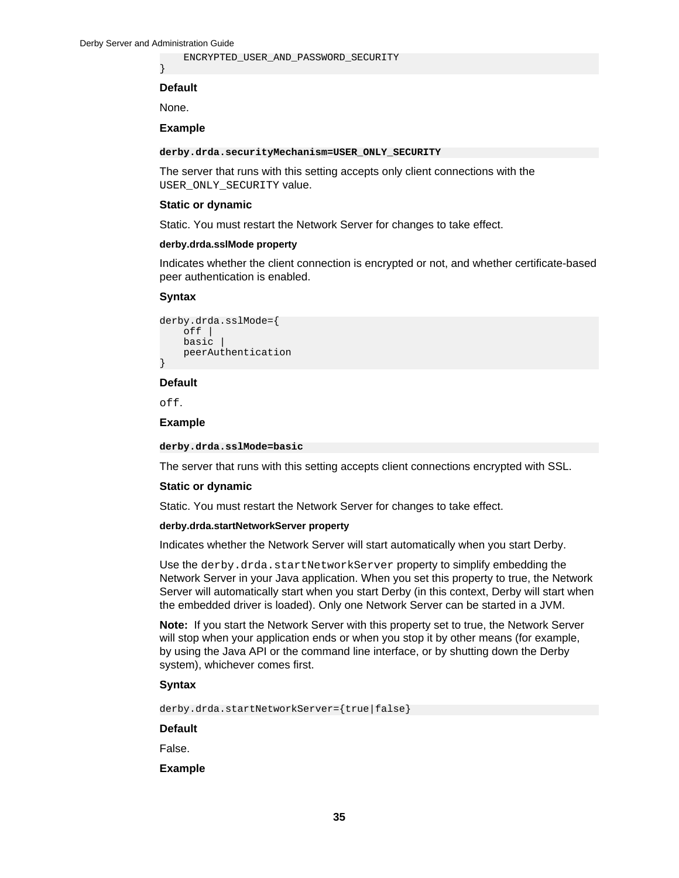```
    ENCRYPTED_USER_AND_PASSWORD_SECURITY
}
```

**Default**

None.

**Example**

```
derby.drda.securityMechanism=USER_ONLY_SECURITY
```

The server that runs with this setting accepts only client connections with the `USER_ONLY_SECURITY` value.

**Static or dynamic**

Static. You must restart the Network Server for changes to take effect.

#### derby.drda.sslMode property

Indicates whether the client connection is encrypted or not, and whether certificate-based peer authentication is enabled.

**Syntax**

```
derby.drda.sslMode={
    off |
    basic |
    peerAuthentication
}
```

**Default**

`off`.

**Example**

```
derby.drda.sslMode=basic
```

The server that runs with this setting accepts client connections encrypted with SSL.

**Static or dynamic**

Static. You must restart the Network Server for changes to take effect.

#### derby.drda.startNetworkServer property

Indicates whether the Network Server will start automatically when you start Derby.

Use the `derby.drda.startNetworkServer` property to simplify embedding the Network Server in your Java application. When you set this property to true, the Network Server will automatically start when you start Derby (in this context, Derby will start when the embedded driver is loaded). Only one Network Server can be started in a JVM.

**Note:** If you start the Network Server with this property set to true, the Network Server will stop when your application ends or when you stop it by other means (for example, by using the Java API or the command line interface, or by shutting down the Derby system), whichever comes first.

**Syntax**

```
derby.drda.startNetworkServer={true|false}
```

**Default**

False.

**Example**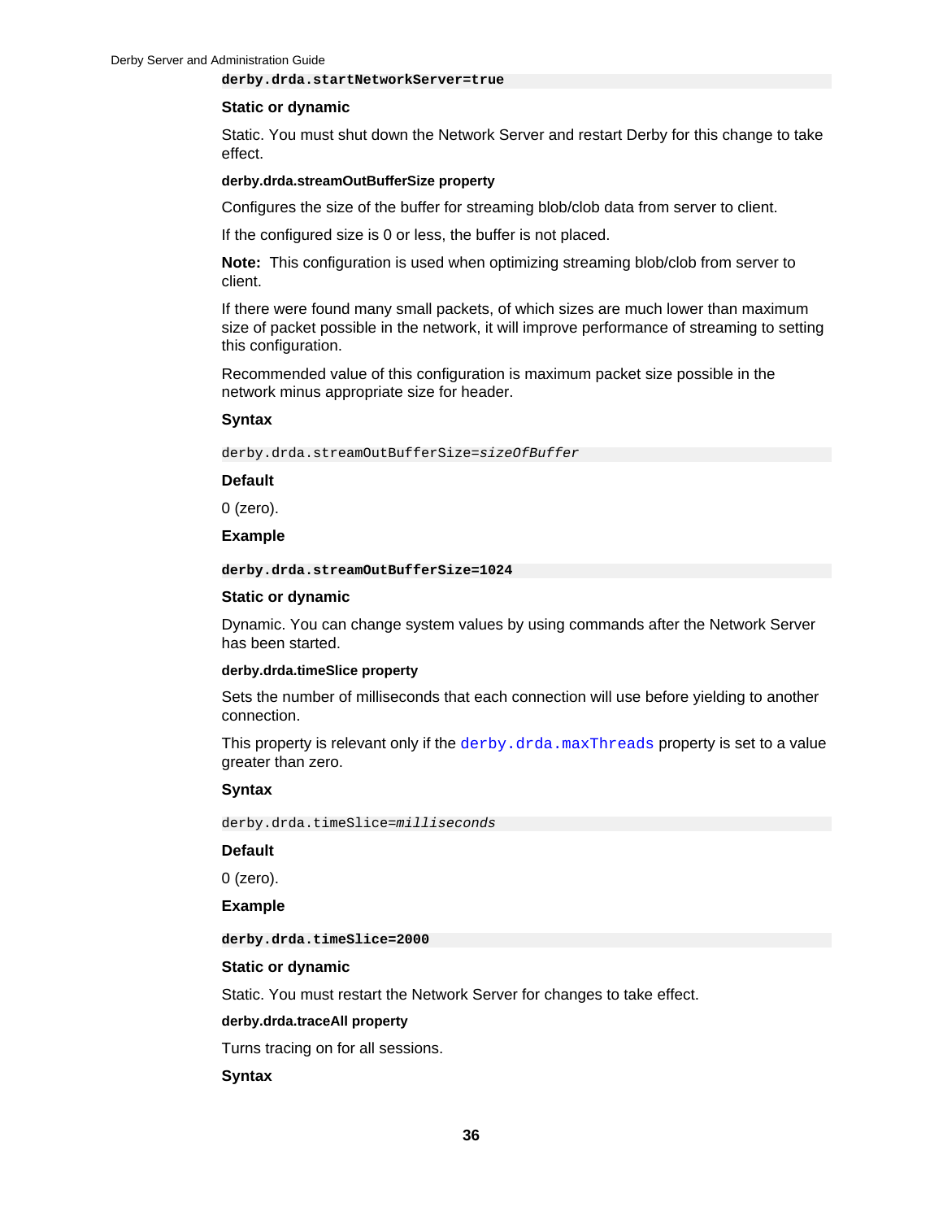```
derby.drda.startNetworkServer=true
```

**Static or dynamic**

Static. You must shut down the Network Server and restart Derby for this change to take effect.

#### derby.drda.streamOutBufferSize property

Configures the size of the buffer for streaming blob/clob data from server to client.

If the configured size is 0 or less, the buffer is not placed.

**Note:** This configuration is used when optimizing streaming blob/clob from server to client.

If there were found many small packets, of which sizes are much lower than maximum size of packet possible in the network, it will improve performance of streaming to setting this configuration.

Recommended value of this configuration is maximum packet size possible in the network minus appropriate size for header.

**Syntax**

```
derby.drda.streamOutBufferSize=sizeOfBuffer
```

**Default**

0 (zero).

**Example**

```
derby.drda.streamOutBufferSize=1024
```

**Static or dynamic**

Dynamic. You can change system values by using commands after the Network Server has been started.

#### derby.drda.timeSlice property

Sets the number of milliseconds that each connection will use before yielding to another connection.

This property is relevant only if the `derby.drda.maxThreads` property is set to a value greater than zero.

**Syntax**

```
derby.drda.timeSlice=milliseconds
```

**Default**

0 (zero).

**Example**

```
derby.drda.timeSlice=2000
```

**Static or dynamic**

Static. You must restart the Network Server for changes to take effect.

#### derby.drda.traceAll property

Turns tracing on for all sessions.

**Syntax**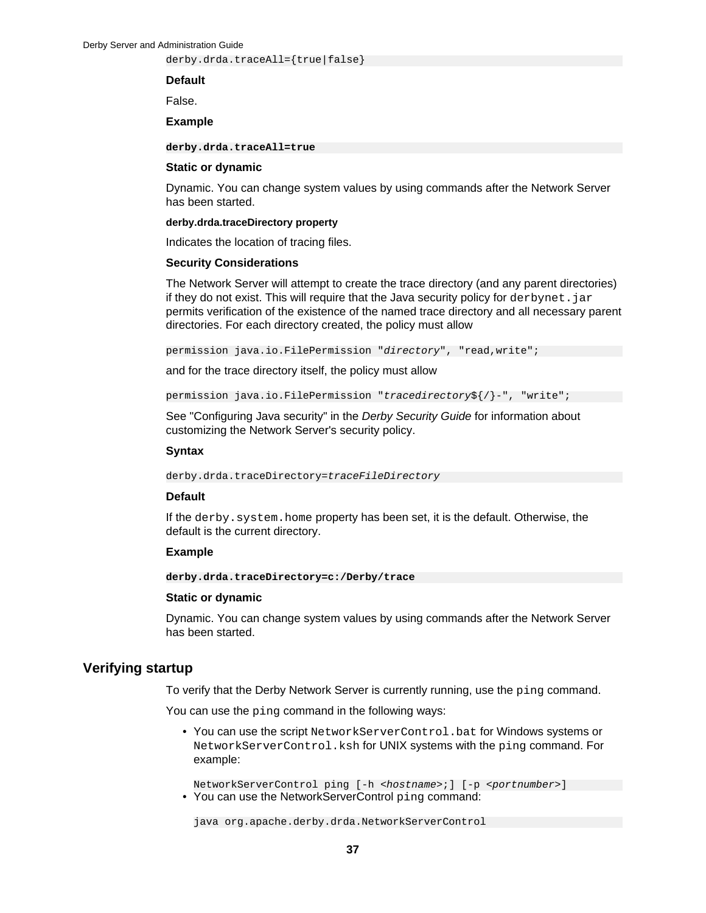```
derby.drda.traceAll={true|false}
```

#### Default

False.

#### Example

```
derby.drda.traceAll=true
```

#### Static or dynamic

Dynamic. You can change system values by using commands after the Network Server has been started.

##### derby.drda.traceDirectory property

Indicates the location of tracing files.

#### Security Considerations

The Network Server will attempt to create the trace directory (and any parent directories) if they do not exist. This will require that the Java security policy for `derbynet.jar` permits verification of the existence of the named trace directory and all necessary parent directories. For each directory created, the policy must allow

```
permission java.io.FilePermission "directory", "read,write";
```

and for the trace directory itself, the policy must allow

```
permission java.io.FilePermission "tracedirectory${/}-", "write";
```

See "Configuring Java security" in the *Derby Security Guide* for information about customizing the Network Server's security policy.

#### Syntax

```
derby.drda.traceDirectory=traceFileDirectory
```

#### Default

If the `derby.system.home` property has been set, it is the default. Otherwise, the default is the current directory.

#### Example

```
derby.drda.traceDirectory=c:/Derby/trace
```

#### Static or dynamic

Dynamic. You can change system values by using commands after the Network Server has been started.

## Verifying startup

To verify that the Derby Network Server is currently running, use the `ping` command.

You can use the `ping` command in the following ways:

- You can use the script `NetworkServerControl.bat` for Windows systems or `NetworkServerControl.ksh` for UNIX systems with the `ping` command. For example:

  ```
  NetworkServerControl ping [-h <hostname>;] [-p <portnumber>]
  ```

- You can use the NetworkServerControl `ping` command:

  ```
  java org.apache.derby.drda.NetworkServerControl
  ```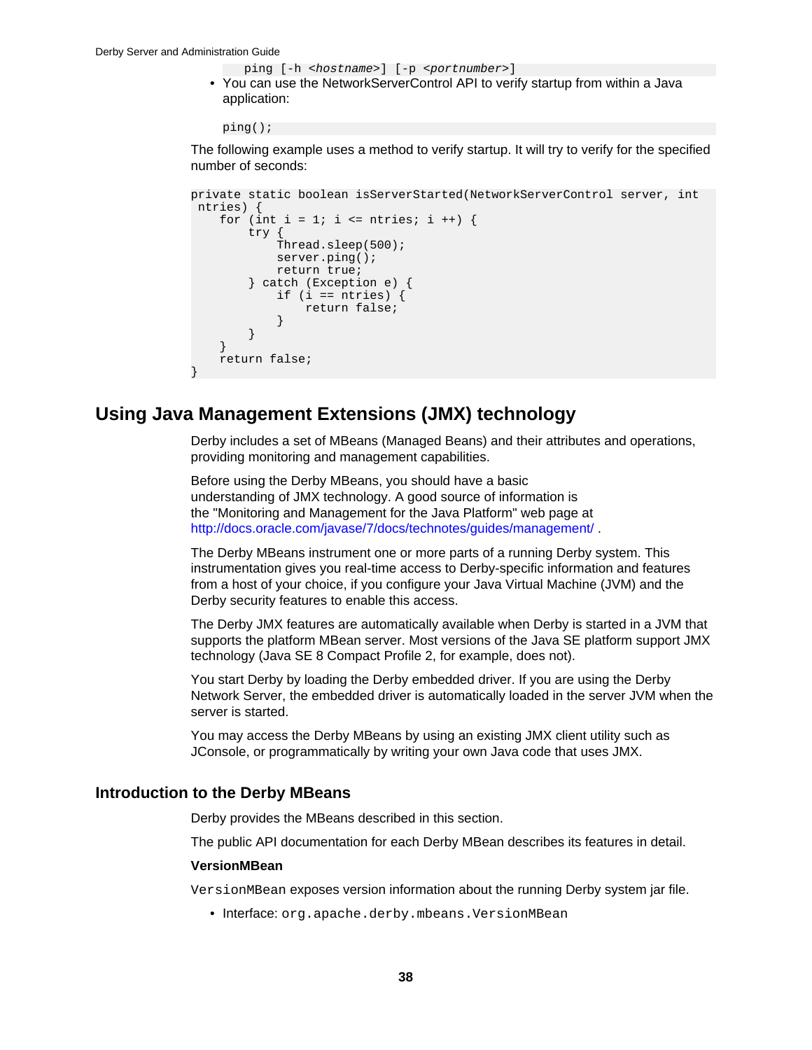```
ping [-h <hostname>] [-p <portnumber>]
```

- You can use the NetworkServerControl API to verify startup from within a Java application:

```
ping();
```

The following example uses a method to verify startup. It will try to verify for the specified number of seconds:

```
private static boolean isServerStarted(NetworkServerControl server, int
 ntries) {
    for (int i = 1; i <= ntries; i ++) {
        try {
            Thread.sleep(500);
            server.ping();
            return true;
        } catch (Exception e) {
            if (i == ntries) {
                return false;
            }
        }
    }
    return false;
}
```

## Using Java Management Extensions (JMX) technology

Derby includes a set of MBeans (Managed Beans) and their attributes and operations, providing monitoring and management capabilities.

Before using the Derby MBeans, you should have a basic understanding of JMX technology. A good source of information is the "Monitoring and Management for the Java Platform" web page at http://docs.oracle.com/javase/7/docs/technotes/guides/management/ .

The Derby MBeans instrument one or more parts of a running Derby system. This instrumentation gives you real-time access to Derby-specific information and features from a host of your choice, if you configure your Java Virtual Machine (JVM) and the Derby security features to enable this access.

The Derby JMX features are automatically available when Derby is started in a JVM that supports the platform MBean server. Most versions of the Java SE platform support JMX technology (Java SE 8 Compact Profile 2, for example, does not).

You start Derby by loading the Derby embedded driver. If you are using the Derby Network Server, the embedded driver is automatically loaded in the server JVM when the server is started.

You may access the Derby MBeans by using an existing JMX client utility such as JConsole, or programmatically by writing your own Java code that uses JMX.

### Introduction to the Derby MBeans

Derby provides the MBeans described in this section.

The public API documentation for each Derby MBean describes its features in detail.

**VersionMBean**

`VersionMBean` exposes version information about the running Derby system jar file.

- Interface: `org.apache.derby.mbeans.VersionMBean`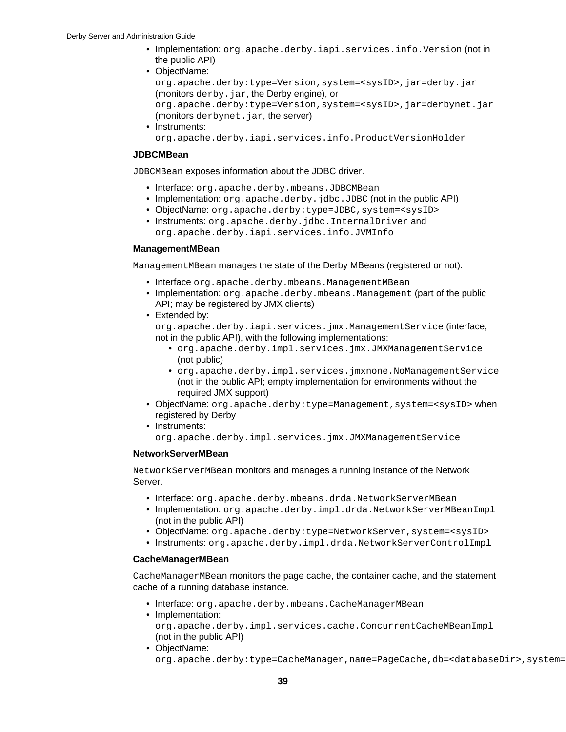* Implementation: `org.apache.derby.iapi.services.info.Version` (not in the public API)
* ObjectName: `org.apache.derby:type=Version,system=<sysID>,jar=derby.jar` (monitors `derby.jar`, the Derby engine), or `org.apache.derby:type=Version,system=<sysID>,jar=derbynet.jar` (monitors `derbynet.jar`, the server)
* Instruments: `org.apache.derby.iapi.services.info.ProductVersionHolder`

#### JDBCMBean

`JDBCMBean` exposes information about the JDBC driver.

* Interface: `org.apache.derby.mbeans.JDBCMBean`
* Implementation: `org.apache.derby.jdbc.JDBC` (not in the public API)
* ObjectName: `org.apache.derby:type=JDBC,system=<sysID>`
* Instruments: `org.apache.derby.jdbc.InternalDriver` and `org.apache.derby.iapi.services.info.JVMInfo`

#### ManagementMBean

`ManagementMBean` manages the state of the Derby MBeans (registered or not).

* Interface `org.apache.derby.mbeans.ManagementMBean`
* Implementation: `org.apache.derby.mbeans.Management` (part of the public API; may be registered by JMX clients)
* Extended by: `org.apache.derby.iapi.services.jmx.ManagementService` (interface; not in the public API), with the following implementations:
    * `org.apache.derby.impl.services.jmx.JMXManagementService` (not public)
    * `org.apache.derby.impl.services.jmxnone.NoManagementService` (not in the public API; empty implementation for environments without the required JMX support)
* ObjectName: `org.apache.derby:type=Management,system=<sysID>` when registered by Derby
* Instruments: `org.apache.derby.impl.services.jmx.JMXManagementService`

#### NetworkServerMBean

`NetworkServerMBean` monitors and manages a running instance of the Network Server.

* Interface: `org.apache.derby.mbeans.drda.NetworkServerMBean`
* Implementation: `org.apache.derby.impl.drda.NetworkServerMBeanImpl` (not in the public API)
* ObjectName: `org.apache.derby:type=NetworkServer,system=<sysID>`
* Instruments: `org.apache.derby.impl.drda.NetworkServerControlImpl`

#### CacheManagerMBean

`CacheManagerMBean` monitors the page cache, the container cache, and the statement cache of a running database instance.

* Interface: `org.apache.derby.mbeans.CacheManagerMBean`
* Implementation: `org.apache.derby.impl.services.cache.ConcurrentCacheMBeanImpl` (not in the public API)
* ObjectName: `org.apache.derby:type=CacheManager,name=PageCache,db=<databaseDir>,system=`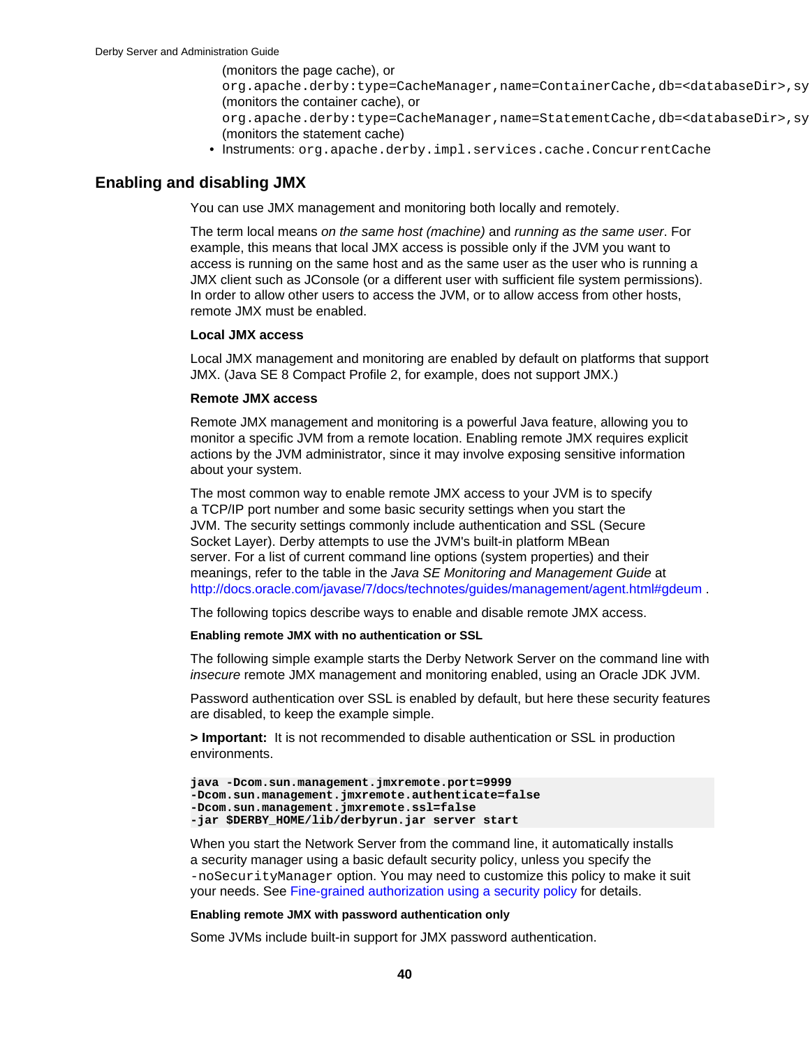(monitors the page cache), or
`org.apache.derby:type=CacheManager,name=ContainerCache,db=<databaseDir>,sy`
(monitors the container cache), or
`org.apache.derby:type=CacheManager,name=StatementCache,db=<databaseDir>,sy`
(monitors the statement cache)

- Instruments: `org.apache.derby.impl.services.cache.ConcurrentCache`

## Enabling and disabling JMX

You can use JMX management and monitoring both locally and remotely.

The term local means *on the same host (machine)* and *running as the same user*. For example, this means that local JMX access is possible only if the JVM you want to access is running on the same host and as the same user as the user who is running a JMX client such as JConsole (or a different user with sufficient file system permissions). In order to allow other users to access the JVM, or to allow access from other hosts, remote JMX must be enabled.

### Local JMX access

Local JMX management and monitoring are enabled by default on platforms that support JMX. (Java SE 8 Compact Profile 2, for example, does not support JMX.)

### Remote JMX access

Remote JMX management and monitoring is a powerful Java feature, allowing you to monitor a specific JVM from a remote location. Enabling remote JMX requires explicit actions by the JVM administrator, since it may involve exposing sensitive information about your system.

The most common way to enable remote JMX access to your JVM is to specify a TCP/IP port number and some basic security settings when you start the JVM. The security settings commonly include authentication and SSL (Secure Socket Layer). Derby attempts to use the JVM's built-in platform MBean server. For a list of current command line options (system properties) and their meanings, refer to the table in the *Java SE Monitoring and Management Guide* at http://docs.oracle.com/javase/7/docs/technotes/guides/management/agent.html#gdeum .

The following topics describe ways to enable and disable remote JMX access.

#### Enabling remote JMX with no authentication or SSL

The following simple example starts the Derby Network Server on the command line with *insecure* remote JMX management and monitoring enabled, using an Oracle JDK JVM.

Password authentication over SSL is enabled by default, but here these security features are disabled, to keep the example simple.

**> Important:** It is not recommended to disable authentication or SSL in production environments.

```
java -Dcom.sun.management.jmxremote.port=9999
-Dcom.sun.management.jmxremote.authenticate=false
-Dcom.sun.management.jmxremote.ssl=false
-jar $DERBY_HOME/lib/derbyrun.jar server start
```

When you start the Network Server from the command line, it automatically installs a security manager using a basic default security policy, unless you specify the `-noSecurityManager` option. You may need to customize this policy to make it suit your needs. See Fine-grained authorization using a security policy for details.

#### Enabling remote JMX with password authentication only

Some JVMs include built-in support for JMX password authentication.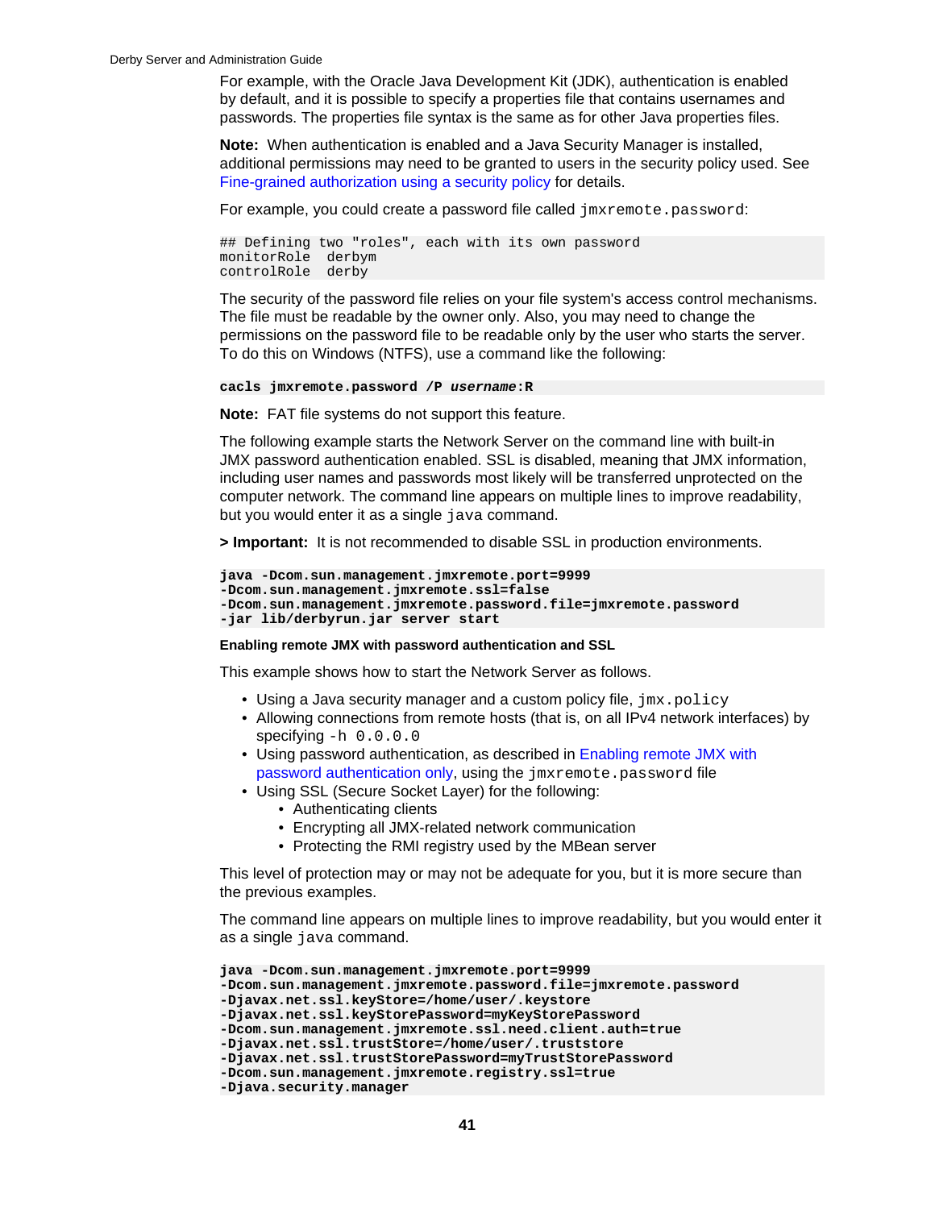For example, with the Oracle Java Development Kit (JDK), authentication is enabled by default, and it is possible to specify a properties file that contains usernames and passwords. The properties file syntax is the same as for other Java properties files.

**Note:** When authentication is enabled and a Java Security Manager is installed, additional permissions may need to be granted to users in the security policy used. See Fine-grained authorization using a security policy for details.

For example, you could create a password file called `jmxremote.password`:

```
## Defining two "roles", each with its own password
monitorRole  derbym
controlRole  derby
```

The security of the password file relies on your file system's access control mechanisms. The file must be readable by the owner only. Also, you may need to change the permissions on the password file to be readable only by the user who starts the server. To do this on Windows (NTFS), use a command like the following:

```
cacls jmxremote.password /P username:R
```

**Note:** FAT file systems do not support this feature.

The following example starts the Network Server on the command line with built-in JMX password authentication enabled. SSL is disabled, meaning that JMX information, including user names and passwords most likely will be transferred unprotected on the computer network. The command line appears on multiple lines to improve readability, but you would enter it as a single `java` command.

**> Important:** It is not recommended to disable SSL in production environments.

```
java -Dcom.sun.management.jmxremote.port=9999
-Dcom.sun.management.jmxremote.ssl=false
-Dcom.sun.management.jmxremote.password.file=jmxremote.password
-jar lib/derbyrun.jar server start
```

#### Enabling remote JMX with password authentication and SSL

This example shows how to start the Network Server as follows.

- Using a Java security manager and a custom policy file, `jmx.policy`
- Allowing connections from remote hosts (that is, on all IPv4 network interfaces) by specifying `-h 0.0.0.0`
- Using password authentication, as described in Enabling remote JMX with password authentication only, using the `jmxremote.password` file
- Using SSL (Secure Socket Layer) for the following:
  - Authenticating clients
  - Encrypting all JMX-related network communication
  - Protecting the RMI registry used by the MBean server

This level of protection may or may not be adequate for you, but it is more secure than the previous examples.

The command line appears on multiple lines to improve readability, but you would enter it as a single `java` command.

```
java -Dcom.sun.management.jmxremote.port=9999
-Dcom.sun.management.jmxremote.password.file=jmxremote.password
-Djavax.net.ssl.keyStore=/home/user/.keystore
-Djavax.net.ssl.keyStorePassword=myKeyStorePassword
-Dcom.sun.management.jmxremote.ssl.need.client.auth=true
-Djavax.net.ssl.trustStore=/home/user/.truststore
-Djavax.net.ssl.trustStorePassword=myTrustStorePassword
-Dcom.sun.management.jmxremote.registry.ssl=true
-Djava.security.manager
```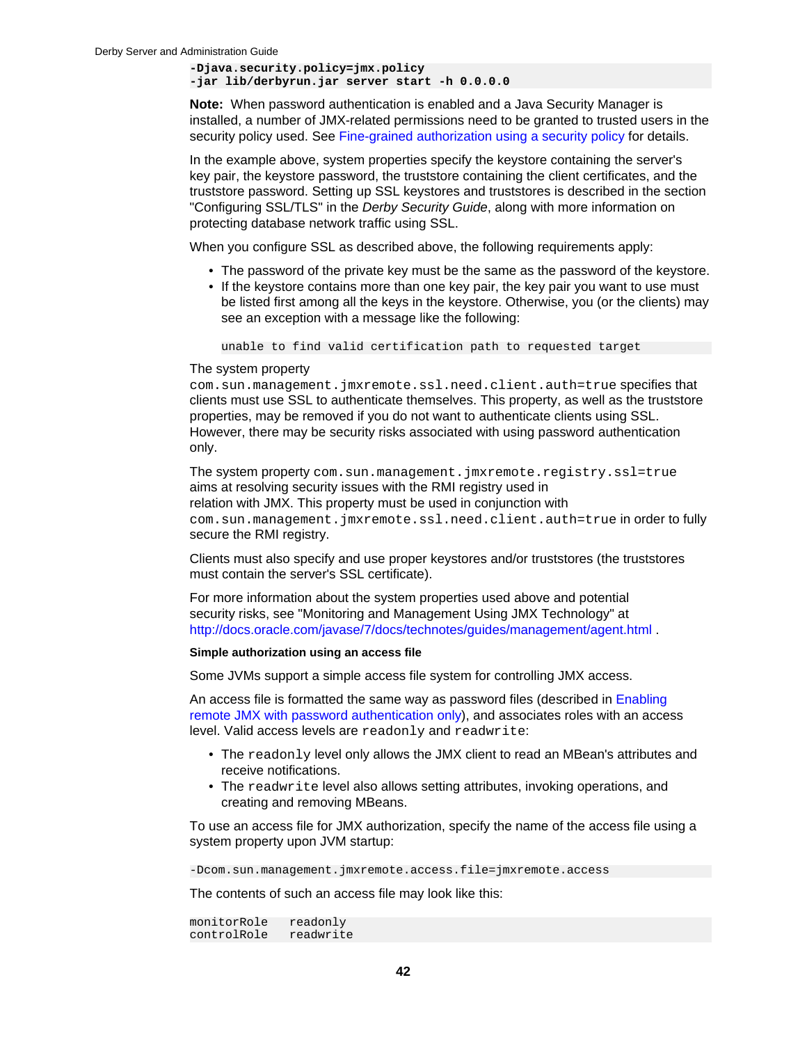```
-Djava.security.policy=jmx.policy
-jar lib/derbyrun.jar server start -h 0.0.0.0
```

**Note:** When password authentication is enabled and a Java Security Manager is installed, a number of JMX-related permissions need to be granted to trusted users in the security policy used. See Fine-grained authorization using a security policy for details.

In the example above, system properties specify the keystore containing the server's key pair, the keystore password, the truststore containing the client certificates, and the truststore password. Setting up SSL keystores and truststores is described in the section "Configuring SSL/TLS" in the *Derby Security Guide*, along with more information on protecting database network traffic using SSL.

When you configure SSL as described above, the following requirements apply:

- The password of the private key must be the same as the password of the keystore.
- If the keystore contains more than one key pair, the key pair you want to use must be listed first among all the keys in the keystore. Otherwise, you (or the clients) may see an exception with a message like the following:

  ```
  unable to find valid certification path to requested target
  ```

The system property `com.sun.management.jmxremote.ssl.need.client.auth=true` specifies that clients must use SSL to authenticate themselves. This property, as well as the truststore properties, may be removed if you do not want to authenticate clients using SSL. However, there may be security risks associated with using password authentication only.

The system property `com.sun.management.jmxremote.registry.ssl=true` aims at resolving security issues with the RMI registry used in relation with JMX. This property must be used in conjunction with `com.sun.management.jmxremote.ssl.need.client.auth=true` in order to fully secure the RMI registry.

Clients must also specify and use proper keystores and/or truststores (the truststores must contain the server's SSL certificate).

For more information about the system properties used above and potential security risks, see "Monitoring and Management Using JMX Technology" at http://docs.oracle.com/javase/7/docs/technotes/guides/management/agent.html .

#### Simple authorization using an access file

Some JVMs support a simple access file system for controlling JMX access.

An access file is formatted the same way as password files (described in Enabling remote JMX with password authentication only), and associates roles with an access level. Valid access levels are `readonly` and `readwrite`:

- The `readonly` level only allows the JMX client to read an MBean's attributes and receive notifications.
- The `readwrite` level also allows setting attributes, invoking operations, and creating and removing MBeans.

To use an access file for JMX authorization, specify the name of the access file using a system property upon JVM startup:

```
-Dcom.sun.management.jmxremote.access.file=jmxremote.access
```

The contents of such an access file may look like this:

```
monitorRole   readonly
controlRole   readwrite
```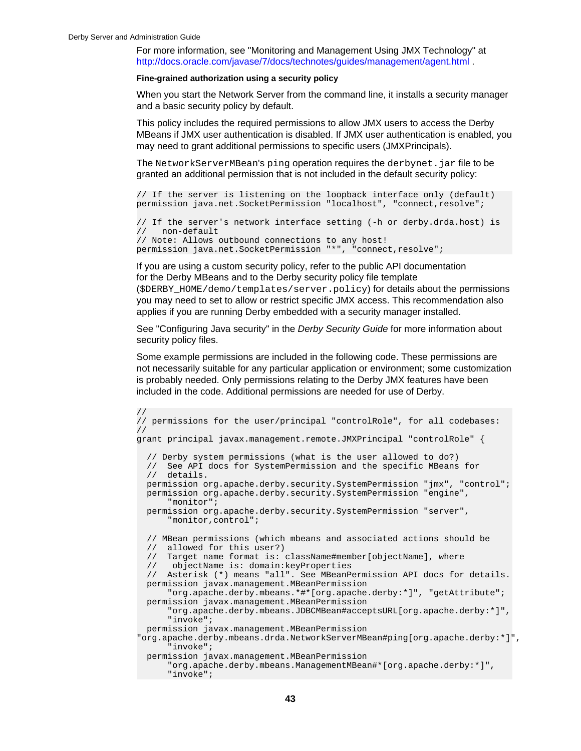For more information, see "Monitoring and Management Using JMX Technology" at http://docs.oracle.com/javase/7/docs/technotes/guides/management/agent.html .

#### Fine-grained authorization using a security policy

When you start the Network Server from the command line, it installs a security manager and a basic security policy by default.

This policy includes the required permissions to allow JMX users to access the Derby MBeans if JMX user authentication is disabled. If JMX user authentication is enabled, you may need to grant additional permissions to specific users (JMXPrincipals).

The `NetworkServerMBean`'s `ping` operation requires the `derbynet.jar` file to be granted an additional permission that is not included in the default security policy:

```
// If the server is listening on the loopback interface only (default)
permission java.net.SocketPermission "localhost", "connect,resolve";

// If the server's network interface setting (-h or derby.drda.host) is
//   non-default
// Note: Allows outbound connections to any host!
permission java.net.SocketPermission "*", "connect,resolve";
```

If you are using a custom security policy, refer to the public API documentation for the Derby MBeans and to the Derby security policy file template (`$DERBY_HOME/demo/templates/server.policy`) for details about the permissions you may need to set to allow or restrict specific JMX access. This recommendation also applies if you are running Derby embedded with a security manager installed.

See "Configuring Java security" in the *Derby Security Guide* for more information about security policy files.

Some example permissions are included in the following code. These permissions are not necessarily suitable for any particular application or environment; some customization is probably needed. Only permissions relating to the Derby JMX features have been included in the code. Additional permissions are needed for use of Derby.

```
//
// permissions for the user/principal "controlRole", for all codebases:
//
grant principal javax.management.remote.JMXPrincipal "controlRole" {

  // Derby system permissions (what is the user allowed to do?)
  //  See API docs for SystemPermission and the specific MBeans for
  //  details.
  permission org.apache.derby.security.SystemPermission "jmx", "control";
  permission org.apache.derby.security.SystemPermission "engine",
      "monitor";
  permission org.apache.derby.security.SystemPermission "server",
      "monitor,control";

  // MBean permissions (which mbeans and associated actions should be
  //  allowed for this user?)
  //  Target name format is: className#member[objectName], where
  //   objectName is: domain:keyProperties
  //  Asterisk (*) means "all". See MBeanPermission API docs for details.
  permission javax.management.MBeanPermission
      "org.apache.derby.mbeans.*#*[org.apache.derby:*]", "getAttribute";
  permission javax.management.MBeanPermission
      "org.apache.derby.mbeans.JDBCMBean#acceptsURL[org.apache.derby:*]",
      "invoke";
  permission javax.management.MBeanPermission
"org.apache.derby.mbeans.drda.NetworkServerMBean#ping[org.apache.derby:*]",
      "invoke";
  permission javax.management.MBeanPermission
      "org.apache.derby.mbeans.ManagementMBean#*[org.apache.derby:*]",
      "invoke";
```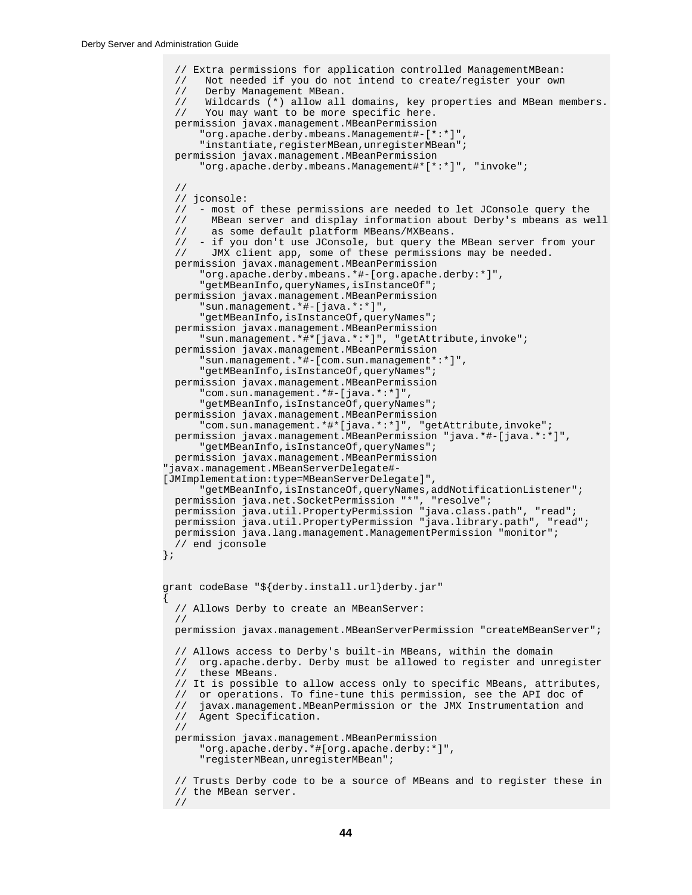```
  // Extra permissions for application controlled ManagementMBean:
  //   Not needed if you do not intend to create/register your own
  //   Derby Management MBean.
  //   Wildcards (*) allow all domains, key properties and MBean members.
  //   You may want to be more specific here.
  permission javax.management.MBeanPermission
      "org.apache.derby.mbeans.Management#-[*:*]",
      "instantiate,registerMBean,unregisterMBean";
  permission javax.management.MBeanPermission
      "org.apache.derby.mbeans.Management#*[*:*]", "invoke";

  //
  // jconsole:
  //  - most of these permissions are needed to let JConsole query the
  //    MBean server and display information about Derby's mbeans as well
  //    as some default platform MBeans/MXBeans.
  //  - if you don't use JConsole, but query the MBean server from your
  //    JMX client app, some of these permissions may be needed.
  permission javax.management.MBeanPermission
      "org.apache.derby.mbeans.*#-[org.apache.derby:*]",
      "getMBeanInfo,queryNames,isInstanceOf";
  permission javax.management.MBeanPermission
      "sun.management.*#-[java.*:*]",
      "getMBeanInfo,isInstanceOf,queryNames";
  permission javax.management.MBeanPermission
      "sun.management.*#*[java.*:*]", "getAttribute,invoke";
  permission javax.management.MBeanPermission
      "sun.management.*#-[com.sun.management*:*]",
      "getMBeanInfo,isInstanceOf,queryNames";
  permission javax.management.MBeanPermission
      "com.sun.management.*#-[java.*:*]",
      "getMBeanInfo,isInstanceOf,queryNames";
  permission javax.management.MBeanPermission
      "com.sun.management.*#*[java.*:*]", "getAttribute,invoke";
  permission javax.management.MBeanPermission "java.*#-[java.*:*]",
      "getMBeanInfo,isInstanceOf,queryNames";
  permission javax.management.MBeanPermission
"javax.management.MBeanServerDelegate#-
[JMImplementation:type=MBeanServerDelegate]",
      "getMBeanInfo,isInstanceOf,queryNames,addNotificationListener";
  permission java.net.SocketPermission "*", "resolve";
  permission java.util.PropertyPermission "java.class.path", "read";
  permission java.util.PropertyPermission "java.library.path", "read";
  permission java.lang.management.ManagementPermission "monitor";
  // end jconsole
};


grant codeBase "${derby.install.url}derby.jar"
{
  // Allows Derby to create an MBeanServer:
  //
  permission javax.management.MBeanServerPermission "createMBeanServer";

  // Allows access to Derby's built-in MBeans, within the domain
  //  org.apache.derby. Derby must be allowed to register and unregister
  //  these MBeans.
  // It is possible to allow access only to specific MBeans, attributes,
  //  or operations. To fine-tune this permission, see the API doc of
  //  javax.management.MBeanPermission or the JMX Instrumentation and
  //  Agent Specification.
  //
  permission javax.management.MBeanPermission
      "org.apache.derby.*#[org.apache.derby:*]",
      "registerMBean,unregisterMBean";

  // Trusts Derby code to be a source of MBeans and to register these in
  // the MBean server.
  //
```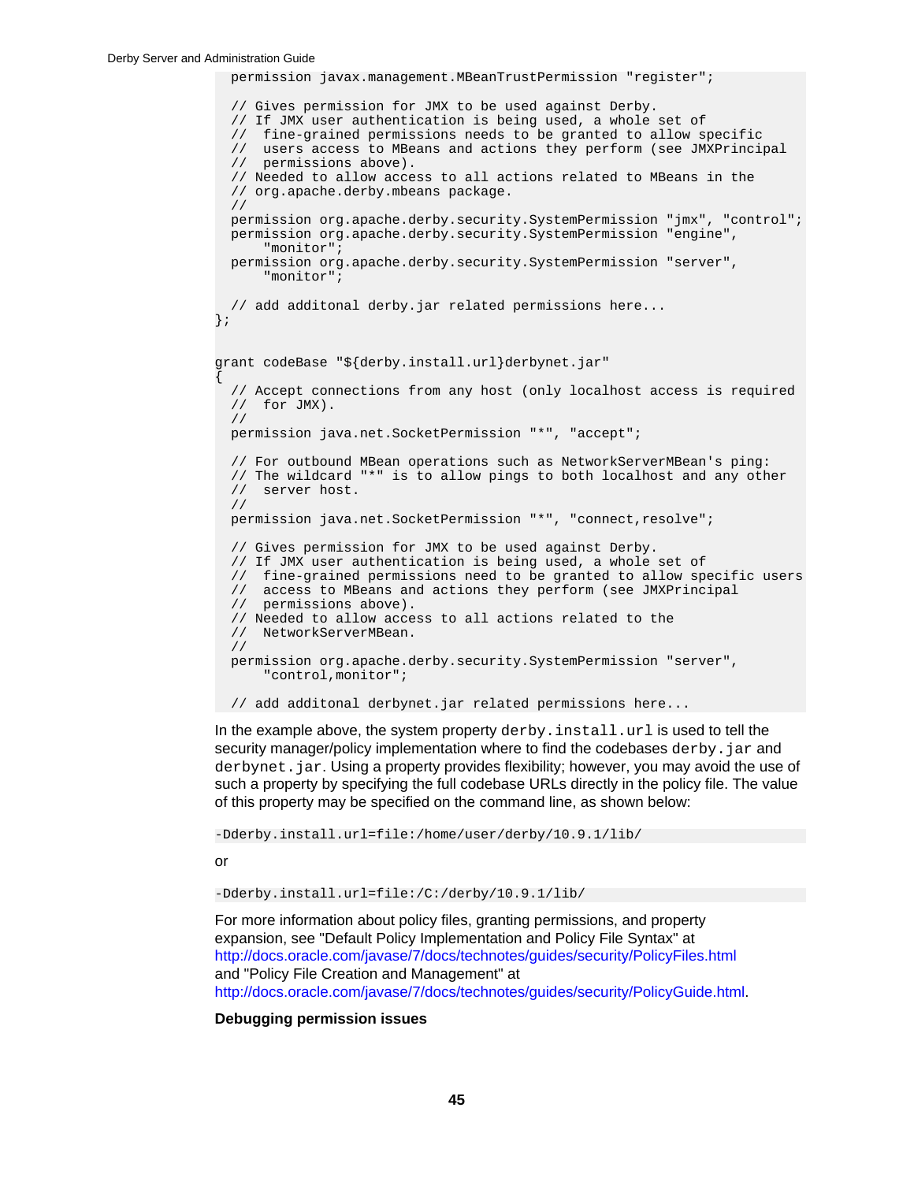```
  permission javax.management.MBeanTrustPermission "register";

  // Gives permission for JMX to be used against Derby.
  // If JMX user authentication is being used, a whole set of
  //  fine-grained permissions needs to be granted to allow specific
  //  users access to MBeans and actions they perform (see JMXPrincipal
  //  permissions above).
  // Needed to allow access to all actions related to MBeans in the
  // org.apache.derby.mbeans package.
  //
  permission org.apache.derby.security.SystemPermission "jmx", "control";
  permission org.apache.derby.security.SystemPermission "engine",
      "monitor";
  permission org.apache.derby.security.SystemPermission "server",
      "monitor";

  // add additonal derby.jar related permissions here...
};


grant codeBase "${derby.install.url}derbynet.jar"
{
  // Accept connections from any host (only localhost access is required
  //  for JMX).
  //
  permission java.net.SocketPermission "*", "accept";

  // For outbound MBean operations such as NetworkServerMBean's ping:
  // The wildcard "*" is to allow pings to both localhost and any other
  //  server host.
  //
  permission java.net.SocketPermission "*", "connect,resolve";

  // Gives permission for JMX to be used against Derby.
  // If JMX user authentication is being used, a whole set of
  //  fine-grained permissions need to be granted to allow specific users
  //  access to MBeans and actions they perform (see JMXPrincipal
  //  permissions above).
  // Needed to allow access to all actions related to the
  //  NetworkServerMBean.
  //
  permission org.apache.derby.security.SystemPermission "server",
      "control,monitor";

  // add additonal derbynet.jar related permissions here...
```

In the example above, the system property `derby.install.url` is used to tell the security manager/policy implementation where to find the codebases `derby.jar` and `derbynet.jar`. Using a property provides flexibility; however, you may avoid the use of such a property by specifying the full codebase URLs directly in the policy file. The value of this property may be specified on the command line, as shown below:

```
-Dderby.install.url=file:/home/user/derby/10.9.1/lib/
```

or

```
-Dderby.install.url=file:/C:/derby/10.9.1/lib/
```

For more information about policy files, granting permissions, and property expansion, see "Default Policy Implementation and Policy File Syntax" at http://docs.oracle.com/javase/7/docs/technotes/guides/security/PolicyFiles.html and "Policy File Creation and Management" at http://docs.oracle.com/javase/7/docs/technotes/guides/security/PolicyGuide.html.

**Debugging permission issues**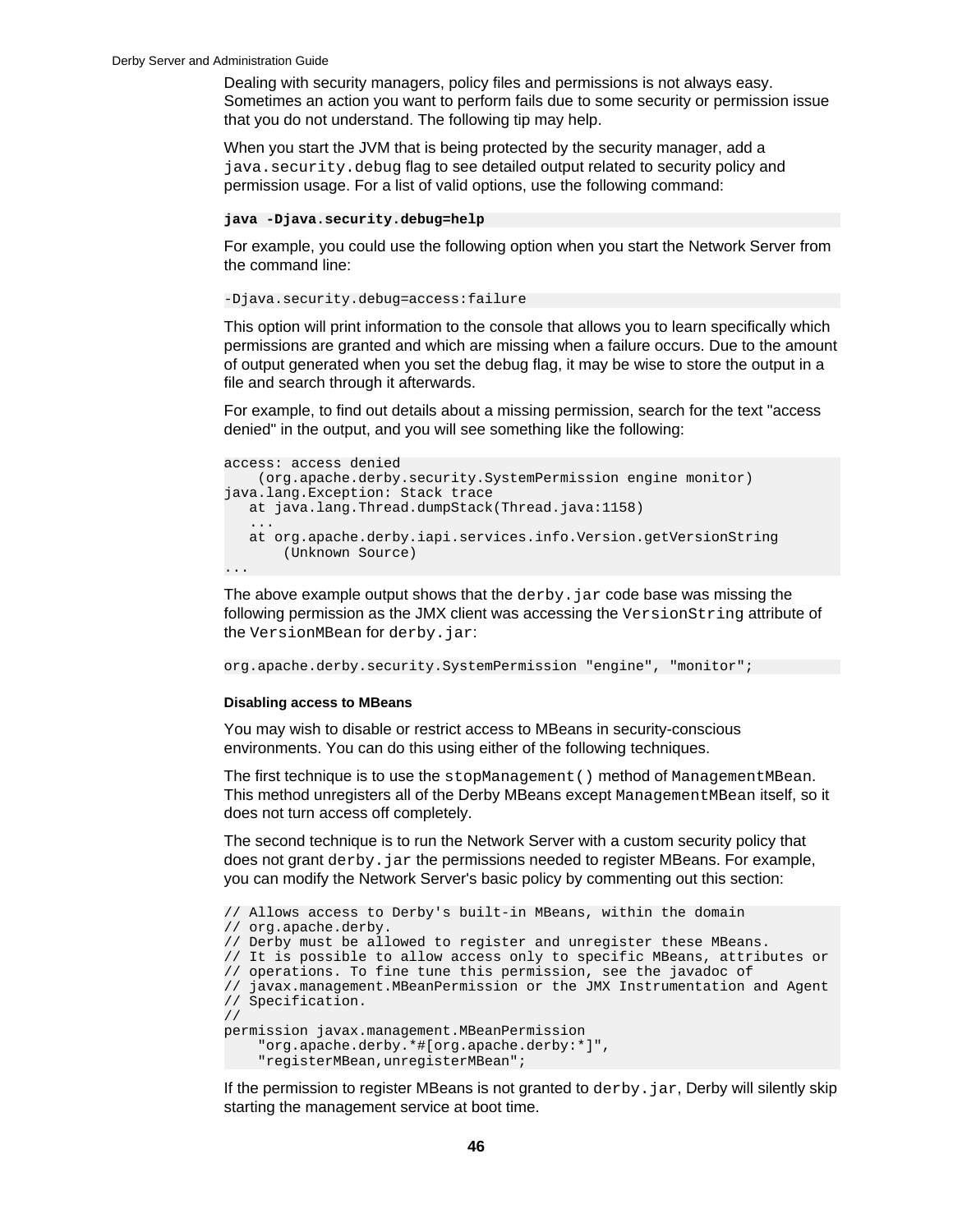Dealing with security managers, policy files and permissions is not always easy. Sometimes an action you want to perform fails due to some security or permission issue that you do not understand. The following tip may help.

When you start the JVM that is being protected by the security manager, add a `java.security.debug` flag to see detailed output related to security policy and permission usage. For a list of valid options, use the following command:

```
java -Djava.security.debug=help
```

For example, you could use the following option when you start the Network Server from the command line:

```
-Djava.security.debug=access:failure
```

This option will print information to the console that allows you to learn specifically which permissions are granted and which are missing when a failure occurs. Due to the amount of output generated when you set the debug flag, it may be wise to store the output in a file and search through it afterwards.

For example, to find out details about a missing permission, search for the text "access denied" in the output, and you will see something like the following:

```
access: access denied
    (org.apache.derby.security.SystemPermission engine monitor)
java.lang.Exception: Stack trace
   at java.lang.Thread.dumpStack(Thread.java:1158)
   ...
   at org.apache.derby.iapi.services.info.Version.getVersionString
       (Unknown Source)
...
```

The above example output shows that the `derby.jar` code base was missing the following permission as the JMX client was accessing the `VersionString` attribute of the `VersionMBean` for `derby.jar`:

```
org.apache.derby.security.SystemPermission "engine", "monitor";
```

#### Disabling access to MBeans

You may wish to disable or restrict access to MBeans in security-conscious environments. You can do this using either of the following techniques.

The first technique is to use the `stopManagement()` method of `ManagementMBean`. This method unregisters all of the Derby MBeans except `ManagementMBean` itself, so it does not turn access off completely.

The second technique is to run the Network Server with a custom security policy that does not grant `derby.jar` the permissions needed to register MBeans. For example, you can modify the Network Server's basic policy by commenting out this section:

```
// Allows access to Derby's built-in MBeans, within the domain
// org.apache.derby.
// Derby must be allowed to register and unregister these MBeans.
// It is possible to allow access only to specific MBeans, attributes or
// operations. To fine tune this permission, see the javadoc of
// javax.management.MBeanPermission or the JMX Instrumentation and Agent
// Specification.
//
permission javax.management.MBeanPermission
    "org.apache.derby.*#[org.apache.derby:*]",
    "registerMBean,unregisterMBean";
```

If the permission to register MBeans is not granted to `derby.jar`, Derby will silently skip starting the management service at boot time.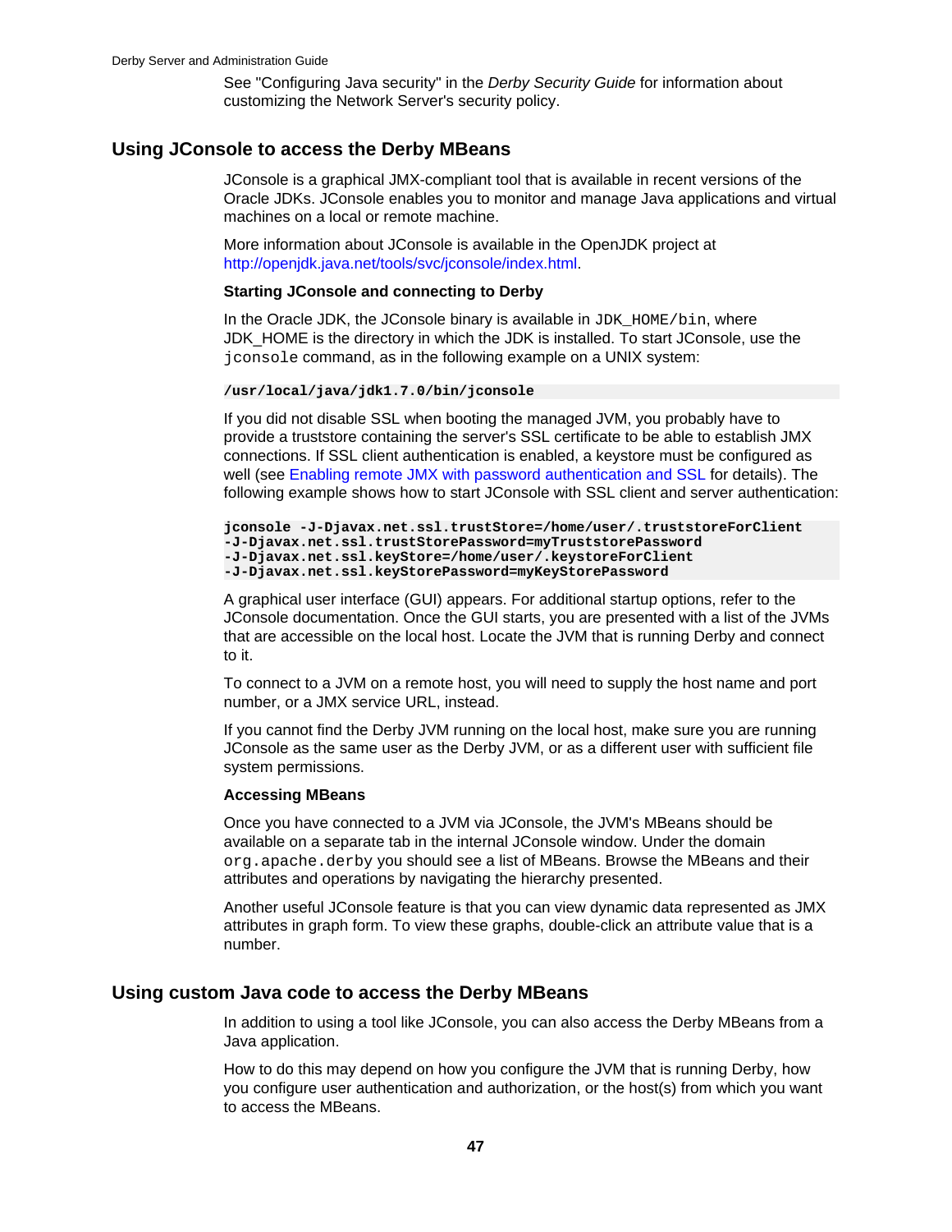See "Configuring Java security" in the *Derby Security Guide* for information about customizing the Network Server's security policy.

## Using JConsole to access the Derby MBeans

JConsole is a graphical JMX-compliant tool that is available in recent versions of the Oracle JDKs. JConsole enables you to monitor and manage Java applications and virtual machines on a local or remote machine.

More information about JConsole is available in the OpenJDK project at http://openjdk.java.net/tools/svc/jconsole/index.html.

**Starting JConsole and connecting to Derby**

In the Oracle JDK, the JConsole binary is available in `JDK_HOME/bin`, where JDK_HOME is the directory in which the JDK is installed. To start JConsole, use the `jconsole` command, as in the following example on a UNIX system:

```
/usr/local/java/jdk1.7.0/bin/jconsole
```

If you did not disable SSL when booting the managed JVM, you probably have to provide a truststore containing the server's SSL certificate to be able to establish JMX connections. If SSL client authentication is enabled, a keystore must be configured as well (see Enabling remote JMX with password authentication and SSL for details). The following example shows how to start JConsole with SSL client and server authentication:

```
jconsole -J-Djavax.net.ssl.trustStore=/home/user/.truststoreForClient
-J-Djavax.net.ssl.trustStorePassword=myTruststorePassword
-J-Djavax.net.ssl.keyStore=/home/user/.keystoreForClient
-J-Djavax.net.ssl.keyStorePassword=myKeyStorePassword
```

A graphical user interface (GUI) appears. For additional startup options, refer to the JConsole documentation. Once the GUI starts, you are presented with a list of the JVMs that are accessible on the local host. Locate the JVM that is running Derby and connect to it.

To connect to a JVM on a remote host, you will need to supply the host name and port number, or a JMX service URL, instead.

If you cannot find the Derby JVM running on the local host, make sure you are running JConsole as the same user as the Derby JVM, or as a different user with sufficient file system permissions.

**Accessing MBeans**

Once you have connected to a JVM via JConsole, the JVM's MBeans should be available on a separate tab in the internal JConsole window. Under the domain `org.apache.derby` you should see a list of MBeans. Browse the MBeans and their attributes and operations by navigating the hierarchy presented.

Another useful JConsole feature is that you can view dynamic data represented as JMX attributes in graph form. To view these graphs, double-click an attribute value that is a number.

## Using custom Java code to access the Derby MBeans

In addition to using a tool like JConsole, you can also access the Derby MBeans from a Java application.

How to do this may depend on how you configure the JVM that is running Derby, how you configure user authentication and authorization, or the host(s) from which you want to access the MBeans.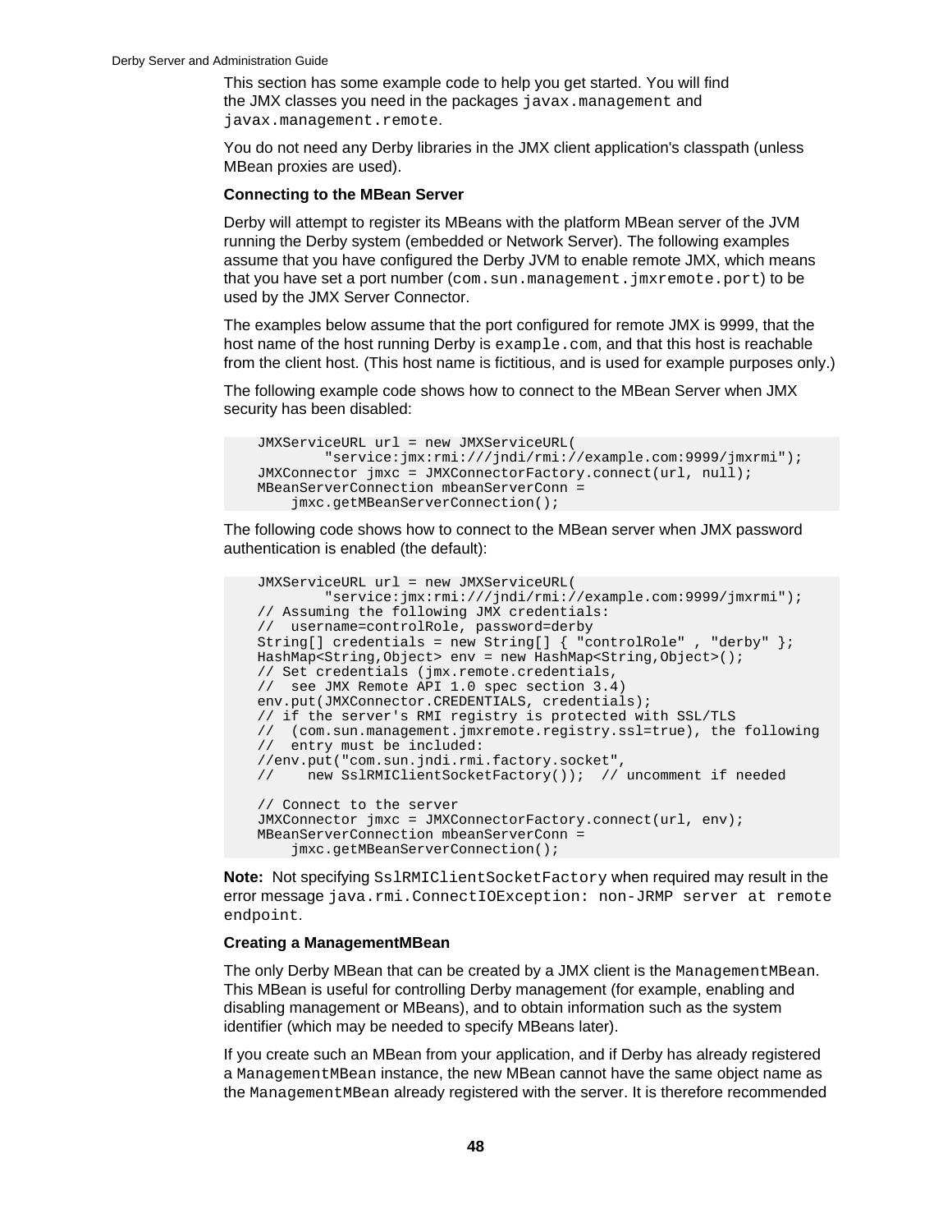This section has some example code to help you get started. You will find the JMX classes you need in the packages `javax.management` and `javax.management.remote`.

You do not need any Derby libraries in the JMX client application's classpath (unless MBean proxies are used).

**Connecting to the MBean Server**

Derby will attempt to register its MBeans with the platform MBean server of the JVM running the Derby system (embedded or Network Server). The following examples assume that you have configured the Derby JVM to enable remote JMX, which means that you have set a port number (`com.sun.management.jmxremote.port`) to be used by the JMX Server Connector.

The examples below assume that the port configured for remote JMX is 9999, that the host name of the host running Derby is `example.com`, and that this host is reachable from the client host. (This host name is fictitious, and is used for example purposes only.)

The following example code shows how to connect to the MBean Server when JMX security has been disabled:

```
    JMXServiceURL url = new JMXServiceURL(
            "service:jmx:rmi:///jndi/rmi://example.com:9999/jmxrmi");
    JMXConnector jmxc = JMXConnectorFactory.connect(url, null);
    MBeanServerConnection mbeanServerConn =
        jmxc.getMBeanServerConnection();
```

The following code shows how to connect to the MBean server when JMX password authentication is enabled (the default):

```
    JMXServiceURL url = new JMXServiceURL(
            "service:jmx:rmi:///jndi/rmi://example.com:9999/jmxrmi");
    // Assuming the following JMX credentials:
    //  username=controlRole, password=derby
    String[] credentials = new String[] { "controlRole" , "derby" };
    HashMap<String,Object> env = new HashMap<String,Object>();
    // Set credentials (jmx.remote.credentials,
    //  see JMX Remote API 1.0 spec section 3.4)
    env.put(JMXConnector.CREDENTIALS, credentials);
    // if the server's RMI registry is protected with SSL/TLS
    //  (com.sun.management.jmxremote.registry.ssl=true), the following
    //  entry must be included:
    //env.put("com.sun.jndi.rmi.factory.socket",
    //    new SslRMIClientSocketFactory());  // uncomment if needed

    // Connect to the server
    JMXConnector jmxc = JMXConnectorFactory.connect(url, env);
    MBeanServerConnection mbeanServerConn =
        jmxc.getMBeanServerConnection();
```

**Note:** Not specifying `SslRMIClientSocketFactory` when required may result in the error message `java.rmi.ConnectIOException: non-JRMP server at remote endpoint`.

**Creating a ManagementMBean**

The only Derby MBean that can be created by a JMX client is the `ManagementMBean`. This MBean is useful for controlling Derby management (for example, enabling and disabling management or MBeans), and to obtain information such as the system identifier (which may be needed to specify MBeans later).

If you create such an MBean from your application, and if Derby has already registered a `ManagementMBean` instance, the new MBean cannot have the same object name as the `ManagementMBean` already registered with the server. It is therefore recommended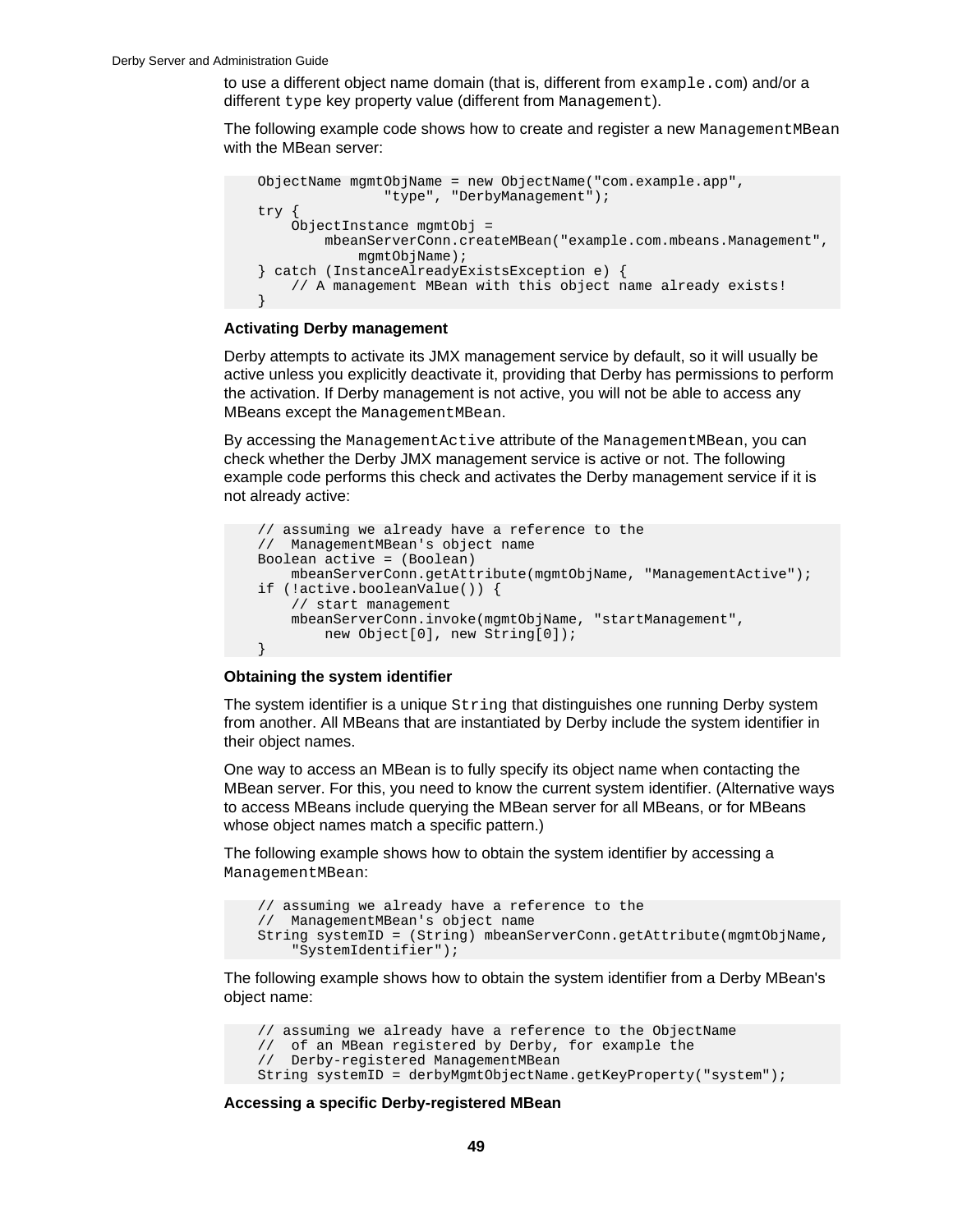to use a different object name domain (that is, different from `example.com`) and/or a different `type` key property value (different from `Management`).

The following example code shows how to create and register a new `ManagementMBean` with the MBean server:

```
ObjectName mgmtObjName = new ObjectName("com.example.app",
                "type", "DerbyManagement");
try {
    ObjectInstance mgmtObj =
        mbeanServerConn.createMBean("example.com.mbeans.Management",
            mgmtObjName);
} catch (InstanceAlreadyExistsException e) {
    // A management MBean with this object name already exists!
}
```

### Activating Derby management

Derby attempts to activate its JMX management service by default, so it will usually be active unless you explicitly deactivate it, providing that Derby has permissions to perform the activation. If Derby management is not active, you will not be able to access any MBeans except the `ManagementMBean`.

By accessing the `ManagementActive` attribute of the `ManagementMBean`, you can check whether the Derby JMX management service is active or not. The following example code performs this check and activates the Derby management service if it is not already active:

```
// assuming we already have a reference to the
//  ManagementMBean's object name
Boolean active = (Boolean)
    mbeanServerConn.getAttribute(mgmtObjName, "ManagementActive");
if (!active.booleanValue()) {
    // start management
    mbeanServerConn.invoke(mgmtObjName, "startManagement",
        new Object[0], new String[0]);
}
```

### Obtaining the system identifier

The system identifier is a unique `String` that distinguishes one running Derby system from another. All MBeans that are instantiated by Derby include the system identifier in their object names.

One way to access an MBean is to fully specify its object name when contacting the MBean server. For this, you need to know the current system identifier. (Alternative ways to access MBeans include querying the MBean server for all MBeans, or for MBeans whose object names match a specific pattern.)

The following example shows how to obtain the system identifier by accessing a `ManagementMBean`:

```
// assuming we already have a reference to the
//  ManagementMBean's object name
String systemID = (String) mbeanServerConn.getAttribute(mgmtObjName,
    "SystemIdentifier");
```

The following example shows how to obtain the system identifier from a Derby MBean's object name:

```
// assuming we already have a reference to the ObjectName
//  of an MBean registered by Derby, for example the
//  Derby-registered ManagementMBean
String systemID = derbyMgmtObjectName.getKeyProperty("system");
```

### Accessing a specific Derby-registered MBean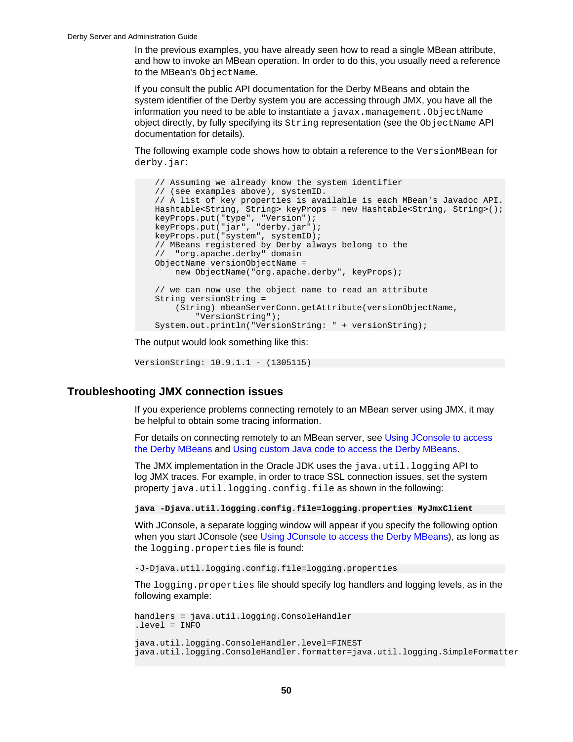In the previous examples, you have already seen how to read a single MBean attribute, and how to invoke an MBean operation. In order to do this, you usually need a reference to the MBean's `ObjectName`.

If you consult the public API documentation for the Derby MBeans and obtain the system identifier of the Derby system you are accessing through JMX, you have all the information you need to be able to instantiate a `javax.management.ObjectName` object directly, by fully specifying its `String` representation (see the `ObjectName` API documentation for details).

The following example code shows how to obtain a reference to the `VersionMBean` for `derby.jar`:

```
    // Assuming we already know the system identifier
    // (see examples above), systemID.
    // A list of key properties is available is each MBean's Javadoc API.
    Hashtable<String, String> keyProps = new Hashtable<String, String>();
    keyProps.put("type", "Version");
    keyProps.put("jar", "derby.jar");
    keyProps.put("system", systemID);
    // MBeans registered by Derby always belong to the
    //  "org.apache.derby" domain
    ObjectName versionObjectName =
        new ObjectName("org.apache.derby", keyProps);

    // we can now use the object name to read an attribute
    String versionString =
        (String) mbeanServerConn.getAttribute(versionObjectName,
            "VersionString");
    System.out.println("VersionString: " + versionString);
```

The output would look something like this:

```
VersionString: 10.9.1.1 - (1305115)
```

## Troubleshooting JMX connection issues

If you experience problems connecting remotely to an MBean server using JMX, it may be helpful to obtain some tracing information.

For details on connecting remotely to an MBean server, see Using JConsole to access the Derby MBeans and Using custom Java code to access the Derby MBeans.

The JMX implementation in the Oracle JDK uses the `java.util.logging` API to log JMX traces. For example, in order to trace SSL connection issues, set the system property `java.util.logging.config.file` as shown in the following:

```
java -Djava.util.logging.config.file=logging.properties MyJmxClient
```

With JConsole, a separate logging window will appear if you specify the following option when you start JConsole (see Using JConsole to access the Derby MBeans), as long as the `logging.properties` file is found:

```
-J-Djava.util.logging.config.file=logging.properties
```

The `logging.properties` file should specify log handlers and logging levels, as in the following example:

```
handlers = java.util.logging.ConsoleHandler
.level = INFO

java.util.logging.ConsoleHandler.level=FINEST
java.util.logging.ConsoleHandler.formatter=java.util.logging.SimpleFormatter
```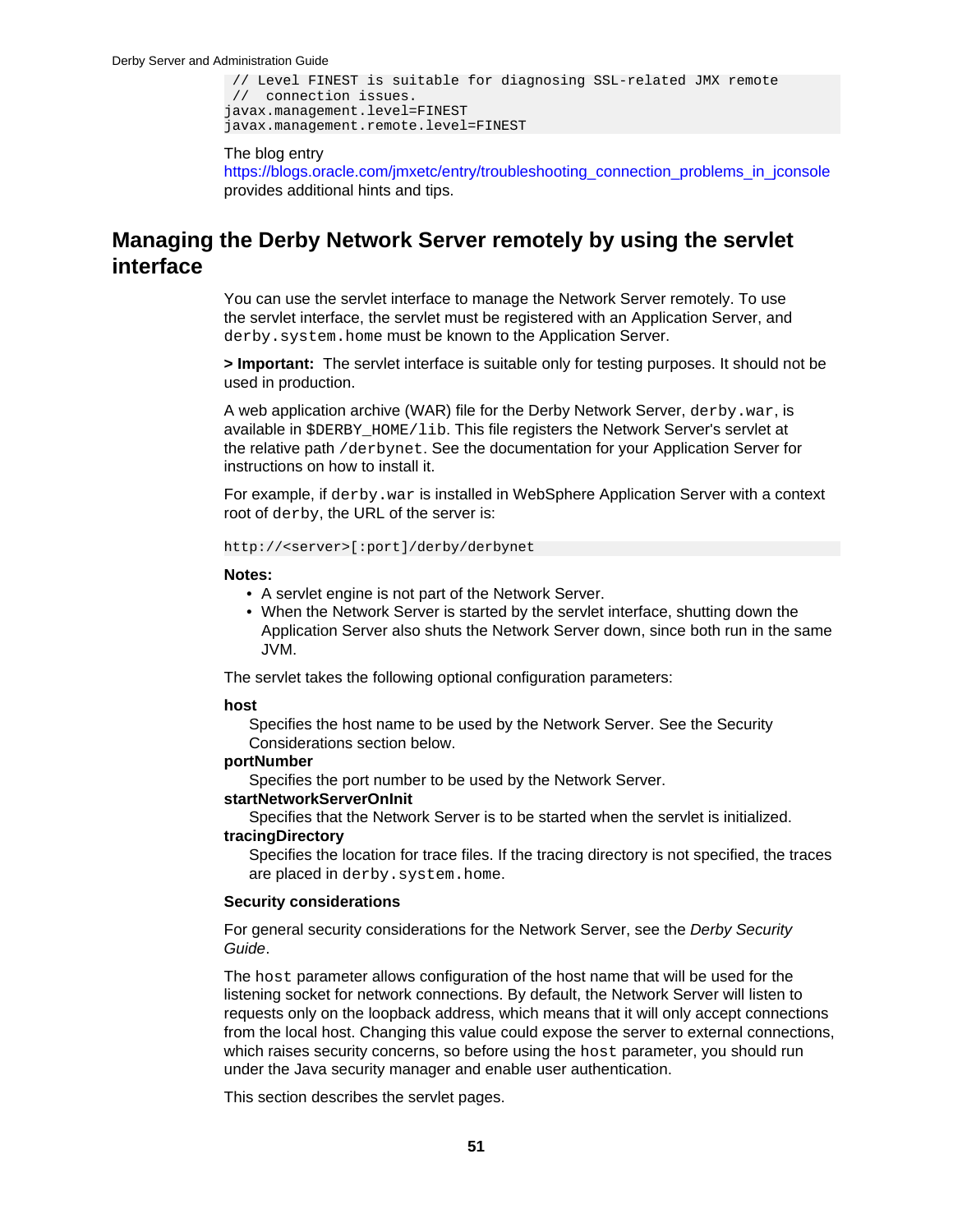```
 // Level FINEST is suitable for diagnosing SSL-related JMX remote
 //  connection issues.
javax.management.level=FINEST
javax.management.remote.level=FINEST
```

The blog entry https://blogs.oracle.com/jmxetc/entry/troubleshooting_connection_problems_in_jconsole provides additional hints and tips.

## Managing the Derby Network Server remotely by using the servlet interface

You can use the servlet interface to manage the Network Server remotely. To use the servlet interface, the servlet must be registered with an Application Server, and `derby.system.home` must be known to the Application Server.

**> Important:** The servlet interface is suitable only for testing purposes. It should not be used in production.

A web application archive (WAR) file for the Derby Network Server, `derby.war`, is available in `$DERBY_HOME/lib`. This file registers the Network Server's servlet at the relative path `/derbynet`. See the documentation for your Application Server for instructions on how to install it.

For example, if `derby.war` is installed in WebSphere Application Server with a context root of `derby`, the URL of the server is:

```
http://<server>[:port]/derby/derbynet
```

**Notes:**

- A servlet engine is not part of the Network Server.
- When the Network Server is started by the servlet interface, shutting down the Application Server also shuts the Network Server down, since both run in the same JVM.

The servlet takes the following optional configuration parameters:

**host**
: Specifies the host name to be used by the Network Server. See the Security Considerations section below.

**portNumber**
: Specifies the port number to be used by the Network Server.

**startNetworkServerOnInit**
: Specifies that the Network Server is to be started when the servlet is initialized.

**tracingDirectory**
: Specifies the location for trace files. If the tracing directory is not specified, the traces are placed in `derby.system.home`.

**Security considerations**

For general security considerations for the Network Server, see the *Derby Security Guide*.

The `host` parameter allows configuration of the host name that will be used for the listening socket for network connections. By default, the Network Server will listen to requests only on the loopback address, which means that it will only accept connections from the local host. Changing this value could expose the server to external connections, which raises security concerns, so before using the `host` parameter, you should run under the Java security manager and enable user authentication.

This section describes the servlet pages.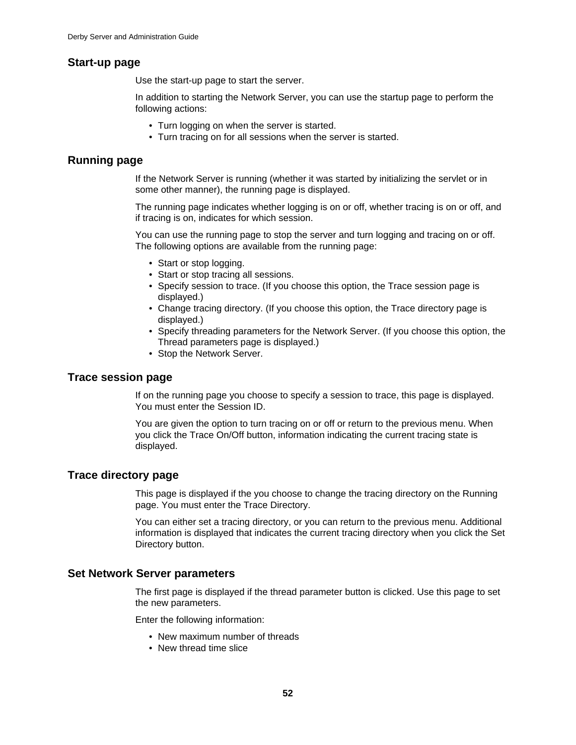## Start-up page

Use the start-up page to start the server.

In addition to starting the Network Server, you can use the startup page to perform the following actions:

- Turn logging on when the server is started.
- Turn tracing on for all sessions when the server is started.

## Running page

If the Network Server is running (whether it was started by initializing the servlet or in some other manner), the running page is displayed.

The running page indicates whether logging is on or off, whether tracing is on or off, and if tracing is on, indicates for which session.

You can use the running page to stop the server and turn logging and tracing on or off. The following options are available from the running page:

- Start or stop logging.
- Start or stop tracing all sessions.
- Specify session to trace. (If you choose this option, the Trace session page is displayed.)
- Change tracing directory. (If you choose this option, the Trace directory page is displayed.)
- Specify threading parameters for the Network Server. (If you choose this option, the Thread parameters page is displayed.)
- Stop the Network Server.

## Trace session page

If on the running page you choose to specify a session to trace, this page is displayed. You must enter the Session ID.

You are given the option to turn tracing on or off or return to the previous menu. When you click the Trace On/Off button, information indicating the current tracing state is displayed.

## Trace directory page

This page is displayed if the you choose to change the tracing directory on the Running page. You must enter the Trace Directory.

You can either set a tracing directory, or you can return to the previous menu. Additional information is displayed that indicates the current tracing directory when you click the Set Directory button.

## Set Network Server parameters

The first page is displayed if the thread parameter button is clicked. Use this page to set the new parameters.

Enter the following information:

- New maximum number of threads
- New thread time slice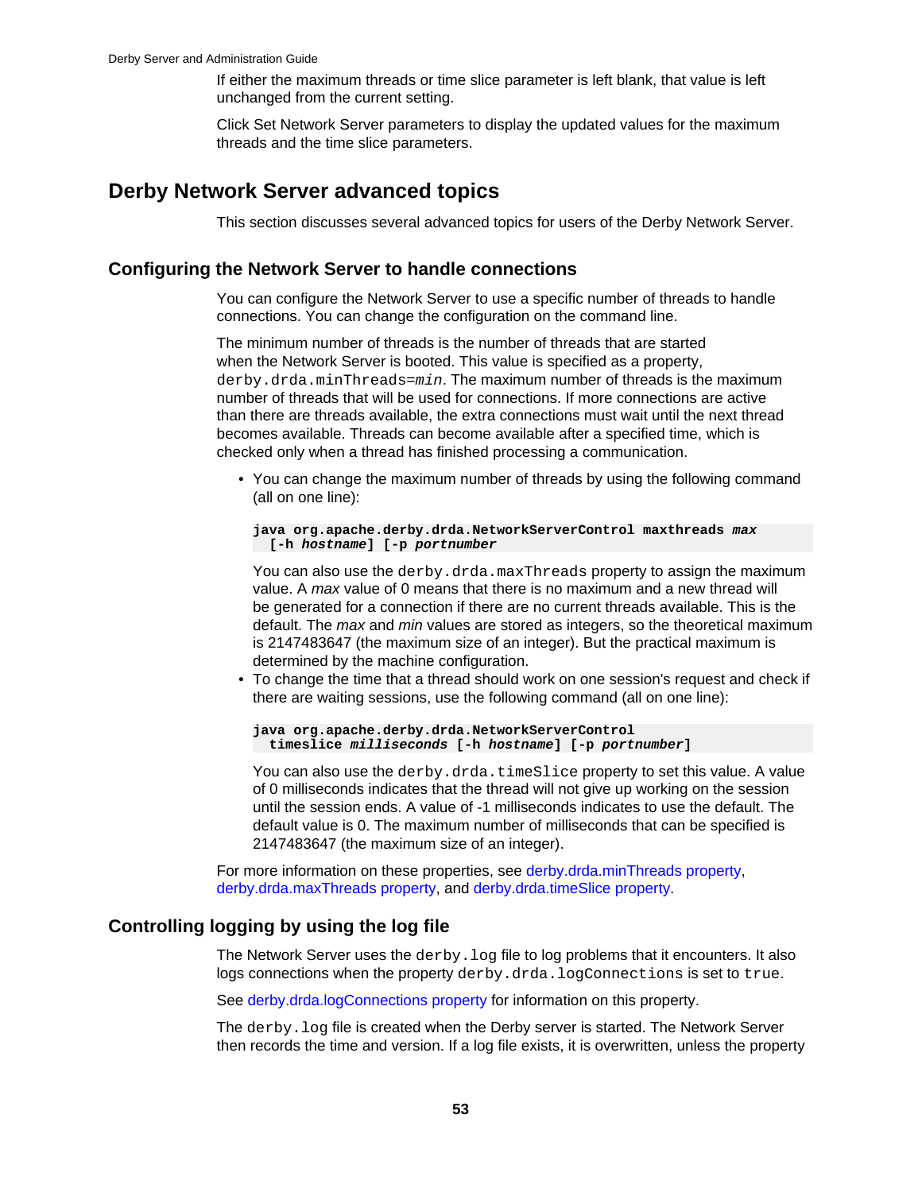If either the maximum threads or time slice parameter is left blank, that value is left unchanged from the current setting.

Click Set Network Server parameters to display the updated values for the maximum threads and the time slice parameters.

# Derby Network Server advanced topics

This section discusses several advanced topics for users of the Derby Network Server.

## Configuring the Network Server to handle connections

You can configure the Network Server to use a specific number of threads to handle connections. You can change the configuration on the command line.

The minimum number of threads is the number of threads that are started when the Network Server is booted. This value is specified as a property, `derby.drda.minThreads=`*`min`*. The maximum number of threads is the maximum number of threads that will be used for connections. If more connections are active than there are threads available, the extra connections must wait until the next thread becomes available. Threads can become available after a specified time, which is checked only when a thread has finished processing a communication.

- You can change the maximum number of threads by using the following command (all on one line):

  ```
  java org.apache.derby.drda.NetworkServerControl maxthreads max
    [-h hostname] [-p portnumber
  ```

  You can also use the `derby.drda.maxThreads` property to assign the maximum value. A *max* value of 0 means that there is no maximum and a new thread will be generated for a connection if there are no current threads available. This is the default. The *max* and *min* values are stored as integers, so the theoretical maximum is 2147483647 (the maximum size of an integer). But the practical maximum is determined by the machine configuration.
- To change the time that a thread should work on one session's request and check if there are waiting sessions, use the following command (all on one line):

  ```
  java org.apache.derby.drda.NetworkServerControl
    timeslice milliseconds [-h hostname] [-p portnumber]
  ```

  You can also use the `derby.drda.timeSlice` property to set this value. A value of 0 milliseconds indicates that the thread will not give up working on the session until the session ends. A value of -1 milliseconds indicates to use the default. The default value is 0. The maximum number of milliseconds that can be specified is 2147483647 (the maximum size of an integer).

For more information on these properties, see derby.drda.minThreads property, derby.drda.maxThreads property, and derby.drda.timeSlice property.

## Controlling logging by using the log file

The Network Server uses the `derby.log` file to log problems that it encounters. It also logs connections when the property `derby.drda.logConnections` is set to `true`.

See derby.drda.logConnections property for information on this property.

The `derby.log` file is created when the Derby server is started. The Network Server then records the time and version. If a log file exists, it is overwritten, unless the property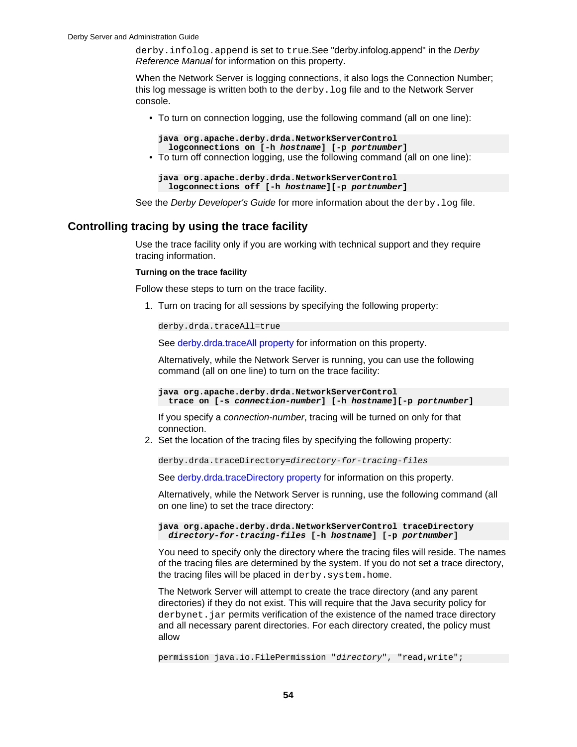derby.infolog.append is set to true.See "derby.infolog.append" in the *Derby Reference Manual* for information on this property.

When the Network Server is logging connections, it also logs the Connection Number; this log message is written both to the derby.log file and to the Network Server console.

- To turn on connection logging, use the following command (all on one line):

```
java org.apache.derby.drda.NetworkServerControl
  logconnections on [-h hostname] [-p portnumber]
```

- To turn off connection logging, use the following command (all on one line):

```
java org.apache.derby.drda.NetworkServerControl
  logconnections off [-h hostname][-p portnumber]
```

See the *Derby Developer's Guide* for more information about the derby.log file.

## Controlling tracing by using the trace facility

Use the trace facility only if you are working with technical support and they require tracing information.

**Turning on the trace facility**

Follow these steps to turn on the trace facility.

1. Turn on tracing for all sessions by specifying the following property:

```
derby.drda.traceAll=true
```

   See derby.drda.traceAll property for information on this property.

   Alternatively, while the Network Server is running, you can use the following command (all on one line) to turn on the trace facility:

```
java org.apache.derby.drda.NetworkServerControl
  trace on [-s connection-number] [-h hostname][-p portnumber]
```

   If you specify a *connection-number*, tracing will be turned on only for that connection.

2. Set the location of the tracing files by specifying the following property:

```
derby.drda.traceDirectory=directory-for-tracing-files
```

   See derby.drda.traceDirectory property for information on this property.

   Alternatively, while the Network Server is running, use the following command (all on one line) to set the trace directory:

```
java org.apache.derby.drda.NetworkServerControl traceDirectory
  directory-for-tracing-files [-h hostname] [-p portnumber]
```

   You need to specify only the directory where the tracing files will reside. The names of the tracing files are determined by the system. If you do not set a trace directory, the tracing files will be placed in derby.system.home.

   The Network Server will attempt to create the trace directory (and any parent directories) if they do not exist. This will require that the Java security policy for derbynet.jar permits verification of the existence of the named trace directory and all necessary parent directories. For each directory created, the policy must allow

```
permission java.io.FilePermission "directory", "read,write";
```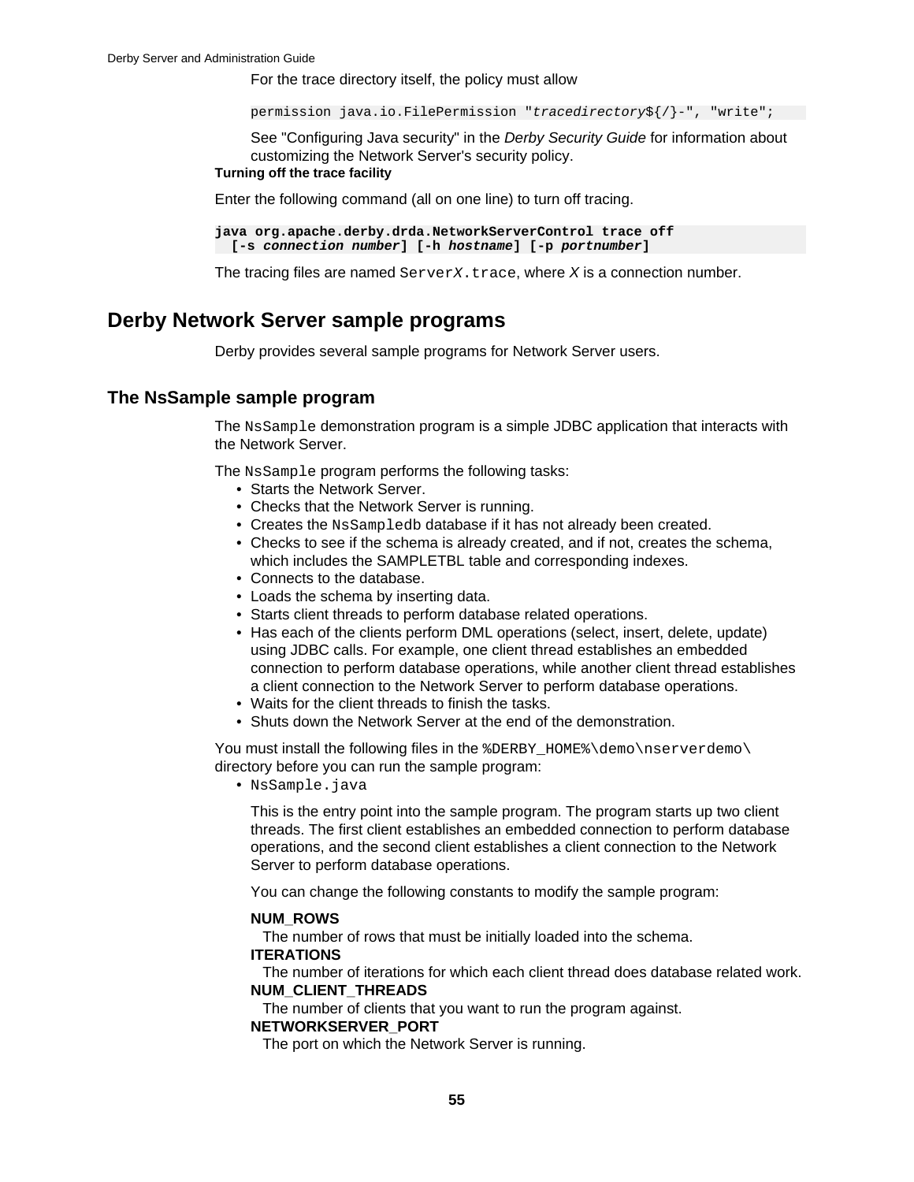For the trace directory itself, the policy must allow

```
permission java.io.FilePermission "tracedirectory${/}-", "write";
```

See "Configuring Java security" in the *Derby Security Guide* for information about customizing the Network Server's security policy.

**Turning off the trace facility**

Enter the following command (all on one line) to turn off tracing.

```
java org.apache.derby.drda.NetworkServerControl trace off
  [-s connection number] [-h hostname] [-p portnumber]
```

The tracing files are named `ServerX.trace`, where *X* is a connection number.

## Derby Network Server sample programs

Derby provides several sample programs for Network Server users.

### The NsSample sample program

The `NsSample` demonstration program is a simple JDBC application that interacts with the Network Server.

The `NsSample` program performs the following tasks:

- Starts the Network Server.
- Checks that the Network Server is running.
- Creates the `NsSampledb` database if it has not already been created.
- Checks to see if the schema is already created, and if not, creates the schema, which includes the SAMPLETBL table and corresponding indexes.
- Connects to the database.
- Loads the schema by inserting data.
- Starts client threads to perform database related operations.
- Has each of the clients perform DML operations (select, insert, delete, update) using JDBC calls. For example, one client thread establishes an embedded connection to perform database operations, while another client thread establishes a client connection to the Network Server to perform database operations.
- Waits for the client threads to finish the tasks.
- Shuts down the Network Server at the end of the demonstration.

You must install the following files in the `%DERBY_HOME%\demo\nserverdemo\` directory before you can run the sample program:

- `NsSample.java`

  This is the entry point into the sample program. The program starts up two client threads. The first client establishes an embedded connection to perform database operations, and the second client establishes a client connection to the Network Server to perform database operations.

  You can change the following constants to modify the sample program:

  **NUM_ROWS**
  The number of rows that must be initially loaded into the schema.

  **ITERATIONS**
  The number of iterations for which each client thread does database related work.

  **NUM_CLIENT_THREADS**
  The number of clients that you want to run the program against.

  **NETWORKSERVER_PORT**
  The port on which the Network Server is running.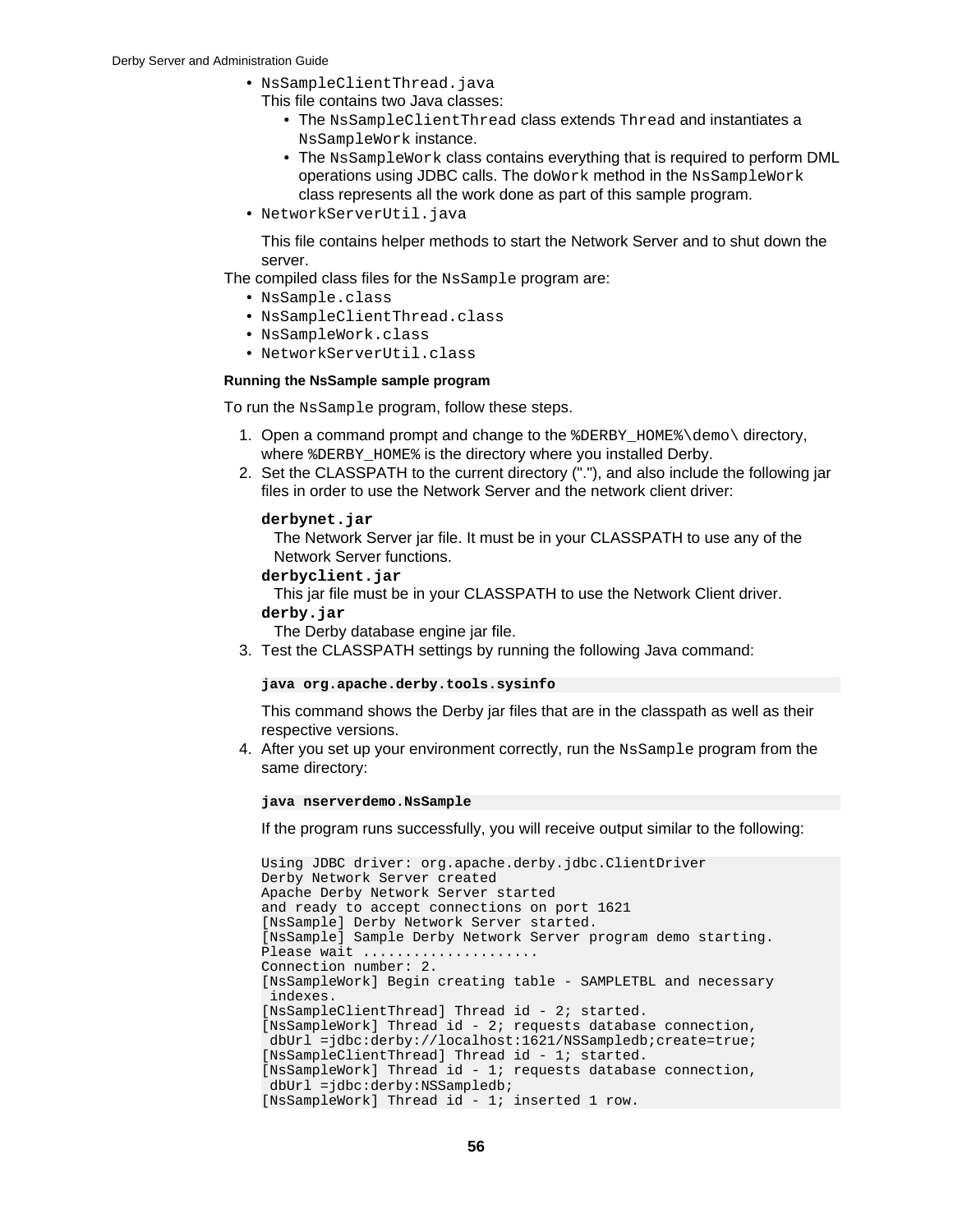- `NsSampleClientThread.java`

  This file contains two Java classes:
  - The `NsSampleClientThread` class extends `Thread` and instantiates a `NsSampleWork` instance.
  - The `NsSampleWork` class contains everything that is required to perform DML operations using JDBC calls. The `doWork` method in the `NsSampleWork` class represents all the work done as part of this sample program.
- `NetworkServerUtil.java`

  This file contains helper methods to start the Network Server and to shut down the server.

The compiled class files for the `NsSample` program are:

- `NsSample.class`
- `NsSampleClientThread.class`
- `NsSampleWork.class`
- `NetworkServerUtil.class`

#### Running the NsSample sample program

To run the `NsSample` program, follow these steps.

1. Open a command prompt and change to the `%DERBY_HOME%\demo\` directory, where `%DERBY_HOME%` is the directory where you installed Derby.
2. Set the CLASSPATH to the current directory ("."), and also include the following jar files in order to use the Network Server and the network client driver:

   **`derbynet.jar`**
   The Network Server jar file. It must be in your CLASSPATH to use any of the Network Server functions.

   **`derbyclient.jar`**
   This jar file must be in your CLASSPATH to use the Network Client driver.

   **`derby.jar`**
   The Derby database engine jar file.
3. Test the CLASSPATH settings by running the following Java command:

   ```
   java org.apache.derby.tools.sysinfo
   ```

   This command shows the Derby jar files that are in the classpath as well as their respective versions.
4. After you set up your environment correctly, run the `NsSample` program from the same directory:

   ```
   java nserverdemo.NsSample
   ```

   If the program runs successfully, you will receive output similar to the following:

   ```
   Using JDBC driver: org.apache.derby.jdbc.ClientDriver
   Derby Network Server created
   Apache Derby Network Server started
   and ready to accept connections on port 1621
   [NsSample] Derby Network Server started.
   [NsSample] Sample Derby Network Server program demo starting.
   Please wait .....................
   Connection number: 2.
   [NsSampleWork] Begin creating table - SAMPLETBL and necessary
    indexes.
   [NsSampleClientThread] Thread id - 2; started.
   [NsSampleWork] Thread id - 2; requests database connection,
    dbUrl =jdbc:derby://localhost:1621/NSSampledb;create=true;
   [NsSampleClientThread] Thread id - 1; started.
   [NsSampleWork] Thread id - 1; requests database connection,
    dbUrl =jdbc:derby:NSSampledb;
   [NsSampleWork] Thread id - 1; inserted 1 row.
   ```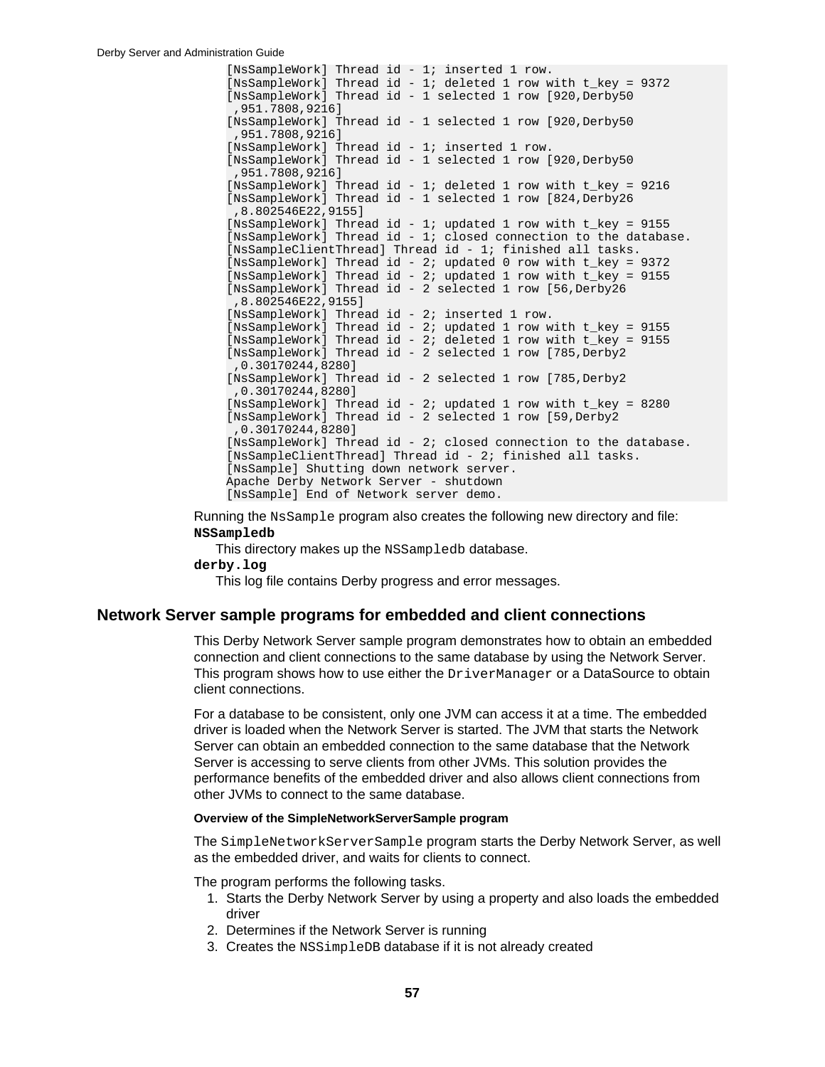```
[NsSampleWork] Thread id - 1; inserted 1 row.
[NsSampleWork] Thread id - 1; deleted 1 row with t_key = 9372
[NsSampleWork] Thread id - 1 selected 1 row [920,Derby50
 ,951.7808,9216]
[NsSampleWork] Thread id - 1 selected 1 row [920,Derby50
 ,951.7808,9216]
[NsSampleWork] Thread id - 1; inserted 1 row.
[NsSampleWork] Thread id - 1 selected 1 row [920,Derby50
 ,951.7808,9216]
[NsSampleWork] Thread id - 1; deleted 1 row with t_key = 9216
[NsSampleWork] Thread id - 1 selected 1 row [824,Derby26
 ,8.802546E22,9155]
[NsSampleWork] Thread id - 1; updated 1 row with t_key = 9155
[NsSampleWork] Thread id - 1; closed connection to the database.
[NsSampleClientThread] Thread id - 1; finished all tasks.
[NsSampleWork] Thread id - 2; updated 0 row with t_key = 9372
[NsSampleWork] Thread id - 2; updated 1 row with t_key = 9155
[NsSampleWork] Thread id - 2 selected 1 row [56,Derby26
 ,8.802546E22,9155]
[NsSampleWork] Thread id - 2; inserted 1 row.
[NsSampleWork] Thread id - 2; updated 1 row with t_key = 9155
[NsSampleWork] Thread id - 2; deleted 1 row with t_key = 9155
[NsSampleWork] Thread id - 2 selected 1 row [785,Derby2
 ,0.30170244,8280]
[NsSampleWork] Thread id - 2 selected 1 row [785,Derby2
 ,0.30170244,8280]
[NsSampleWork] Thread id - 2; updated 1 row with t_key = 8280
[NsSampleWork] Thread id - 2 selected 1 row [59,Derby2
 ,0.30170244,8280]
[NsSampleWork] Thread id - 2; closed connection to the database.
[NsSampleClientThread] Thread id - 2; finished all tasks.
[NsSample] Shutting down network server.
Apache Derby Network Server - shutdown
[NsSample] End of Network server demo.
```

Running the NsSample program also creates the following new directory and file:

**NSSampledb**
: This directory makes up the NSSampledb database.

**derby.log**
: This log file contains Derby progress and error messages.

## Network Server sample programs for embedded and client connections

This Derby Network Server sample program demonstrates how to obtain an embedded connection and client connections to the same database by using the Network Server. This program shows how to use either the DriverManager or a DataSource to obtain client connections.

For a database to be consistent, only one JVM can access it at a time. The embedded driver is loaded when the Network Server is started. The JVM that starts the Network Server can obtain an embedded connection to the same database that the Network Server is accessing to serve clients from other JVMs. This solution provides the performance benefits of the embedded driver and also allows client connections from other JVMs to connect to the same database.

#### Overview of the SimpleNetworkServerSample program

The SimpleNetworkServerSample program starts the Derby Network Server, as well as the embedded driver, and waits for clients to connect.

The program performs the following tasks.

1. Starts the Derby Network Server by using a property and also loads the embedded driver
2. Determines if the Network Server is running
3. Creates the NSSimpleDB database if it is not already created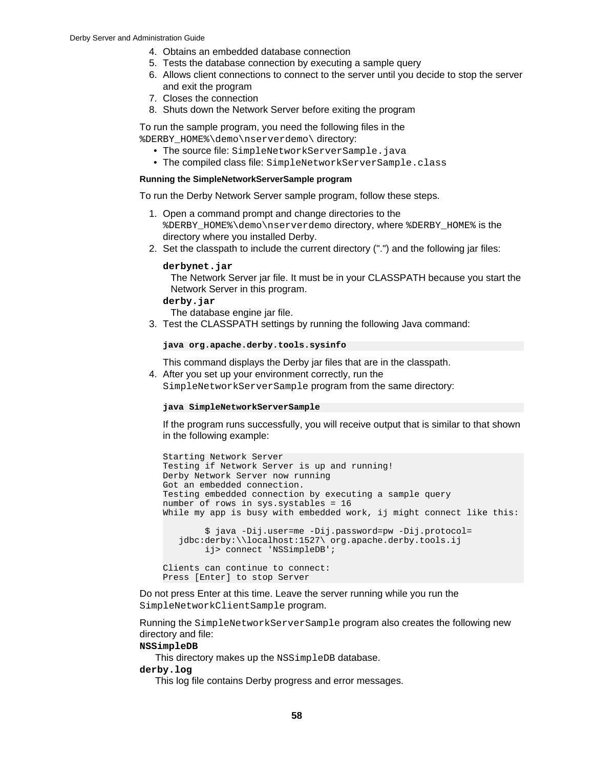4. Obtains an embedded database connection
5. Tests the database connection by executing a sample query
6. Allows client connections to connect to the server until you decide to stop the server and exit the program
7. Closes the connection
8. Shuts down the Network Server before exiting the program

To run the sample program, you need the following files in the `%DERBY_HOME%\demo\nserverdemo\` directory:

- The source file: `SimpleNetworkServerSample.java`
- The compiled class file: `SimpleNetworkServerSample.class`

#### Running the SimpleNetworkServerSample program

To run the Derby Network Server sample program, follow these steps.

1. Open a command prompt and change directories to the `%DERBY_HOME%\demo\nserverdemo` directory, where `%DERBY_HOME%` is the directory where you installed Derby.
2. Set the classpath to include the current directory (".") and the following jar files:

   **`derbynet.jar`**
   The Network Server jar file. It must be in your CLASSPATH because you start the Network Server in this program.

   **`derby.jar`**
   The database engine jar file.
3. Test the CLASSPATH settings by running the following Java command:

   ```
   java org.apache.derby.tools.sysinfo
   ```

   This command displays the Derby jar files that are in the classpath.
4. After you set up your environment correctly, run the `SimpleNetworkServerSample` program from the same directory:

   ```
   java SimpleNetworkServerSample
   ```

   If the program runs successfully, you will receive output that is similar to that shown in the following example:

   ```
   Starting Network Server
   Testing if Network Server is up and running!
   Derby Network Server now running
   Got an embedded connection.
   Testing embedded connection by executing a sample query
   number of rows in sys.systables = 16
   While my app is busy with embedded work, ij might connect like this:

           $ java -Dij.user=me -Dij.password=pw -Dij.protocol=
      jdbc:derby:\\localhost:1527\ org.apache.derby.tools.ij
           ij> connect 'NSSimpleDB';

   Clients can continue to connect:
   Press [Enter] to stop Server
   ```

Do not press Enter at this time. Leave the server running while you run the `SimpleNetworkClientSample` program.

Running the `SimpleNetworkServerSample` program also creates the following new directory and file:

**`NSSimpleDB`**
This directory makes up the `NSSimpleDB` database.

**`derby.log`**
This log file contains Derby progress and error messages.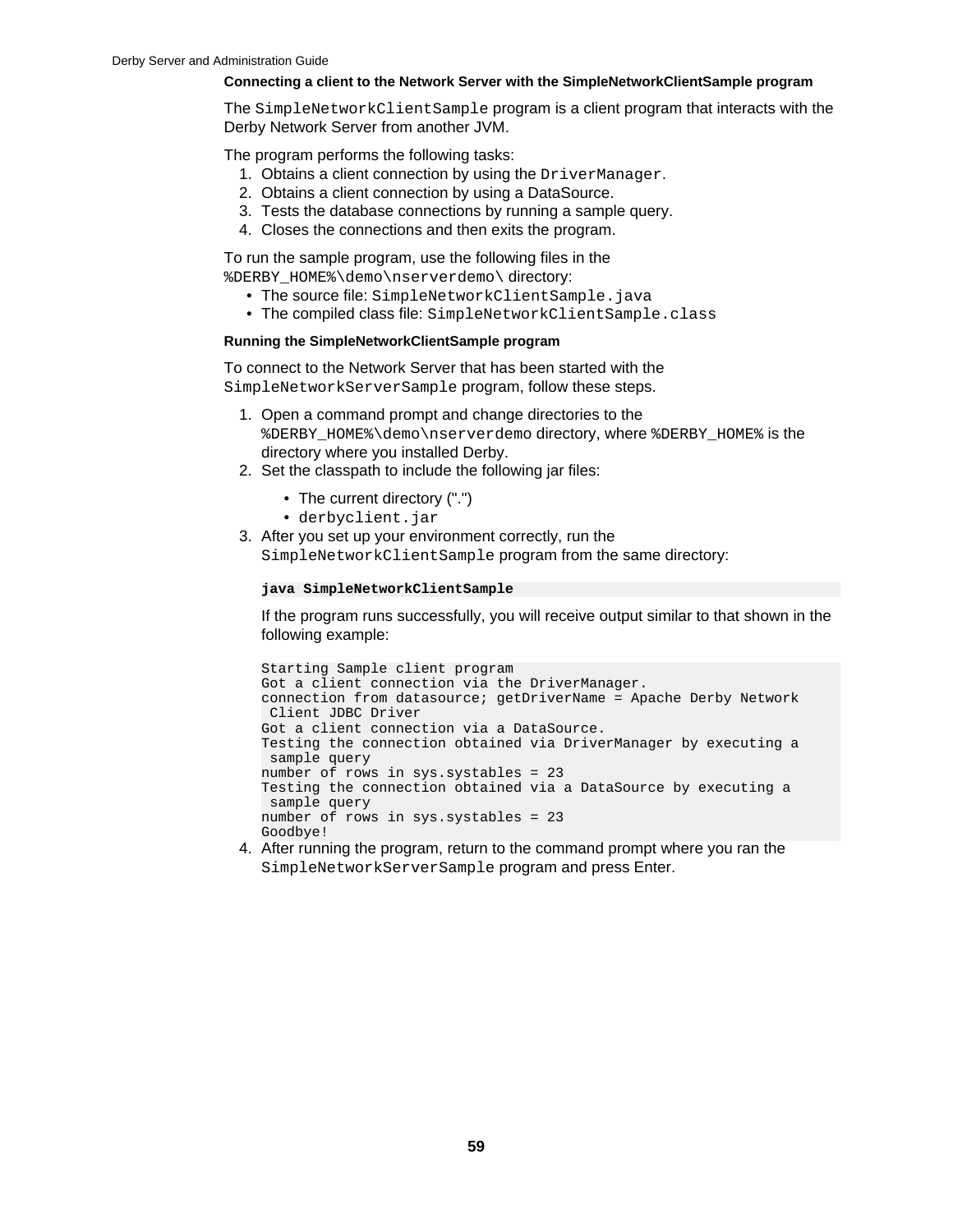#### Connecting a client to the Network Server with the SimpleNetworkClientSample program

The `SimpleNetworkClientSample` program is a client program that interacts with the Derby Network Server from another JVM.

The program performs the following tasks:

1. Obtains a client connection by using the `DriverManager`.
2. Obtains a client connection by using a DataSource.
3. Tests the database connections by running a sample query.
4. Closes the connections and then exits the program.

To run the sample program, use the following files in the `%DERBY_HOME%\demo\nserverdemo\` directory:

- The source file: `SimpleNetworkClientSample.java`
- The compiled class file: `SimpleNetworkClientSample.class`

#### Running the SimpleNetworkClientSample program

To connect to the Network Server that has been started with the `SimpleNetworkServerSample` program, follow these steps.

1. Open a command prompt and change directories to the `%DERBY_HOME%\demo\nserverdemo` directory, where `%DERBY_HOME%` is the directory where you installed Derby.
2. Set the classpath to include the following jar files:
   - The current directory (".")
   - `derbyclient.jar`
3. After you set up your environment correctly, run the `SimpleNetworkClientSample` program from the same directory:

   ```
   java SimpleNetworkClientSample
   ```

   If the program runs successfully, you will receive output similar to that shown in the following example:

   ```
   Starting Sample client program
   Got a client connection via the DriverManager.
   connection from datasource; getDriverName = Apache Derby Network
    Client JDBC Driver
   Got a client connection via a DataSource.
   Testing the connection obtained via DriverManager by executing a
    sample query
   number of rows in sys.systables = 23
   Testing the connection obtained via a DataSource by executing a
    sample query
   number of rows in sys.systables = 23
   Goodbye!
   ```
4. After running the program, return to the command prompt where you ran the `SimpleNetworkServerSample` program and press Enter.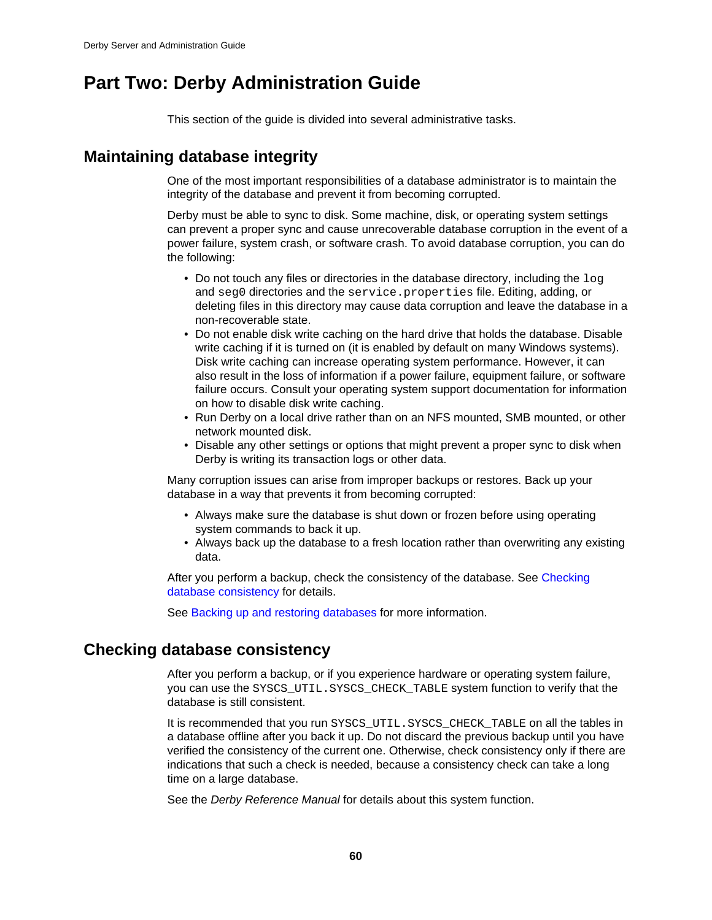# Part Two: Derby Administration Guide

This section of the guide is divided into several administrative tasks.

## Maintaining database integrity

One of the most important responsibilities of a database administrator is to maintain the integrity of the database and prevent it from becoming corrupted.

Derby must be able to sync to disk. Some machine, disk, or operating system settings can prevent a proper sync and cause unrecoverable database corruption in the event of a power failure, system crash, or software crash. To avoid database corruption, you can do the following:

- Do not touch any files or directories in the database directory, including the `log` and `seg0` directories and the `service.properties` file. Editing, adding, or deleting files in this directory may cause data corruption and leave the database in a non-recoverable state.
- Do not enable disk write caching on the hard drive that holds the database. Disable write caching if it is turned on (it is enabled by default on many Windows systems). Disk write caching can increase operating system performance. However, it can also result in the loss of information if a power failure, equipment failure, or software failure occurs. Consult your operating system support documentation for information on how to disable disk write caching.
- Run Derby on a local drive rather than on an NFS mounted, SMB mounted, or other network mounted disk.
- Disable any other settings or options that might prevent a proper sync to disk when Derby is writing its transaction logs or other data.

Many corruption issues can arise from improper backups or restores. Back up your database in a way that prevents it from becoming corrupted:

- Always make sure the database is shut down or frozen before using operating system commands to back it up.
- Always back up the database to a fresh location rather than overwriting any existing data.

After you perform a backup, check the consistency of the database. See Checking database consistency for details.

See Backing up and restoring databases for more information.

## Checking database consistency

After you perform a backup, or if you experience hardware or operating system failure, you can use the `SYSCS_UTIL.SYSCS_CHECK_TABLE` system function to verify that the database is still consistent.

It is recommended that you run `SYSCS_UTIL.SYSCS_CHECK_TABLE` on all the tables in a database offline after you back it up. Do not discard the previous backup until you have verified the consistency of the current one. Otherwise, check consistency only if there are indications that such a check is needed, because a consistency check can take a long time on a large database.

See the *Derby Reference Manual* for details about this system function.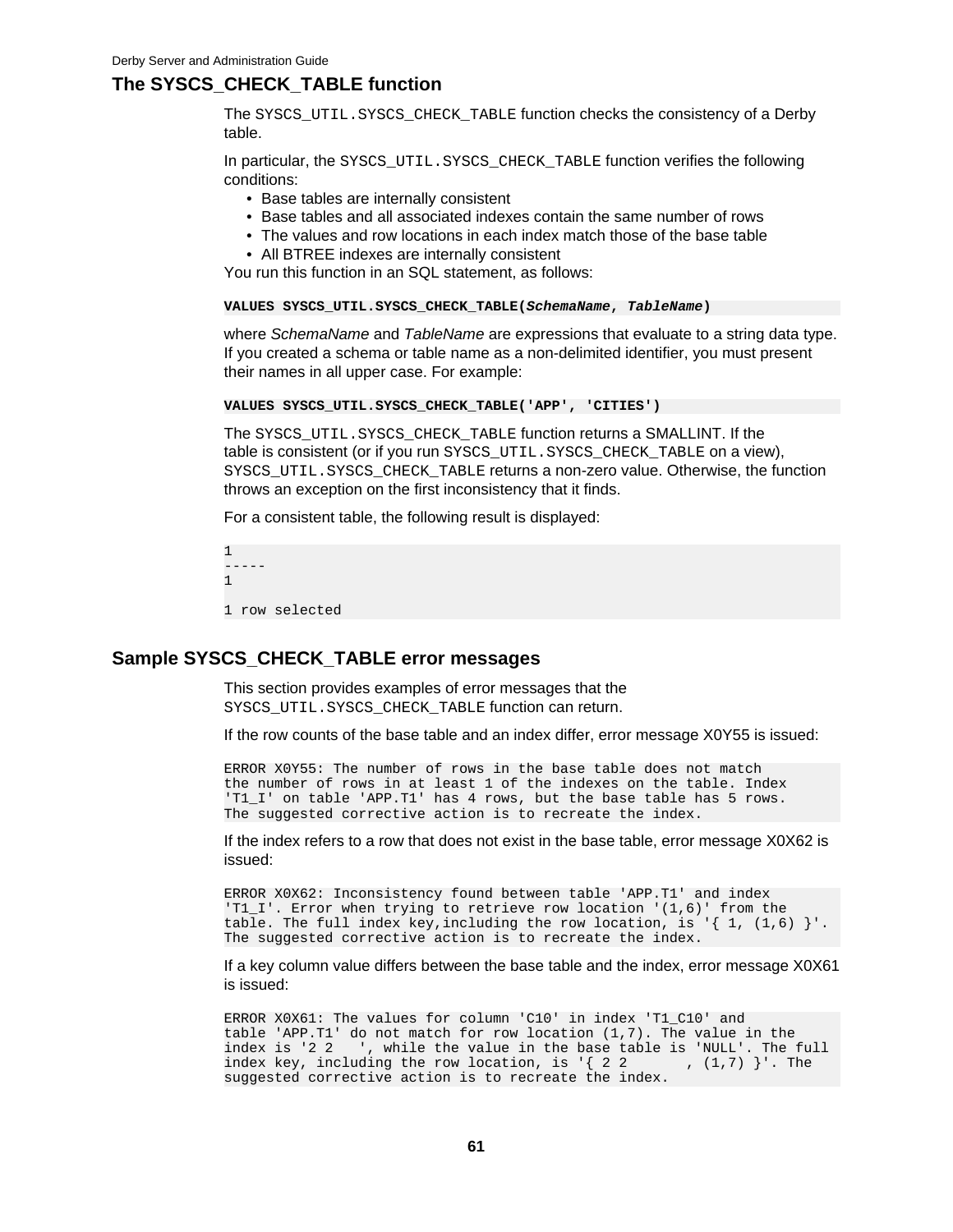## The SYSCS_CHECK_TABLE function

The SYSCS_UTIL.SYSCS_CHECK_TABLE function checks the consistency of a Derby table.

In particular, the SYSCS_UTIL.SYSCS_CHECK_TABLE function verifies the following conditions:

- Base tables are internally consistent
- Base tables and all associated indexes contain the same number of rows
- The values and row locations in each index match those of the base table
- All BTREE indexes are internally consistent

You run this function in an SQL statement, as follows:

```
VALUES SYSCS_UTIL.SYSCS_CHECK_TABLE(SchemaName, TableName)
```

where *SchemaName* and *TableName* are expressions that evaluate to a string data type. If you created a schema or table name as a non-delimited identifier, you must present their names in all upper case. For example:

```
VALUES SYSCS_UTIL.SYSCS_CHECK_TABLE('APP', 'CITIES')
```

The SYSCS_UTIL.SYSCS_CHECK_TABLE function returns a SMALLINT. If the table is consistent (or if you run SYSCS_UTIL.SYSCS_CHECK_TABLE on a view), SYSCS_UTIL.SYSCS_CHECK_TABLE returns a non-zero value. Otherwise, the function throws an exception on the first inconsistency that it finds.

For a consistent table, the following result is displayed:

```
1
-----
1

1 row selected
```

## Sample SYSCS_CHECK_TABLE error messages

This section provides examples of error messages that the SYSCS_UTIL.SYSCS_CHECK_TABLE function can return.

If the row counts of the base table and an index differ, error message X0Y55 is issued:

```
ERROR X0Y55: The number of rows in the base table does not match
the number of rows in at least 1 of the indexes on the table. Index
'T1_I' on table 'APP.T1' has 4 rows, but the base table has 5 rows.
The suggested corrective action is to recreate the index.
```

If the index refers to a row that does not exist in the base table, error message X0X62 is issued:

```
ERROR X0X62: Inconsistency found between table 'APP.T1' and index
'T1_I'. Error when trying to retrieve row location '(1,6)' from the
table. The full index key,including the row location, is '{ 1, (1,6) }'.
The suggested corrective action is to recreate the index.
```

If a key column value differs between the base table and the index, error message X0X61 is issued:

```
ERROR X0X61: The values for column 'C10' in index 'T1_C10' and
table 'APP.T1' do not match for row location (1,7). The value in the
index is '2 2   ', while the value in the base table is 'NULL'. The full
index key, including the row location, is '{ 2 2       , (1,7) }'. The
suggested corrective action is to recreate the index.
```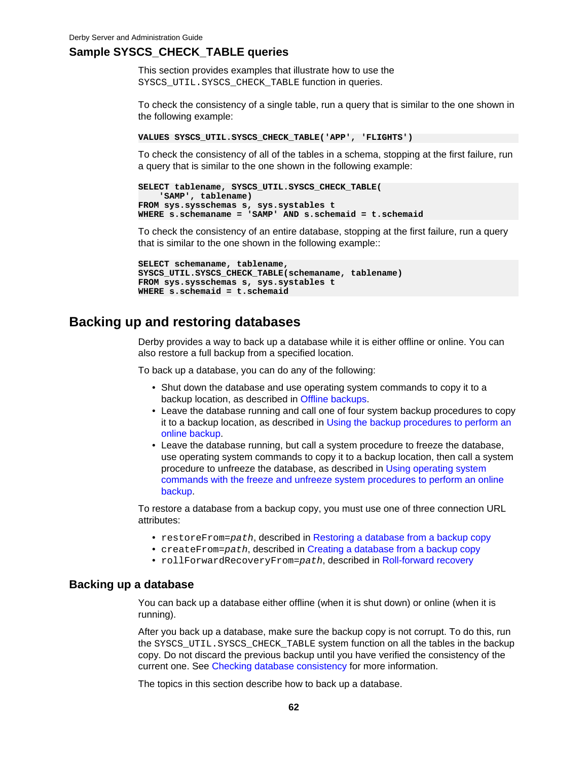## Sample SYSCS_CHECK_TABLE queries

This section provides examples that illustrate how to use the `SYSCS_UTIL.SYSCS_CHECK_TABLE` function in queries.

To check the consistency of a single table, run a query that is similar to the one shown in the following example:

```
VALUES SYSCS_UTIL.SYSCS_CHECK_TABLE('APP', 'FLIGHTS')
```

To check the consistency of all of the tables in a schema, stopping at the first failure, run a query that is similar to the one shown in the following example:

```
SELECT tablename, SYSCS_UTIL.SYSCS_CHECK_TABLE(
    'SAMP', tablename)
FROM sys.sysschemas s, sys.systables t
WHERE s.schemaname = 'SAMP' AND s.schemaid = t.schemaid
```

To check the consistency of an entire database, stopping at the first failure, run a query that is similar to the one shown in the following example::

```
SELECT schemaname, tablename,
SYSCS_UTIL.SYSCS_CHECK_TABLE(schemaname, tablename)
FROM sys.sysschemas s, sys.systables t
WHERE s.schemaid = t.schemaid
```

# Backing up and restoring databases

Derby provides a way to back up a database while it is either offline or online. You can also restore a full backup from a specified location.

To back up a database, you can do any of the following:

- Shut down the database and use operating system commands to copy it to a backup location, as described in Offline backups.
- Leave the database running and call one of four system backup procedures to copy it to a backup location, as described in Using the backup procedures to perform an online backup.
- Leave the database running, but call a system procedure to freeze the database, use operating system commands to copy it to a backup location, then call a system procedure to unfreeze the database, as described in Using operating system commands with the freeze and unfreeze system procedures to perform an online backup.

To restore a database from a backup copy, you must use one of three connection URL attributes:

- `restoreFrom=`*path*, described in Restoring a database from a backup copy
- `createFrom=`*path*, described in Creating a database from a backup copy
- `rollForwardRecoveryFrom=`*path*, described in Roll-forward recovery

## Backing up a database

You can back up a database either offline (when it is shut down) or online (when it is running).

After you back up a database, make sure the backup copy is not corrupt. To do this, run the `SYSCS_UTIL.SYSCS_CHECK_TABLE` system function on all the tables in the backup copy. Do not discard the previous backup until you have verified the consistency of the current one. See Checking database consistency for more information.

The topics in this section describe how to back up a database.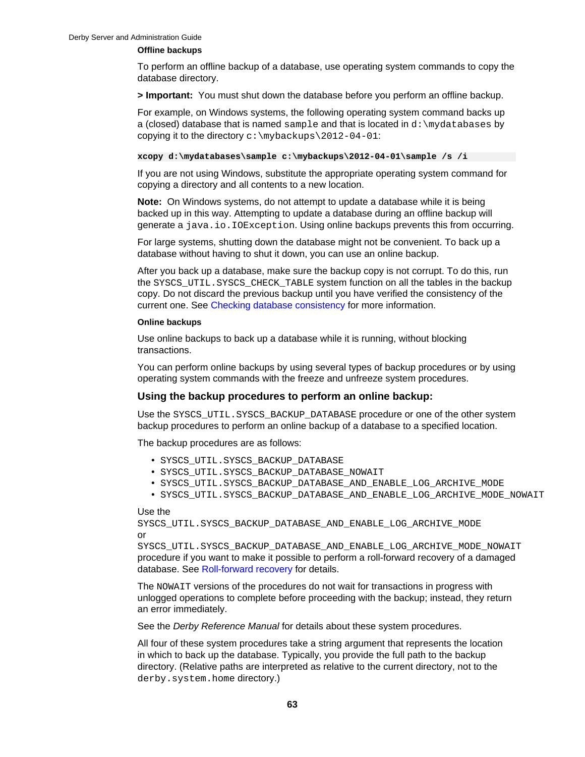#### Offline backups

To perform an offline backup of a database, use operating system commands to copy the database directory.

> **Important:** You must shut down the database before you perform an offline backup.

For example, on Windows systems, the following operating system command backs up a (closed) database that is named `sample` and that is located in `d:\mydatabases` by copying it to the directory `c:\mybackups\2012-04-01`:

```
xcopy d:\mydatabases\sample c:\mybackups\2012-04-01\sample /s /i
```

If you are not using Windows, substitute the appropriate operating system command for copying a directory and all contents to a new location.

**Note:** On Windows systems, do not attempt to update a database while it is being backed up in this way. Attempting to update a database during an offline backup will generate a `java.io.IOException`. Using online backups prevents this from occurring.

For large systems, shutting down the database might not be convenient. To back up a database without having to shut it down, you can use an online backup.

After you back up a database, make sure the backup copy is not corrupt. To do this, run the `SYSCS_UTIL.SYSCS_CHECK_TABLE` system function on all the tables in the backup copy. Do not discard the previous backup until you have verified the consistency of the current one. See Checking database consistency for more information.

#### Online backups

Use online backups to back up a database while it is running, without blocking transactions.

You can perform online backups by using several types of backup procedures or by using operating system commands with the freeze and unfreeze system procedures.

### Using the backup procedures to perform an online backup:

Use the `SYSCS_UTIL.SYSCS_BACKUP_DATABASE` procedure or one of the other system backup procedures to perform an online backup of a database to a specified location.

The backup procedures are as follows:

- `SYSCS_UTIL.SYSCS_BACKUP_DATABASE`
- `SYSCS_UTIL.SYSCS_BACKUP_DATABASE_NOWAIT`
- `SYSCS_UTIL.SYSCS_BACKUP_DATABASE_AND_ENABLE_LOG_ARCHIVE_MODE`
- `SYSCS_UTIL.SYSCS_BACKUP_DATABASE_AND_ENABLE_LOG_ARCHIVE_MODE_NOWAIT`

Use the `SYSCS_UTIL.SYSCS_BACKUP_DATABASE_AND_ENABLE_LOG_ARCHIVE_MODE` or `SYSCS_UTIL.SYSCS_BACKUP_DATABASE_AND_ENABLE_LOG_ARCHIVE_MODE_NOWAIT` procedure if you want to make it possible to perform a roll-forward recovery of a damaged database. See Roll-forward recovery for details.

The `NOWAIT` versions of the procedures do not wait for transactions in progress with unlogged operations to complete before proceeding with the backup; instead, they return an error immediately.

See the *Derby Reference Manual* for details about these system procedures.

All four of these system procedures take a string argument that represents the location in which to back up the database. Typically, you provide the full path to the backup directory. (Relative paths are interpreted as relative to the current directory, not to the `derby.system.home` directory.)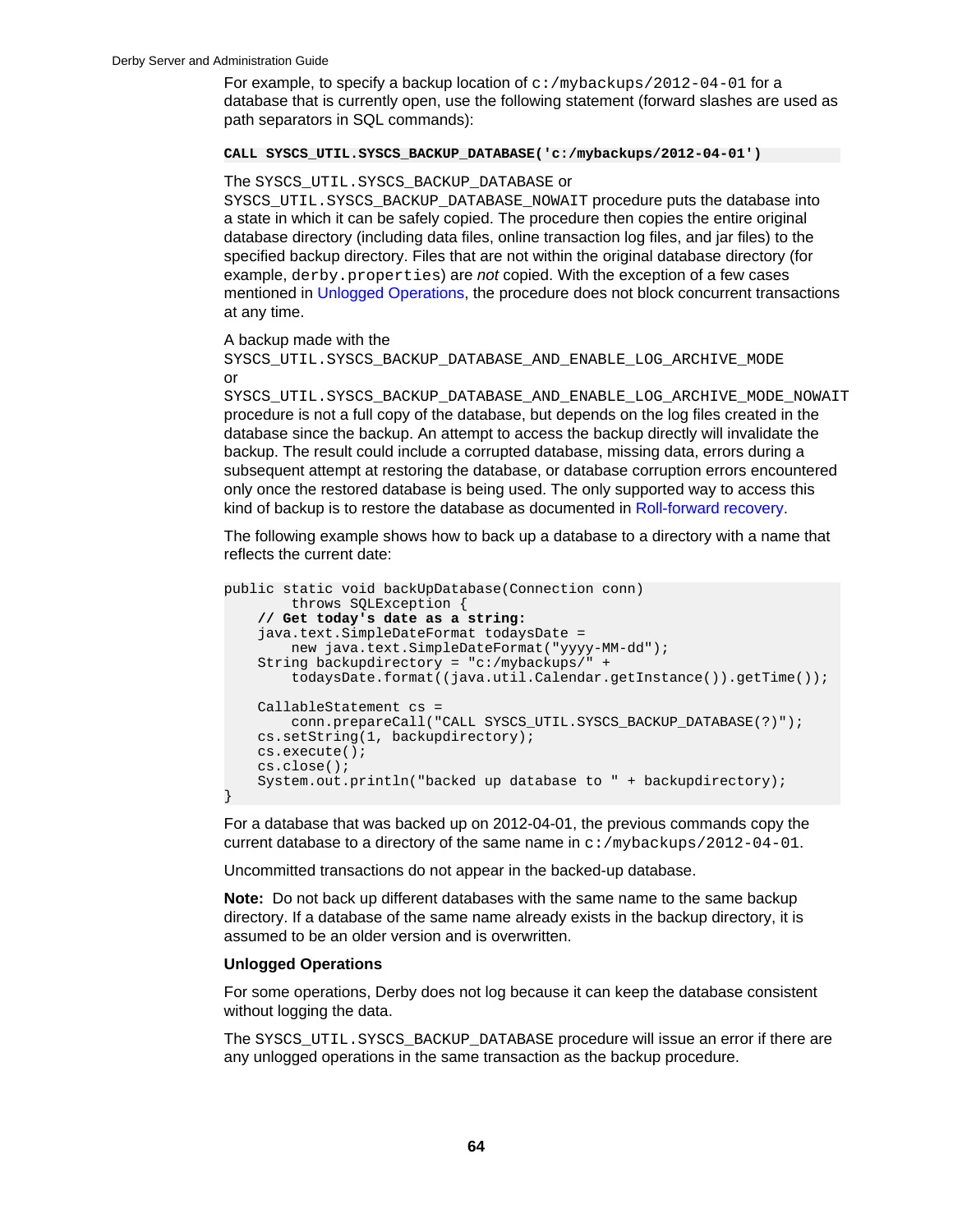For example, to specify a backup location of `c:/mybackups/2012-04-01` for a database that is currently open, use the following statement (forward slashes are used as path separators in SQL commands):

```
CALL SYSCS_UTIL.SYSCS_BACKUP_DATABASE('c:/mybackups/2012-04-01')
```

The `SYSCS_UTIL.SYSCS_BACKUP_DATABASE` or `SYSCS_UTIL.SYSCS_BACKUP_DATABASE_NOWAIT` procedure puts the database into a state in which it can be safely copied. The procedure then copies the entire original database directory (including data files, online transaction log files, and jar files) to the specified backup directory. Files that are not within the original database directory (for example, `derby.properties`) are *not* copied. With the exception of a few cases mentioned in Unlogged Operations, the procedure does not block concurrent transactions at any time.

A backup made with the `SYSCS_UTIL.SYSCS_BACKUP_DATABASE_AND_ENABLE_LOG_ARCHIVE_MODE` or `SYSCS_UTIL.SYSCS_BACKUP_DATABASE_AND_ENABLE_LOG_ARCHIVE_MODE_NOWAIT` procedure is not a full copy of the database, but depends on the log files created in the database since the backup. An attempt to access the backup directly will invalidate the backup. The result could include a corrupted database, missing data, errors during a subsequent attempt at restoring the database, or database corruption errors encountered only once the restored database is being used. The only supported way to access this kind of backup is to restore the database as documented in Roll-forward recovery.

The following example shows how to back up a database to a directory with a name that reflects the current date:

```
public static void backUpDatabase(Connection conn)
        throws SQLException {
    // Get today's date as a string:
    java.text.SimpleDateFormat todaysDate =
        new java.text.SimpleDateFormat("yyyy-MM-dd");
    String backupdirectory = "c:/mybackups/" +
        todaysDate.format((java.util.Calendar.getInstance()).getTime());

    CallableStatement cs =
        conn.prepareCall("CALL SYSCS_UTIL.SYSCS_BACKUP_DATABASE(?)");
    cs.setString(1, backupdirectory);
    cs.execute();
    cs.close();
    System.out.println("backed up database to " + backupdirectory);
}
```

For a database that was backed up on 2012-04-01, the previous commands copy the current database to a directory of the same name in `c:/mybackups/2012-04-01`.

Uncommitted transactions do not appear in the backed-up database.

**Note:** Do not back up different databases with the same name to the same backup directory. If a database of the same name already exists in the backup directory, it is assumed to be an older version and is overwritten.

### Unlogged Operations

For some operations, Derby does not log because it can keep the database consistent without logging the data.

The `SYSCS_UTIL.SYSCS_BACKUP_DATABASE` procedure will issue an error if there are any unlogged operations in the same transaction as the backup procedure.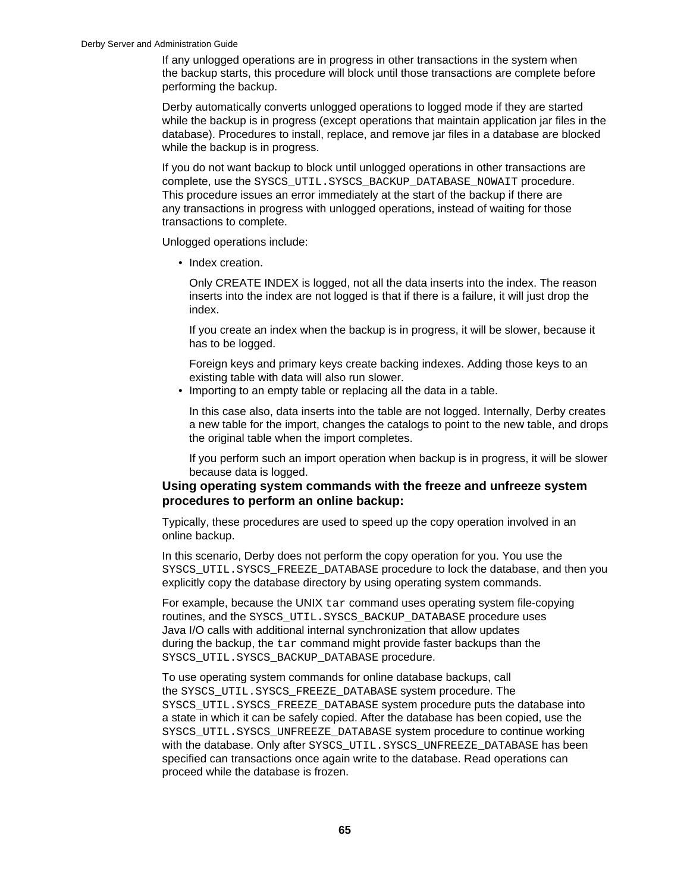If any unlogged operations are in progress in other transactions in the system when the backup starts, this procedure will block until those transactions are complete before performing the backup.

Derby automatically converts unlogged operations to logged mode if they are started while the backup is in progress (except operations that maintain application jar files in the database). Procedures to install, replace, and remove jar files in a database are blocked while the backup is in progress.

If you do not want backup to block until unlogged operations in other transactions are complete, use the `SYSCS_UTIL.SYSCS_BACKUP_DATABASE_NOWAIT` procedure. This procedure issues an error immediately at the start of the backup if there are any transactions in progress with unlogged operations, instead of waiting for those transactions to complete.

Unlogged operations include:

- Index creation.

  Only CREATE INDEX is logged, not all the data inserts into the index. The reason inserts into the index are not logged is that if there is a failure, it will just drop the index.

  If you create an index when the backup is in progress, it will be slower, because it has to be logged.

  Foreign keys and primary keys create backing indexes. Adding those keys to an existing table with data will also run slower.
- Importing to an empty table or replacing all the data in a table.

  In this case also, data inserts into the table are not logged. Internally, Derby creates a new table for the import, changes the catalogs to point to the new table, and drops the original table when the import completes.

  If you perform such an import operation when backup is in progress, it will be slower because data is logged.

### Using operating system commands with the freeze and unfreeze system procedures to perform an online backup:

Typically, these procedures are used to speed up the copy operation involved in an online backup.

In this scenario, Derby does not perform the copy operation for you. You use the `SYSCS_UTIL.SYSCS_FREEZE_DATABASE` procedure to lock the database, and then you explicitly copy the database directory by using operating system commands.

For example, because the UNIX `tar` command uses operating system file-copying routines, and the `SYSCS_UTIL.SYSCS_BACKUP_DATABASE` procedure uses Java I/O calls with additional internal synchronization that allow updates during the backup, the `tar` command might provide faster backups than the `SYSCS_UTIL.SYSCS_BACKUP_DATABASE` procedure.

To use operating system commands for online database backups, call the `SYSCS_UTIL.SYSCS_FREEZE_DATABASE` system procedure. The `SYSCS_UTIL.SYSCS_FREEZE_DATABASE` system procedure puts the database into a state in which it can be safely copied. After the database has been copied, use the `SYSCS_UTIL.SYSCS_UNFREEZE_DATABASE` system procedure to continue working with the database. Only after `SYSCS_UTIL.SYSCS_UNFREEZE_DATABASE` has been specified can transactions once again write to the database. Read operations can proceed while the database is frozen.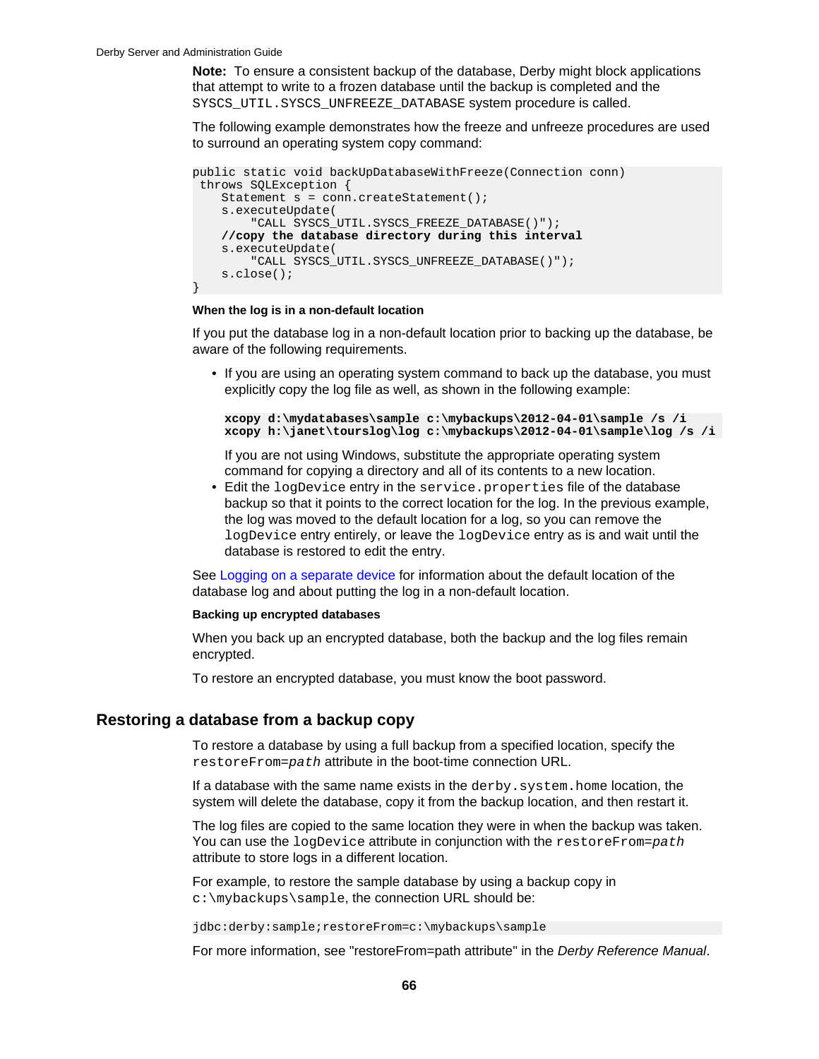**Note:** To ensure a consistent backup of the database, Derby might block applications that attempt to write to a frozen database until the backup is completed and the `SYSCS_UTIL.SYSCS_UNFREEZE_DATABASE` system procedure is called.

The following example demonstrates how the freeze and unfreeze procedures are used to surround an operating system copy command:

```
public static void backUpDatabaseWithFreeze(Connection conn)
 throws SQLException {
    Statement s = conn.createStatement();
    s.executeUpdate(
        "CALL SYSCS_UTIL.SYSCS_FREEZE_DATABASE()");
    //copy the database directory during this interval
    s.executeUpdate(
        "CALL SYSCS_UTIL.SYSCS_UNFREEZE_DATABASE()");
    s.close();
}
```

#### When the log is in a non-default location

If you put the database log in a non-default location prior to backing up the database, be aware of the following requirements.

- If you are using an operating system command to back up the database, you must explicitly copy the log file as well, as shown in the following example:

  ```
  xcopy d:\mydatabases\sample c:\mybackups\2012-04-01\sample /s /i
  xcopy h:\janet\tourslog\log c:\mybackups\2012-04-01\sample\log /s /i
  ```

  If you are not using Windows, substitute the appropriate operating system command for copying a directory and all of its contents to a new location.
- Edit the `logDevice` entry in the `service.properties` file of the database backup so that it points to the correct location for the log. In the previous example, the log was moved to the default location for a log, so you can remove the `logDevice` entry entirely, or leave the `logDevice` entry as is and wait until the database is restored to edit the entry.

See Logging on a separate device for information about the default location of the database log and about putting the log in a non-default location.

#### Backing up encrypted databases

When you back up an encrypted database, both the backup and the log files remain encrypted.

To restore an encrypted database, you must know the boot password.

## Restoring a database from a backup copy

To restore a database by using a full backup from a specified location, specify the `restoreFrom=`*`path`* attribute in the boot-time connection URL.

If a database with the same name exists in the `derby.system.home` location, the system will delete the database, copy it from the backup location, and then restart it.

The log files are copied to the same location they were in when the backup was taken. You can use the `logDevice` attribute in conjunction with the `restoreFrom=`*`path`* attribute to store logs in a different location.

For example, to restore the sample database by using a backup copy in `c:\mybackups\sample`, the connection URL should be:

```
jdbc:derby:sample;restoreFrom=c:\mybackups\sample
```

For more information, see "restoreFrom=path attribute" in the *Derby Reference Manual*.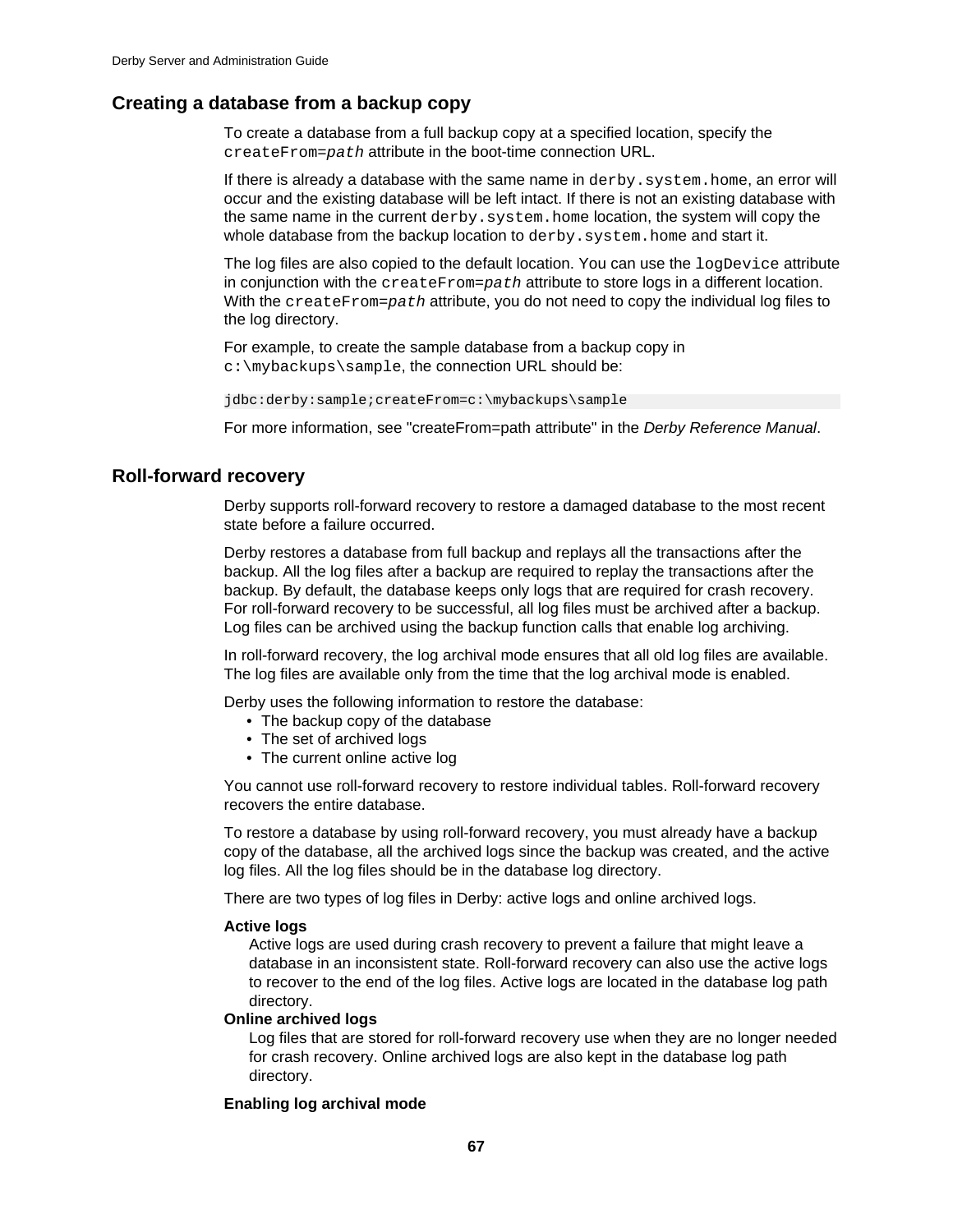## Creating a database from a backup copy

To create a database from a full backup copy at a specified location, specify the `createFrom=path` attribute in the boot-time connection URL.

If there is already a database with the same name in `derby.system.home`, an error will occur and the existing database will be left intact. If there is not an existing database with the same name in the current `derby.system.home` location, the system will copy the whole database from the backup location to `derby.system.home` and start it.

The log files are also copied to the default location. You can use the `logDevice` attribute in conjunction with the `createFrom=path` attribute to store logs in a different location. With the `createFrom=path` attribute, you do not need to copy the individual log files to the log directory.

For example, to create the sample database from a backup copy in `c:\mybackups\sample`, the connection URL should be:

```
jdbc:derby:sample;createFrom=c:\mybackups\sample
```

For more information, see "createFrom=path attribute" in the *Derby Reference Manual*.

## Roll-forward recovery

Derby supports roll-forward recovery to restore a damaged database to the most recent state before a failure occurred.

Derby restores a database from full backup and replays all the transactions after the backup. All the log files after a backup are required to replay the transactions after the backup. By default, the database keeps only logs that are required for crash recovery. For roll-forward recovery to be successful, all log files must be archived after a backup. Log files can be archived using the backup function calls that enable log archiving.

In roll-forward recovery, the log archival mode ensures that all old log files are available. The log files are available only from the time that the log archival mode is enabled.

Derby uses the following information to restore the database:

- The backup copy of the database
- The set of archived logs
- The current online active log

You cannot use roll-forward recovery to restore individual tables. Roll-forward recovery recovers the entire database.

To restore a database by using roll-forward recovery, you must already have a backup copy of the database, all the archived logs since the backup was created, and the active log files. All the log files should be in the database log directory.

There are two types of log files in Derby: active logs and online archived logs.

**Active logs**
: Active logs are used during crash recovery to prevent a failure that might leave a database in an inconsistent state. Roll-forward recovery can also use the active logs to recover to the end of the log files. Active logs are located in the database log path directory.

**Online archived logs**
: Log files that are stored for roll-forward recovery use when they are no longer needed for crash recovery. Online archived logs are also kept in the database log path directory.

**Enabling log archival mode**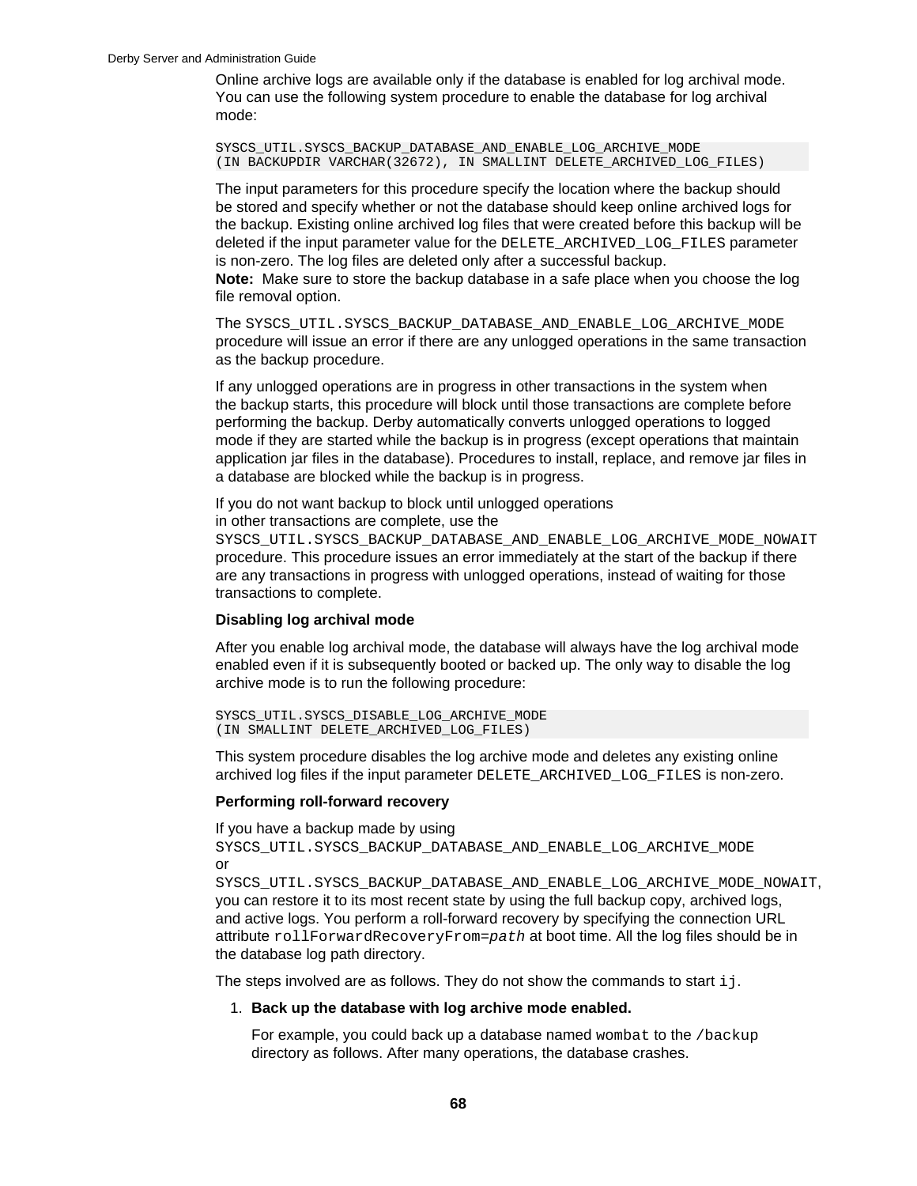Online archive logs are available only if the database is enabled for log archival mode. You can use the following system procedure to enable the database for log archival mode:

```
SYSCS_UTIL.SYSCS_BACKUP_DATABASE_AND_ENABLE_LOG_ARCHIVE_MODE
(IN BACKUPDIR VARCHAR(32672), IN SMALLINT DELETE_ARCHIVED_LOG_FILES)
```

The input parameters for this procedure specify the location where the backup should be stored and specify whether or not the database should keep online archived logs for the backup. Existing online archived log files that were created before this backup will be deleted if the input parameter value for the `DELETE_ARCHIVED_LOG_FILES` parameter is non-zero. The log files are deleted only after a successful backup.
**Note:** Make sure to store the backup database in a safe place when you choose the log file removal option.

The `SYSCS_UTIL.SYSCS_BACKUP_DATABASE_AND_ENABLE_LOG_ARCHIVE_MODE` procedure will issue an error if there are any unlogged operations in the same transaction as the backup procedure.

If any unlogged operations are in progress in other transactions in the system when the backup starts, this procedure will block until those transactions are complete before performing the backup. Derby automatically converts unlogged operations to logged mode if they are started while the backup is in progress (except operations that maintain application jar files in the database). Procedures to install, replace, and remove jar files in a database are blocked while the backup is in progress.

If you do not want backup to block until unlogged operations in other transactions are complete, use the `SYSCS_UTIL.SYSCS_BACKUP_DATABASE_AND_ENABLE_LOG_ARCHIVE_MODE_NOWAIT` procedure. This procedure issues an error immediately at the start of the backup if there are any transactions in progress with unlogged operations, instead of waiting for those transactions to complete.

**Disabling log archival mode**

After you enable log archival mode, the database will always have the log archival mode enabled even if it is subsequently booted or backed up. The only way to disable the log archive mode is to run the following procedure:

```
SYSCS_UTIL.SYSCS_DISABLE_LOG_ARCHIVE_MODE
(IN SMALLINT DELETE_ARCHIVED_LOG_FILES)
```

This system procedure disables the log archive mode and deletes any existing online archived log files if the input parameter `DELETE_ARCHIVED_LOG_FILES` is non-zero.

**Performing roll-forward recovery**

If you have a backup made by using `SYSCS_UTIL.SYSCS_BACKUP_DATABASE_AND_ENABLE_LOG_ARCHIVE_MODE` or `SYSCS_UTIL.SYSCS_BACKUP_DATABASE_AND_ENABLE_LOG_ARCHIVE_MODE_NOWAIT`, you can restore it to its most recent state by using the full backup copy, archived logs, and active logs. You perform a roll-forward recovery by specifying the connection URL attribute `rollForwardRecoveryFrom=`*`path`* at boot time. All the log files should be in the database log path directory.

The steps involved are as follows. They do not show the commands to start `ij`.

1. **Back up the database with log archive mode enabled.**

   For example, you could back up a database named `wombat` to the `/backup` directory as follows. After many operations, the database crashes.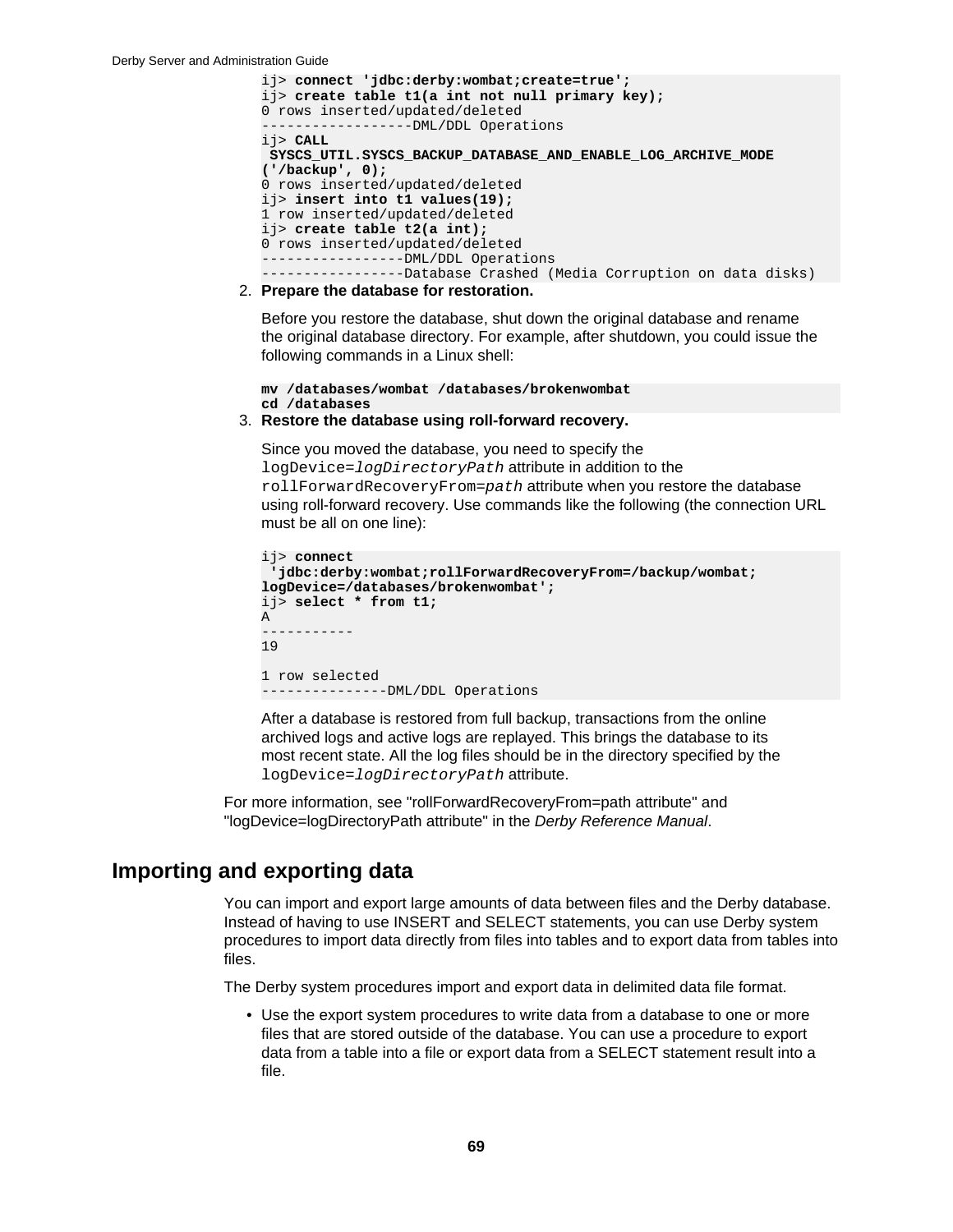```
ij> connect 'jdbc:derby:wombat;create=true';
ij> create table t1(a int not null primary key);
0 rows inserted/updated/deleted
------------------DML/DDL Operations
ij> CALL
 SYSCS_UTIL.SYSCS_BACKUP_DATABASE_AND_ENABLE_LOG_ARCHIVE_MODE
('/backup', 0);
0 rows inserted/updated/deleted
ij> insert into t1 values(19);
1 row inserted/updated/deleted
ij> create table t2(a int);
0 rows inserted/updated/deleted
-----------------DML/DDL Operations
-----------------Database Crashed (Media Corruption on data disks)
```

2. **Prepare the database for restoration.**

   Before you restore the database, shut down the original database and rename the original database directory. For example, after shutdown, you could issue the following commands in a Linux shell:

   ```
   mv /databases/wombat /databases/brokenwombat
   cd /databases
   ```

3. **Restore the database using roll-forward recovery.**

   Since you moved the database, you need to specify the `logDevice=`*`logDirectoryPath`* attribute in addition to the `rollForwardRecoveryFrom=`*`path`* attribute when you restore the database using roll-forward recovery. Use commands like the following (the connection URL must be all on one line):

   ```
   ij> connect
    'jdbc:derby:wombat;rollForwardRecoveryFrom=/backup/wombat;
   logDevice=/databases/brokenwombat';
   ij> select * from t1;
   A
   -----------
   19

   1 row selected
   ---------------DML/DDL Operations
   ```

   After a database is restored from full backup, transactions from the online archived logs and active logs are replayed. This brings the database to its most recent state. All the log files should be in the directory specified by the `logDevice=`*`logDirectoryPath`* attribute.

For more information, see "rollForwardRecoveryFrom=path attribute" and "logDevice=logDirectoryPath attribute" in the *Derby Reference Manual*.

## Importing and exporting data

You can import and export large amounts of data between files and the Derby database. Instead of having to use INSERT and SELECT statements, you can use Derby system procedures to import data directly from files into tables and to export data from tables into files.

The Derby system procedures import and export data in delimited data file format.

- Use the export system procedures to write data from a database to one or more files that are stored outside of the database. You can use a procedure to export data from a table into a file or export data from a SELECT statement result into a file.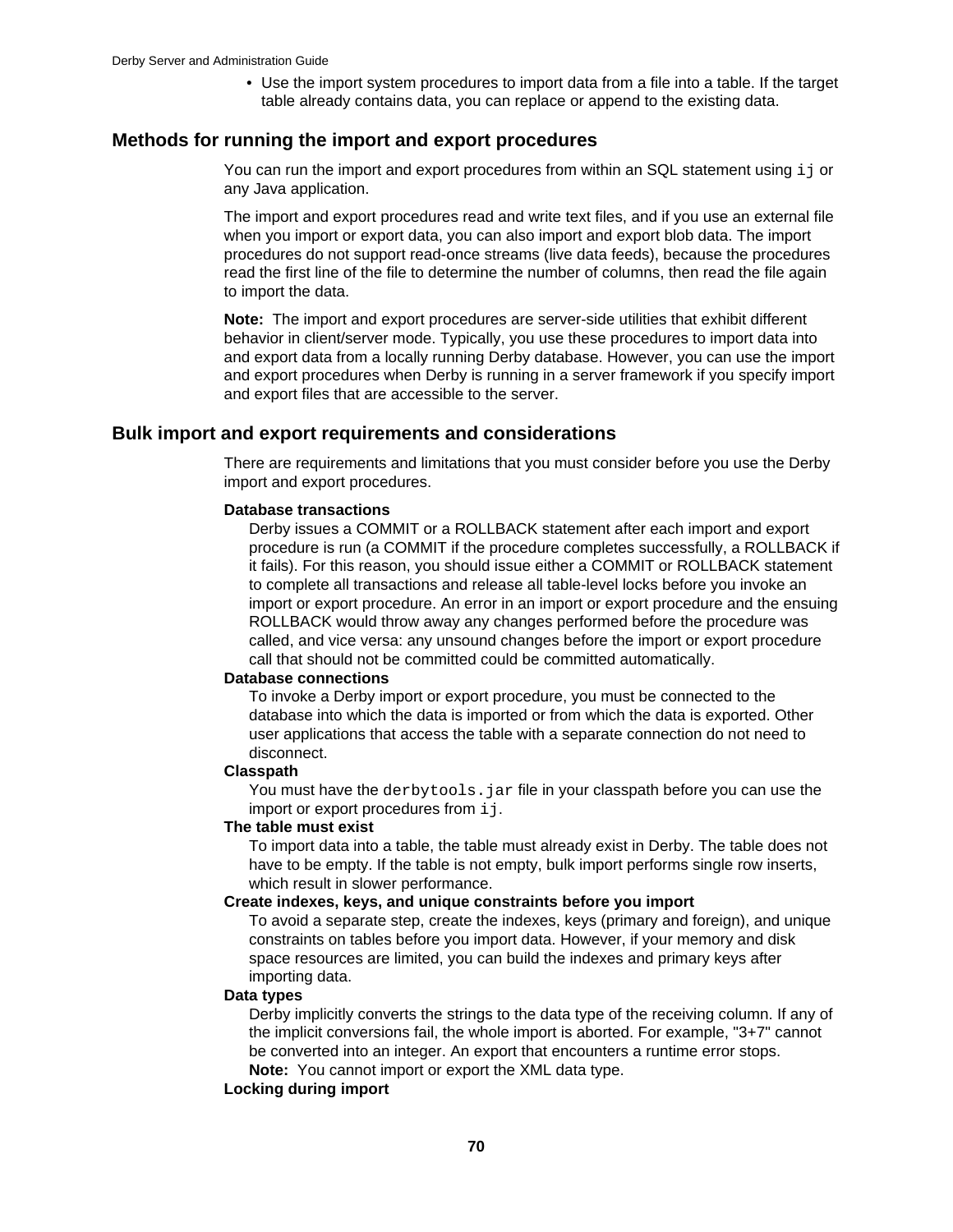- Use the import system procedures to import data from a file into a table. If the target table already contains data, you can replace or append to the existing data.

## Methods for running the import and export procedures

You can run the import and export procedures from within an SQL statement using `ij` or any Java application.

The import and export procedures read and write text files, and if you use an external file when you import or export data, you can also import and export blob data. The import procedures do not support read-once streams (live data feeds), because the procedures read the first line of the file to determine the number of columns, then read the file again to import the data.

**Note:** The import and export procedures are server-side utilities that exhibit different behavior in client/server mode. Typically, you use these procedures to import data into and export data from a locally running Derby database. However, you can use the import and export procedures when Derby is running in a server framework if you specify import and export files that are accessible to the server.

## Bulk import and export requirements and considerations

There are requirements and limitations that you must consider before you use the Derby import and export procedures.

**Database transactions**
Derby issues a COMMIT or a ROLLBACK statement after each import and export procedure is run (a COMMIT if the procedure completes successfully, a ROLLBACK if it fails). For this reason, you should issue either a COMMIT or ROLLBACK statement to complete all transactions and release all table-level locks before you invoke an import or export procedure. An error in an import or export procedure and the ensuing ROLLBACK would throw away any changes performed before the procedure was called, and vice versa: any unsound changes before the import or export procedure call that should not be committed could be committed automatically.

**Database connections**
To invoke a Derby import or export procedure, you must be connected to the database into which the data is imported or from which the data is exported. Other user applications that access the table with a separate connection do not need to disconnect.

**Classpath**
You must have the `derbytools.jar` file in your classpath before you can use the import or export procedures from `ij`.

**The table must exist**
To import data into a table, the table must already exist in Derby. The table does not have to be empty. If the table is not empty, bulk import performs single row inserts, which result in slower performance.

**Create indexes, keys, and unique constraints before you import**
To avoid a separate step, create the indexes, keys (primary and foreign), and unique constraints on tables before you import data. However, if your memory and disk space resources are limited, you can build the indexes and primary keys after importing data.

**Data types**
Derby implicitly converts the strings to the data type of the receiving column. If any of the implicit conversions fail, the whole import is aborted. For example, "3+7" cannot be converted into an integer. An export that encounters a runtime error stops.
**Note:** You cannot import or export the XML data type.

**Locking during import**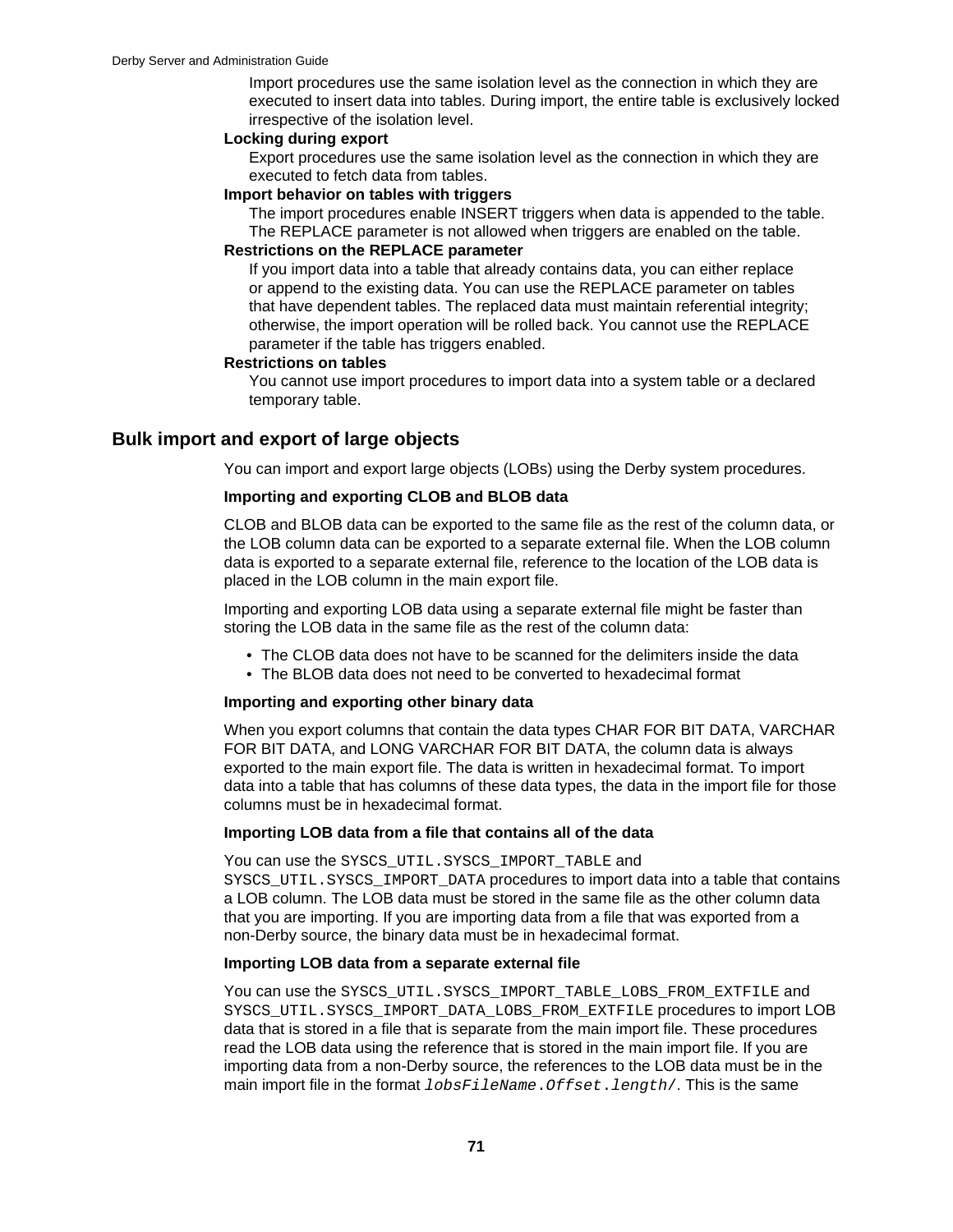Import procedures use the same isolation level as the connection in which they are executed to insert data into tables. During import, the entire table is exclusively locked irrespective of the isolation level.

**Locking during export**

Export procedures use the same isolation level as the connection in which they are executed to fetch data from tables.

**Import behavior on tables with triggers**

The import procedures enable INSERT triggers when data is appended to the table. The REPLACE parameter is not allowed when triggers are enabled on the table.

**Restrictions on the REPLACE parameter**

If you import data into a table that already contains data, you can either replace or append to the existing data. You can use the REPLACE parameter on tables that have dependent tables. The replaced data must maintain referential integrity; otherwise, the import operation will be rolled back. You cannot use the REPLACE parameter if the table has triggers enabled.

**Restrictions on tables**

You cannot use import procedures to import data into a system table or a declared temporary table.

## Bulk import and export of large objects

You can import and export large objects (LOBs) using the Derby system procedures.

**Importing and exporting CLOB and BLOB data**

CLOB and BLOB data can be exported to the same file as the rest of the column data, or the LOB column data can be exported to a separate external file. When the LOB column data is exported to a separate external file, reference to the location of the LOB data is placed in the LOB column in the main export file.

Importing and exporting LOB data using a separate external file might be faster than storing the LOB data in the same file as the rest of the column data:

- The CLOB data does not have to be scanned for the delimiters inside the data
- The BLOB data does not need to be converted to hexadecimal format

**Importing and exporting other binary data**

When you export columns that contain the data types CHAR FOR BIT DATA, VARCHAR FOR BIT DATA, and LONG VARCHAR FOR BIT DATA, the column data is always exported to the main export file. The data is written in hexadecimal format. To import data into a table that has columns of these data types, the data in the import file for those columns must be in hexadecimal format.

**Importing LOB data from a file that contains all of the data**

You can use the `SYSCS_UTIL.SYSCS_IMPORT_TABLE` and `SYSCS_UTIL.SYSCS_IMPORT_DATA` procedures to import data into a table that contains a LOB column. The LOB data must be stored in the same file as the other column data that you are importing. If you are importing data from a file that was exported from a non-Derby source, the binary data must be in hexadecimal format.

**Importing LOB data from a separate external file**

You can use the `SYSCS_UTIL.SYSCS_IMPORT_TABLE_LOBS_FROM_EXTFILE` and `SYSCS_UTIL.SYSCS_IMPORT_DATA_LOBS_FROM_EXTFILE` procedures to import LOB data that is stored in a file that is separate from the main import file. These procedures read the LOB data using the reference that is stored in the main import file. If you are importing data from a non-Derby source, the references to the LOB data must be in the main import file in the format *`lobsFileName.Offset.length/`*. This is the same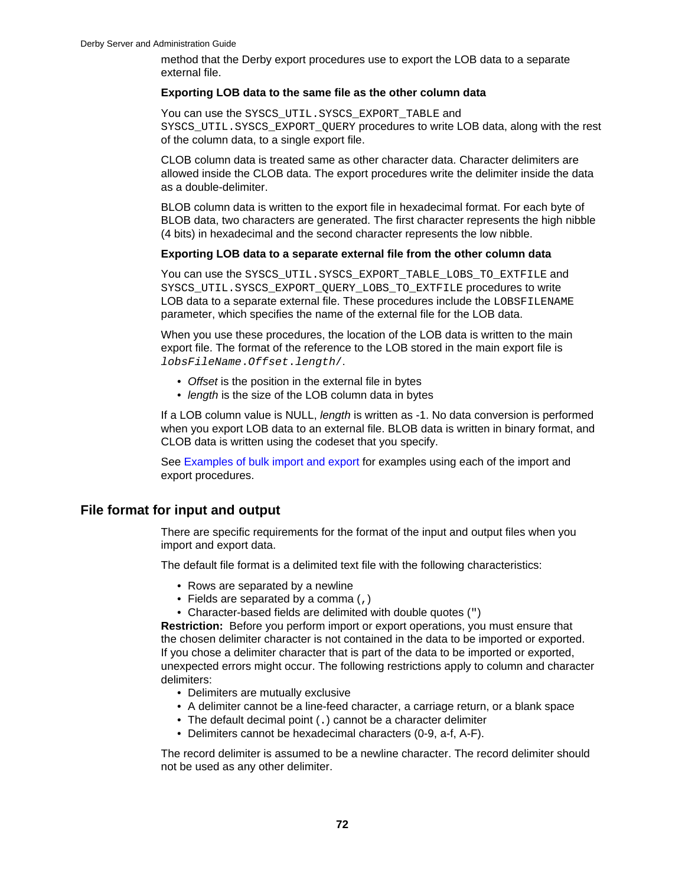method that the Derby export procedures use to export the LOB data to a separate external file.

**Exporting LOB data to the same file as the other column data**

You can use the `SYSCS_UTIL.SYSCS_EXPORT_TABLE` and `SYSCS_UTIL.SYSCS_EXPORT_QUERY` procedures to write LOB data, along with the rest of the column data, to a single export file.

CLOB column data is treated same as other character data. Character delimiters are allowed inside the CLOB data. The export procedures write the delimiter inside the data as a double-delimiter.

BLOB column data is written to the export file in hexadecimal format. For each byte of BLOB data, two characters are generated. The first character represents the high nibble (4 bits) in hexadecimal and the second character represents the low nibble.

**Exporting LOB data to a separate external file from the other column data**

You can use the `SYSCS_UTIL.SYSCS_EXPORT_TABLE_LOBS_TO_EXTFILE` and `SYSCS_UTIL.SYSCS_EXPORT_QUERY_LOBS_TO_EXTFILE` procedures to write LOB data to a separate external file. These procedures include the `LOBSFILENAME` parameter, which specifies the name of the external file for the LOB data.

When you use these procedures, the location of the LOB data is written to the main export file. The format of the reference to the LOB stored in the main export file is *lobsFileName*.*Offset*.*length*/.

- *Offset* is the position in the external file in bytes
- *length* is the size of the LOB column data in bytes

If a LOB column value is NULL, *length* is written as -1. No data conversion is performed when you export LOB data to an external file. BLOB data is written in binary format, and CLOB data is written using the codeset that you specify.

See Examples of bulk import and export for examples using each of the import and export procedures.

## File format for input and output

There are specific requirements for the format of the input and output files when you import and export data.

The default file format is a delimited text file with the following characteristics:

- Rows are separated by a newline
- Fields are separated by a comma (`,`)
- Character-based fields are delimited with double quotes (`"`)

**Restriction:** Before you perform import or export operations, you must ensure that the chosen delimiter character is not contained in the data to be imported or exported. If you chose a delimiter character that is part of the data to be imported or exported, unexpected errors might occur. The following restrictions apply to column and character delimiters:

- Delimiters are mutually exclusive
- A delimiter cannot be a line-feed character, a carriage return, or a blank space
- The default decimal point (`.`) cannot be a character delimiter
- Delimiters cannot be hexadecimal characters (0-9, a-f, A-F).

The record delimiter is assumed to be a newline character. The record delimiter should not be used as any other delimiter.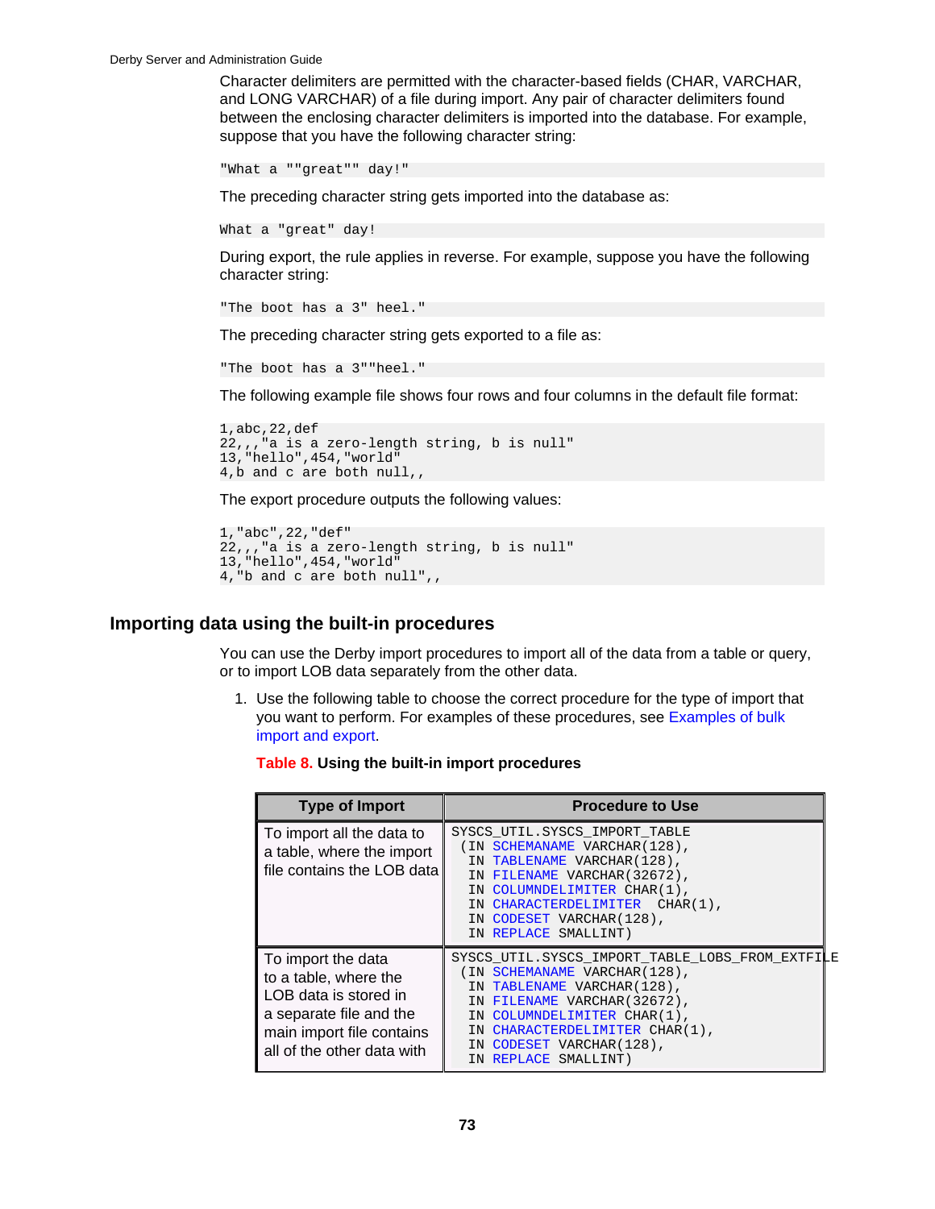Character delimiters are permitted with the character-based fields (CHAR, VARCHAR, and LONG VARCHAR) of a file during import. Any pair of character delimiters found between the enclosing character delimiters is imported into the database. For example, suppose that you have the following character string:

```
"What a ""great"" day!"
```

The preceding character string gets imported into the database as:

```
What a "great" day!
```

During export, the rule applies in reverse. For example, suppose you have the following character string:

```
"The boot has a 3" heel."
```

The preceding character string gets exported to a file as:

```
"The boot has a 3""heel."
```

The following example file shows four rows and four columns in the default file format:

```
1,abc,22,def
22,,,"a is a zero-length string, b is null"
13,"hello",454,"world"
4,b and c are both null,,
```

The export procedure outputs the following values:

```
1,"abc",22,"def"
22,,,"a is a zero-length string, b is null"
13,"hello",454,"world"
4,"b and c are both null",,
```

## Importing data using the built-in procedures

You can use the Derby import procedures to import all of the data from a table or query, or to import LOB data separately from the other data.

1. Use the following table to choose the correct procedure for the type of import that you want to perform. For examples of these procedures, see Examples of bulk import and export.

**Table 8. Using the built-in import procedures**

| Type of Import | Procedure to Use |
|---|---|
| To import all the data to a table, where the import file contains the LOB data | `SYSCS_UTIL.SYSCS_IMPORT_TABLE (IN SCHEMANAME VARCHAR(128), IN TABLENAME VARCHAR(128), IN FILENAME VARCHAR(32672), IN COLUMNDELIMITER CHAR(1), IN CHARACTERDELIMITER CHAR(1), IN CODESET VARCHAR(128), IN REPLACE SMALLINT)` |
| To import the data to a table, where the LOB data is stored in a separate file and the main import file contains all of the other data with | `SYSCS_UTIL.SYSCS_IMPORT_TABLE_LOBS_FROM_EXTFILE (IN SCHEMANAME VARCHAR(128), IN TABLENAME VARCHAR(128), IN FILENAME VARCHAR(32672), IN COLUMNDELIMITER CHAR(1), IN CHARACTERDELIMITER CHAR(1), IN CODESET VARCHAR(128), IN REPLACE SMALLINT)` |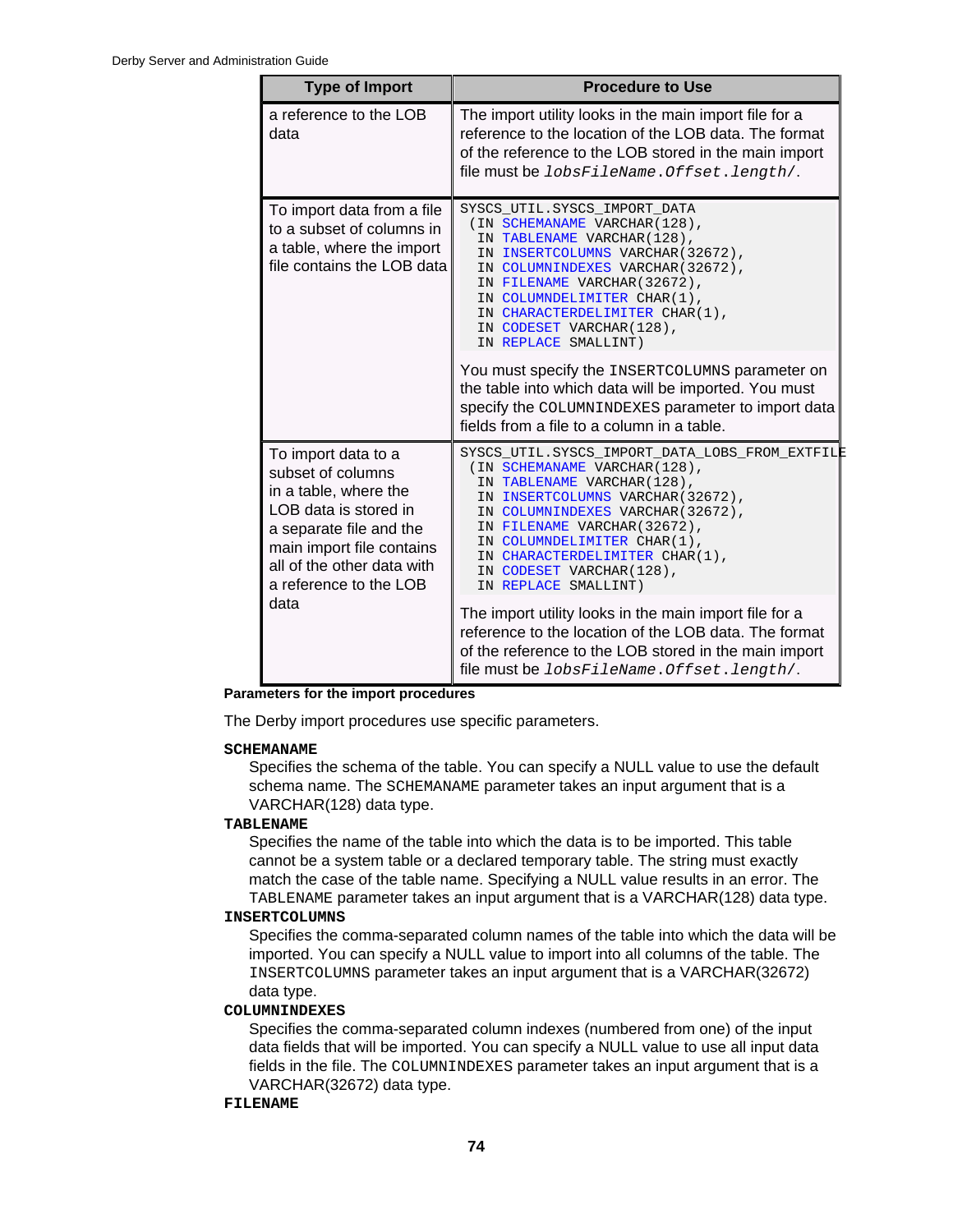| Type of Import | Procedure to Use |
| --- | --- |
| a reference to the LOB data | The import utility looks in the main import file for a reference to the location of the LOB data. The format of the reference to the LOB stored in the main import file must be *lobsFileName.Offset.length/*. |
| To import data from a file to a subset of columns in a table, where the import file contains the LOB data | `SYSCS_UTIL.SYSCS_IMPORT_DATA (IN SCHEMANAME VARCHAR(128), IN TABLENAME VARCHAR(128), IN INSERTCOLUMNS VARCHAR(32672), IN COLUMNINDEXES VARCHAR(32672), IN FILENAME VARCHAR(32672), IN COLUMNDELIMITER CHAR(1), IN CHARACTERDELIMITER CHAR(1), IN CODESET VARCHAR(128), IN REPLACE SMALLINT)` You must specify the `INSERTCOLUMNS` parameter on the table into which data will be imported. You must specify the `COLUMNINDEXES` parameter to import data fields from a file to a column in a table. |
| To import data to a subset of columns in a table, where the LOB data is stored in a separate file and the main import file contains all of the other data with a reference to the LOB data | `SYSCS_UTIL.SYSCS_IMPORT_DATA_LOBS_FROM_EXTFILE (IN SCHEMANAME VARCHAR(128), IN TABLENAME VARCHAR(128), IN INSERTCOLUMNS VARCHAR(32672), IN COLUMNINDEXES VARCHAR(32672), IN FILENAME VARCHAR(32672), IN COLUMNDELIMITER CHAR(1), IN CHARACTERDELIMITER CHAR(1), IN CODESET VARCHAR(128), IN REPLACE SMALLINT)` The import utility looks in the main import file for a reference to the location of the LOB data. The format of the reference to the LOB stored in the main import file must be *lobsFileName.Offset.length/*. |

**Parameters for the import procedures**

The Derby import procedures use specific parameters.

**SCHEMANAME**
: Specifies the schema of the table. You can specify a NULL value to use the default schema name. The `SCHEMANAME` parameter takes an input argument that is a VARCHAR(128) data type.

**TABLENAME**
: Specifies the name of the table into which the data is to be imported. This table cannot be a system table or a declared temporary table. The string must exactly match the case of the table name. Specifying a NULL value results in an error. The `TABLENAME` parameter takes an input argument that is a VARCHAR(128) data type.

**INSERTCOLUMNS**
: Specifies the comma-separated column names of the table into which the data will be imported. You can specify a NULL value to import into all columns of the table. The `INSERTCOLUMNS` parameter takes an input argument that is a VARCHAR(32672) data type.

**COLUMNINDEXES**
: Specifies the comma-separated column indexes (numbered from one) of the input data fields that will be imported. You can specify a NULL value to use all input data fields in the file. The `COLUMNINDEXES` parameter takes an input argument that is a VARCHAR(32672) data type.

**FILENAME**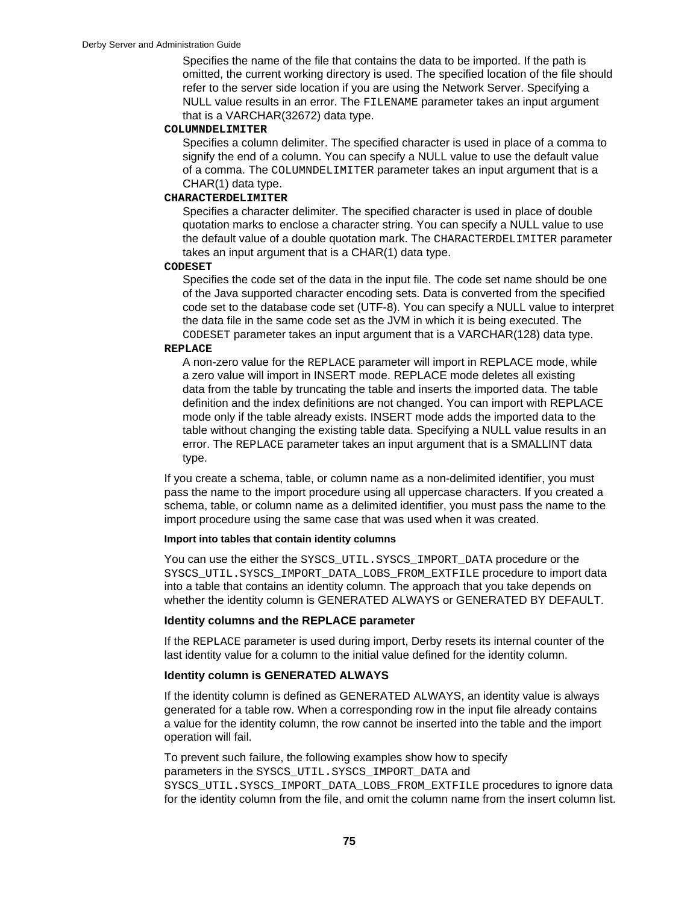Specifies the name of the file that contains the data to be imported. If the path is omitted, the current working directory is used. The specified location of the file should refer to the server side location if you are using the Network Server. Specifying a NULL value results in an error. The `FILENAME` parameter takes an input argument that is a VARCHAR(32672) data type.

**`COLUMNDELIMITER`**

Specifies a column delimiter. The specified character is used in place of a comma to signify the end of a column. You can specify a NULL value to use the default value of a comma. The `COLUMNDELIMITER` parameter takes an input argument that is a CHAR(1) data type.

**`CHARACTERDELIMITER`**

Specifies a character delimiter. The specified character is used in place of double quotation marks to enclose a character string. You can specify a NULL value to use the default value of a double quotation mark. The `CHARACTERDELIMITER` parameter takes an input argument that is a CHAR(1) data type.

**`CODESET`**

Specifies the code set of the data in the input file. The code set name should be one of the Java supported character encoding sets. Data is converted from the specified code set to the database code set (UTF-8). You can specify a NULL value to interpret the data file in the same code set as the JVM in which it is being executed. The `CODESET` parameter takes an input argument that is a VARCHAR(128) data type.

**`REPLACE`**

A non-zero value for the `REPLACE` parameter will import in REPLACE mode, while a zero value will import in INSERT mode. REPLACE mode deletes all existing data from the table by truncating the table and inserts the imported data. The table definition and the index definitions are not changed. You can import with REPLACE mode only if the table already exists. INSERT mode adds the imported data to the table without changing the existing table data. Specifying a NULL value results in an error. The `REPLACE` parameter takes an input argument that is a SMALLINT data type.

If you create a schema, table, or column name as a non-delimited identifier, you must pass the name to the import procedure using all uppercase characters. If you created a schema, table, or column name as a delimited identifier, you must pass the name to the import procedure using the same case that was used when it was created.

#### Import into tables that contain identity columns

You can use the either the `SYSCS_UTIL.SYSCS_IMPORT_DATA` procedure or the `SYSCS_UTIL.SYSCS_IMPORT_DATA_LOBS_FROM_EXTFILE` procedure to import data into a table that contains an identity column. The approach that you take depends on whether the identity column is GENERATED ALWAYS or GENERATED BY DEFAULT.

##### Identity columns and the REPLACE parameter

If the `REPLACE` parameter is used during import, Derby resets its internal counter of the last identity value for a column to the initial value defined for the identity column.

##### Identity column is GENERATED ALWAYS

If the identity column is defined as GENERATED ALWAYS, an identity value is always generated for a table row. When a corresponding row in the input file already contains a value for the identity column, the row cannot be inserted into the table and the import operation will fail.

To prevent such failure, the following examples show how to specify parameters in the `SYSCS_UTIL.SYSCS_IMPORT_DATA` and `SYSCS_UTIL.SYSCS_IMPORT_DATA_LOBS_FROM_EXTFILE` procedures to ignore data for the identity column from the file, and omit the column name from the insert column list.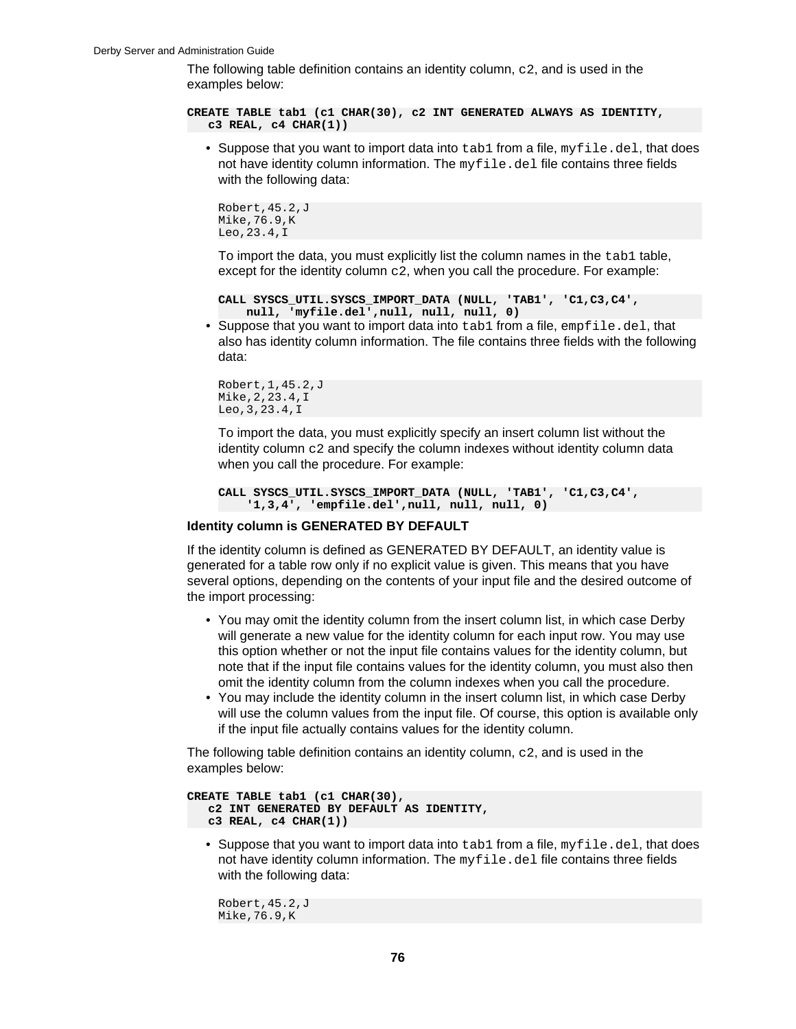The following table definition contains an identity column, `c2`, and is used in the examples below:

```
CREATE TABLE tab1 (c1 CHAR(30), c2 INT GENERATED ALWAYS AS IDENTITY,
   c3 REAL, c4 CHAR(1))
```

- Suppose that you want to import data into `tab1` from a file, `myfile.del`, that does not have identity column information. The `myfile.del` file contains three fields with the following data:

  ```
  Robert,45.2,J
  Mike,76.9,K
  Leo,23.4,I
  ```

  To import the data, you must explicitly list the column names in the `tab1` table, except for the identity column `c2`, when you call the procedure. For example:

  ```
  CALL SYSCS_UTIL.SYSCS_IMPORT_DATA (NULL, 'TAB1', 'C1,C3,C4',
      null, 'myfile.del',null, null, null, 0)
  ```

- Suppose that you want to import data into `tab1` from a file, `empfile.del`, that also has identity column information. The file contains three fields with the following data:

  ```
  Robert,1,45.2,J
  Mike,2,23.4,I
  Leo,3,23.4,I
  ```

  To import the data, you must explicitly specify an insert column list without the identity column `c2` and specify the column indexes without identity column data when you call the procedure. For example:

  ```
  CALL SYSCS_UTIL.SYSCS_IMPORT_DATA (NULL, 'TAB1', 'C1,C3,C4',
      '1,3,4', 'empfile.del',null, null, null, 0)
  ```

**Identity column is GENERATED BY DEFAULT**

If the identity column is defined as GENERATED BY DEFAULT, an identity value is generated for a table row only if no explicit value is given. This means that you have several options, depending on the contents of your input file and the desired outcome of the import processing:

- You may omit the identity column from the insert column list, in which case Derby will generate a new value for the identity column for each input row. You may use this option whether or not the input file contains values for the identity column, but note that if the input file contains values for the identity column, you must also then omit the identity column from the column indexes when you call the procedure.
- You may include the identity column in the insert column list, in which case Derby will use the column values from the input file. Of course, this option is available only if the input file actually contains values for the identity column.

The following table definition contains an identity column, `c2`, and is used in the examples below:

```
CREATE TABLE tab1 (c1 CHAR(30),
   c2 INT GENERATED BY DEFAULT AS IDENTITY,
   c3 REAL, c4 CHAR(1))
```

- Suppose that you want to import data into `tab1` from a file, `myfile.del`, that does not have identity column information. The `myfile.del` file contains three fields with the following data:

  ```
  Robert,45.2,J
  Mike,76.9,K
  ```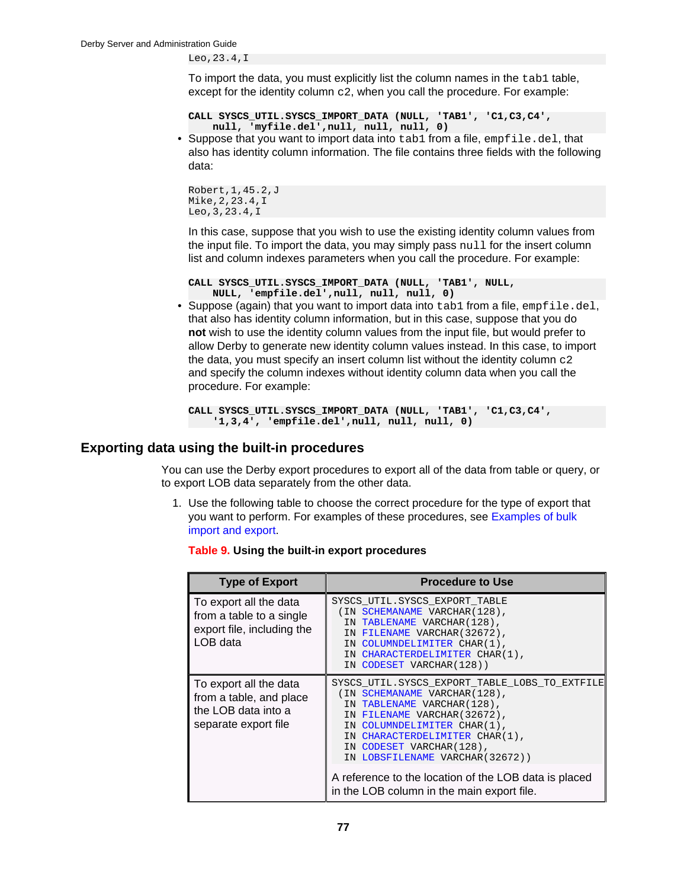```
Leo,23.4,I
```

To import the data, you must explicitly list the column names in the `tab1` table, except for the identity column `c2`, when you call the procedure. For example:

```
CALL SYSCS_UTIL.SYSCS_IMPORT_DATA (NULL, 'TAB1', 'C1,C3,C4',
    null, 'myfile.del',null, null, null, 0)
```

- Suppose that you want to import data into `tab1` from a file, `empfile.del`, that also has identity column information. The file contains three fields with the following data:

```
Robert,1,45.2,J
Mike,2,23.4,I
Leo,3,23.4,I
```

In this case, suppose that you wish to use the existing identity column values from the input file. To import the data, you may simply pass `null` for the insert column list and column indexes parameters when you call the procedure. For example:

```
CALL SYSCS_UTIL.SYSCS_IMPORT_DATA (NULL, 'TAB1', NULL,
    NULL, 'empfile.del',null, null, null, 0)
```

- Suppose (again) that you want to import data into `tab1` from a file, `empfile.del`, that also has identity column information, but in this case, suppose that you do **not** wish to use the identity column values from the input file, but would prefer to allow Derby to generate new identity column values instead. In this case, to import the data, you must specify an insert column list without the identity column `c2` and specify the column indexes without identity column data when you call the procedure. For example:

```
CALL SYSCS_UTIL.SYSCS_IMPORT_DATA (NULL, 'TAB1', 'C1,C3,C4',
    '1,3,4', 'empfile.del',null, null, null, 0)
```

## Exporting data using the built-in procedures

You can use the Derby export procedures to export all of the data from table or query, or to export LOB data separately from the other data.

1. Use the following table to choose the correct procedure for the type of export that you want to perform. For examples of these procedures, see Examples of bulk import and export.

**Table 9. Using the built-in export procedures**

| Type of Export | Procedure to Use |
|---|---|
| To export all the data from a table to a single export file, including the LOB data | `SYSCS_UTIL.SYSCS_EXPORT_TABLE (IN SCHEMANAME VARCHAR(128), IN TABLENAME VARCHAR(128), IN FILENAME VARCHAR(32672), IN COLUMNDELIMITER CHAR(1), IN CHARACTERDELIMITER CHAR(1), IN CODESET VARCHAR(128))` |
| To export all the data from a table, and place the LOB data into a separate export file | `SYSCS_UTIL.SYSCS_EXPORT_TABLE_LOBS_TO_EXTFILE (IN SCHEMANAME VARCHAR(128), IN TABLENAME VARCHAR(128), IN FILENAME VARCHAR(32672), IN COLUMNDELIMITER CHAR(1), IN CHARACTERDELIMITER CHAR(1), IN CODESET VARCHAR(128), IN LOBSFILENAME VARCHAR(32672))` A reference to the location of the LOB data is placed in the LOB column in the main export file. |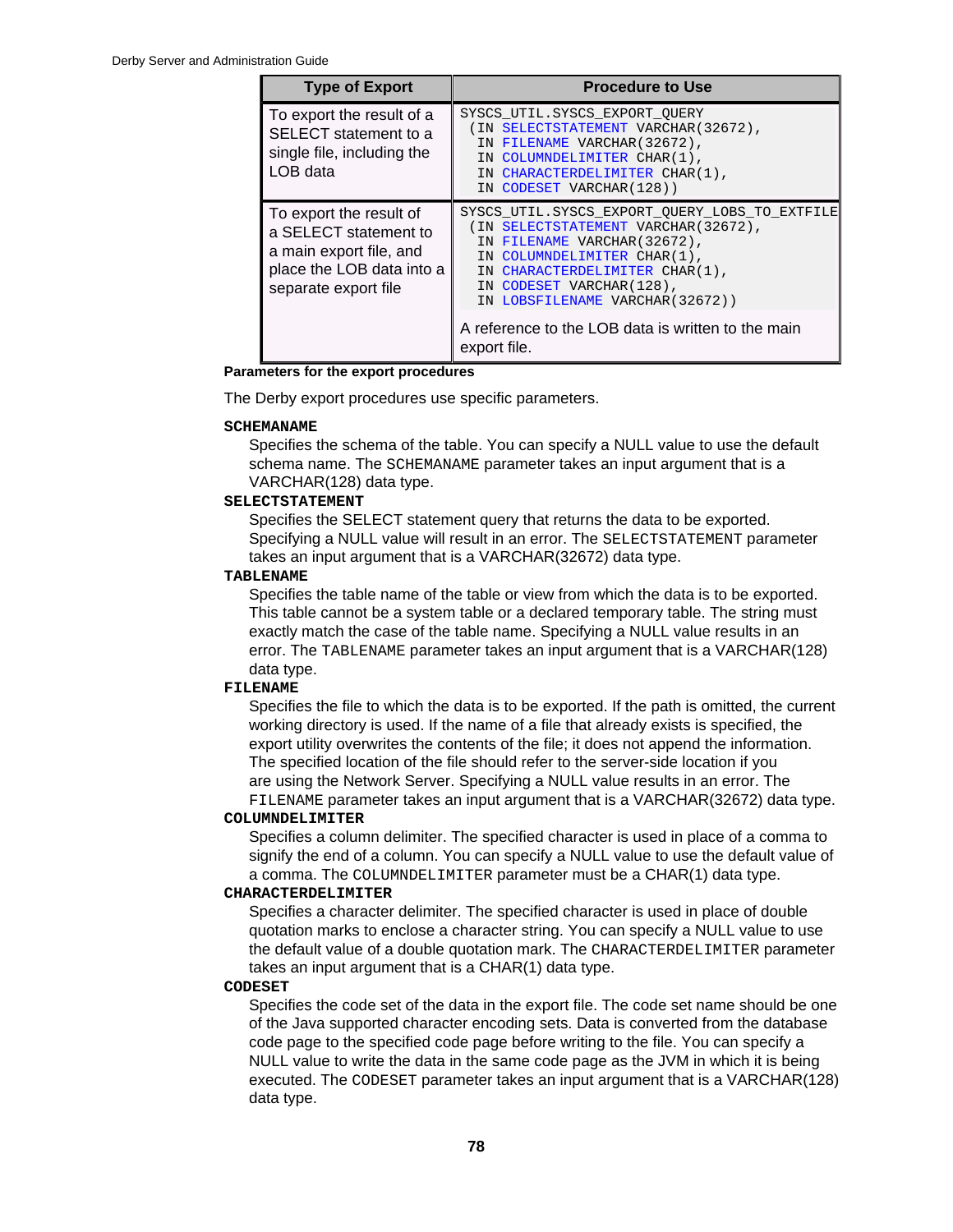| Type of Export | Procedure to Use |
| --- | --- |
| To export the result of a SELECT statement to a single file, including the LOB data | `SYSCS_UTIL.SYSCS_EXPORT_QUERY (IN SELECTSTATEMENT VARCHAR(32672), IN FILENAME VARCHAR(32672), IN COLUMNDELIMITER CHAR(1), IN CHARACTERDELIMITER CHAR(1), IN CODESET VARCHAR(128))` |
| To export the result of a SELECT statement to a main export file, and place the LOB data into a separate export file | `SYSCS_UTIL.SYSCS_EXPORT_QUERY_LOBS_TO_EXTFILE (IN SELECTSTATEMENT VARCHAR(32672), IN FILENAME VARCHAR(32672), IN COLUMNDELIMITER CHAR(1), IN CHARACTERDELIMITER CHAR(1), IN CODESET VARCHAR(128), IN LOBSFILENAME VARCHAR(32672))` A reference to the LOB data is written to the main export file. |

**Parameters for the export procedures**

The Derby export procedures use specific parameters.

**SCHEMANAME**
Specifies the schema of the table. You can specify a NULL value to use the default schema name. The SCHEMANAME parameter takes an input argument that is a VARCHAR(128) data type.

**SELECTSTATEMENT**
Specifies the SELECT statement query that returns the data to be exported. Specifying a NULL value will result in an error. The SELECTSTATEMENT parameter takes an input argument that is a VARCHAR(32672) data type.

**TABLENAME**
Specifies the table name of the table or view from which the data is to be exported. This table cannot be a system table or a declared temporary table. The string must exactly match the case of the table name. Specifying a NULL value results in an error. The TABLENAME parameter takes an input argument that is a VARCHAR(128) data type.

**FILENAME**
Specifies the file to which the data is to be exported. If the path is omitted, the current working directory is used. If the name of a file that already exists is specified, the export utility overwrites the contents of the file; it does not append the information. The specified location of the file should refer to the server-side location if you are using the Network Server. Specifying a NULL value results in an error. The FILENAME parameter takes an input argument that is a VARCHAR(32672) data type.

**COLUMNDELIMITER**
Specifies a column delimiter. The specified character is used in place of a comma to signify the end of a column. You can specify a NULL value to use the default value of a comma. The COLUMNDELIMITER parameter must be a CHAR(1) data type.

**CHARACTERDELIMITER**
Specifies a character delimiter. The specified character is used in place of double quotation marks to enclose a character string. You can specify a NULL value to use the default value of a double quotation mark. The CHARACTERDELIMITER parameter takes an input argument that is a CHAR(1) data type.

**CODESET**
Specifies the code set of the data in the export file. The code set name should be one of the Java supported character encoding sets. Data is converted from the database code page to the specified code page before writing to the file. You can specify a NULL value to write the data in the same code page as the JVM in which it is being executed. The CODESET parameter takes an input argument that is a VARCHAR(128) data type.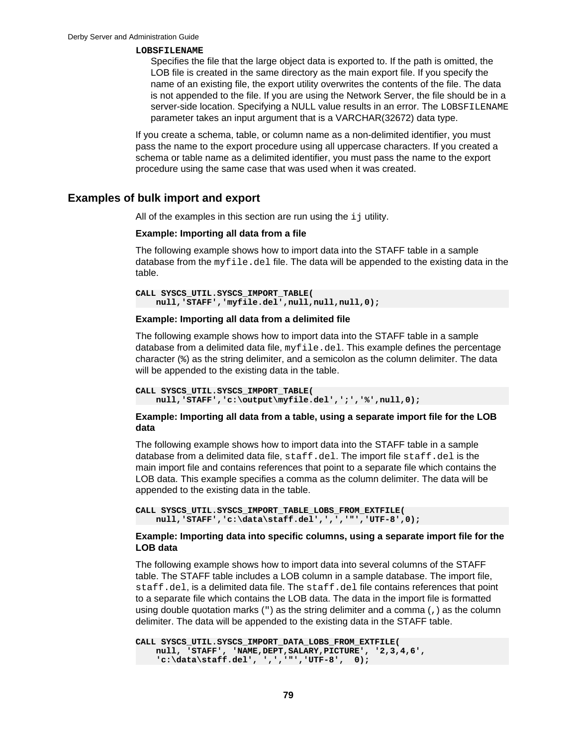**LOBSFILENAME**

Specifies the file that the large object data is exported to. If the path is omitted, the LOB file is created in the same directory as the main export file. If you specify the name of an existing file, the export utility overwrites the contents of the file. The data is not appended to the file. If you are using the Network Server, the file should be in a server-side location. Specifying a NULL value results in an error. The `LOBSFILENAME` parameter takes an input argument that is a VARCHAR(32672) data type.

If you create a schema, table, or column name as a non-delimited identifier, you must pass the name to the export procedure using all uppercase characters. If you created a schema or table name as a delimited identifier, you must pass the name to the export procedure using the same case that was used when it was created.

## Examples of bulk import and export

All of the examples in this section are run using the `ij` utility.

**Example: Importing all data from a file**

The following example shows how to import data into the STAFF table in a sample database from the `myfile.del` file. The data will be appended to the existing data in the table.

```
CALL SYSCS_UTIL.SYSCS_IMPORT_TABLE(
    null,'STAFF','myfile.del',null,null,null,0);
```

**Example: Importing all data from a delimited file**

The following example shows how to import data into the STAFF table in a sample database from a delimited data file, `myfile.del`. This example defines the percentage character (`%`) as the string delimiter, and a semicolon as the column delimiter. The data will be appended to the existing data in the table.

```
CALL SYSCS_UTIL.SYSCS_IMPORT_TABLE(
    null,'STAFF','c:\output\myfile.del',';','%',null,0);
```

**Example: Importing all data from a table, using a separate import file for the LOB data**

The following example shows how to import data into the STAFF table in a sample database from a delimited data file, `staff.del`. The import file `staff.del` is the main import file and contains references that point to a separate file which contains the LOB data. This example specifies a comma as the column delimiter. The data will be appended to the existing data in the table.

```
CALL SYSCS_UTIL.SYSCS_IMPORT_TABLE_LOBS_FROM_EXTFILE(
    null,'STAFF','c:\data\staff.del',',','"','UTF-8',0);
```

**Example: Importing data into specific columns, using a separate import file for the LOB data**

The following example shows how to import data into several columns of the STAFF table. The STAFF table includes a LOB column in a sample database. The import file, `staff.del`, is a delimited data file. The `staff.del` file contains references that point to a separate file which contains the LOB data. The data in the import file is formatted using double quotation marks (`"`) as the string delimiter and a comma (`,`) as the column delimiter. The data will be appended to the existing data in the STAFF table.

```
CALL SYSCS_UTIL.SYSCS_IMPORT_DATA_LOBS_FROM_EXTFILE(
    null, 'STAFF', 'NAME,DEPT,SALARY,PICTURE', '2,3,4,6',
    'c:\data\staff.del', ',','"','UTF-8',  0);
```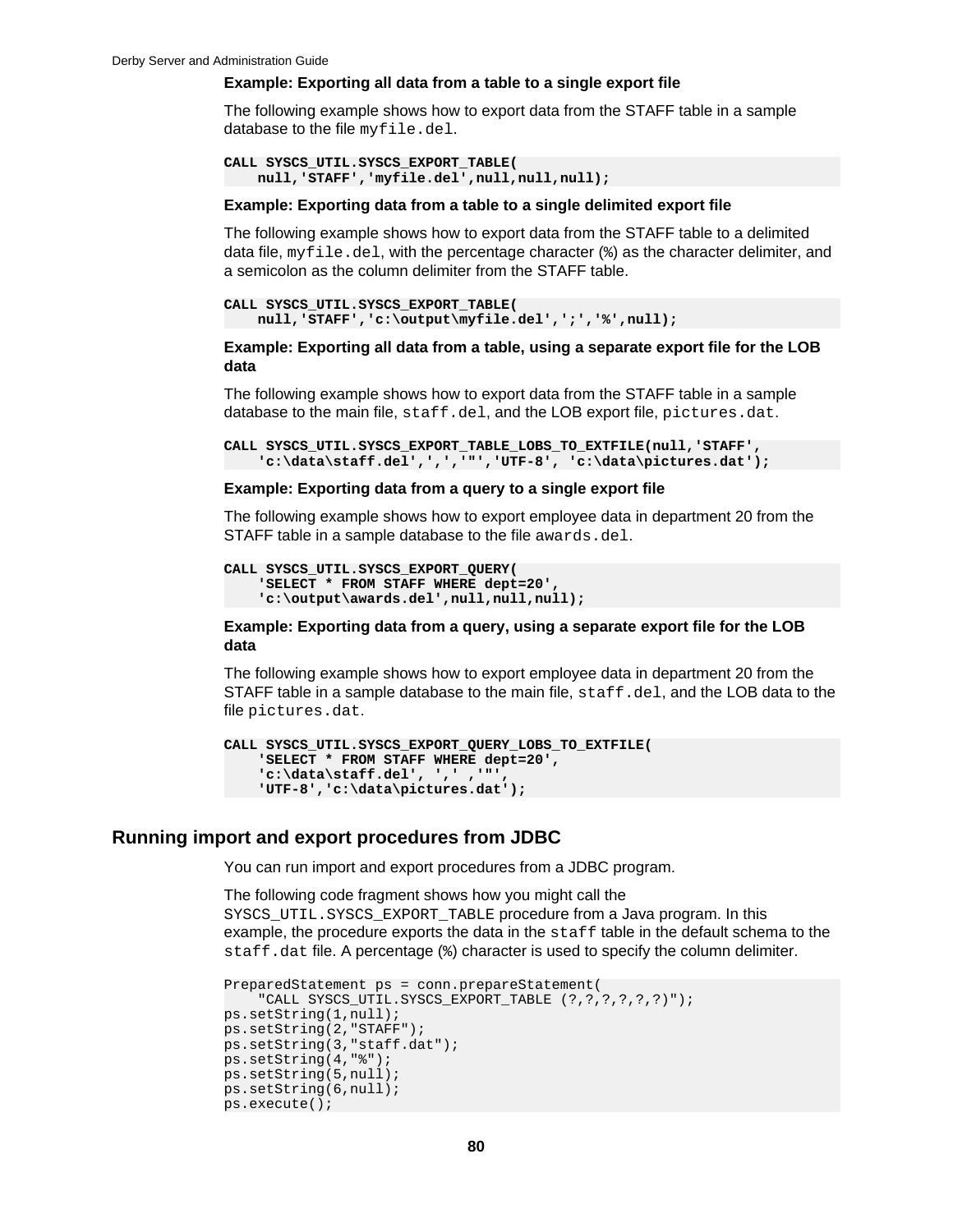#### Example: Exporting all data from a table to a single export file

The following example shows how to export data from the STAFF table in a sample database to the file `myfile.del`.

```
CALL SYSCS_UTIL.SYSCS_EXPORT_TABLE(
    null,'STAFF','myfile.del',null,null,null);
```

#### Example: Exporting data from a table to a single delimited export file

The following example shows how to export data from the STAFF table to a delimited data file, `myfile.del`, with the percentage character (`%`) as the character delimiter, and a semicolon as the column delimiter from the STAFF table.

```
CALL SYSCS_UTIL.SYSCS_EXPORT_TABLE(
    null,'STAFF','c:\output\myfile.del',';','%',null);
```

#### Example: Exporting all data from a table, using a separate export file for the LOB data

The following example shows how to export data from the STAFF table in a sample database to the main file, `staff.del`, and the LOB export file, `pictures.dat`.

```
CALL SYSCS_UTIL.SYSCS_EXPORT_TABLE_LOBS_TO_EXTFILE(null,'STAFF',
    'c:\data\staff.del',',','"','UTF-8', 'c:\data\pictures.dat');
```

#### Example: Exporting data from a query to a single export file

The following example shows how to export employee data in department 20 from the STAFF table in a sample database to the file `awards.del`.

```
CALL SYSCS_UTIL.SYSCS_EXPORT_QUERY(
    'SELECT * FROM STAFF WHERE dept=20',
    'c:\output\awards.del',null,null,null);
```

#### Example: Exporting data from a query, using a separate export file for the LOB data

The following example shows how to export employee data in department 20 from the STAFF table in a sample database to the main file, `staff.del`, and the LOB data to the file `pictures.dat`.

```
CALL SYSCS_UTIL.SYSCS_EXPORT_QUERY_LOBS_TO_EXTFILE(
    'SELECT * FROM STAFF WHERE dept=20',
    'c:\data\staff.del', ',' ,'"',
    'UTF-8','c:\data\pictures.dat');
```

## Running import and export procedures from JDBC

You can run import and export procedures from a JDBC program.

The following code fragment shows how you might call the `SYSCS_UTIL.SYSCS_EXPORT_TABLE` procedure from a Java program. In this example, the procedure exports the data in the `staff` table in the default schema to the `staff.dat` file. A percentage (%) character is used to specify the column delimiter.

```
PreparedStatement ps = conn.prepareStatement(
    "CALL SYSCS_UTIL.SYSCS_EXPORT_TABLE (?,?,?,?,?,?)");
ps.setString(1,null);
ps.setString(2,"STAFF");
ps.setString(3,"staff.dat");
ps.setString(4,"%");
ps.setString(5,null);
ps.setString(6,null);
ps.execute();
```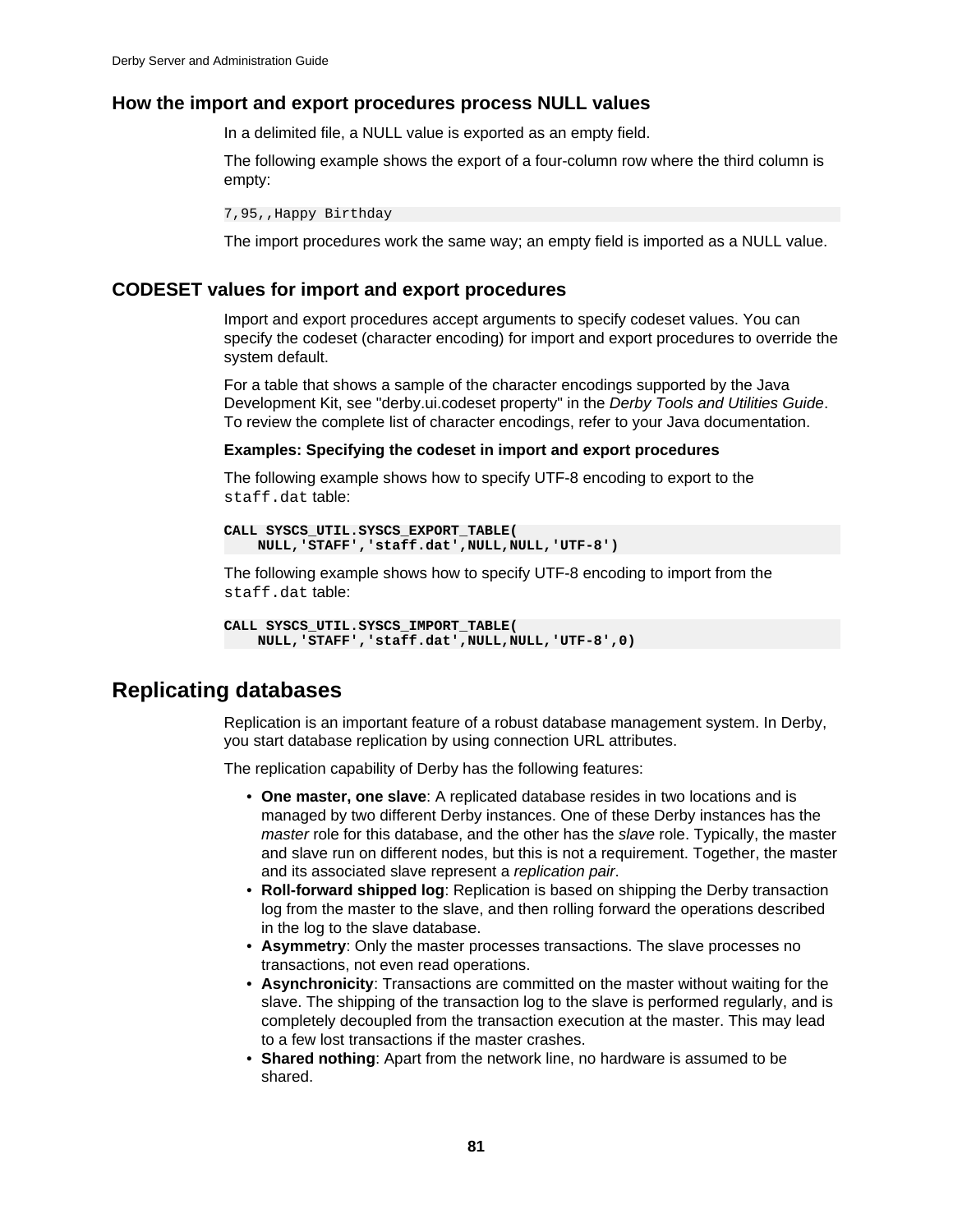## How the import and export procedures process NULL values

In a delimited file, a NULL value is exported as an empty field.

The following example shows the export of a four-column row where the third column is empty:

```
7,95,,Happy Birthday
```

The import procedures work the same way; an empty field is imported as a NULL value.

## CODESET values for import and export procedures

Import and export procedures accept arguments to specify codeset values. You can specify the codeset (character encoding) for import and export procedures to override the system default.

For a table that shows a sample of the character encodings supported by the Java Development Kit, see "derby.ui.codeset property" in the *Derby Tools and Utilities Guide*. To review the complete list of character encodings, refer to your Java documentation.

**Examples: Specifying the codeset in import and export procedures**

The following example shows how to specify UTF-8 encoding to export to the `staff.dat` table:

```
CALL SYSCS_UTIL.SYSCS_EXPORT_TABLE(
    NULL,'STAFF','staff.dat',NULL,NULL,'UTF-8')
```

The following example shows how to specify UTF-8 encoding to import from the `staff.dat` table:

```
CALL SYSCS_UTIL.SYSCS_IMPORT_TABLE(
    NULL,'STAFF','staff.dat',NULL,NULL,'UTF-8',0)
```

# Replicating databases

Replication is an important feature of a robust database management system. In Derby, you start database replication by using connection URL attributes.

The replication capability of Derby has the following features:

- **One master, one slave**: A replicated database resides in two locations and is managed by two different Derby instances. One of these Derby instances has the *master* role for this database, and the other has the *slave* role. Typically, the master and slave run on different nodes, but this is not a requirement. Together, the master and its associated slave represent a *replication pair*.
- **Roll-forward shipped log**: Replication is based on shipping the Derby transaction log from the master to the slave, and then rolling forward the operations described in the log to the slave database.
- **Asymmetry**: Only the master processes transactions. The slave processes no transactions, not even read operations.
- **Asynchronicity**: Transactions are committed on the master without waiting for the slave. The shipping of the transaction log to the slave is performed regularly, and is completely decoupled from the transaction execution at the master. This may lead to a few lost transactions if the master crashes.
- **Shared nothing**: Apart from the network line, no hardware is assumed to be shared.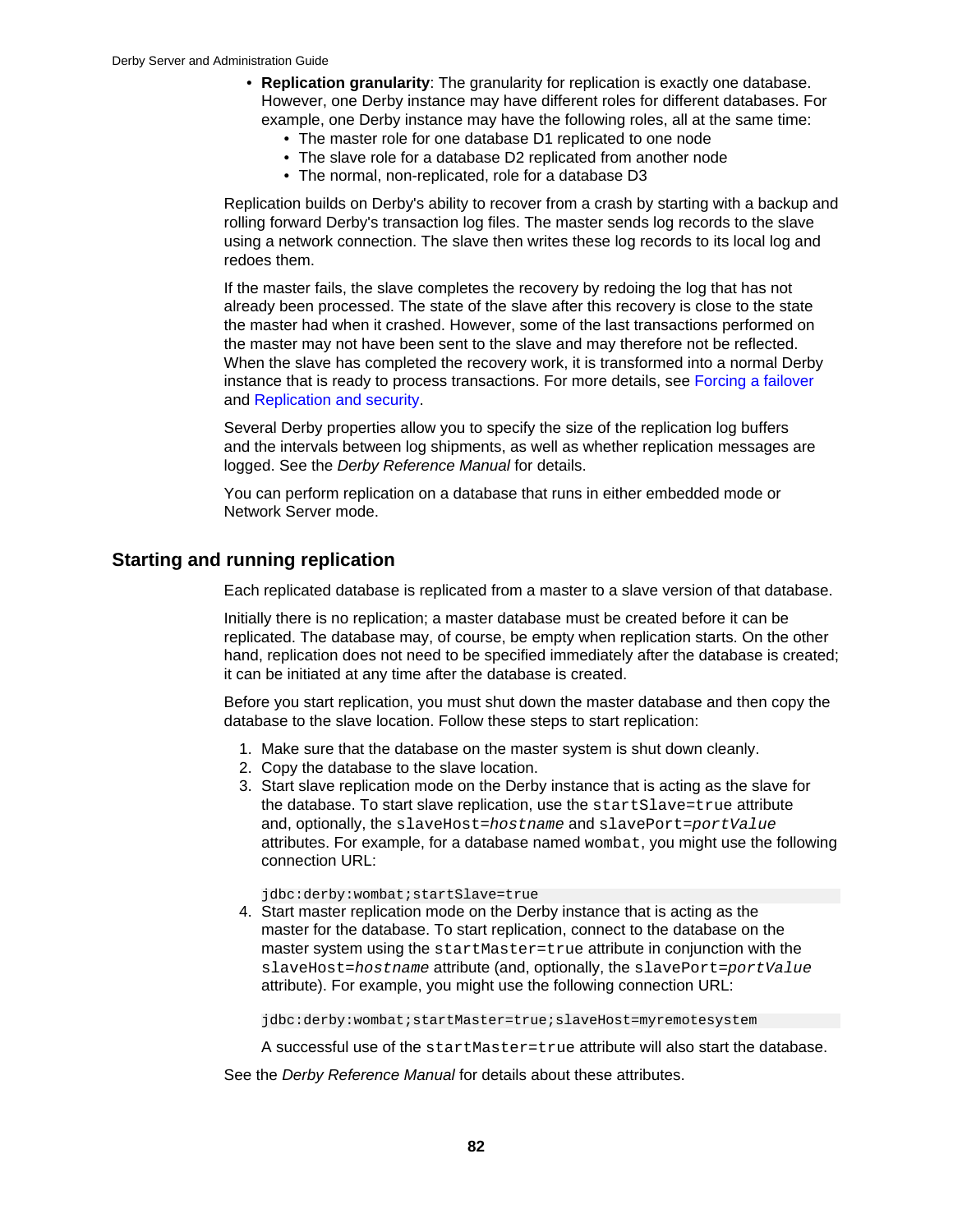- **Replication granularity**: The granularity for replication is exactly one database. However, one Derby instance may have different roles for different databases. For example, one Derby instance may have the following roles, all at the same time:
  - The master role for one database D1 replicated to one node
  - The slave role for a database D2 replicated from another node
  - The normal, non-replicated, role for a database D3

Replication builds on Derby's ability to recover from a crash by starting with a backup and rolling forward Derby's transaction log files. The master sends log records to the slave using a network connection. The slave then writes these log records to its local log and redoes them.

If the master fails, the slave completes the recovery by redoing the log that has not already been processed. The state of the slave after this recovery is close to the state the master had when it crashed. However, some of the last transactions performed on the master may not have been sent to the slave and may therefore not be reflected. When the slave has completed the recovery work, it is transformed into a normal Derby instance that is ready to process transactions. For more details, see Forcing a failover and Replication and security.

Several Derby properties allow you to specify the size of the replication log buffers and the intervals between log shipments, as well as whether replication messages are logged. See the *Derby Reference Manual* for details.

You can perform replication on a database that runs in either embedded mode or Network Server mode.

## Starting and running replication

Each replicated database is replicated from a master to a slave version of that database.

Initially there is no replication; a master database must be created before it can be replicated. The database may, of course, be empty when replication starts. On the other hand, replication does not need to be specified immediately after the database is created; it can be initiated at any time after the database is created.

Before you start replication, you must shut down the master database and then copy the database to the slave location. Follow these steps to start replication:

1. Make sure that the database on the master system is shut down cleanly.
2. Copy the database to the slave location.
3. Start slave replication mode on the Derby instance that is acting as the slave for the database. To start slave replication, use the `startSlave=true` attribute and, optionally, the `slaveHost=`*`hostname`* and `slavePort=`*`portValue`* attributes. For example, for a database named `wombat`, you might use the following connection URL:

   ```
   jdbc:derby:wombat;startSlave=true
   ```
4. Start master replication mode on the Derby instance that is acting as the master for the database. To start replication, connect to the database on the master system using the `startMaster=true` attribute in conjunction with the `slaveHost=`*`hostname`* attribute (and, optionally, the `slavePort=`*`portValue`* attribute). For example, you might use the following connection URL:

   ```
   jdbc:derby:wombat;startMaster=true;slaveHost=myremotesystem
   ```

   A successful use of the `startMaster=true` attribute will also start the database.

See the *Derby Reference Manual* for details about these attributes.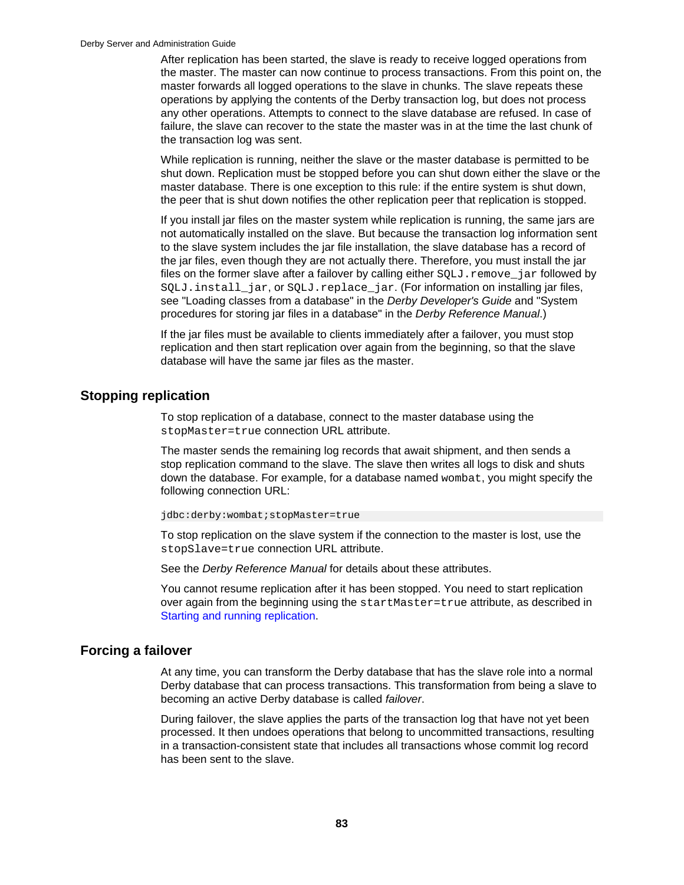After replication has been started, the slave is ready to receive logged operations from the master. The master can now continue to process transactions. From this point on, the master forwards all logged operations to the slave in chunks. The slave repeats these operations by applying the contents of the Derby transaction log, but does not process any other operations. Attempts to connect to the slave database are refused. In case of failure, the slave can recover to the state the master was in at the time the last chunk of the transaction log was sent.

While replication is running, neither the slave or the master database is permitted to be shut down. Replication must be stopped before you can shut down either the slave or the master database. There is one exception to this rule: if the entire system is shut down, the peer that is shut down notifies the other replication peer that replication is stopped.

If you install jar files on the master system while replication is running, the same jars are not automatically installed on the slave. But because the transaction log information sent to the slave system includes the jar file installation, the slave database has a record of the jar files, even though they are not actually there. Therefore, you must install the jar files on the former slave after a failover by calling either `SQLJ.remove_jar` followed by `SQLJ.install_jar`, or `SQLJ.replace_jar`. (For information on installing jar files, see "Loading classes from a database" in the *Derby Developer's Guide* and "System procedures for storing jar files in a database" in the *Derby Reference Manual*.)

If the jar files must be available to clients immediately after a failover, you must stop replication and then start replication over again from the beginning, so that the slave database will have the same jar files as the master.

## Stopping replication

To stop replication of a database, connect to the master database using the `stopMaster=true` connection URL attribute.

The master sends the remaining log records that await shipment, and then sends a stop replication command to the slave. The slave then writes all logs to disk and shuts down the database. For example, for a database named `wombat`, you might specify the following connection URL:

```
jdbc:derby:wombat;stopMaster=true
```

To stop replication on the slave system if the connection to the master is lost, use the `stopSlave=true` connection URL attribute.

See the *Derby Reference Manual* for details about these attributes.

You cannot resume replication after it has been stopped. You need to start replication over again from the beginning using the `startMaster=true` attribute, as described in Starting and running replication.

## Forcing a failover

At any time, you can transform the Derby database that has the slave role into a normal Derby database that can process transactions. This transformation from being a slave to becoming an active Derby database is called *failover*.

During failover, the slave applies the parts of the transaction log that have not yet been processed. It then undoes operations that belong to uncommitted transactions, resulting in a transaction-consistent state that includes all transactions whose commit log record has been sent to the slave.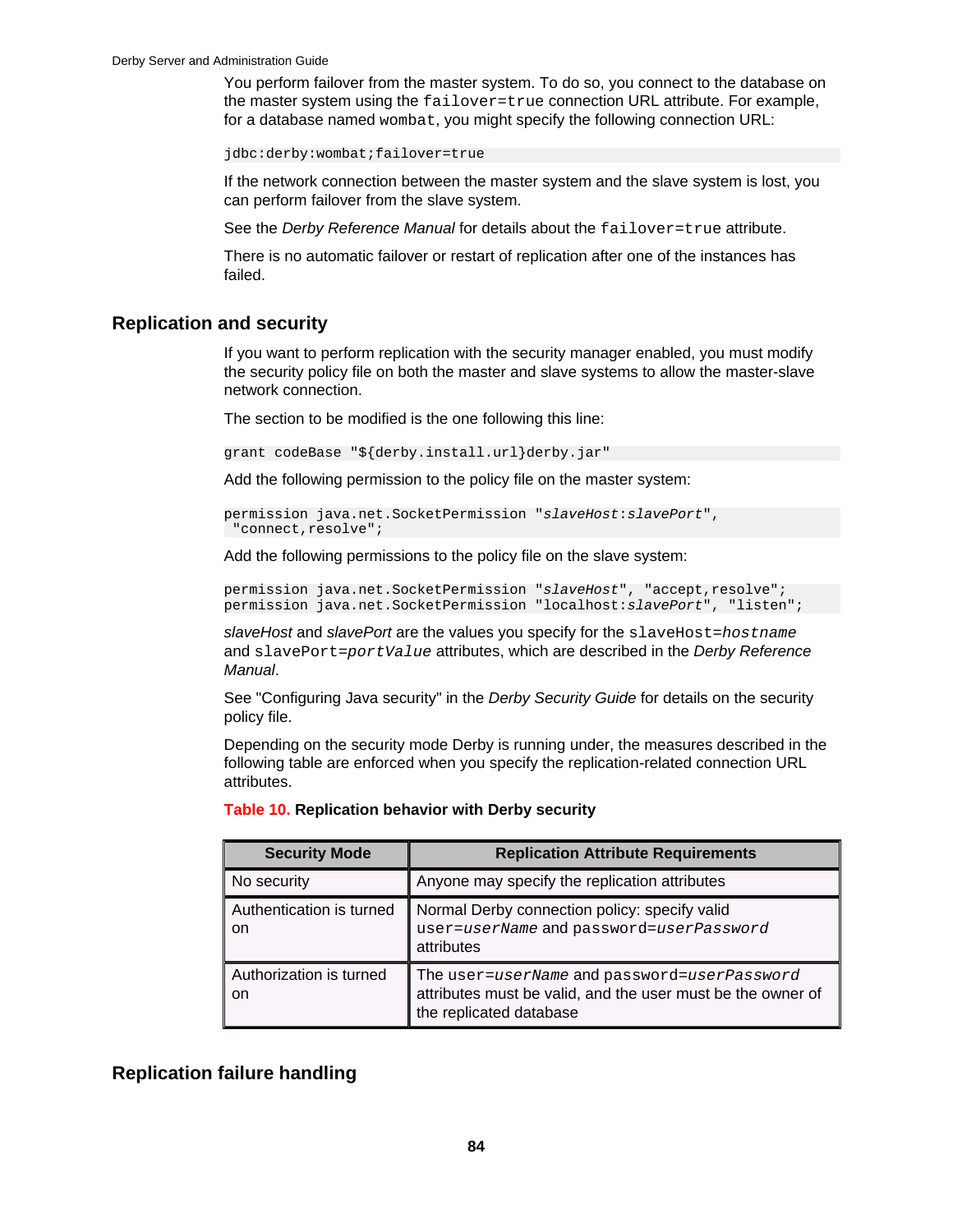You perform failover from the master system. To do so, you connect to the database on the master system using the `failover=true` connection URL attribute. For example, for a database named `wombat`, you might specify the following connection URL:

```
jdbc:derby:wombat;failover=true
```

If the network connection between the master system and the slave system is lost, you can perform failover from the slave system.

See the *Derby Reference Manual* for details about the `failover=true` attribute.

There is no automatic failover or restart of replication after one of the instances has failed.

## Replication and security

If you want to perform replication with the security manager enabled, you must modify the security policy file on both the master and slave systems to allow the master-slave network connection.

The section to be modified is the one following this line:

```
grant codeBase "${derby.install.url}derby.jar"
```

Add the following permission to the policy file on the master system:

```
permission java.net.SocketPermission "slaveHost:slavePort",
 "connect,resolve";
```

Add the following permissions to the policy file on the slave system:

```
permission java.net.SocketPermission "slaveHost", "accept,resolve";
permission java.net.SocketPermission "localhost:slavePort", "listen";
```

*slaveHost* and *slavePort* are the values you specify for the `slaveHost=`*`hostname`* and `slavePort=`*`portValue`* attributes, which are described in the *Derby Reference Manual*.

See "Configuring Java security" in the *Derby Security Guide* for details on the security policy file.

Depending on the security mode Derby is running under, the measures described in the following table are enforced when you specify the replication-related connection URL attributes.

**Table 10. Replication behavior with Derby security**

| Security Mode | Replication Attribute Requirements |
| --- | --- |
| No security | Anyone may specify the replication attributes |
| Authentication is turned on | Normal Derby connection policy: specify valid `user=`*`userName`* and `password=`*`userPassword`* attributes |
| Authorization is turned on | The `user=`*`userName`* and `password=`*`userPassword`* attributes must be valid, and the user must be the owner of the replicated database |

## Replication failure handling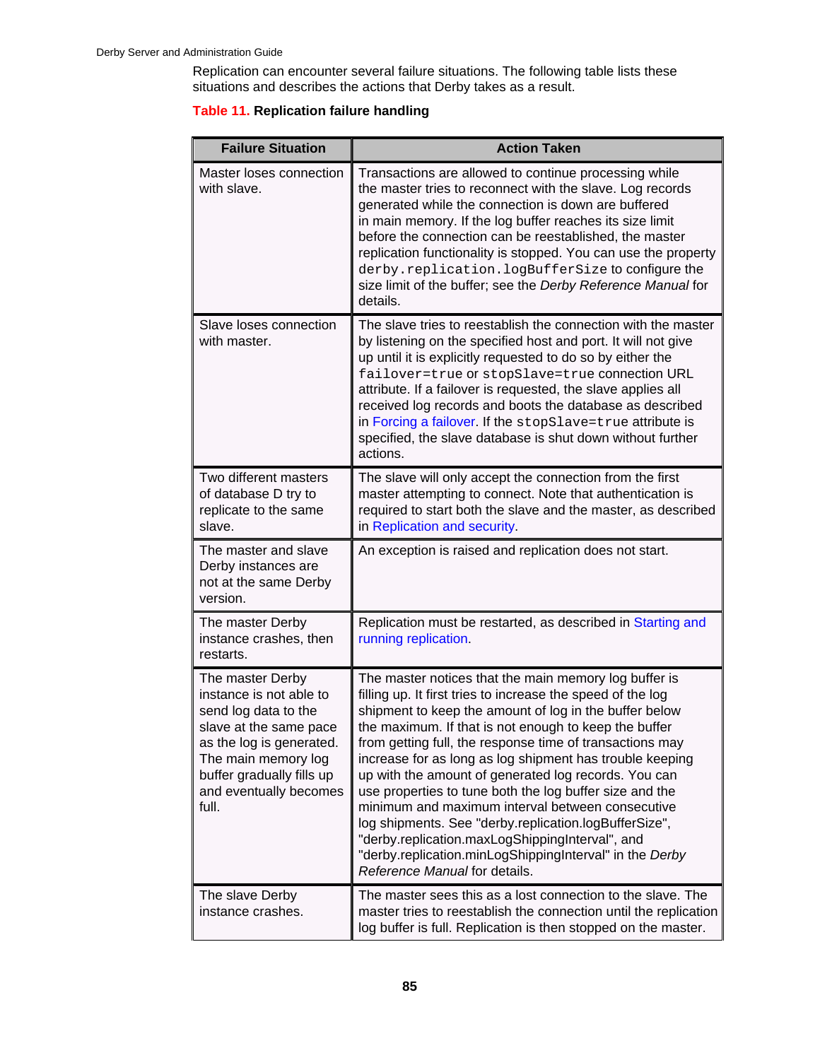Replication can encounter several failure situations. The following table lists these situations and describes the actions that Derby takes as a result.

**Table 11. Replication failure handling**

| Failure Situation | Action Taken |
| --- | --- |
| Master loses connection with slave. | Transactions are allowed to continue processing while the master tries to reconnect with the slave. Log records generated while the connection is down are buffered in main memory. If the log buffer reaches its size limit before the connection can be reestablished, the master replication functionality is stopped. You can use the property `derby.replication.logBufferSize` to configure the size limit of the buffer; see the *Derby Reference Manual* for details. |
| Slave loses connection with master. | The slave tries to reestablish the connection with the master by listening on the specified host and port. It will not give up until it is explicitly requested to do so by either the `failover=true` or `stopSlave=true` connection URL attribute. If a failover is requested, the slave applies all received log records and boots the database as described in Forcing a failover. If the `stopSlave=true` attribute is specified, the slave database is shut down without further actions. |
| Two different masters of database D try to replicate to the same slave. | The slave will only accept the connection from the first master attempting to connect. Note that authentication is required to start both the slave and the master, as described in Replication and security. |
| The master and slave Derby instances are not at the same Derby version. | An exception is raised and replication does not start. |
| The master Derby instance crashes, then restarts. | Replication must be restarted, as described in Starting and running replication. |
| The master Derby instance is not able to send log data to the slave at the same pace as the log is generated. The main memory log buffer gradually fills up and eventually becomes full. | The master notices that the main memory log buffer is filling up. It first tries to increase the speed of the log shipment to keep the amount of log in the buffer below the maximum. If that is not enough to keep the buffer from getting full, the response time of transactions may increase for as long as log shipment has trouble keeping up with the amount of generated log records. You can use properties to tune both the log buffer size and the minimum and maximum interval between consecutive log shipments. See "derby.replication.logBufferSize", "derby.replication.maxLogShippingInterval", and "derby.replication.minLogShippingInterval" in the *Derby Reference Manual* for details. |
| The slave Derby instance crashes. | The master sees this as a lost connection to the slave. The master tries to reestablish the connection until the replication log buffer is full. Replication is then stopped on the master. |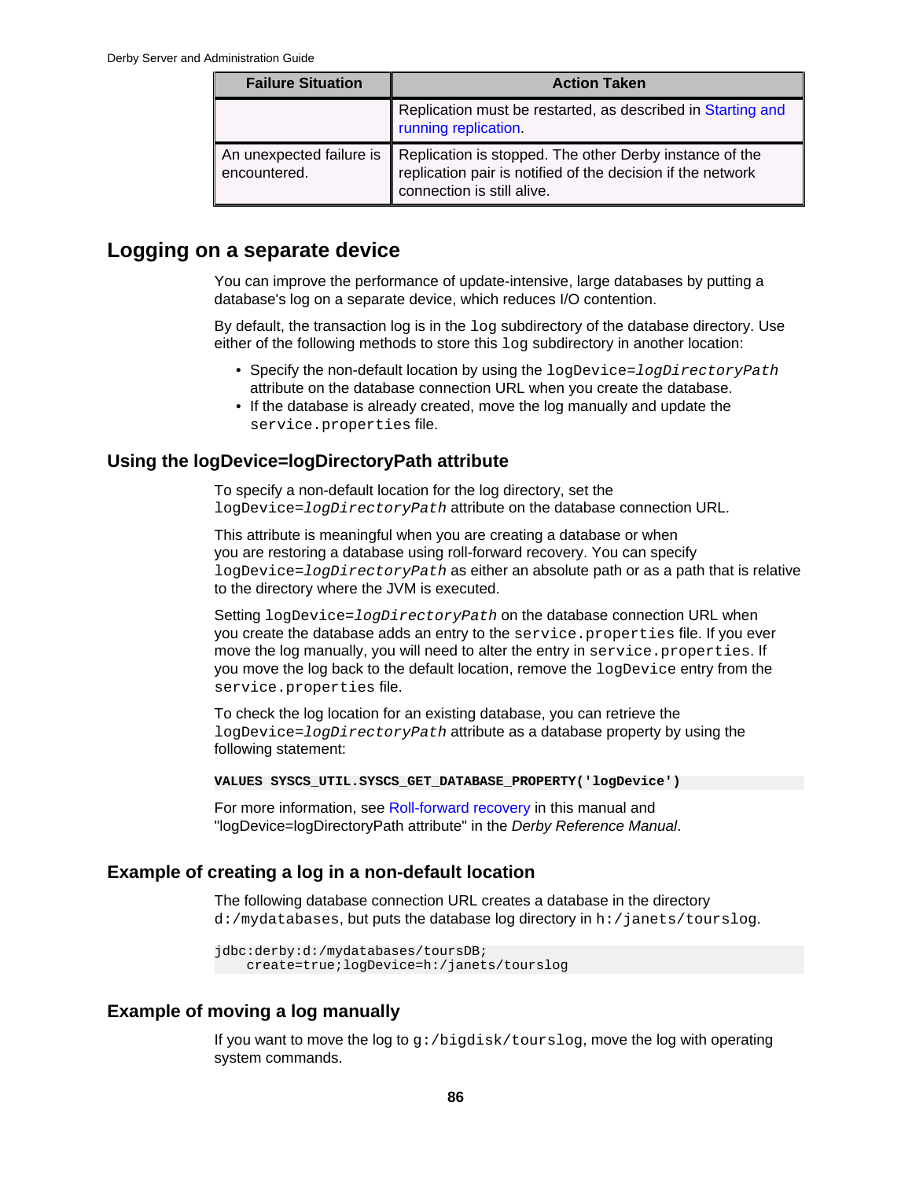| Failure Situation | Action Taken |
| --- | --- |
| | Replication must be restarted, as described in Starting and running replication. |
| An unexpected failure is encountered. | Replication is stopped. The other Derby instance of the replication pair is notified of the decision if the network connection is still alive. |

## Logging on a separate device

You can improve the performance of update-intensive, large databases by putting a database's log on a separate device, which reduces I/O contention.

By default, the transaction log is in the `log` subdirectory of the database directory. Use either of the following methods to store this `log` subdirectory in another location:

- Specify the non-default location by using the `logDevice=`*`logDirectoryPath`* attribute on the database connection URL when you create the database.
- If the database is already created, move the log manually and update the `service.properties` file.

### Using the logDevice=logDirectoryPath attribute

To specify a non-default location for the log directory, set the `logDevice=`*`logDirectoryPath`* attribute on the database connection URL.

This attribute is meaningful when you are creating a database or when you are restoring a database using roll-forward recovery. You can specify `logDevice=`*`logDirectoryPath`* as either an absolute path or as a path that is relative to the directory where the JVM is executed.

Setting `logDevice=`*`logDirectoryPath`* on the database connection URL when you create the database adds an entry to the `service.properties` file. If you ever move the log manually, you will need to alter the entry in `service.properties`. If you move the log back to the default location, remove the `logDevice` entry from the `service.properties` file.

To check the log location for an existing database, you can retrieve the `logDevice=`*`logDirectoryPath`* attribute as a database property by using the following statement:

```
VALUES SYSCS_UTIL.SYSCS_GET_DATABASE_PROPERTY('logDevice')
```

For more information, see Roll-forward recovery in this manual and "logDevice=logDirectoryPath attribute" in the *Derby Reference Manual*.

### Example of creating a log in a non-default location

The following database connection URL creates a database in the directory `d:/mydatabases`, but puts the database log directory in `h:/janets/tourslog`.

```
jdbc:derby:d:/mydatabases/toursDB;
    create=true;logDevice=h:/janets/tourslog
```

### Example of moving a log manually

If you want to move the log to `g:/bigdisk/tourslog`, move the log with operating system commands.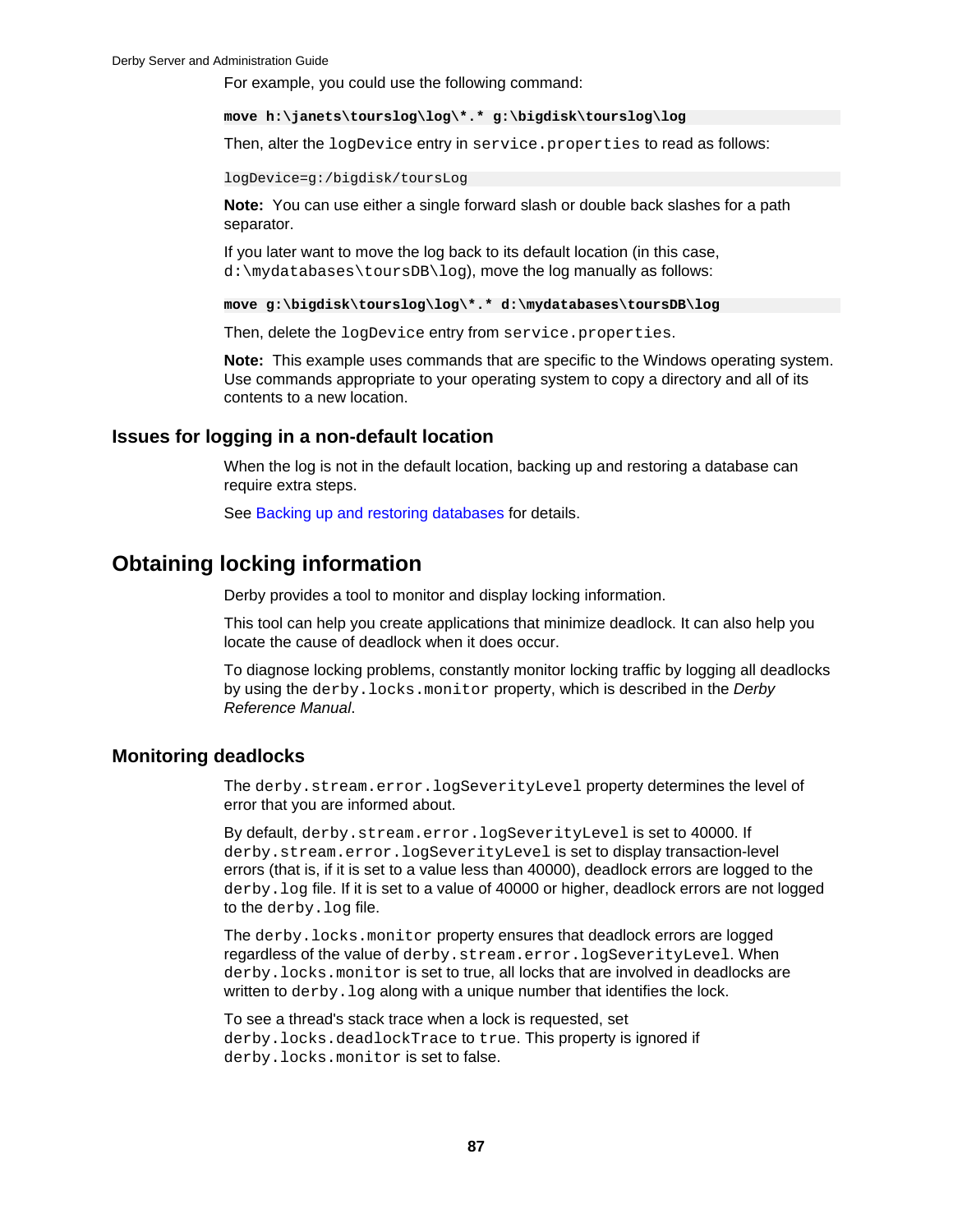For example, you could use the following command:

```
move h:\janets\tourslog\log\*.* g:\bigdisk\tourslog\log
```

Then, alter the `logDevice` entry in `service.properties` to read as follows:

```
logDevice=g:/bigdisk/toursLog
```

**Note:** You can use either a single forward slash or double back slashes for a path separator.

If you later want to move the log back to its default location (in this case, `d:\mydatabases\toursDB\log`), move the log manually as follows:

```
move g:\bigdisk\tourslog\log\*.* d:\mydatabases\toursDB\log
```

Then, delete the `logDevice` entry from `service.properties`.

**Note:** This example uses commands that are specific to the Windows operating system. Use commands appropriate to your operating system to copy a directory and all of its contents to a new location.

### Issues for logging in a non-default location

When the log is not in the default location, backing up and restoring a database can require extra steps.

See Backing up and restoring databases for details.

## Obtaining locking information

Derby provides a tool to monitor and display locking information.

This tool can help you create applications that minimize deadlock. It can also help you locate the cause of deadlock when it does occur.

To diagnose locking problems, constantly monitor locking traffic by logging all deadlocks by using the `derby.locks.monitor` property, which is described in the *Derby Reference Manual*.

### Monitoring deadlocks

The `derby.stream.error.logSeverityLevel` property determines the level of error that you are informed about.

By default, `derby.stream.error.logSeverityLevel` is set to 40000. If `derby.stream.error.logSeverityLevel` is set to display transaction-level errors (that is, if it is set to a value less than 40000), deadlock errors are logged to the `derby.log` file. If it is set to a value of 40000 or higher, deadlock errors are not logged to the `derby.log` file.

The `derby.locks.monitor` property ensures that deadlock errors are logged regardless of the value of `derby.stream.error.logSeverityLevel`. When `derby.locks.monitor` is set to true, all locks that are involved in deadlocks are written to `derby.log` along with a unique number that identifies the lock.

To see a thread's stack trace when a lock is requested, set `derby.locks.deadlockTrace` to `true`. This property is ignored if `derby.locks.monitor` is set to false.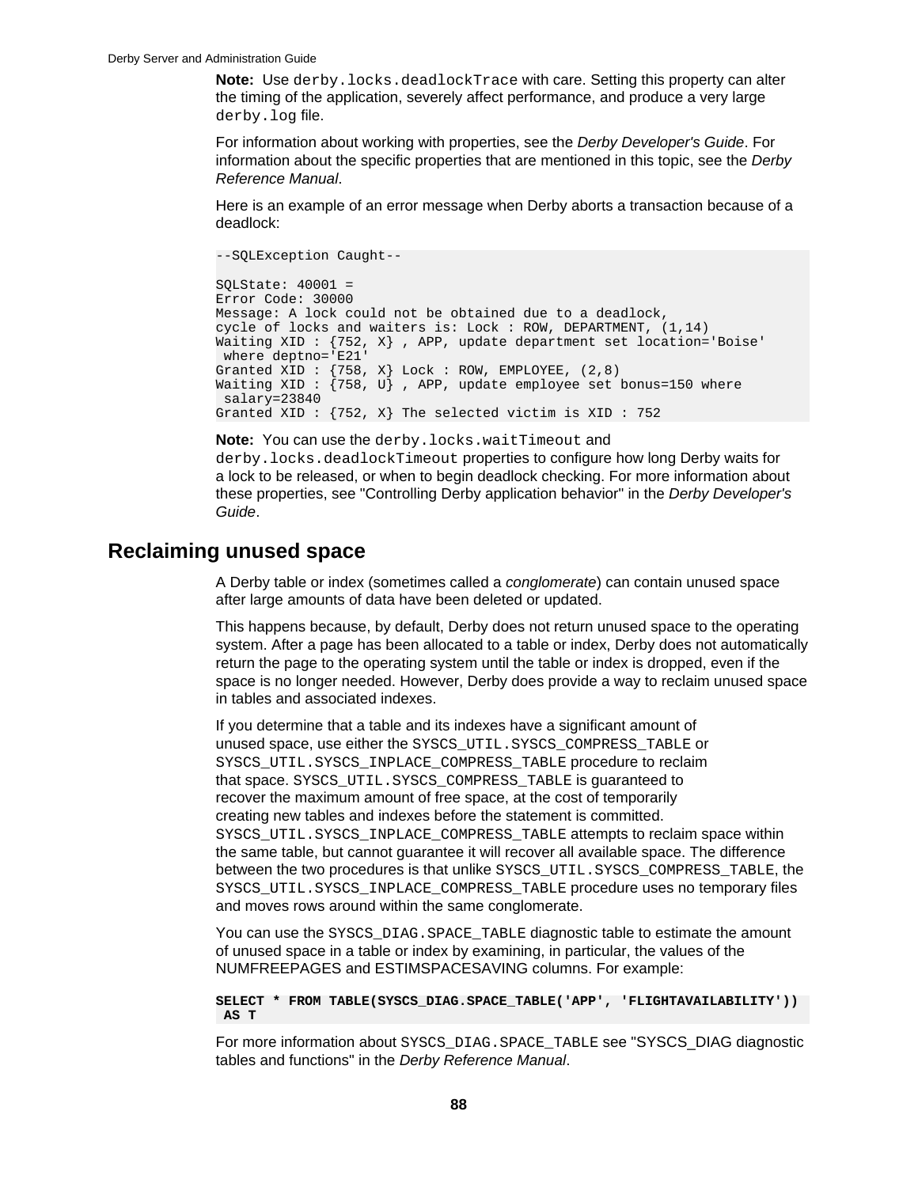**Note:** Use `derby.locks.deadlockTrace` with care. Setting this property can alter the timing of the application, severely affect performance, and produce a very large `derby.log` file.

For information about working with properties, see the *Derby Developer's Guide*. For information about the specific properties that are mentioned in this topic, see the *Derby Reference Manual*.

Here is an example of an error message when Derby aborts a transaction because of a deadlock:

```
--SQLException Caught--

SQLState: 40001 =
Error Code: 30000
Message: A lock could not be obtained due to a deadlock,
cycle of locks and waiters is: Lock : ROW, DEPARTMENT, (1,14)
Waiting XID : {752, X} , APP, update department set location='Boise'
 where deptno='E21'
Granted XID : {758, X} Lock : ROW, EMPLOYEE, (2,8)
Waiting XID : {758, U} , APP, update employee set bonus=150 where
 salary=23840
Granted XID : {752, X} The selected victim is XID : 752
```

**Note:** You can use the `derby.locks.waitTimeout` and `derby.locks.deadlockTimeout` properties to configure how long Derby waits for a lock to be released, or when to begin deadlock checking. For more information about these properties, see "Controlling Derby application behavior" in the *Derby Developer's Guide*.

## Reclaiming unused space

A Derby table or index (sometimes called a *conglomerate*) can contain unused space after large amounts of data have been deleted or updated.

This happens because, by default, Derby does not return unused space to the operating system. After a page has been allocated to a table or index, Derby does not automatically return the page to the operating system until the table or index is dropped, even if the space is no longer needed. However, Derby does provide a way to reclaim unused space in tables and associated indexes.

If you determine that a table and its indexes have a significant amount of unused space, use either the `SYSCS_UTIL.SYSCS_COMPRESS_TABLE` or `SYSCS_UTIL.SYSCS_INPLACE_COMPRESS_TABLE` procedure to reclaim that space. `SYSCS_UTIL.SYSCS_COMPRESS_TABLE` is guaranteed to recover the maximum amount of free space, at the cost of temporarily creating new tables and indexes before the statement is committed. `SYSCS_UTIL.SYSCS_INPLACE_COMPRESS_TABLE` attempts to reclaim space within the same table, but cannot guarantee it will recover all available space. The difference between the two procedures is that unlike `SYSCS_UTIL.SYSCS_COMPRESS_TABLE`, the `SYSCS_UTIL.SYSCS_INPLACE_COMPRESS_TABLE` procedure uses no temporary files and moves rows around within the same conglomerate.

You can use the `SYSCS_DIAG.SPACE_TABLE` diagnostic table to estimate the amount of unused space in a table or index by examining, in particular, the values of the NUMFREEPAGES and ESTIMSPACESAVING columns. For example:

```
SELECT * FROM TABLE(SYSCS_DIAG.SPACE_TABLE('APP', 'FLIGHTAVAILABILITY'))
 AS T
```

For more information about `SYSCS_DIAG.SPACE_TABLE` see "SYSCS_DIAG diagnostic tables and functions" in the *Derby Reference Manual*.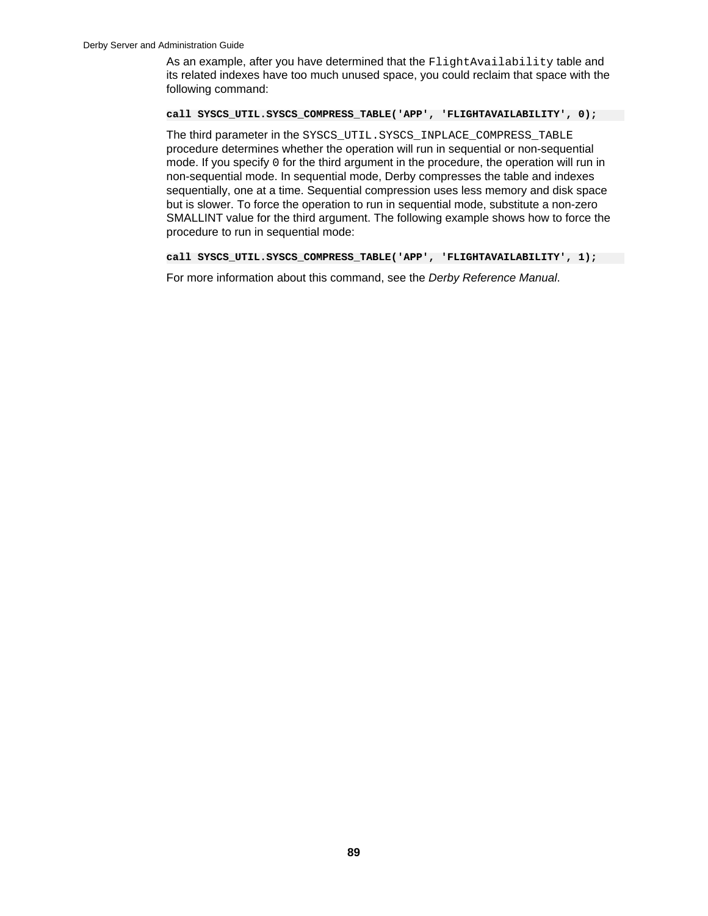As an example, after you have determined that the `FlightAvailability` table and its related indexes have too much unused space, you could reclaim that space with the following command:

```
call SYSCS_UTIL.SYSCS_COMPRESS_TABLE('APP', 'FLIGHTAVAILABILITY', 0);
```

The third parameter in the `SYSCS_UTIL.SYSCS_INPLACE_COMPRESS_TABLE` procedure determines whether the operation will run in sequential or non-sequential mode. If you specify `0` for the third argument in the procedure, the operation will run in non-sequential mode. In sequential mode, Derby compresses the table and indexes sequentially, one at a time. Sequential compression uses less memory and disk space but is slower. To force the operation to run in sequential mode, substitute a non-zero SMALLINT value for the third argument. The following example shows how to force the procedure to run in sequential mode:

```
call SYSCS_UTIL.SYSCS_COMPRESS_TABLE('APP', 'FLIGHTAVAILABILITY', 1);
```

For more information about this command, see the *Derby Reference Manual*.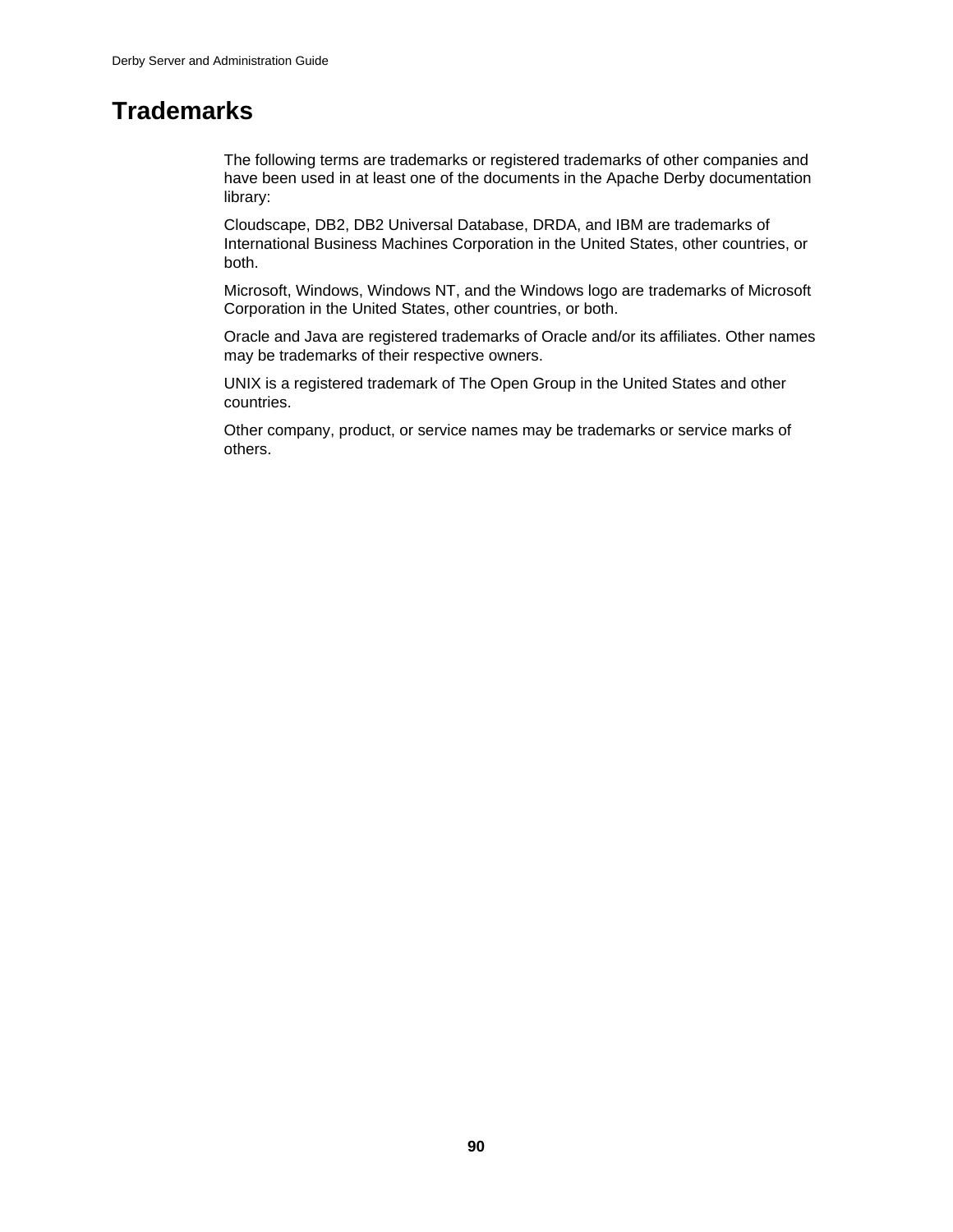# Trademarks

The following terms are trademarks or registered trademarks of other companies and have been used in at least one of the documents in the Apache Derby documentation library:

Cloudscape, DB2, DB2 Universal Database, DRDA, and IBM are trademarks of International Business Machines Corporation in the United States, other countries, or both.

Microsoft, Windows, Windows NT, and the Windows logo are trademarks of Microsoft Corporation in the United States, other countries, or both.

Oracle and Java are registered trademarks of Oracle and/or its affiliates. Other names may be trademarks of their respective owners.

UNIX is a registered trademark of The Open Group in the United States and other countries.

Other company, product, or service names may be trademarks or service marks of others.